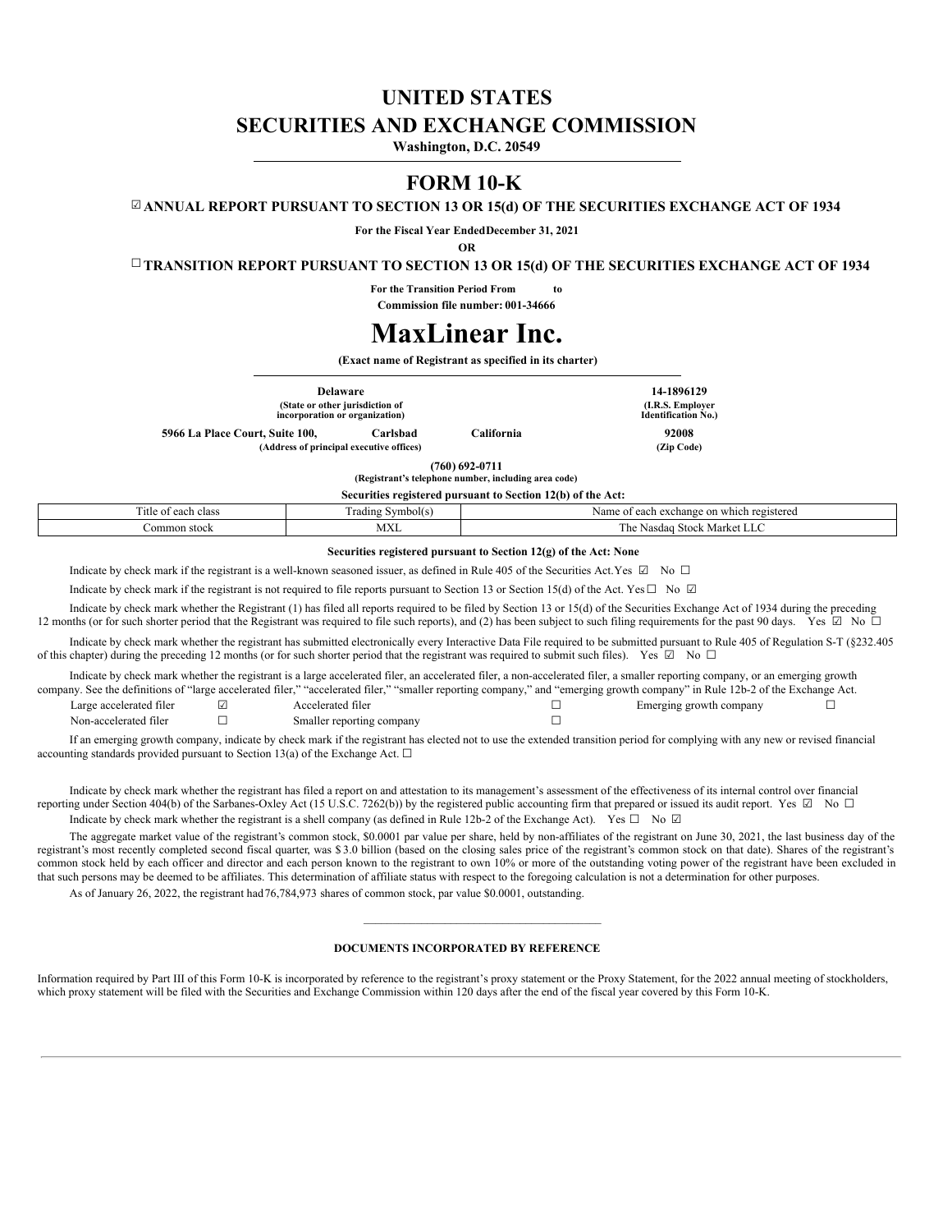# UNITED STATES
# SECURITIES AND EXCHANGE COMMISSION

**Washington, D.C. 20549**

# FORM 10-K

☑ **ANNUAL REPORT PURSUANT TO SECTION 13 OR 15(d) OF THE SECURITIES EXCHANGE ACT OF 1934**

**For the Fiscal Year EndedDecember 31, 2021**

**OR**

☐ **TRANSITION REPORT PURSUANT TO SECTION 13 OR 15(d) OF THE SECURITIES EXCHANGE ACT OF 1934**

**For the Transition Period From to**

**Commission file number: 001-34666**

# MaxLinear Inc.

**(Exact name of Registrant as specified in its charter)**

| **Delaware** | **14-1896129** |
|---|---|
| **(State or other jurisdiction of incorporation or organization)** | **(I.R.S. Employer Identification No.)** |
| **5966 La Place Court, Suite 100, Carlsbad California** | **92008** |
| **(Address of principal executive offices)** | **(Zip Code)** |

**(760) 692-0711**

**(Registrant's telephone number, including area code)**

**Securities registered pursuant to Section 12(b) of the Act:**

| Title of each class | Trading Symbol(s) | Name of each exchange on which registered |
|---|---|---|
| Common stock | MXL | The Nasdaq Stock Market LLC |

**Securities registered pursuant to Section 12(g) of the Act: None**

Indicate by check mark if the registrant is a well-known seasoned issuer, as defined in Rule 405 of the Securities Act.Yes ☑ No ☐

Indicate by check mark if the registrant is not required to file reports pursuant to Section 13 or Section 15(d) of the Act. Yes ☐ No ☑

Indicate by check mark whether the Registrant (1) has filed all reports required to be filed by Section 13 or 15(d) of the Securities Exchange Act of 1934 during the preceding 12 months (or for such shorter period that the Registrant was required to file such reports), and (2) has been subject to such filing requirements for the past 90 days. Yes ☑ No ☐

Indicate by check mark whether the registrant has submitted electronically every Interactive Data File required to be submitted pursuant to Rule 405 of Regulation S-T (§232.405 of this chapter) during the preceding 12 months (or for such shorter period that the registrant was required to submit such files). Yes ☑ No ☐

Indicate by check mark whether the registrant is a large accelerated filer, an accelerated filer, a non-accelerated filer, a smaller reporting company, or an emerging growth company. See the definitions of "large accelerated filer," "accelerated filer," "smaller reporting company," and "emerging growth company" in Rule 12b-2 of the Exchange Act.

| | | | | | |
|---|---|---|---|---|---|
| Large accelerated filer | ☑ | Accelerated filer | ☐ | Emerging growth company | ☐ |
| Non-accelerated filer | ☐ | Smaller reporting company | ☐ | | |

If an emerging growth company, indicate by check mark if the registrant has elected not to use the extended transition period for complying with any new or revised financial accounting standards provided pursuant to Section 13(a) of the Exchange Act. ☐

Indicate by check mark whether the registrant has filed a report on and attestation to its management's assessment of the effectiveness of its internal control over financial reporting under Section 404(b) of the Sarbanes-Oxley Act (15 U.S.C. 7262(b)) by the registered public accounting firm that prepared or issued its audit report. Yes ☑ No ☐

Indicate by check mark whether the registrant is a shell company (as defined in Rule 12b-2 of the Exchange Act). Yes ☐ No ☑

The aggregate market value of the registrant's common stock, $0.0001 par value per share, held by non-affiliates of the registrant on June 30, 2021, the last business day of the registrant's most recently completed second fiscal quarter, was $ 3.0 billion (based on the closing sales price of the registrant's common stock on that date). Shares of the registrant's common stock held by each officer and director and each person known to the registrant to own 10% or more of the outstanding voting power of the registrant have been excluded in that such persons may be deemed to be affiliates. This determination of affiliate status with respect to the foregoing calculation is not a determination for other purposes.

As of January 26, 2022, the registrant had76,784,973 shares of common stock, par value $0.0001, outstanding.

**DOCUMENTS INCORPORATED BY REFERENCE**

Information required by Part III of this Form 10-K is incorporated by reference to the registrant's proxy statement or the Proxy Statement, for the 2022 annual meeting of stockholders, which proxy statement will be filed with the Securities and Exchange Commission within 120 days after the end of the fiscal year covered by this Form 10-K.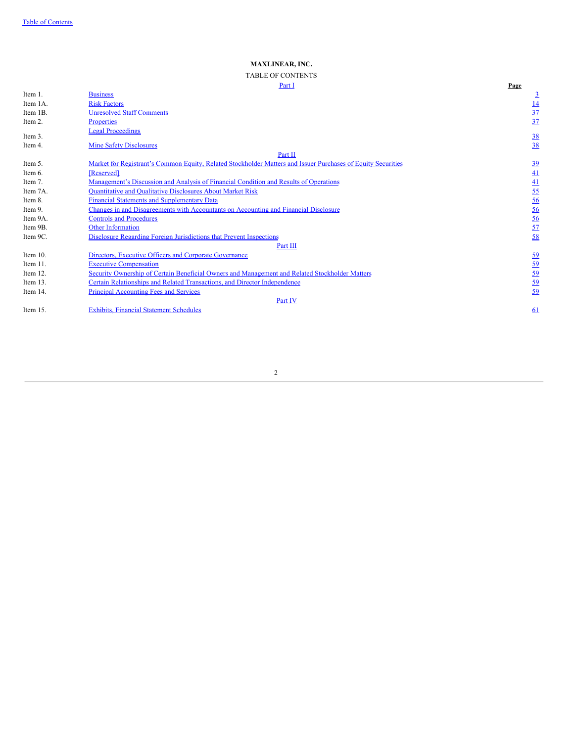**MAXLINEAR, INC.**

TABLE OF CONTENTS

| | | Page |
|---|---|---|
| | Part I | |
| Item 1. | Business | 3 |
| Item 1A. | Risk Factors | 14 |
| Item 1B. | Unresolved Staff Comments | 37 |
| Item 2. | Properties | 37 |
| Item 3. | Legal Proceedings | 38 |
| Item 4. | Mine Safety Disclosures | 38 |
| | Part II | |
| Item 5. | Market for Registrant's Common Equity, Related Stockholder Matters and Issuer Purchases of Equity Securities | 39 |
| Item 6. | [Reserved] | 41 |
| Item 7. | Management's Discussion and Analysis of Financial Condition and Results of Operations | 41 |
| Item 7A. | Quantitative and Qualitative Disclosures About Market Risk | 55 |
| Item 8. | Financial Statements and Supplementary Data | 56 |
| Item 9. | Changes in and Disagreements with Accountants on Accounting and Financial Disclosure | 56 |
| Item 9A. | Controls and Procedures | 56 |
| Item 9B. | Other Information | 57 |
| Item 9C. | Disclosure Regarding Foreign Jurisdictions that Prevent Inspections | 58 |
| | Part III | |
| Item 10. | Directors, Executive Officers and Corporate Governance | 59 |
| Item 11. | Executive Compensation | 59 |
| Item 12. | Security Ownership of Certain Beneficial Owners and Management and Related Stockholder Matters | 59 |
| Item 13. | Certain Relationships and Related Transactions, and Director Independence | 59 |
| Item 14. | Principal Accounting Fees and Services | 59 |
| | Part IV | |
| Item 15. | Exhibits, Financial Statement Schedules | 61 |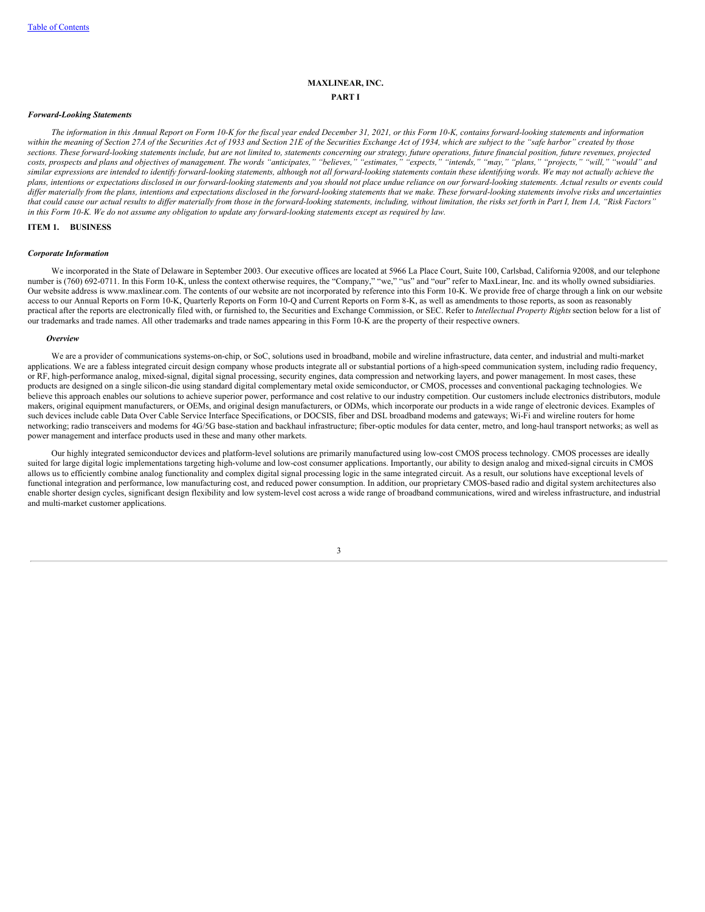# MAXLINEAR, INC.

## PART I

***Forward-Looking Statements***

*The information in this Annual Report on Form 10-K for the fiscal year ended December 31, 2021, or this Form 10-K, contains forward-looking statements and information within the meaning of Section 27A of the Securities Act of 1933 and Section 21E of the Securities Exchange Act of 1934, which are subject to the "safe harbor" created by those sections. These forward-looking statements include, but are not limited to, statements concerning our strategy, future operations, future financial position, future revenues, projected costs, prospects and plans and objectives of management. The words "anticipates," "believes," "estimates," "expects," "intends," "may," "plans," "projects," "will," "would" and similar expressions are intended to identify forward-looking statements, although not all forward-looking statements contain these identifying words. We may not actually achieve the plans, intentions or expectations disclosed in our forward-looking statements and you should not place undue reliance on our forward-looking statements. Actual results or events could differ materially from the plans, intentions and expectations disclosed in the forward-looking statements that we make. These forward-looking statements involve risks and uncertainties that could cause our actual results to differ materially from those in the forward-looking statements, including, without limitation, the risks set forth in Part I, Item 1A, "Risk Factors" in this Form 10-K. We do not assume any obligation to update any forward-looking statements except as required by law.*

## ITEM 1. BUSINESS

***Corporate Information***

We incorporated in the State of Delaware in September 2003. Our executive offices are located at 5966 La Place Court, Suite 100, Carlsbad, California 92008, and our telephone number is (760) 692-0711. In this Form 10-K, unless the context otherwise requires, the "Company," "we," "us" and "our" refer to MaxLinear, Inc. and its wholly owned subsidiaries. Our website address is www.maxlinear.com. The contents of our website are not incorporated by reference into this Form 10-K. We provide free of charge through a link on our website access to our Annual Reports on Form 10-K, Quarterly Reports on Form 10-Q and Current Reports on Form 8-K, as well as amendments to those reports, as soon as reasonably practical after the reports are electronically filed with, or furnished to, the Securities and Exchange Commission, or SEC. Refer to *Intellectual Property Rights* section below for a list of our trademarks and trade names. All other trademarks and trade names appearing in this Form 10-K are the property of their respective owners.

***Overview***

We are a provider of communications systems-on-chip, or SoC, solutions used in broadband, mobile and wireline infrastructure, data center, and industrial and multi-market applications. We are a fabless integrated circuit design company whose products integrate all or substantial portions of a high-speed communication system, including radio frequency, or RF, high-performance analog, mixed-signal, digital signal processing, security engines, data compression and networking layers, and power management. In most cases, these products are designed on a single silicon-die using standard digital complementary metal oxide semiconductor, or CMOS, processes and conventional packaging technologies. We believe this approach enables our solutions to achieve superior power, performance and cost relative to our industry competition. Our customers include electronics distributors, module makers, original equipment manufacturers, or OEMs, and original design manufacturers, or ODMs, which incorporate our products in a wide range of electronic devices. Examples of such devices include cable Data Over Cable Service Interface Specifications, or DOCSIS, fiber and DSL broadband modems and gateways; Wi-Fi and wireline routers for home networking; radio transceivers and modems for 4G/5G base-station and backhaul infrastructure; fiber-optic modules for data center, metro, and long-haul transport networks; as well as power management and interface products used in these and many other markets.

Our highly integrated semiconductor devices and platform-level solutions are primarily manufactured using low-cost CMOS process technology. CMOS processes are ideally suited for large digital logic implementations targeting high-volume and low-cost consumer applications. Importantly, our ability to design analog and mixed-signal circuits in CMOS allows us to efficiently combine analog functionality and complex digital signal processing logic in the same integrated circuit. As a result, our solutions have exceptional levels of functional integration and performance, low manufacturing cost, and reduced power consumption. In addition, our proprietary CMOS-based radio and digital system architectures also enable shorter design cycles, significant design flexibility and low system-level cost across a wide range of broadband communications, wired and wireless infrastructure, and industrial and multi-market customer applications.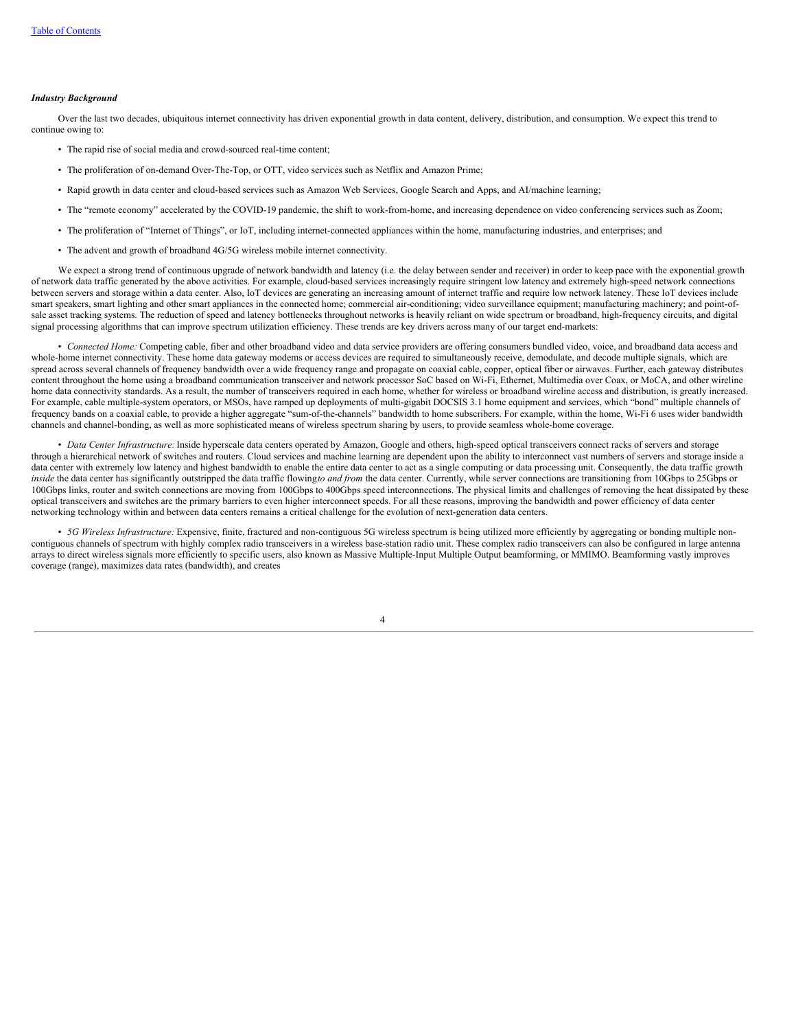### *Industry Background*

Over the last two decades, ubiquitous internet connectivity has driven exponential growth in data content, delivery, distribution, and consumption. We expect this trend to continue owing to:

- The rapid rise of social media and crowd-sourced real-time content;
- The proliferation of on-demand Over-The-Top, or OTT, video services such as Netflix and Amazon Prime;
- Rapid growth in data center and cloud-based services such as Amazon Web Services, Google Search and Apps, and AI/machine learning;
- The "remote economy" accelerated by the COVID-19 pandemic, the shift to work-from-home, and increasing dependence on video conferencing services such as Zoom;
- The proliferation of "Internet of Things", or IoT, including internet-connected appliances within the home, manufacturing industries, and enterprises; and
- The advent and growth of broadband 4G/5G wireless mobile internet connectivity.

We expect a strong trend of continuous upgrade of network bandwidth and latency (i.e. the delay between sender and receiver) in order to keep pace with the exponential growth of network data traffic generated by the above activities. For example, cloud-based services increasingly require stringent low latency and extremely high-speed network connections between servers and storage within a data center. Also, IoT devices are generating an increasing amount of internet traffic and require low network latency. These IoT devices include smart speakers, smart lighting and other smart appliances in the connected home; commercial air-conditioning; video surveillance equipment; manufacturing machinery; and point-of-sale asset tracking systems. The reduction of speed and latency bottlenecks throughout networks is heavily reliant on wide spectrum or broadband, high-frequency circuits, and digital signal processing algorithms that can improve spectrum utilization efficiency. These trends are key drivers across many of our target end-markets:

- *Connected Home:* Competing cable, fiber and other broadband video and data service providers are offering consumers bundled video, voice, and broadband data access and whole-home internet connectivity. These home data gateway modems or access devices are required to simultaneously receive, demodulate, and decode multiple signals, which are spread across several channels of frequency bandwidth over a wide frequency range and propagate on coaxial cable, copper, optical fiber or airwaves. Further, each gateway distributes content throughout the home using a broadband communication transceiver and network processor SoC based on Wi-Fi, Ethernet, Multimedia over Coax, or MoCA, and other wireline home data connectivity standards. As a result, the number of transceivers required in each home, whether for wireless or broadband wireline access and distribution, is greatly increased. For example, cable multiple-system operators, or MSOs, have ramped up deployments of multi-gigabit DOCSIS 3.1 home equipment and services, which "bond" multiple channels of frequency bands on a coaxial cable, to provide a higher aggregate "sum-of-the-channels" bandwidth to home subscribers. For example, within the home, Wi-Fi 6 uses wider bandwidth channels and channel-bonding, as well as more sophisticated means of wireless spectrum sharing by users, to provide seamless whole-home coverage.

- *Data Center Infrastructure:* Inside hyperscale data centers operated by Amazon, Google and others, high-speed optical transceivers connect racks of servers and storage through a hierarchical network of switches and routers. Cloud services and machine learning are dependent upon the ability to interconnect vast numbers of servers and storage inside a data center with extremely low latency and highest bandwidth to enable the entire data center to act as a single computing or data processing unit. Consequently, the data traffic growth *inside* the data center has significantly outstripped the data traffic flowing *to and from* the data center. Currently, while server connections are transitioning from 10Gbps to 25Gbps or 100Gbps links, router and switch connections are moving from 100Gbps to 400Gbps speed interconnections. The physical limits and challenges of removing the heat dissipated by these optical transceivers and switches are the primary barriers to even higher interconnect speeds. For all these reasons, improving the bandwidth and power efficiency of data center networking technology within and between data centers remains a critical challenge for the evolution of next-generation data centers.

- *5G Wireless Infrastructure:* Expensive, finite, fractured and non-contiguous 5G wireless spectrum is being utilized more efficiently by aggregating or bonding multiple non-contiguous channels of spectrum with highly complex radio transceivers in a wireless base-station radio unit. These complex radio transceivers can also be configured in large antenna arrays to direct wireless signals more efficiently to specific users, also known as Massive Multiple-Input Multiple Output beamforming, or MMIMO. Beamforming vastly improves coverage (range), maximizes data rates (bandwidth), and creates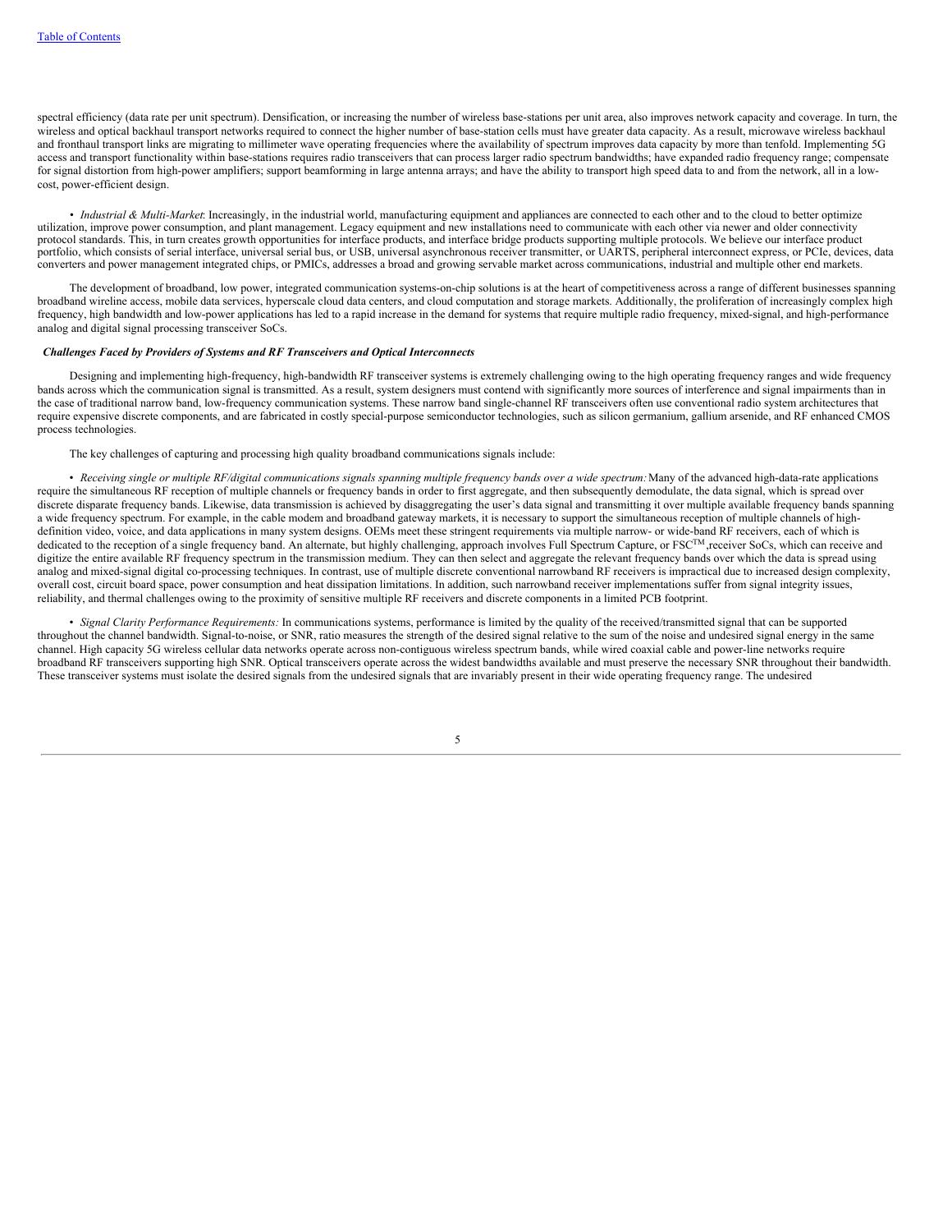spectral efficiency (data rate per unit spectrum). Densification, or increasing the number of wireless base-stations per unit area, also improves network capacity and coverage. In turn, the wireless and optical backhaul transport networks required to connect the higher number of base-station cells must have greater data capacity. As a result, microwave wireless backhaul and fronthaul transport links are migrating to millimeter wave operating frequencies where the availability of spectrum improves data capacity by more than tenfold. Implementing 5G access and transport functionality within base-stations requires radio transceivers that can process larger radio spectrum bandwidths; have expanded radio frequency range; compensate for signal distortion from high-power amplifiers; support beamforming in large antenna arrays; and have the ability to transport high speed data to and from the network, all in a low-cost, power-efficient design.

- *Industrial & Multi-Market*: Increasingly, in the industrial world, manufacturing equipment and appliances are connected to each other and to the cloud to better optimize utilization, improve power consumption, and plant management. Legacy equipment and new installations need to communicate with each other via newer and older connectivity protocol standards. This, in turn creates growth opportunities for interface products, and interface bridge products supporting multiple protocols. We believe our interface product portfolio, which consists of serial interface, universal serial bus, or USB, universal asynchronous receiver transmitter, or UARTS, peripheral interconnect express, or PCIe, devices, data converters and power management integrated chips, or PMICs, addresses a broad and growing servable market across communications, industrial and multiple other end markets.

The development of broadband, low power, integrated communication systems-on-chip solutions is at the heart of competitiveness across a range of different businesses spanning broadband wireline access, mobile data services, hyperscale cloud data centers, and cloud computation and storage markets. Additionally, the proliferation of increasingly complex high frequency, high bandwidth and low-power applications has led to a rapid increase in the demand for systems that require multiple radio frequency, mixed-signal, and high-performance analog and digital signal processing transceiver SoCs.

***Challenges Faced by Providers of Systems and RF Transceivers and Optical Interconnects***

Designing and implementing high-frequency, high-bandwidth RF transceiver systems is extremely challenging owing to the high operating frequency ranges and wide frequency bands across which the communication signal is transmitted. As a result, system designers must contend with significantly more sources of interference and signal impairments than in the case of traditional narrow band, low-frequency communication systems. These narrow band single-channel RF transceivers often use conventional radio system architectures that require expensive discrete components, and are fabricated in costly special-purpose semiconductor technologies, such as silicon germanium, gallium arsenide, and RF enhanced CMOS process technologies.

The key challenges of capturing and processing high quality broadband communications signals include:

- *Receiving single or multiple RF/digital communications signals spanning multiple frequency bands over a wide spectrum:* Many of the advanced high-data-rate applications require the simultaneous RF reception of multiple channels or frequency bands in order to first aggregate, and then subsequently demodulate, the data signal, which is spread over discrete disparate frequency bands. Likewise, data transmission is achieved by disaggregating the user's data signal and transmitting it over multiple available frequency bands spanning a wide frequency spectrum. For example, in the cable modem and broadband gateway markets, it is necessary to support the simultaneous reception of multiple channels of high-definition video, voice, and data applications in many system designs. OEMs meet these stringent requirements via multiple narrow- or wide-band RF receivers, each of which is dedicated to the reception of a single frequency band. An alternate, but highly challenging, approach involves Full Spectrum Capture, or FSC™,receiver SoCs, which can receive and digitize the entire available RF frequency spectrum in the transmission medium. They can then select and aggregate the relevant frequency bands over which the data is spread using analog and mixed-signal digital co-processing techniques. In contrast, use of multiple discrete conventional narrowband RF receivers is impractical due to increased design complexity, overall cost, circuit board space, power consumption and heat dissipation limitations. In addition, such narrowband receiver implementations suffer from signal integrity issues, reliability, and thermal challenges owing to the proximity of sensitive multiple RF receivers and discrete components in a limited PCB footprint.

- *Signal Clarity Performance Requirements:* In communications systems, performance is limited by the quality of the received/transmitted signal that can be supported throughout the channel bandwidth. Signal-to-noise, or SNR, ratio measures the strength of the desired signal relative to the sum of the noise and undesired signal energy in the same channel. High capacity 5G wireless cellular data networks operate across non-contiguous wireless spectrum bands, while wired coaxial cable and power-line networks require broadband RF transceivers supporting high SNR. Optical transceivers operate across the widest bandwidths available and must preserve the necessary SNR throughout their bandwidth. These transceiver systems must isolate the desired signals from the undesired signals that are invariably present in their wide operating frequency range. The undesired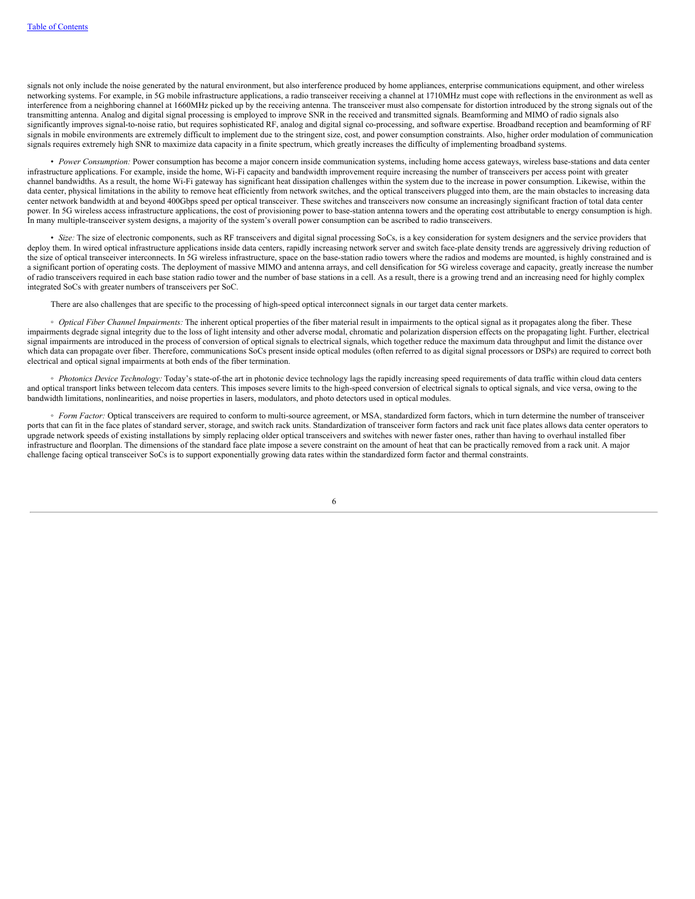signals not only include the noise generated by the natural environment, but also interference produced by home appliances, enterprise communications equipment, and other wireless networking systems. For example, in 5G mobile infrastructure applications, a radio transceiver receiving a channel at 1710MHz must cope with reflections in the environment as well as interference from a neighboring channel at 1660MHz picked up by the receiving antenna. The transceiver must also compensate for distortion introduced by the strong signals out of the transmitting antenna. Analog and digital signal processing is employed to improve SNR in the received and transmitted signals. Beamforming and MIMO of radio signals also significantly improves signal-to-noise ratio, but requires sophisticated RF, analog and digital signal co-processing, and software expertise. Broadband reception and beamforming of RF signals in mobile environments are extremely difficult to implement due to the stringent size, cost, and power consumption constraints. Also, higher order modulation of communication signals requires extremely high SNR to maximize data capacity in a finite spectrum, which greatly increases the difficulty of implementing broadband systems.

- *Power Consumption:* Power consumption has become a major concern inside communication systems, including home access gateways, wireless base-stations and data center infrastructure applications. For example, inside the home, Wi-Fi capacity and bandwidth improvement require increasing the number of transceivers per access point with greater channel bandwidths. As a result, the home Wi-Fi gateway has significant heat dissipation challenges within the system due to the increase in power consumption. Likewise, within the data center, physical limitations in the ability to remove heat efficiently from network switches, and the optical transceivers plugged into them, are the main obstacles to increasing data center network bandwidth at and beyond 400Gbps speed per optical transceiver. These switches and transceivers now consume an increasingly significant fraction of total data center power. In 5G wireless access infrastructure applications, the cost of provisioning power to base-station antenna towers and the operating cost attributable to energy consumption is high. In many multiple-transceiver system designs, a majority of the system's overall power consumption can be ascribed to radio transceivers.

- *Size:* The size of electronic components, such as RF transceivers and digital signal processing SoCs, is a key consideration for system designers and the service providers that deploy them. In wired optical infrastructure applications inside data centers, rapidly increasing network server and switch face-plate density trends are aggressively driving reduction of the size of optical transceiver interconnects. In 5G wireless infrastructure, space on the base-station radio towers where the radios and modems are mounted, is highly constrained and is a significant portion of operating costs. The deployment of massive MIMO and antenna arrays, and cell densification for 5G wireless coverage and capacity, greatly increase the number of radio transceivers required in each base station radio tower and the number of base stations in a cell. As a result, there is a growing trend and an increasing need for highly complex integrated SoCs with greater numbers of transceivers per SoC.

There are also challenges that are specific to the processing of high-speed optical interconnect signals in our target data center markets.

- *Optical Fiber Channel Impairments:* The inherent optical properties of the fiber material result in impairments to the optical signal as it propagates along the fiber. These impairments degrade signal integrity due to the loss of light intensity and other adverse modal, chromatic and polarization dispersion effects on the propagating light. Further, electrical signal impairments are introduced in the process of conversion of optical signals to electrical signals, which together reduce the maximum data throughput and limit the distance over which data can propagate over fiber. Therefore, communications SoCs present inside optical modules (often referred to as digital signal processors or DSPs) are required to correct both electrical and optical signal impairments at both ends of the fiber termination.

- *Photonics Device Technology:* Today's state-of-the art in photonic device technology lags the rapidly increasing speed requirements of data traffic within cloud data centers and optical transport links between telecom data centers. This imposes severe limits to the high-speed conversion of electrical signals to optical signals, and vice versa, owing to the bandwidth limitations, nonlinearities, and noise properties in lasers, modulators, and photo detectors used in optical modules.

- *Form Factor:* Optical transceivers are required to conform to multi-source agreement, or MSA, standardized form factors, which in turn determine the number of transceiver ports that can fit in the face plates of standard server, storage, and switch rack units. Standardization of transceiver form factors and rack unit face plates allows data center operators to upgrade network speeds of existing installations by simply replacing older optical transceivers and switches with newer faster ones, rather than having to overhaul installed fiber infrastructure and floorplan. The dimensions of the standard face plate impose a severe constraint on the amount of heat that can be practically removed from a rack unit. A major challenge facing optical transceiver SoCs is to support exponentially growing data rates within the standardized form factor and thermal constraints.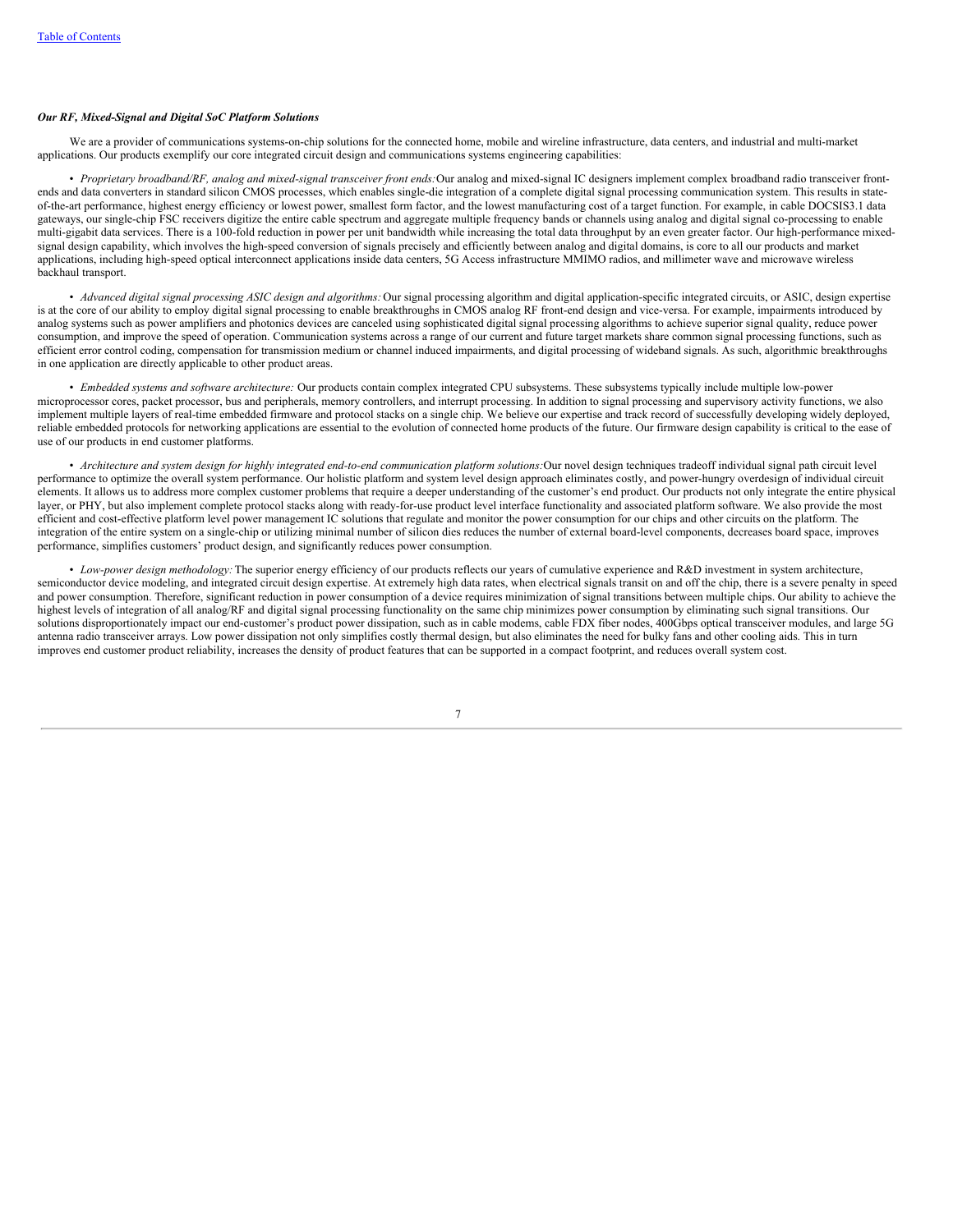***Our RF, Mixed-Signal and Digital SoC Platform Solutions***

We are a provider of communications systems-on-chip solutions for the connected home, mobile and wireline infrastructure, data centers, and industrial and multi-market applications. Our products exemplify our core integrated circuit design and communications systems engineering capabilities:

- *Proprietary broadband/RF, analog and mixed-signal transceiver front ends:* Our analog and mixed-signal IC designers implement complex broadband radio transceiver front-ends and data converters in standard silicon CMOS processes, which enables single-die integration of a complete digital signal processing communication system. This results in state-of-the-art performance, highest energy efficiency or lowest power, smallest form factor, and the lowest manufacturing cost of a target function. For example, in cable DOCSIS3.1 data gateways, our single-chip FSC receivers digitize the entire cable spectrum and aggregate multiple frequency bands or channels using analog and digital signal co-processing to enable multi-gigabit data services. There is a 100-fold reduction in power per unit bandwidth while increasing the total data throughput by an even greater factor. Our high-performance mixed-signal design capability, which involves the high-speed conversion of signals precisely and efficiently between analog and digital domains, is core to all our products and market applications, including high-speed optical interconnect applications inside data centers, 5G Access infrastructure MMIMO radios, and millimeter wave and microwave wireless backhaul transport.

- *Advanced digital signal processing ASIC design and algorithms:* Our signal processing algorithm and digital application-specific integrated circuits, or ASIC, design expertise is at the core of our ability to employ digital signal processing to enable breakthroughs in CMOS analog RF front-end design and vice-versa. For example, impairments introduced by analog systems such as power amplifiers and photonics devices are canceled using sophisticated digital signal processing algorithms to achieve superior signal quality, reduce power consumption, and improve the speed of operation. Communication systems across a range of our current and future target markets share common signal processing functions, such as efficient error control coding, compensation for transmission medium or channel induced impairments, and digital processing of wideband signals. As such, algorithmic breakthroughs in one application are directly applicable to other product areas.

- *Embedded systems and software architecture:* Our products contain complex integrated CPU subsystems. These subsystems typically include multiple low-power microprocessor cores, packet processor, bus and peripherals, memory controllers, and interrupt processing. In addition to signal processing and supervisory activity functions, we also implement multiple layers of real-time embedded firmware and protocol stacks on a single chip. We believe our expertise and track record of successfully developing widely deployed, reliable embedded protocols for networking applications are essential to the evolution of connected home products of the future. Our firmware design capability is critical to the ease of use of our products in end customer platforms.

- *Architecture and system design for highly integrated end-to-end communication platform solutions:* Our novel design techniques tradeoff individual signal path circuit level performance to optimize the overall system performance. Our holistic platform and system level design approach eliminates costly, and power-hungry overdesign of individual circuit elements. It allows us to address more complex customer problems that require a deeper understanding of the customer's end product. Our products not only integrate the entire physical layer, or PHY, but also implement complete protocol stacks along with ready-for-use product level interface functionality and associated platform software. We also provide the most efficient and cost-effective platform level power management IC solutions that regulate and monitor the power consumption for our chips and other circuits on the platform. The integration of the entire system on a single-chip or utilizing minimal number of silicon dies reduces the number of external board-level components, decreases board space, improves performance, simplifies customers' product design, and significantly reduces power consumption.

- *Low-power design methodology:* The superior energy efficiency of our products reflects our years of cumulative experience and R&D investment in system architecture, semiconductor device modeling, and integrated circuit design expertise. At extremely high data rates, when electrical signals transit on and off the chip, there is a severe penalty in speed and power consumption. Therefore, significant reduction in power consumption of a device requires minimization of signal transitions between multiple chips. Our ability to achieve the highest levels of integration of all analog/RF and digital signal processing functionality on the same chip minimizes power consumption by eliminating such signal transitions. Our solutions disproportionately impact our end-customer's product power dissipation, such as in cable modems, cable FDX fiber nodes, 400Gbps optical transceiver modules, and large 5G antenna radio transceiver arrays. Low power dissipation not only simplifies costly thermal design, but also eliminates the need for bulky fans and other cooling aids. This in turn improves end customer product reliability, increases the density of product features that can be supported in a compact footprint, and reduces overall system cost.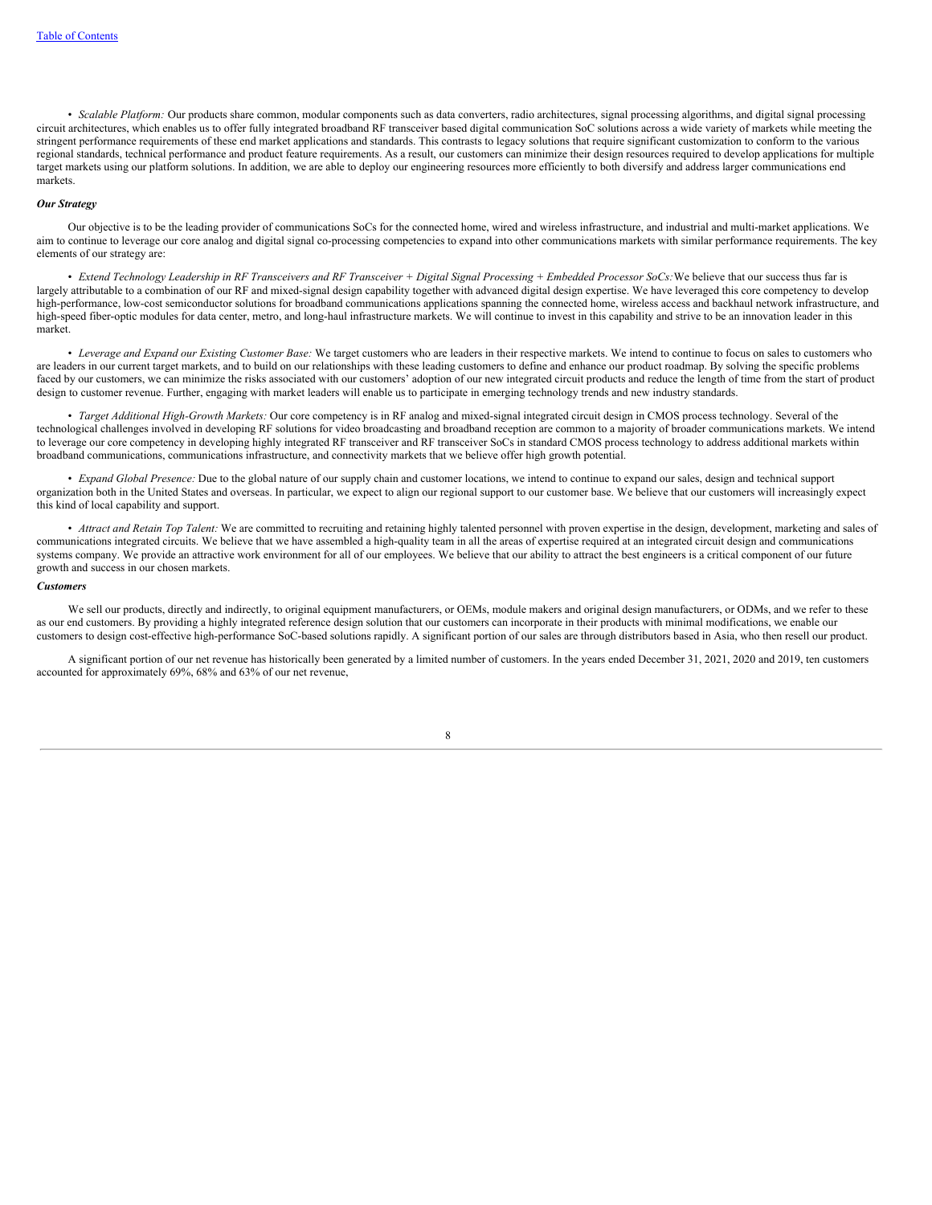• *Scalable Platform:* Our products share common, modular components such as data converters, radio architectures, signal processing algorithms, and digital signal processing circuit architectures, which enables us to offer fully integrated broadband RF transceiver based digital communication SoC solutions across a wide variety of markets while meeting the stringent performance requirements of these end market applications and standards. This contrasts to legacy solutions that require significant customization to conform to the various regional standards, technical performance and product feature requirements. As a result, our customers can minimize their design resources required to develop applications for multiple target markets using our platform solutions. In addition, we are able to deploy our engineering resources more efficiently to both diversify and address larger communications end markets.

***Our Strategy***

Our objective is to be the leading provider of communications SoCs for the connected home, wired and wireless infrastructure, and industrial and multi-market applications. We aim to continue to leverage our core analog and digital signal co-processing competencies to expand into other communications markets with similar performance requirements. The key elements of our strategy are:

• *Extend Technology Leadership in RF Transceivers and RF Transceiver + Digital Signal Processing + Embedded Processor SoCs:* We believe that our success thus far is largely attributable to a combination of our RF and mixed-signal design capability together with advanced digital design expertise. We have leveraged this core competency to develop high-performance, low-cost semiconductor solutions for broadband communications applications spanning the connected home, wireless access and backhaul network infrastructure, and high-speed fiber-optic modules for data center, metro, and long-haul infrastructure markets. We will continue to invest in this capability and strive to be an innovation leader in this market.

• *Leverage and Expand our Existing Customer Base:* We target customers who are leaders in their respective markets. We intend to continue to focus on sales to customers who are leaders in our current target markets, and to build on our relationships with these leading customers to define and enhance our product roadmap. By solving the specific problems faced by our customers, we can minimize the risks associated with our customers' adoption of our new integrated circuit products and reduce the length of time from the start of product design to customer revenue. Further, engaging with market leaders will enable us to participate in emerging technology trends and new industry standards.

• *Target Additional High-Growth Markets:* Our core competency is in RF analog and mixed-signal integrated circuit design in CMOS process technology. Several of the technological challenges involved in developing RF solutions for video broadcasting and broadband reception are common to a majority of broader communications markets. We intend to leverage our core competency in developing highly integrated RF transceiver and RF transceiver SoCs in standard CMOS process technology to address additional markets within broadband communications, communications infrastructure, and connectivity markets that we believe offer high growth potential.

• *Expand Global Presence:* Due to the global nature of our supply chain and customer locations, we intend to continue to expand our sales, design and technical support organization both in the United States and overseas. In particular, we expect to align our regional support to our customer base. We believe that our customers will increasingly expect this kind of local capability and support.

• *Attract and Retain Top Talent:* We are committed to recruiting and retaining highly talented personnel with proven expertise in the design, development, marketing and sales of communications integrated circuits. We believe that we have assembled a high-quality team in all the areas of expertise required at an integrated circuit design and communications systems company. We provide an attractive work environment for all of our employees. We believe that our ability to attract the best engineers is a critical component of our future growth and success in our chosen markets.

***Customers***

We sell our products, directly and indirectly, to original equipment manufacturers, or OEMs, module makers and original design manufacturers, or ODMs, and we refer to these as our end customers. By providing a highly integrated reference design solution that our customers can incorporate in their products with minimal modifications, we enable our customers to design cost-effective high-performance SoC-based solutions rapidly. A significant portion of our sales are through distributors based in Asia, who then resell our product.

A significant portion of our net revenue has historically been generated by a limited number of customers. In the years ended December 31, 2021, 2020 and 2019, ten customers accounted for approximately 69%, 68% and 63% of our net revenue,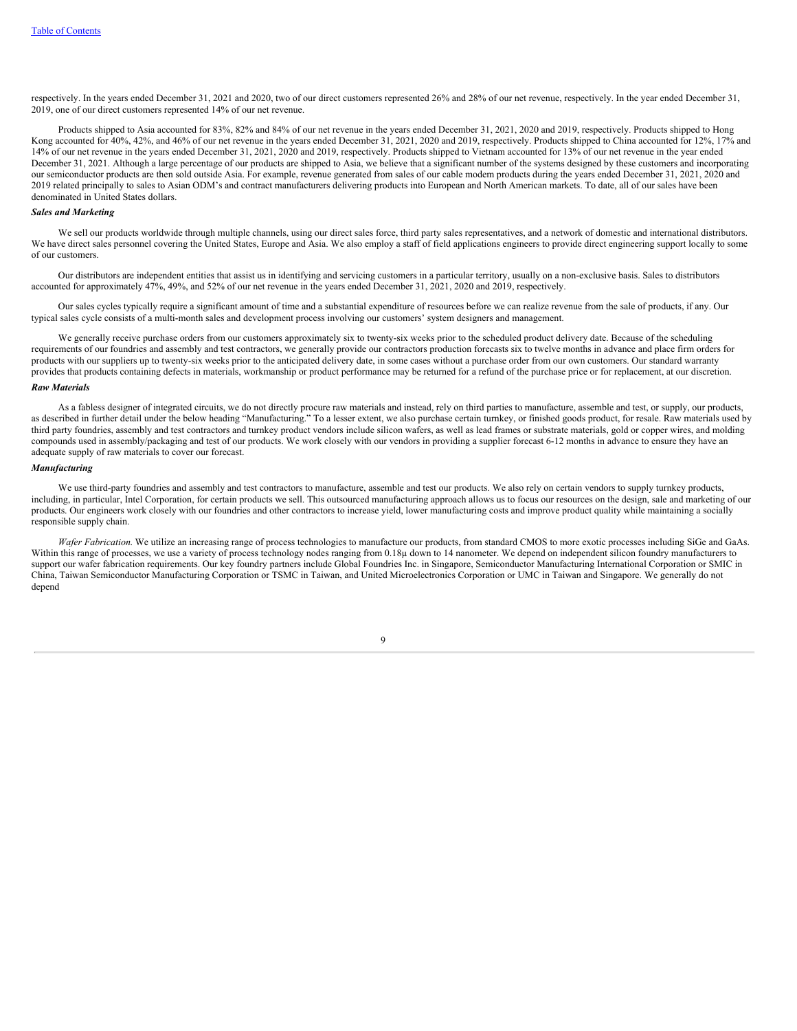respectively. In the years ended December 31, 2021 and 2020, two of our direct customers represented 26% and 28% of our net revenue, respectively. In the year ended December 31, 2019, one of our direct customers represented 14% of our net revenue.

Products shipped to Asia accounted for 83%, 82% and 84% of our net revenue in the years ended December 31, 2021, 2020 and 2019, respectively. Products shipped to Hong Kong accounted for 40%, 42%, and 46% of our net revenue in the years ended December 31, 2021, 2020 and 2019, respectively. Products shipped to China accounted for 12%, 17% and 14% of our net revenue in the years ended December 31, 2021, 2020 and 2019, respectively. Products shipped to Vietnam accounted for 13% of our net revenue in the year ended December 31, 2021. Although a large percentage of our products are shipped to Asia, we believe that a significant number of the systems designed by these customers and incorporating our semiconductor products are then sold outside Asia. For example, revenue generated from sales of our cable modem products during the years ended December 31, 2021, 2020 and 2019 related principally to sales to Asian ODM's and contract manufacturers delivering products into European and North American markets. To date, all of our sales have been denominated in United States dollars.

***Sales and Marketing***

We sell our products worldwide through multiple channels, using our direct sales force, third party sales representatives, and a network of domestic and international distributors. We have direct sales personnel covering the United States, Europe and Asia. We also employ a staff of field applications engineers to provide direct engineering support locally to some of our customers.

Our distributors are independent entities that assist us in identifying and servicing customers in a particular territory, usually on a non-exclusive basis. Sales to distributors accounted for approximately 47%, 49%, and 52% of our net revenue in the years ended December 31, 2021, 2020 and 2019, respectively.

Our sales cycles typically require a significant amount of time and a substantial expenditure of resources before we can realize revenue from the sale of products, if any. Our typical sales cycle consists of a multi-month sales and development process involving our customers' system designers and management.

We generally receive purchase orders from our customers approximately six to twenty-six weeks prior to the scheduled product delivery date. Because of the scheduling requirements of our foundries and assembly and test contractors, we generally provide our contractors production forecasts six to twelve months in advance and place firm orders for products with our suppliers up to twenty-six weeks prior to the anticipated delivery date, in some cases without a purchase order from our own customers. Our standard warranty provides that products containing defects in materials, workmanship or product performance may be returned for a refund of the purchase price or for replacement, at our discretion.

***Raw Materials***

As a fabless designer of integrated circuits, we do not directly procure raw materials and instead, rely on third parties to manufacture, assemble and test, or supply, our products, as described in further detail under the below heading "Manufacturing." To a lesser extent, we also purchase certain turnkey, or finished goods product, for resale. Raw materials used by third party foundries, assembly and test contractors and turnkey product vendors include silicon wafers, as well as lead frames or substrate materials, gold or copper wires, and molding compounds used in assembly/packaging and test of our products. We work closely with our vendors in providing a supplier forecast 6-12 months in advance to ensure they have an adequate supply of raw materials to cover our forecast.

***Manufacturing***

We use third-party foundries and assembly and test contractors to manufacture, assemble and test our products. We also rely on certain vendors to supply turnkey products, including, in particular, Intel Corporation, for certain products we sell. This outsourced manufacturing approach allows us to focus our resources on the design, sale and marketing of our products. Our engineers work closely with our foundries and other contractors to increase yield, lower manufacturing costs and improve product quality while maintaining a socially responsible supply chain.

*Wafer Fabrication.* We utilize an increasing range of process technologies to manufacture our products, from standard CMOS to more exotic processes including SiGe and GaAs. Within this range of processes, we use a variety of process technology nodes ranging from 0.18µ down to 14 nanometer. We depend on independent silicon foundry manufacturers to support our wafer fabrication requirements. Our key foundry partners include Global Foundries Inc. in Singapore, Semiconductor Manufacturing International Corporation or SMIC in China, Taiwan Semiconductor Manufacturing Corporation or TSMC in Taiwan, and United Microelectronics Corporation or UMC in Taiwan and Singapore. We generally do not depend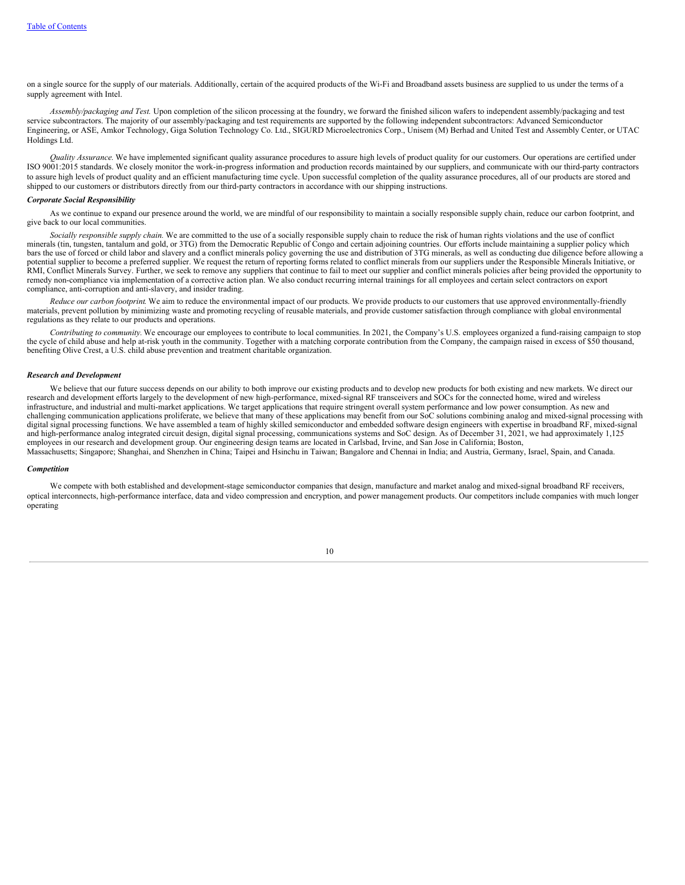on a single source for the supply of our materials. Additionally, certain of the acquired products of the Wi-Fi and Broadband assets business are supplied to us under the terms of a supply agreement with Intel.

*Assembly/packaging and Test.* Upon completion of the silicon processing at the foundry, we forward the finished silicon wafers to independent assembly/packaging and test service subcontractors. The majority of our assembly/packaging and test requirements are supported by the following independent subcontractors: Advanced Semiconductor Engineering, or ASE, Amkor Technology, Giga Solution Technology Co. Ltd., SIGURD Microelectronics Corp., Unisem (M) Berhad and United Test and Assembly Center, or UTAC Holdings Ltd.

*Quality Assurance.* We have implemented significant quality assurance procedures to assure high levels of product quality for our customers. Our operations are certified under ISO 9001:2015 standards. We closely monitor the work-in-progress information and production records maintained by our suppliers, and communicate with our third-party contractors to assure high levels of product quality and an efficient manufacturing time cycle. Upon successful completion of the quality assurance procedures, all of our products are stored and shipped to our customers or distributors directly from our third-party contractors in accordance with our shipping instructions.

***Corporate Social Responsibility***

As we continue to expand our presence around the world, we are mindful of our responsibility to maintain a socially responsible supply chain, reduce our carbon footprint, and give back to our local communities.

*Socially responsible supply chain.* We are committed to the use of a socially responsible supply chain to reduce the risk of human rights violations and the use of conflict minerals (tin, tungsten, tantalum and gold, or 3TG) from the Democratic Republic of Congo and certain adjoining countries. Our efforts include maintaining a supplier policy which bars the use of forced or child labor and slavery and a conflict minerals policy governing the use and distribution of 3TG minerals, as well as conducting due diligence before allowing a potential supplier to become a preferred supplier. We request the return of reporting forms related to conflict minerals from our suppliers under the Responsible Minerals Initiative, or RMI, Conflict Minerals Survey. Further, we seek to remove any suppliers that continue to fail to meet our supplier and conflict minerals policies after being provided the opportunity to remedy non-compliance via implementation of a corrective action plan. We also conduct recurring internal trainings for all employees and certain select contractors on export compliance, anti-corruption and anti-slavery, and insider trading.

*Reduce our carbon footprint.* We aim to reduce the environmental impact of our products. We provide products to our customers that use approved environmentally-friendly materials, prevent pollution by minimizing waste and promoting recycling of reusable materials, and provide customer satisfaction through compliance with global environmental regulations as they relate to our products and operations.

*Contributing to community.* We encourage our employees to contribute to local communities. In 2021, the Company's U.S. employees organized a fund-raising campaign to stop the cycle of child abuse and help at-risk youth in the community. Together with a matching corporate contribution from the Company, the campaign raised in excess of $50 thousand, benefiting Olive Crest, a U.S. child abuse prevention and treatment charitable organization.

***Research and Development***

We believe that our future success depends on our ability to both improve our existing products and to develop new products for both existing and new markets. We direct our research and development efforts largely to the development of new high-performance, mixed-signal RF transceivers and SOCs for the connected home, wired and wireless infrastructure, and industrial and multi-market applications. We target applications that require stringent overall system performance and low power consumption. As new and challenging communication applications proliferate, we believe that many of these applications may benefit from our SoC solutions combining analog and mixed-signal processing with digital signal processing functions. We have assembled a team of highly skilled semiconductor and embedded software design engineers with expertise in broadband RF, mixed-signal and high-performance analog integrated circuit design, digital signal processing, communications systems and SoC design. As of December 31, 2021, we had approximately 1,125 employees in our research and development group. Our engineering design teams are located in Carlsbad, Irvine, and San Jose in California; Boston, Massachusetts; Singapore; Shanghai, and Shenzhen in China; Taipei and Hsinchu in Taiwan; Bangalore and Chennai in India; and Austria, Germany, Israel, Spain, and Canada.

***Competition***

We compete with both established and development-stage semiconductor companies that design, manufacture and market analog and mixed-signal broadband RF receivers, optical interconnects, high-performance interface, data and video compression and encryption, and power management products. Our competitors include companies with much longer operating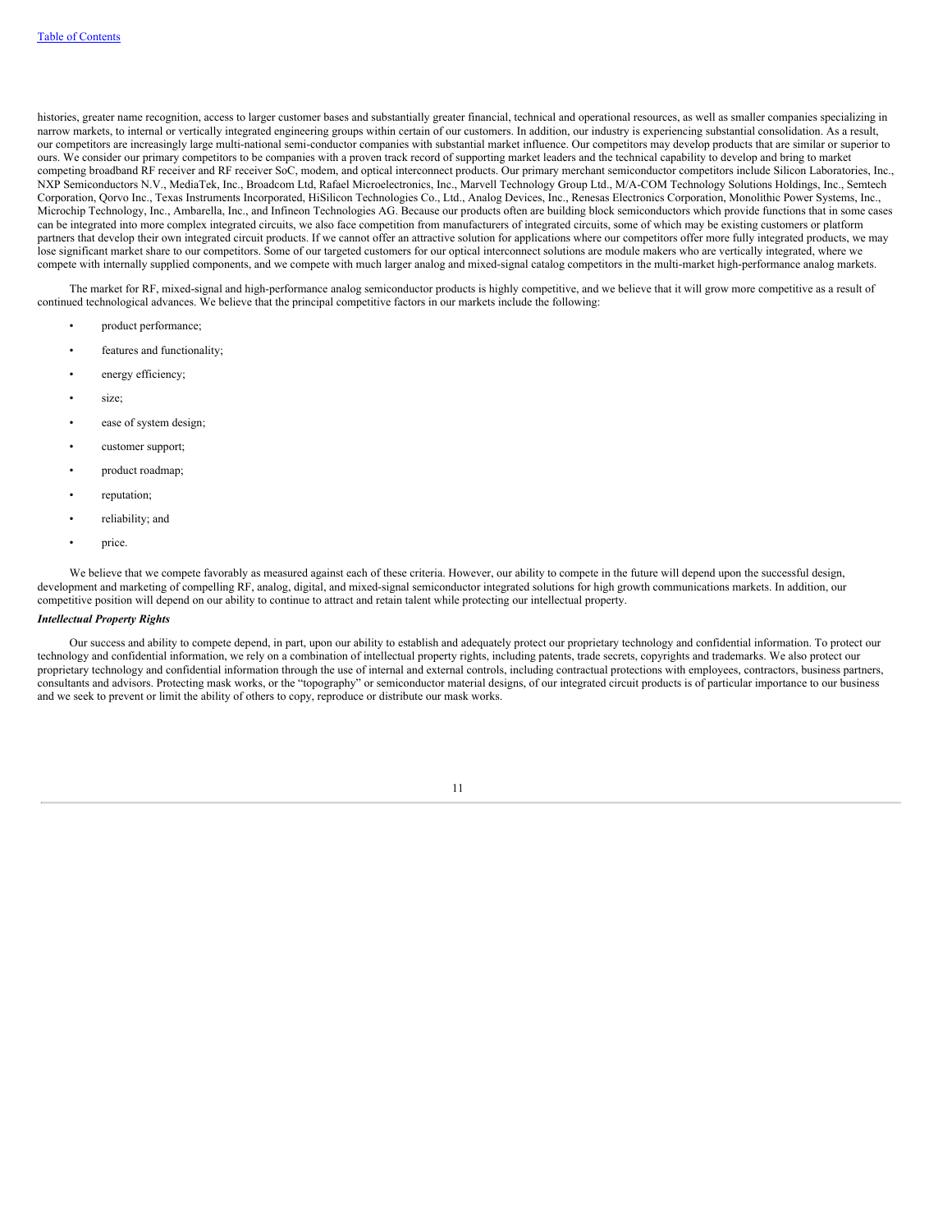histories, greater name recognition, access to larger customer bases and substantially greater financial, technical and operational resources, as well as smaller companies specializing in narrow markets, to internal or vertically integrated engineering groups within certain of our customers. In addition, our industry is experiencing substantial consolidation. As a result, our competitors are increasingly large multi-national semi-conductor companies with substantial market influence. Our competitors may develop products that are similar or superior to ours. We consider our primary competitors to be companies with a proven track record of supporting market leaders and the technical capability to develop and bring to market competing broadband RF receiver and RF receiver SoC, modem, and optical interconnect products. Our primary merchant semiconductor competitors include Silicon Laboratories, Inc., NXP Semiconductors N.V., MediaTek, Inc., Broadcom Ltd, Rafael Microelectronics, Inc., Marvell Technology Group Ltd., M/A-COM Technology Solutions Holdings, Inc., Semtech Corporation, Qorvo Inc., Texas Instruments Incorporated, HiSilicon Technologies Co., Ltd., Analog Devices, Inc., Renesas Electronics Corporation, Monolithic Power Systems, Inc., Microchip Technology, Inc., Ambarella, Inc., and Infineon Technologies AG. Because our products often are building block semiconductors which provide functions that in some cases can be integrated into more complex integrated circuits, we also face competition from manufacturers of integrated circuits, some of which may be existing customers or platform partners that develop their own integrated circuit products. If we cannot offer an attractive solution for applications where our competitors offer more fully integrated products, we may lose significant market share to our competitors. Some of our targeted customers for our optical interconnect solutions are module makers who are vertically integrated, where we compete with internally supplied components, and we compete with much larger analog and mixed-signal catalog competitors in the multi-market high-performance analog markets.

The market for RF, mixed-signal and high-performance analog semiconductor products is highly competitive, and we believe that it will grow more competitive as a result of continued technological advances. We believe that the principal competitive factors in our markets include the following:

- product performance;
- features and functionality;
- energy efficiency;
- size;
- ease of system design;
- customer support;
- product roadmap;
- reputation;
- reliability; and
- price.

We believe that we compete favorably as measured against each of these criteria. However, our ability to compete in the future will depend upon the successful design, development and marketing of compelling RF, analog, digital, and mixed-signal semiconductor integrated solutions for high growth communications markets. In addition, our competitive position will depend on our ability to continue to attract and retain talent while protecting our intellectual property.

***Intellectual Property Rights***

Our success and ability to compete depend, in part, upon our ability to establish and adequately protect our proprietary technology and confidential information. To protect our technology and confidential information, we rely on a combination of intellectual property rights, including patents, trade secrets, copyrights and trademarks. We also protect our proprietary technology and confidential information through the use of internal and external controls, including contractual protections with employees, contractors, business partners, consultants and advisors. Protecting mask works, or the "topography" or semiconductor material designs, of our integrated circuit products is of particular importance to our business and we seek to prevent or limit the ability of others to copy, reproduce or distribute our mask works.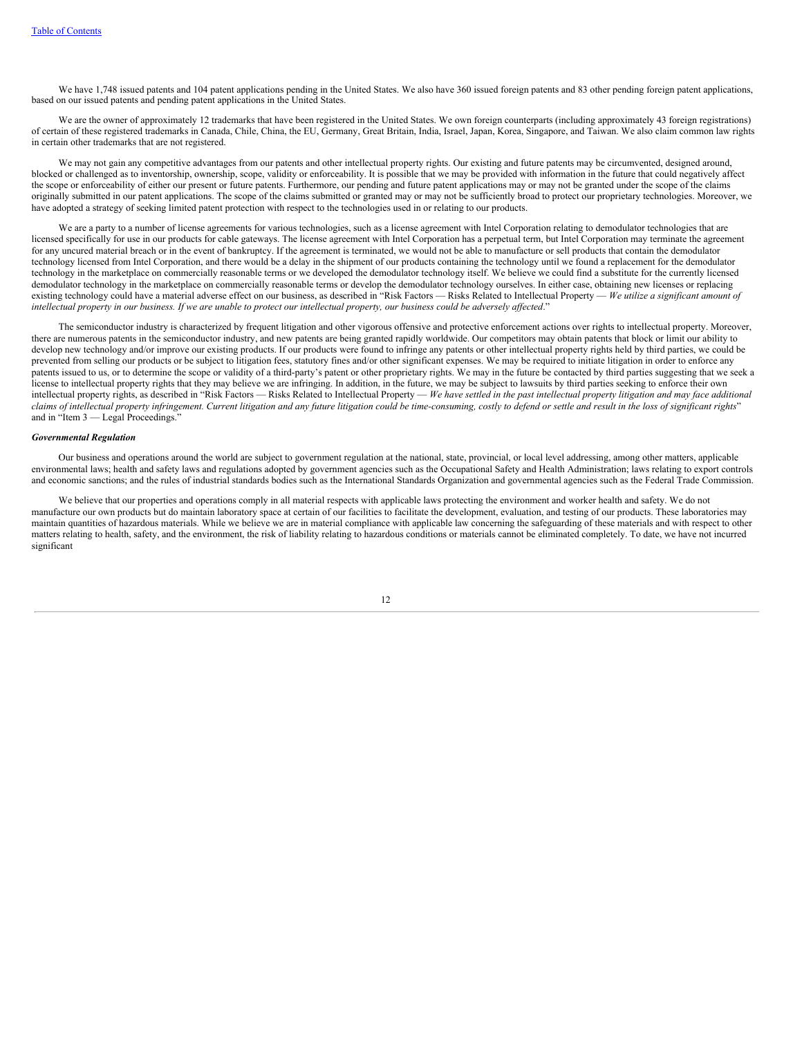We have 1,748 issued patents and 104 patent applications pending in the United States. We also have 360 issued foreign patents and 83 other pending foreign patent applications, based on our issued patents and pending patent applications in the United States.

We are the owner of approximately 12 trademarks that have been registered in the United States. We own foreign counterparts (including approximately 43 foreign registrations) of certain of these registered trademarks in Canada, Chile, China, the EU, Germany, Great Britain, India, Israel, Japan, Korea, Singapore, and Taiwan. We also claim common law rights in certain other trademarks that are not registered.

We may not gain any competitive advantages from our patents and other intellectual property rights. Our existing and future patents may be circumvented, designed around, blocked or challenged as to inventorship, ownership, scope, validity or enforceability. It is possible that we may be provided with information in the future that could negatively affect the scope or enforceability of either our present or future patents. Furthermore, our pending and future patent applications may or may not be granted under the scope of the claims originally submitted in our patent applications. The scope of the claims submitted or granted may or may not be sufficiently broad to protect our proprietary technologies. Moreover, we have adopted a strategy of seeking limited patent protection with respect to the technologies used in or relating to our products.

We are a party to a number of license agreements for various technologies, such as a license agreement with Intel Corporation relating to demodulator technologies that are licensed specifically for use in our products for cable gateways. The license agreement with Intel Corporation has a perpetual term, but Intel Corporation may terminate the agreement for any uncured material breach or in the event of bankruptcy. If the agreement is terminated, we would not be able to manufacture or sell products that contain the demodulator technology licensed from Intel Corporation, and there would be a delay in the shipment of our products containing the technology until we found a replacement for the demodulator technology in the marketplace on commercially reasonable terms or we developed the demodulator technology itself. We believe we could find a substitute for the currently licensed demodulator technology in the marketplace on commercially reasonable terms or develop the demodulator technology ourselves. In either case, obtaining new licenses or replacing existing technology could have a material adverse effect on our business, as described in "Risk Factors — Risks Related to Intellectual Property — *We utilize a significant amount of intellectual property in our business. If we are unable to protect our intellectual property, our business could be adversely affected*."

The semiconductor industry is characterized by frequent litigation and other vigorous offensive and protective enforcement actions over rights to intellectual property. Moreover, there are numerous patents in the semiconductor industry, and new patents are being granted rapidly worldwide. Our competitors may obtain patents that block or limit our ability to develop new technology and/or improve our existing products. If our products were found to infringe any patents or other intellectual property rights held by third parties, we could be prevented from selling our products or be subject to litigation fees, statutory fines and/or other significant expenses. We may be required to initiate litigation in order to enforce any patents issued to us, or to determine the scope or validity of a third-party's patent or other proprietary rights. We may in the future be contacted by third parties suggesting that we seek a license to intellectual property rights that they may believe we are infringing. In addition, in the future, we may be subject to lawsuits by third parties seeking to enforce their own intellectual property rights, as described in "Risk Factors — Risks Related to Intellectual Property — *We have settled in the past intellectual property litigation and may face additional claims of intellectual property infringement. Current litigation and any future litigation could be time-consuming, costly to defend or settle and result in the loss of significant rights*" and in "Item 3 — Legal Proceedings."

***Governmental Regulation***

Our business and operations around the world are subject to government regulation at the national, state, provincial, or local level addressing, among other matters, applicable environmental laws; health and safety laws and regulations adopted by government agencies such as the Occupational Safety and Health Administration; laws relating to export controls and economic sanctions; and the rules of industrial standards bodies such as the International Standards Organization and governmental agencies such as the Federal Trade Commission.

We believe that our properties and operations comply in all material respects with applicable laws protecting the environment and worker health and safety. We do not manufacture our own products but do maintain laboratory space at certain of our facilities to facilitate the development, evaluation, and testing of our products. These laboratories may maintain quantities of hazardous materials. While we believe we are in material compliance with applicable law concerning the safeguarding of these materials and with respect to other matters relating to health, safety, and the environment, the risk of liability relating to hazardous conditions or materials cannot be eliminated completely. To date, we have not incurred significant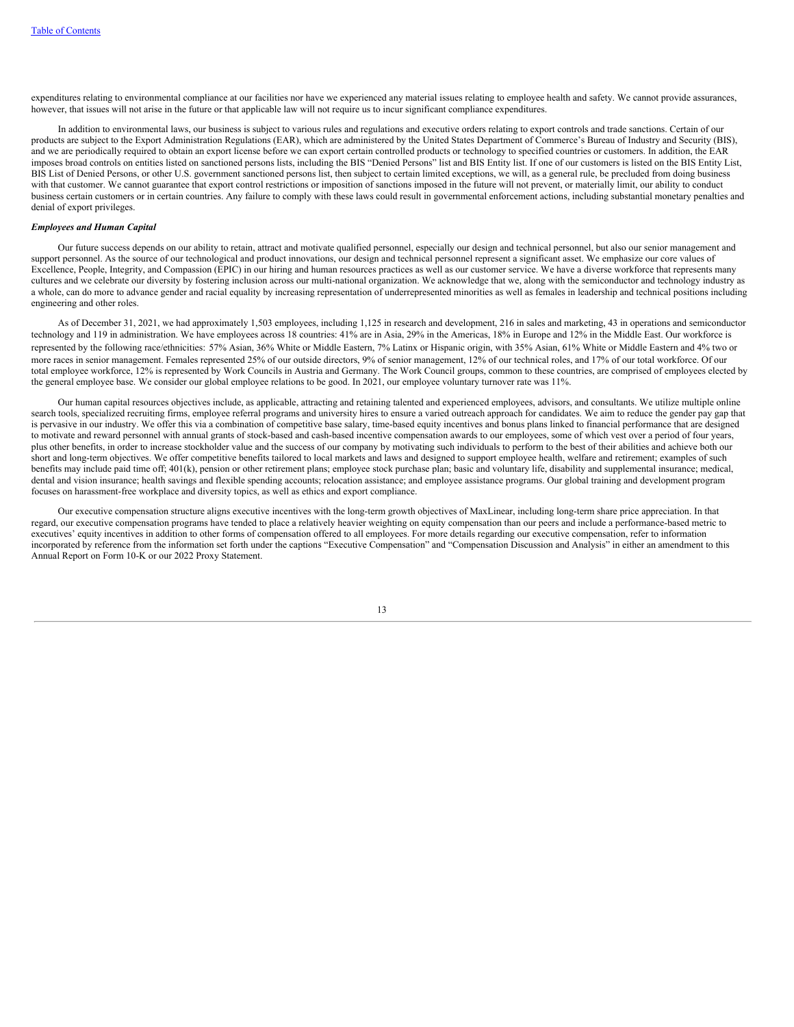expenditures relating to environmental compliance at our facilities nor have we experienced any material issues relating to employee health and safety. We cannot provide assurances, however, that issues will not arise in the future or that applicable law will not require us to incur significant compliance expenditures.

In addition to environmental laws, our business is subject to various rules and regulations and executive orders relating to export controls and trade sanctions. Certain of our products are subject to the Export Administration Regulations (EAR), which are administered by the United States Department of Commerce's Bureau of Industry and Security (BIS), and we are periodically required to obtain an export license before we can export certain controlled products or technology to specified countries or customers. In addition, the EAR imposes broad controls on entities listed on sanctioned persons lists, including the BIS "Denied Persons" list and BIS Entity list. If one of our customers is listed on the BIS Entity List, BIS List of Denied Persons, or other U.S. government sanctioned persons list, then subject to certain limited exceptions, we will, as a general rule, be precluded from doing business with that customer. We cannot guarantee that export control restrictions or imposition of sanctions imposed in the future will not prevent, or materially limit, our ability to conduct business certain customers or in certain countries. Any failure to comply with these laws could result in governmental enforcement actions, including substantial monetary penalties and denial of export privileges.

***Employees and Human Capital***

Our future success depends on our ability to retain, attract and motivate qualified personnel, especially our design and technical personnel, but also our senior management and support personnel. As the source of our technological and product innovations, our design and technical personnel represent a significant asset. We emphasize our core values of Excellence, People, Integrity, and Compassion (EPIC) in our hiring and human resources practices as well as our customer service. We have a diverse workforce that represents many cultures and we celebrate our diversity by fostering inclusion across our multi-national organization. We acknowledge that we, along with the semiconductor and technology industry as a whole, can do more to advance gender and racial equality by increasing representation of underrepresented minorities as well as females in leadership and technical positions including engineering and other roles.

As of December 31, 2021, we had approximately 1,503 employees, including 1,125 in research and development, 216 in sales and marketing, 43 in operations and semiconductor technology and 119 in administration. We have employees across 18 countries: 41% are in Asia, 29% in the Americas, 18% in Europe and 12% in the Middle East. Our workforce is represented by the following race/ethnicities: 57% Asian, 36% White or Middle Eastern, 7% Latinx or Hispanic origin, with 35% Asian, 61% White or Middle Eastern and 4% two or more races in senior management. Females represented 25% of our outside directors, 9% of senior management, 12% of our technical roles, and 17% of our total workforce. Of our total employee workforce, 12% is represented by Work Councils in Austria and Germany. The Work Council groups, common to these countries, are comprised of employees elected by the general employee base. We consider our global employee relations to be good. In 2021, our employee voluntary turnover rate was 11%.

Our human capital resources objectives include, as applicable, attracting and retaining talented and experienced employees, advisors, and consultants. We utilize multiple online search tools, specialized recruiting firms, employee referral programs and university hires to ensure a varied outreach approach for candidates. We aim to reduce the gender pay gap that is pervasive in our industry. We offer this via a combination of competitive base salary, time-based equity incentives and bonus plans linked to financial performance that are designed to motivate and reward personnel with annual grants of stock-based and cash-based incentive compensation awards to our employees, some of which vest over a period of four years, plus other benefits, in order to increase stockholder value and the success of our company by motivating such individuals to perform to the best of their abilities and achieve both our short and long-term objectives. We offer competitive benefits tailored to local markets and laws and designed to support employee health, welfare and retirement; examples of such benefits may include paid time off; 401(k), pension or other retirement plans; employee stock purchase plan; basic and voluntary life, disability and supplemental insurance; medical, dental and vision insurance; health savings and flexible spending accounts; relocation assistance; and employee assistance programs. Our global training and development program focuses on harassment-free workplace and diversity topics, as well as ethics and export compliance.

Our executive compensation structure aligns executive incentives with the long-term growth objectives of MaxLinear, including long-term share price appreciation. In that regard, our executive compensation programs have tended to place a relatively heavier weighting on equity compensation than our peers and include a performance-based metric to executives' equity incentives in addition to other forms of compensation offered to all employees. For more details regarding our executive compensation, refer to information incorporated by reference from the information set forth under the captions "Executive Compensation" and "Compensation Discussion and Analysis" in either an amendment to this Annual Report on Form 10-K or our 2022 Proxy Statement.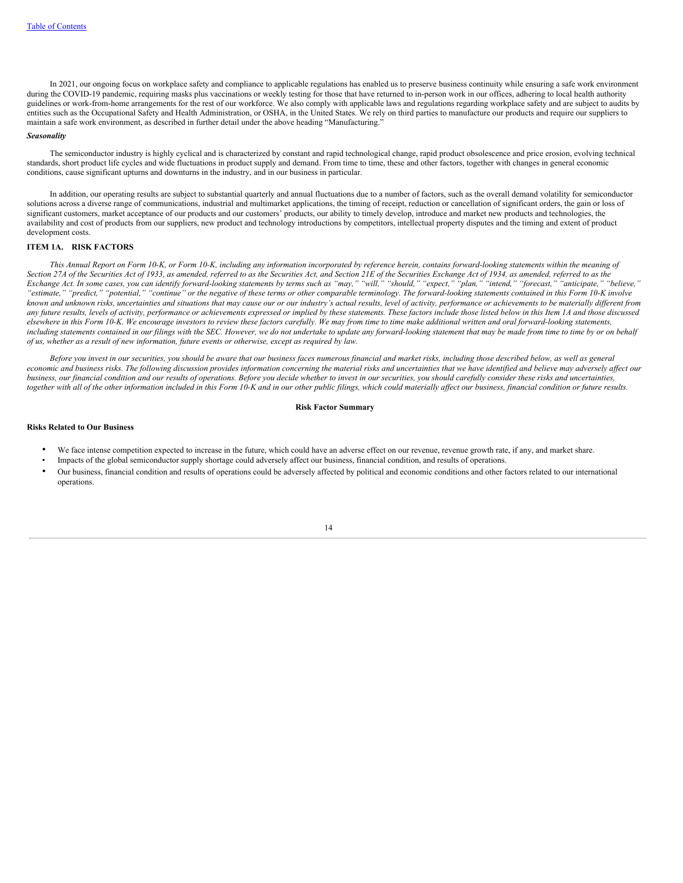In 2021, our ongoing focus on workplace safety and compliance to applicable regulations has enabled us to preserve business continuity while ensuring a safe work environment during the COVID-19 pandemic, requiring masks plus vaccinations or weekly testing for those that have returned to in-person work in our offices, adhering to local health authority guidelines or work-from-home arrangements for the rest of our workforce. We also comply with applicable laws and regulations regarding workplace safety and are subject to audits by entities such as the Occupational Safety and Health Administration, or OSHA, in the United States. We rely on third parties to manufacture our products and require our suppliers to maintain a safe work environment, as described in further detail under the above heading "Manufacturing."

***Seasonality***

The semiconductor industry is highly cyclical and is characterized by constant and rapid technological change, rapid product obsolescence and price erosion, evolving technical standards, short product life cycles and wide fluctuations in product supply and demand. From time to time, these and other factors, together with changes in general economic conditions, cause significant upturns and downturns in the industry, and in our business in particular.

In addition, our operating results are subject to substantial quarterly and annual fluctuations due to a number of factors, such as the overall demand volatility for semiconductor solutions across a diverse range of communications, industrial and multimarket applications, the timing of receipt, reduction or cancellation of significant orders, the gain or loss of significant customers, market acceptance of our products and our customers' products, our ability to timely develop, introduce and market new products and technologies, the availability and cost of products from our suppliers, new product and technology introductions by competitors, intellectual property disputes and the timing and extent of product development costs.

## ITEM 1A. RISK FACTORS

*This Annual Report on Form 10-K, or Form 10-K, including any information incorporated by reference herein, contains forward-looking statements within the meaning of Section 27A of the Securities Act of 1933, as amended, referred to as the Securities Act, and Section 21E of the Securities Exchange Act of 1934, as amended, referred to as the Exchange Act. In some cases, you can identify forward-looking statements by terms such as "may," "will," "should," "expect," "plan," "intend," "forecast," "anticipate," "believe," "estimate," "predict," "potential," "continue" or the negative of these terms or other comparable terminology. The forward-looking statements contained in this Form 10-K involve known and unknown risks, uncertainties and situations that may cause our or our industry's actual results, level of activity, performance or achievements to be materially different from any future results, levels of activity, performance or achievements expressed or implied by these statements. These factors include those listed below in this Item 1A and those discussed elsewhere in this Form 10-K. We encourage investors to review these factors carefully. We may from time to time make additional written and oral forward-looking statements, including statements contained in our filings with the SEC. However, we do not undertake to update any forward-looking statement that may be made from time to time by or on behalf of us, whether as a result of new information, future events or otherwise, except as required by law.*

*Before you invest in our securities, you should be aware that our business faces numerous financial and market risks, including those described below, as well as general economic and business risks. The following discussion provides information concerning the material risks and uncertainties that we have identified and believe may adversely affect our business, our financial condition and our results of operations. Before you decide whether to invest in our securities, you should carefully consider these risks and uncertainties, together with all of the other information included in this Form 10-K and in our other public filings, which could materially affect our business, financial condition or future results.*

**Risk Factor Summary**

**Risks Related to Our Business**

- We face intense competition expected to increase in the future, which could have an adverse effect on our revenue, revenue growth rate, if any, and market share.
- Impacts of the global semiconductor supply shortage could adversely affect our business, financial condition, and results of operations.
- Our business, financial condition and results of operations could be adversely affected by political and economic conditions and other factors related to our international operations.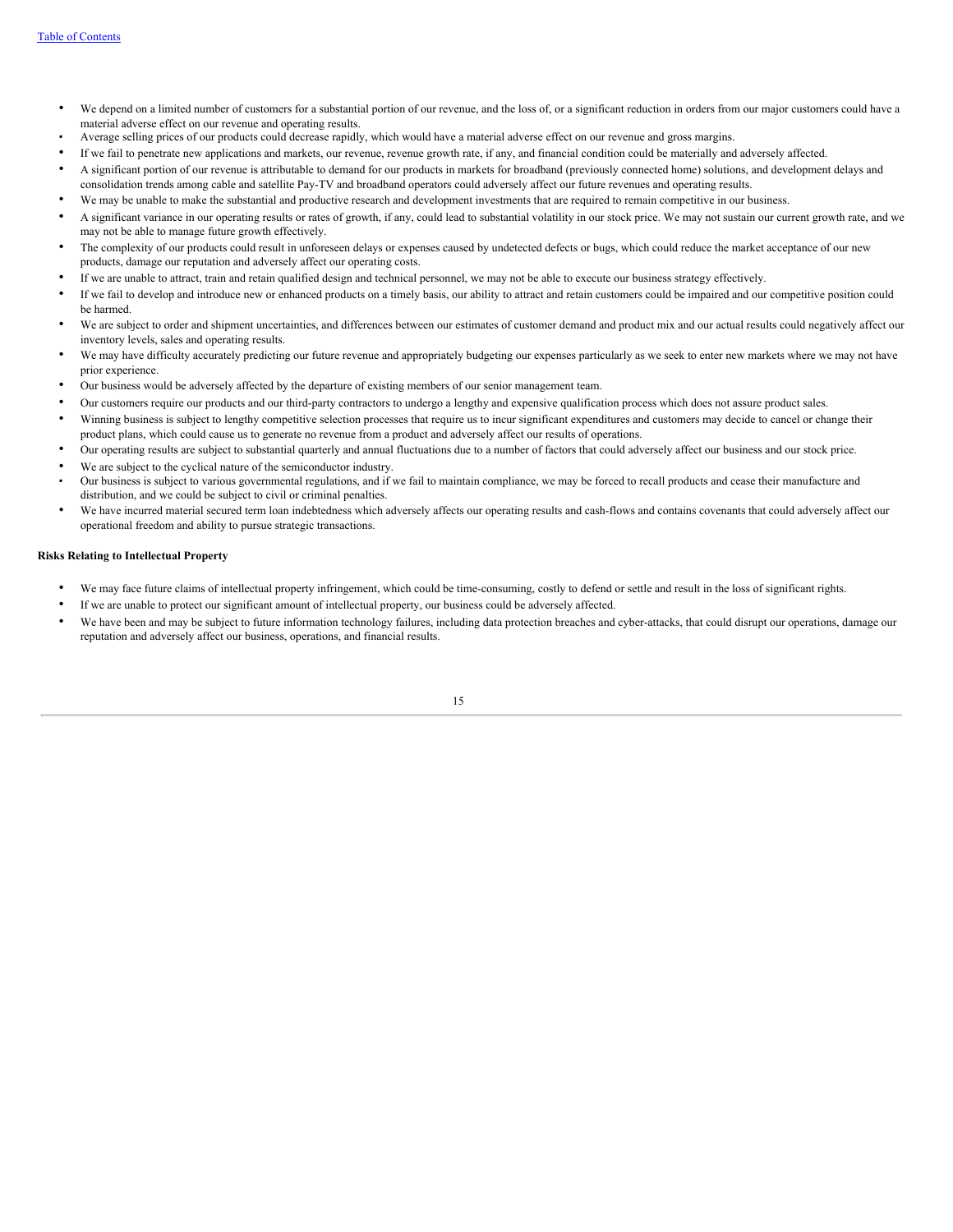- We depend on a limited number of customers for a substantial portion of our revenue, and the loss of, or a significant reduction in orders from our major customers could have a material adverse effect on our revenue and operating results.
- Average selling prices of our products could decrease rapidly, which would have a material adverse effect on our revenue and gross margins.
- If we fail to penetrate new applications and markets, our revenue, revenue growth rate, if any, and financial condition could be materially and adversely affected.
- A significant portion of our revenue is attributable to demand for our products in markets for broadband (previously connected home) solutions, and development delays and consolidation trends among cable and satellite Pay-TV and broadband operators could adversely affect our future revenues and operating results.
- We may be unable to make the substantial and productive research and development investments that are required to remain competitive in our business.
- A significant variance in our operating results or rates of growth, if any, could lead to substantial volatility in our stock price. We may not sustain our current growth rate, and we may not be able to manage future growth effectively.
- The complexity of our products could result in unforeseen delays or expenses caused by undetected defects or bugs, which could reduce the market acceptance of our new products, damage our reputation and adversely affect our operating costs.
- If we are unable to attract, train and retain qualified design and technical personnel, we may not be able to execute our business strategy effectively.
- If we fail to develop and introduce new or enhanced products on a timely basis, our ability to attract and retain customers could be impaired and our competitive position could be harmed.
- We are subject to order and shipment uncertainties, and differences between our estimates of customer demand and product mix and our actual results could negatively affect our inventory levels, sales and operating results.
- We may have difficulty accurately predicting our future revenue and appropriately budgeting our expenses particularly as we seek to enter new markets where we may not have prior experience.
- Our business would be adversely affected by the departure of existing members of our senior management team.
- Our customers require our products and our third-party contractors to undergo a lengthy and expensive qualification process which does not assure product sales.
- Winning business is subject to lengthy competitive selection processes that require us to incur significant expenditures and customers may decide to cancel or change their product plans, which could cause us to generate no revenue from a product and adversely affect our results of operations.
- Our operating results are subject to substantial quarterly and annual fluctuations due to a number of factors that could adversely affect our business and our stock price.
- We are subject to the cyclical nature of the semiconductor industry.
- Our business is subject to various governmental regulations, and if we fail to maintain compliance, we may be forced to recall products and cease their manufacture and distribution, and we could be subject to civil or criminal penalties.
- We have incurred material secured term loan indebtedness which adversely affects our operating results and cash-flows and contains covenants that could adversely affect our operational freedom and ability to pursue strategic transactions.

**Risks Relating to Intellectual Property**

- We may face future claims of intellectual property infringement, which could be time-consuming, costly to defend or settle and result in the loss of significant rights.
- If we are unable to protect our significant amount of intellectual property, our business could be adversely affected.
- We have been and may be subject to future information technology failures, including data protection breaches and cyber-attacks, that could disrupt our operations, damage our reputation and adversely affect our business, operations, and financial results.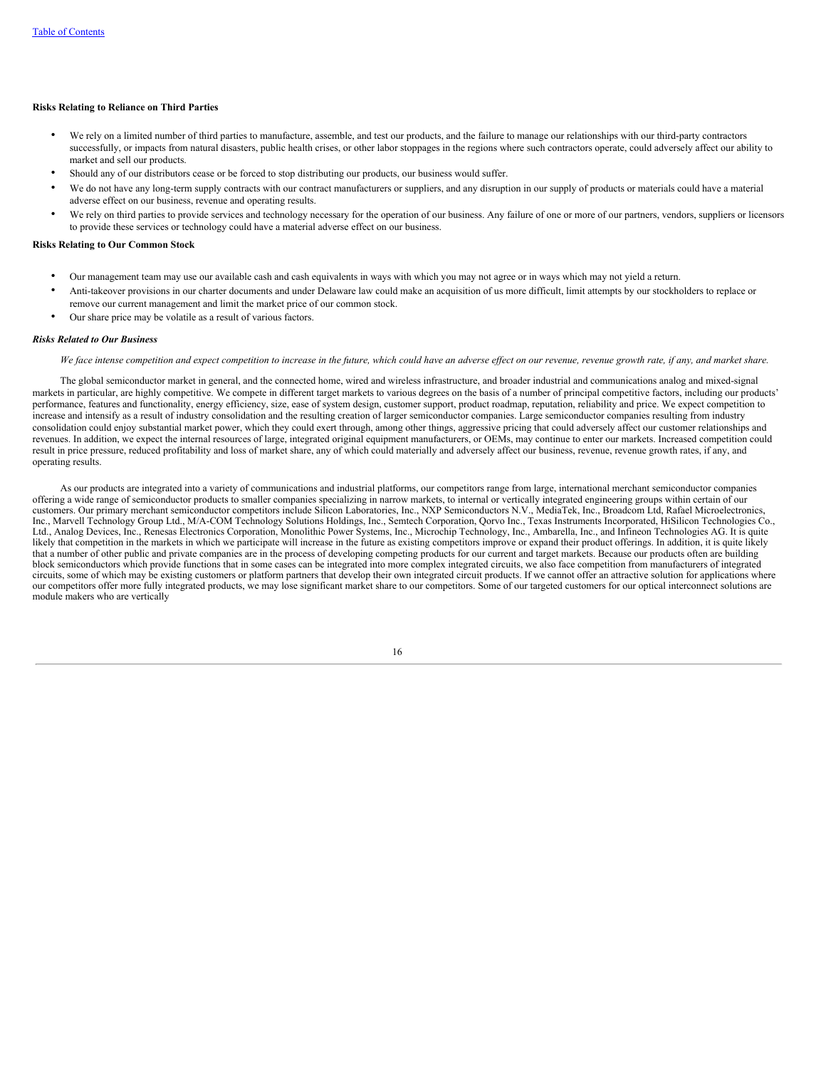**Risks Relating to Reliance on Third Parties**

- We rely on a limited number of third parties to manufacture, assemble, and test our products, and the failure to manage our relationships with our third-party contractors successfully, or impacts from natural disasters, public health crises, or other labor stoppages in the regions where such contractors operate, could adversely affect our ability to market and sell our products.
- Should any of our distributors cease or be forced to stop distributing our products, our business would suffer.
- We do not have any long-term supply contracts with our contract manufacturers or suppliers, and any disruption in our supply of products or materials could have a material adverse effect on our business, revenue and operating results.
- We rely on third parties to provide services and technology necessary for the operation of our business. Any failure of one or more of our partners, vendors, suppliers or licensors to provide these services or technology could have a material adverse effect on our business.

**Risks Relating to Our Common Stock**

- Our management team may use our available cash and cash equivalents in ways with which you may not agree or in ways which may not yield a return.
- Anti-takeover provisions in our charter documents and under Delaware law could make an acquisition of us more difficult, limit attempts by our stockholders to replace or remove our current management and limit the market price of our common stock.
- Our share price may be volatile as a result of various factors.

***Risks Related to Our Business***

*We face intense competition and expect competition to increase in the future, which could have an adverse effect on our revenue, revenue growth rate, if any, and market share.*

The global semiconductor market in general, and the connected home, wired and wireless infrastructure, and broader industrial and communications analog and mixed-signal markets in particular, are highly competitive. We compete in different target markets to various degrees on the basis of a number of principal competitive factors, including our products' performance, features and functionality, energy efficiency, size, ease of system design, customer support, product roadmap, reputation, reliability and price. We expect competition to increase and intensify as a result of industry consolidation and the resulting creation of larger semiconductor companies. Large semiconductor companies resulting from industry consolidation could enjoy substantial market power, which they could exert through, among other things, aggressive pricing that could adversely affect our customer relationships and revenues. In addition, we expect the internal resources of large, integrated original equipment manufacturers, or OEMs, may continue to enter our markets. Increased competition could result in price pressure, reduced profitability and loss of market share, any of which could materially and adversely affect our business, revenue, revenue growth rates, if any, and operating results.

As our products are integrated into a variety of communications and industrial platforms, our competitors range from large, international merchant semiconductor companies offering a wide range of semiconductor products to smaller companies specializing in narrow markets, to internal or vertically integrated engineering groups within certain of our customers. Our primary merchant semiconductor competitors include Silicon Laboratories, Inc., NXP Semiconductors N.V., MediaTek, Inc., Broadcom Ltd, Rafael Microelectronics, Inc., Marvell Technology Group Ltd., M/A-COM Technology Solutions Holdings, Inc., Semtech Corporation, Qorvo Inc., Texas Instruments Incorporated, HiSilicon Technologies Co., Ltd., Analog Devices, Inc., Renesas Electronics Corporation, Monolithic Power Systems, Inc., Microchip Technology, Inc., Ambarella, Inc., and Infineon Technologies AG. It is quite likely that competition in the markets in which we participate will increase in the future as existing competitors improve or expand their product offerings. In addition, it is quite likely that a number of other public and private companies are in the process of developing competing products for our current and target markets. Because our products often are building block semiconductors which provide functions that in some cases can be integrated into more complex integrated circuits, we also face competition from manufacturers of integrated circuits, some of which may be existing customers or platform partners that develop their own integrated circuit products. If we cannot offer an attractive solution for applications where our competitors offer more fully integrated products, we may lose significant market share to our competitors. Some of our targeted customers for our optical interconnect solutions are module makers who are vertically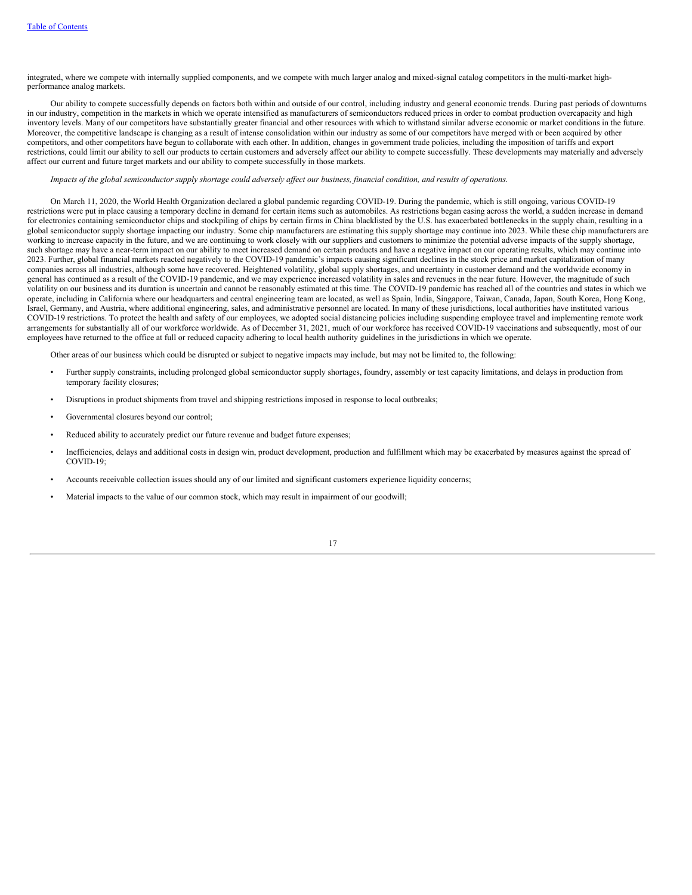integrated, where we compete with internally supplied components, and we compete with much larger analog and mixed-signal catalog competitors in the multi-market high-performance analog markets.

Our ability to compete successfully depends on factors both within and outside of our control, including industry and general economic trends. During past periods of downturns in our industry, competition in the markets in which we operate intensified as manufacturers of semiconductors reduced prices in order to combat production overcapacity and high inventory levels. Many of our competitors have substantially greater financial and other resources with which to withstand similar adverse economic or market conditions in the future. Moreover, the competitive landscape is changing as a result of intense consolidation within our industry as some of our competitors have merged with or been acquired by other competitors, and other competitors have begun to collaborate with each other. In addition, changes in government trade policies, including the imposition of tariffs and export restrictions, could limit our ability to sell our products to certain customers and adversely affect our ability to compete successfully. These developments may materially and adversely affect our current and future target markets and our ability to compete successfully in those markets.

*Impacts of the global semiconductor supply shortage could adversely affect our business, financial condition, and results of operations.*

On March 11, 2020, the World Health Organization declared a global pandemic regarding COVID-19. During the pandemic, which is still ongoing, various COVID-19 restrictions were put in place causing a temporary decline in demand for certain items such as automobiles. As restrictions began easing across the world, a sudden increase in demand for electronics containing semiconductor chips and stockpiling of chips by certain firms in China blacklisted by the U.S. has exacerbated bottlenecks in the supply chain, resulting in a global semiconductor supply shortage impacting our industry. Some chip manufacturers are estimating this supply shortage may continue into 2023. While these chip manufacturers are working to increase capacity in the future, and we are continuing to work closely with our suppliers and customers to minimize the potential adverse impacts of the supply shortage, such shortage may have a near-term impact on our ability to meet increased demand on certain products and have a negative impact on our operating results, which may continue into 2023. Further, global financial markets reacted negatively to the COVID-19 pandemic's impacts causing significant declines in the stock price and market capitalization of many companies across all industries, although some have recovered. Heightened volatility, global supply shortages, and uncertainty in customer demand and the worldwide economy in general has continued as a result of the COVID-19 pandemic, and we may experience increased volatility in sales and revenues in the near future. However, the magnitude of such volatility on our business and its duration is uncertain and cannot be reasonably estimated at this time. The COVID-19 pandemic has reached all of the countries and states in which we operate, including in California where our headquarters and central engineering team are located, as well as Spain, India, Singapore, Taiwan, Canada, Japan, South Korea, Hong Kong, Israel, Germany, and Austria, where additional engineering, sales, and administrative personnel are located. In many of these jurisdictions, local authorities have instituted various COVID-19 restrictions. To protect the health and safety of our employees, we adopted social distancing policies including suspending employee travel and implementing remote work arrangements for substantially all of our workforce worldwide. As of December 31, 2021, much of our workforce has received COVID-19 vaccinations and subsequently, most of our employees have returned to the office at full or reduced capacity adhering to local health authority guidelines in the jurisdictions in which we operate.

Other areas of our business which could be disrupted or subject to negative impacts may include, but may not be limited to, the following:

- Further supply constraints, including prolonged global semiconductor supply shortages, foundry, assembly or test capacity limitations, and delays in production from temporary facility closures;
- Disruptions in product shipments from travel and shipping restrictions imposed in response to local outbreaks;
- Governmental closures beyond our control;
- Reduced ability to accurately predict our future revenue and budget future expenses;
- Inefficiencies, delays and additional costs in design win, product development, production and fulfillment which may be exacerbated by measures against the spread of COVID-19;
- Accounts receivable collection issues should any of our limited and significant customers experience liquidity concerns;
- Material impacts to the value of our common stock, which may result in impairment of our goodwill;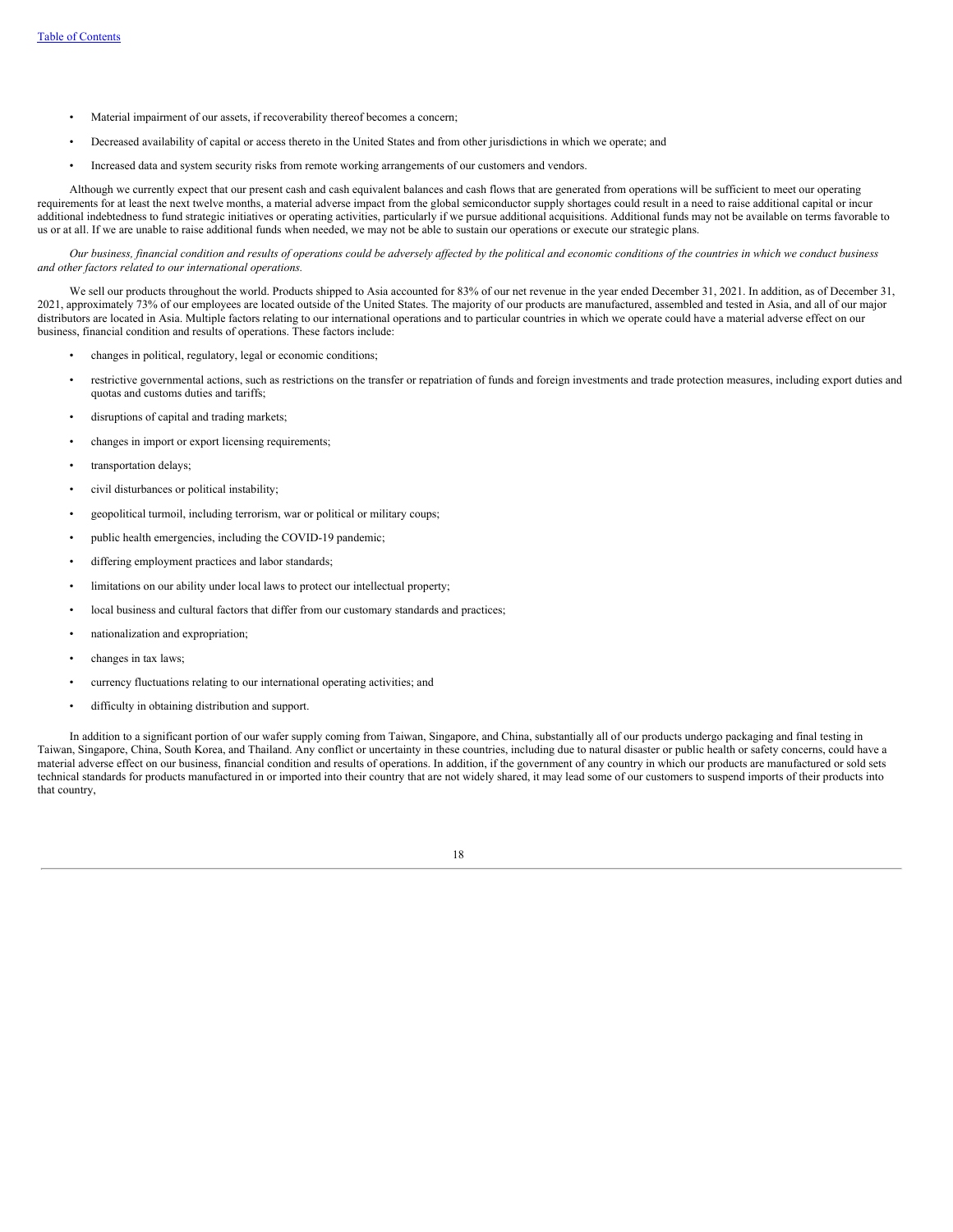- Material impairment of our assets, if recoverability thereof becomes a concern;
- Decreased availability of capital or access thereto in the United States and from other jurisdictions in which we operate; and
- Increased data and system security risks from remote working arrangements of our customers and vendors.

Although we currently expect that our present cash and cash equivalent balances and cash flows that are generated from operations will be sufficient to meet our operating requirements for at least the next twelve months, a material adverse impact from the global semiconductor supply shortages could result in a need to raise additional capital or incur additional indebtedness to fund strategic initiatives or operating activities, particularly if we pursue additional acquisitions. Additional funds may not be available on terms favorable to us or at all. If we are unable to raise additional funds when needed, we may not be able to sustain our operations or execute our strategic plans.

*Our business, financial condition and results of operations could be adversely affected by the political and economic conditions of the countries in which we conduct business and other factors related to our international operations.*

We sell our products throughout the world. Products shipped to Asia accounted for 83% of our net revenue in the year ended December 31, 2021. In addition, as of December 31, 2021, approximately 73% of our employees are located outside of the United States. The majority of our products are manufactured, assembled and tested in Asia, and all of our major distributors are located in Asia. Multiple factors relating to our international operations and to particular countries in which we operate could have a material adverse effect on our business, financial condition and results of operations. These factors include:

- changes in political, regulatory, legal or economic conditions;
- restrictive governmental actions, such as restrictions on the transfer or repatriation of funds and foreign investments and trade protection measures, including export duties and quotas and customs duties and tariffs;
- disruptions of capital and trading markets;
- changes in import or export licensing requirements;
- transportation delays;
- civil disturbances or political instability;
- geopolitical turmoil, including terrorism, war or political or military coups;
- public health emergencies, including the COVID-19 pandemic;
- differing employment practices and labor standards;
- limitations on our ability under local laws to protect our intellectual property;
- local business and cultural factors that differ from our customary standards and practices;
- nationalization and expropriation;
- changes in tax laws;
- currency fluctuations relating to our international operating activities; and
- difficulty in obtaining distribution and support.

In addition to a significant portion of our wafer supply coming from Taiwan, Singapore, and China, substantially all of our products undergo packaging and final testing in Taiwan, Singapore, China, South Korea, and Thailand. Any conflict or uncertainty in these countries, including due to natural disaster or public health or safety concerns, could have a material adverse effect on our business, financial condition and results of operations. In addition, if the government of any country in which our products are manufactured or sold sets technical standards for products manufactured in or imported into their country that are not widely shared, it may lead some of our customers to suspend imports of their products into that country,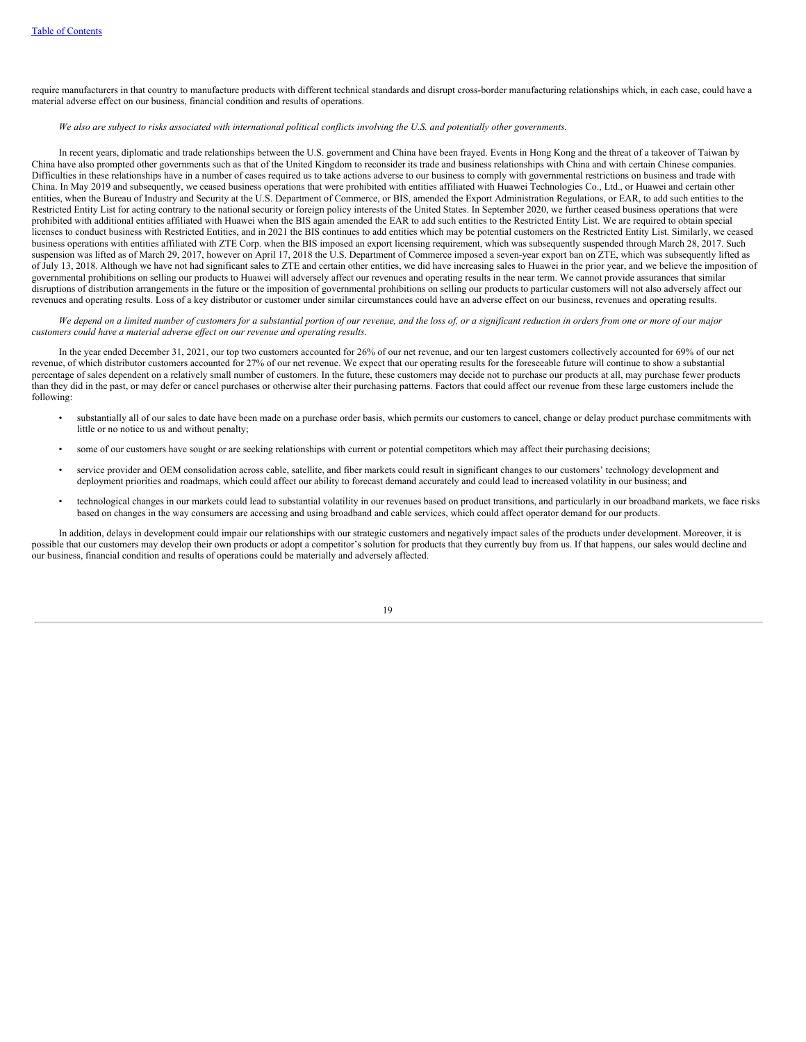require manufacturers in that country to manufacture products with different technical standards and disrupt cross-border manufacturing relationships which, in each case, could have a material adverse effect on our business, financial condition and results of operations.

*We also are subject to risks associated with international political conflicts involving the U.S. and potentially other governments.*

In recent years, diplomatic and trade relationships between the U.S. government and China have been frayed. Events in Hong Kong and the threat of a takeover of Taiwan by China have also prompted other governments such as that of the United Kingdom to reconsider its trade and business relationships with China and with certain Chinese companies. Difficulties in these relationships have in a number of cases required us to take actions adverse to our business to comply with governmental restrictions on business and trade with China. In May 2019 and subsequently, we ceased business operations that were prohibited with entities affiliated with Huawei Technologies Co., Ltd., or Huawei and certain other entities, when the Bureau of Industry and Security at the U.S. Department of Commerce, or BIS, amended the Export Administration Regulations, or EAR, to add such entities to the Restricted Entity List for acting contrary to the national security or foreign policy interests of the United States. In September 2020, we further ceased business operations that were prohibited with additional entities affiliated with Huawei when the BIS again amended the EAR to add such entities to the Restricted Entity List. We are required to obtain special licenses to conduct business with Restricted Entities, and in 2021 the BIS continues to add entities which may be potential customers on the Restricted Entity List. Similarly, we ceased business operations with entities affiliated with ZTE Corp. when the BIS imposed an export licensing requirement, which was subsequently suspended through March 28, 2017. Such suspension was lifted as of March 29, 2017, however on April 17, 2018 the U.S. Department of Commerce imposed a seven-year export ban on ZTE, which was subsequently lifted as of July 13, 2018. Although we have not had significant sales to ZTE and certain other entities, we did have increasing sales to Huawei in the prior year, and we believe the imposition of governmental prohibitions on selling our products to Huawei will adversely affect our revenues and operating results in the near term. We cannot provide assurances that similar disruptions of distribution arrangements in the future or the imposition of governmental prohibitions on selling our products to particular customers will not also adversely affect our revenues and operating results. Loss of a key distributor or customer under similar circumstances could have an adverse effect on our business, revenues and operating results.

*We depend on a limited number of customers for a substantial portion of our revenue, and the loss of, or a significant reduction in orders from one or more of our major customers could have a material adverse effect on our revenue and operating results.*

In the year ended December 31, 2021, our top two customers accounted for 26% of our net revenue, and our ten largest customers collectively accounted for 69% of our net revenue, of which distributor customers accounted for 27% of our net revenue. We expect that our operating results for the foreseeable future will continue to show a substantial percentage of sales dependent on a relatively small number of customers. In the future, these customers may decide not to purchase our products at all, may purchase fewer products than they did in the past, or may defer or cancel purchases or otherwise alter their purchasing patterns. Factors that could affect our revenue from these large customers include the following:

- substantially all of our sales to date have been made on a purchase order basis, which permits our customers to cancel, change or delay product purchase commitments with little or no notice to us and without penalty;
- some of our customers have sought or are seeking relationships with current or potential competitors which may affect their purchasing decisions;
- service provider and OEM consolidation across cable, satellite, and fiber markets could result in significant changes to our customers' technology development and deployment priorities and roadmaps, which could affect our ability to forecast demand accurately and could lead to increased volatility in our business; and
- technological changes in our markets could lead to substantial volatility in our revenues based on product transitions, and particularly in our broadband markets, we face risks based on changes in the way consumers are accessing and using broadband and cable services, which could affect operator demand for our products.

In addition, delays in development could impair our relationships with our strategic customers and negatively impact sales of the products under development. Moreover, it is possible that our customers may develop their own products or adopt a competitor's solution for products that they currently buy from us. If that happens, our sales would decline and our business, financial condition and results of operations could be materially and adversely affected.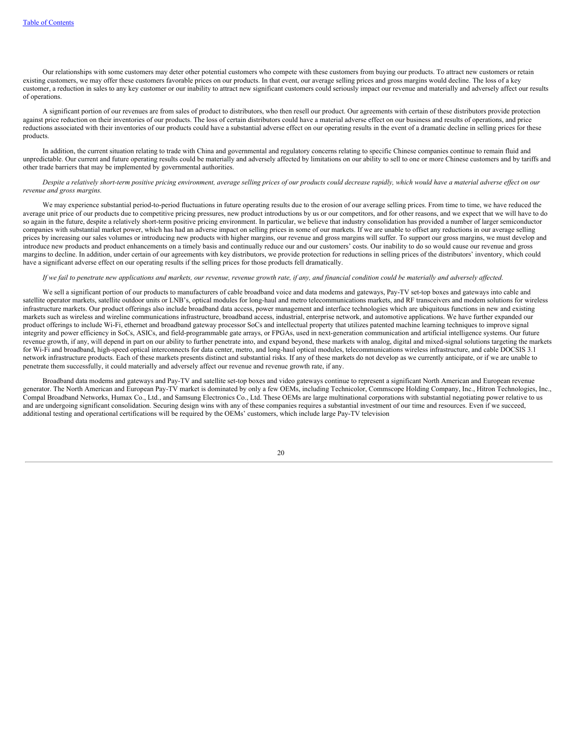Our relationships with some customers may deter other potential customers who compete with these customers from buying our products. To attract new customers or retain existing customers, we may offer these customers favorable prices on our products. In that event, our average selling prices and gross margins would decline. The loss of a key customer, a reduction in sales to any key customer or our inability to attract new significant customers could seriously impact our revenue and materially and adversely affect our results of operations.

A significant portion of our revenues are from sales of product to distributors, who then resell our product. Our agreements with certain of these distributors provide protection against price reduction on their inventories of our products. The loss of certain distributors could have a material adverse effect on our business and results of operations, and price reductions associated with their inventories of our products could have a substantial adverse effect on our operating results in the event of a dramatic decline in selling prices for these products.

In addition, the current situation relating to trade with China and governmental and regulatory concerns relating to specific Chinese companies continue to remain fluid and unpredictable. Our current and future operating results could be materially and adversely affected by limitations on our ability to sell to one or more Chinese customers and by tariffs and other trade barriers that may be implemented by governmental authorities.

*Despite a relatively short-term positive pricing environment, average selling prices of our products could decrease rapidly, which would have a material adverse effect on our revenue and gross margins.*

We may experience substantial period-to-period fluctuations in future operating results due to the erosion of our average selling prices. From time to time, we have reduced the average unit price of our products due to competitive pricing pressures, new product introductions by us or our competitors, and for other reasons, and we expect that we will have to do so again in the future, despite a relatively short-term positive pricing environment. In particular, we believe that industry consolidation has provided a number of larger semiconductor companies with substantial market power, which has had an adverse impact on selling prices in some of our markets. If we are unable to offset any reductions in our average selling prices by increasing our sales volumes or introducing new products with higher margins, our revenue and gross margins will suffer. To support our gross margins, we must develop and introduce new products and product enhancements on a timely basis and continually reduce our and our customers' costs. Our inability to do so would cause our revenue and gross margins to decline. In addition, under certain of our agreements with key distributors, we provide protection for reductions in selling prices of the distributors' inventory, which could have a significant adverse effect on our operating results if the selling prices for those products fell dramatically.

*If we fail to penetrate new applications and markets, our revenue, revenue growth rate, if any, and financial condition could be materially and adversely affected.*

We sell a significant portion of our products to manufacturers of cable broadband voice and data modems and gateways, Pay-TV set-top boxes and gateways into cable and satellite operator markets, satellite outdoor units or LNB's, optical modules for long-haul and metro telecommunications markets, and RF transceivers and modem solutions for wireless infrastructure markets. Our product offerings also include broadband data access, power management and interface technologies which are ubiquitous functions in new and existing markets such as wireless and wireline communications infrastructure, broadband access, industrial, enterprise network, and automotive applications. We have further expanded our product offerings to include Wi-Fi, ethernet and broadband gateway processor SoCs and intellectual property that utilizes patented machine learning techniques to improve signal integrity and power efficiency in SoCs, ASICs, and field-programmable gate arrays, or FPGAs, used in next-generation communication and artificial intelligence systems. Our future revenue growth, if any, will depend in part on our ability to further penetrate into, and expand beyond, these markets with analog, digital and mixed-signal solutions targeting the markets for Wi-Fi and broadband, high-speed optical interconnects for data center, metro, and long-haul optical modules, telecommunications wireless infrastructure, and cable DOCSIS 3.1 network infrastructure products. Each of these markets presents distinct and substantial risks. If any of these markets do not develop as we currently anticipate, or if we are unable to penetrate them successfully, it could materially and adversely affect our revenue and revenue growth rate, if any.

Broadband data modems and gateways and Pay-TV and satellite set-top boxes and video gateways continue to represent a significant North American and European revenue generator. The North American and European Pay-TV market is dominated by only a few OEMs, including Technicolor, Commscope Holding Company, Inc., Hitron Technologies, Inc., Compal Broadband Networks, Humax Co., Ltd., and Samsung Electronics Co., Ltd. These OEMs are large multinational corporations with substantial negotiating power relative to us and are undergoing significant consolidation. Securing design wins with any of these companies requires a substantial investment of our time and resources. Even if we succeed, additional testing and operational certifications will be required by the OEMs' customers, which include large Pay-TV television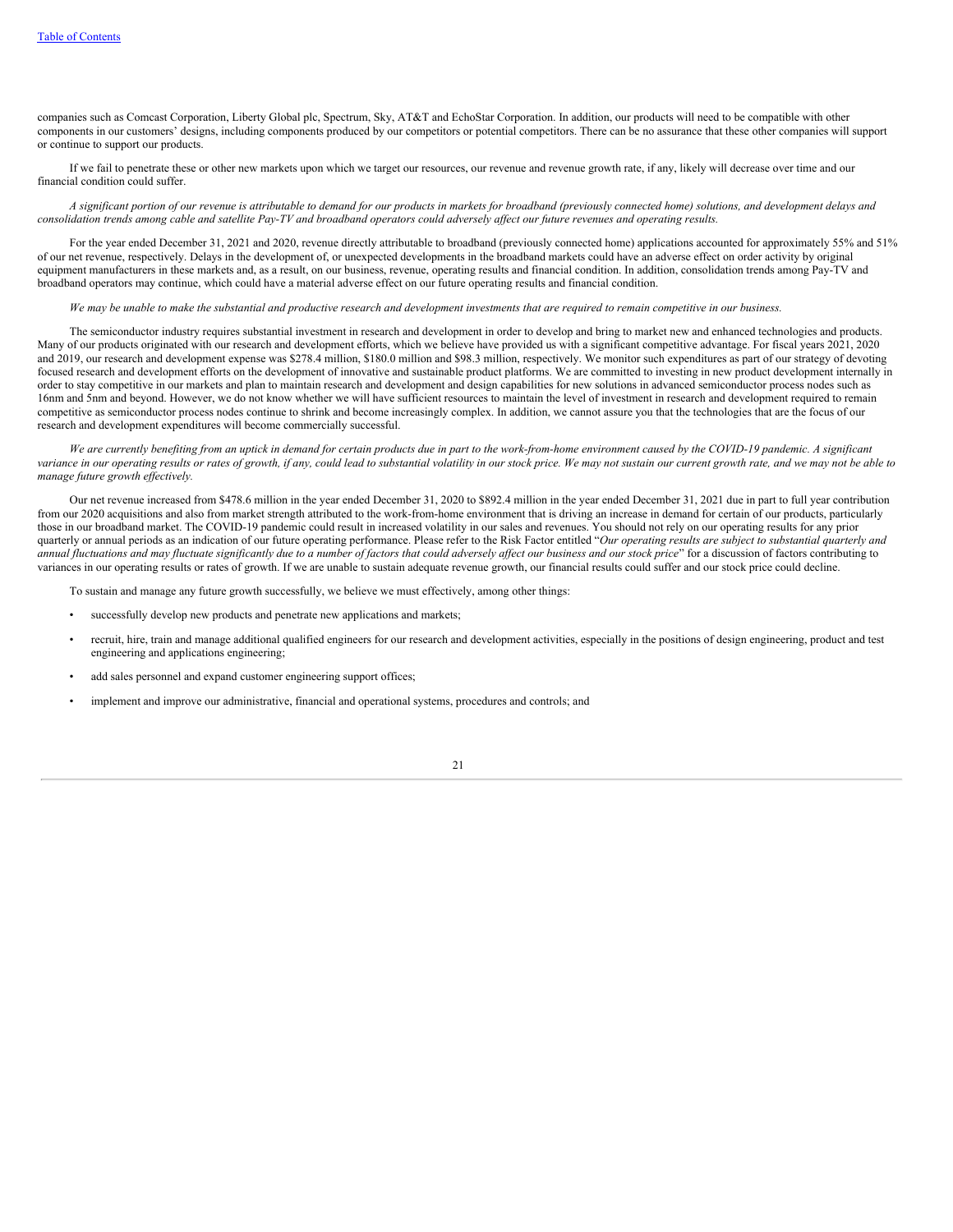companies such as Comcast Corporation, Liberty Global plc, Spectrum, Sky, AT&T and EchoStar Corporation. In addition, our products will need to be compatible with other components in our customers' designs, including components produced by our competitors or potential competitors. There can be no assurance that these other companies will support or continue to support our products.

If we fail to penetrate these or other new markets upon which we target our resources, our revenue and revenue growth rate, if any, likely will decrease over time and our financial condition could suffer.

*A significant portion of our revenue is attributable to demand for our products in markets for broadband (previously connected home) solutions, and development delays and consolidation trends among cable and satellite Pay-TV and broadband operators could adversely affect our future revenues and operating results.*

For the year ended December 31, 2021 and 2020, revenue directly attributable to broadband (previously connected home) applications accounted for approximately 55% and 51% of our net revenue, respectively. Delays in the development of, or unexpected developments in the broadband markets could have an adverse effect on order activity by original equipment manufacturers in these markets and, as a result, on our business, revenue, operating results and financial condition. In addition, consolidation trends among Pay-TV and broadband operators may continue, which could have a material adverse effect on our future operating results and financial condition.

*We may be unable to make the substantial and productive research and development investments that are required to remain competitive in our business.*

The semiconductor industry requires substantial investment in research and development in order to develop and bring to market new and enhanced technologies and products. Many of our products originated with our research and development efforts, which we believe have provided us with a significant competitive advantage. For fiscal years 2021, 2020 and 2019, our research and development expense was $278.4 million, $180.0 million and $98.3 million, respectively. We monitor such expenditures as part of our strategy of devoting focused research and development efforts on the development of innovative and sustainable product platforms. We are committed to investing in new product development internally in order to stay competitive in our markets and plan to maintain research and development and design capabilities for new solutions in advanced semiconductor process nodes such as 16nm and 5nm and beyond. However, we do not know whether we will have sufficient resources to maintain the level of investment in research and development required to remain competitive as semiconductor process nodes continue to shrink and become increasingly complex. In addition, we cannot assure you that the technologies that are the focus of our research and development expenditures will become commercially successful.

*We are currently benefiting from an uptick in demand for certain products due in part to the work-from-home environment caused by the COVID-19 pandemic. A significant variance in our operating results or rates of growth, if any, could lead to substantial volatility in our stock price. We may not sustain our current growth rate, and we may not be able to manage future growth effectively.*

Our net revenue increased from $478.6 million in the year ended December 31, 2020 to $892.4 million in the year ended December 31, 2021 due in part to full year contribution from our 2020 acquisitions and also from market strength attributed to the work-from-home environment that is driving an increase in demand for certain of our products, particularly those in our broadband market. The COVID-19 pandemic could result in increased volatility in our sales and revenues. You should not rely on our operating results for any prior quarterly or annual periods as an indication of our future operating performance. Please refer to the Risk Factor entitled "*Our operating results are subject to substantial quarterly and annual fluctuations and may fluctuate significantly due to a number of factors that could adversely affect our business and our stock price*" for a discussion of factors contributing to variances in our operating results or rates of growth. If we are unable to sustain adequate revenue growth, our financial results could suffer and our stock price could decline.

To sustain and manage any future growth successfully, we believe we must effectively, among other things:

- successfully develop new products and penetrate new applications and markets;
- recruit, hire, train and manage additional qualified engineers for our research and development activities, especially in the positions of design engineering, product and test engineering and applications engineering;
- add sales personnel and expand customer engineering support offices;
- implement and improve our administrative, financial and operational systems, procedures and controls; and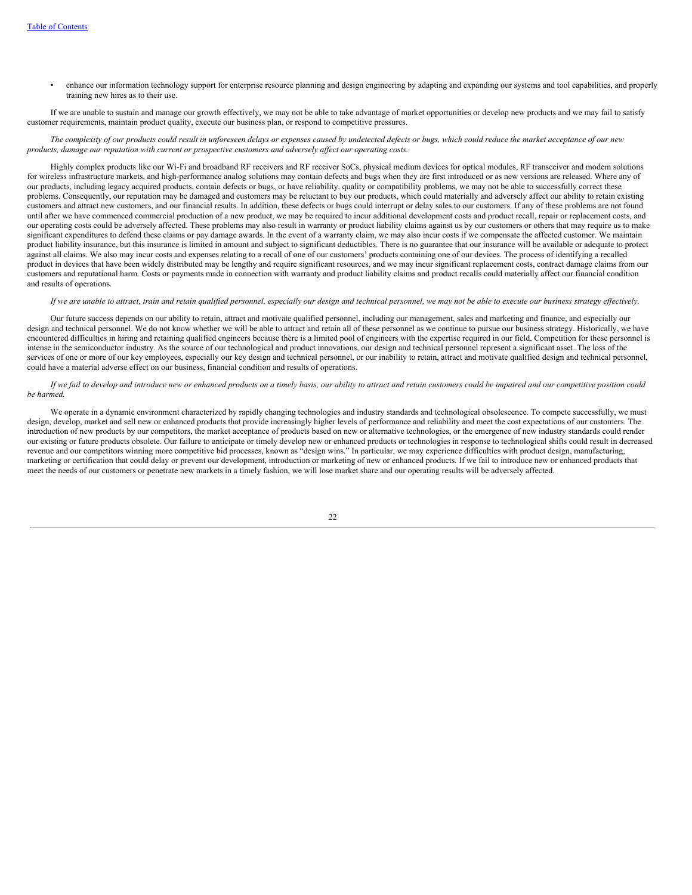- enhance our information technology support for enterprise resource planning and design engineering by adapting and expanding our systems and tool capabilities, and properly training new hires as to their use.

If we are unable to sustain and manage our growth effectively, we may not be able to take advantage of market opportunities or develop new products and we may fail to satisfy customer requirements, maintain product quality, execute our business plan, or respond to competitive pressures.

*The complexity of our products could result in unforeseen delays or expenses caused by undetected defects or bugs, which could reduce the market acceptance of our new products, damage our reputation with current or prospective customers and adversely affect our operating costs.*

Highly complex products like our Wi-Fi and broadband RF receivers and RF receiver SoCs, physical medium devices for optical modules, RF transceiver and modem solutions for wireless infrastructure markets, and high-performance analog solutions may contain defects and bugs when they are first introduced or as new versions are released. Where any of our products, including legacy acquired products, contain defects or bugs, or have reliability, quality or compatibility problems, we may not be able to successfully correct these problems. Consequently, our reputation may be damaged and customers may be reluctant to buy our products, which could materially and adversely affect our ability to retain existing customers and attract new customers, and our financial results. In addition, these defects or bugs could interrupt or delay sales to our customers. If any of these problems are not found until after we have commenced commercial production of a new product, we may be required to incur additional development costs and product recall, repair or replacement costs, and our operating costs could be adversely affected. These problems may also result in warranty or product liability claims against us by our customers or others that may require us to make significant expenditures to defend these claims or pay damage awards. In the event of a warranty claim, we may also incur costs if we compensate the affected customer. We maintain product liability insurance, but this insurance is limited in amount and subject to significant deductibles. There is no guarantee that our insurance will be available or adequate to protect against all claims. We also may incur costs and expenses relating to a recall of one of our customers' products containing one of our devices. The process of identifying a recalled product in devices that have been widely distributed may be lengthy and require significant resources, and we may incur significant replacement costs, contract damage claims from our customers and reputational harm. Costs or payments made in connection with warranty and product liability claims and product recalls could materially affect our financial condition and results of operations.

*If we are unable to attract, train and retain qualified personnel, especially our design and technical personnel, we may not be able to execute our business strategy effectively.*

Our future success depends on our ability to retain, attract and motivate qualified personnel, including our management, sales and marketing and finance, and especially our design and technical personnel. We do not know whether we will be able to attract and retain all of these personnel as we continue to pursue our business strategy. Historically, we have encountered difficulties in hiring and retaining qualified engineers because there is a limited pool of engineers with the expertise required in our field. Competition for these personnel is intense in the semiconductor industry. As the source of our technological and product innovations, our design and technical personnel represent a significant asset. The loss of the services of one or more of our key employees, especially our key design and technical personnel, or our inability to retain, attract and motivate qualified design and technical personnel, could have a material adverse effect on our business, financial condition and results of operations.

*If we fail to develop and introduce new or enhanced products on a timely basis, our ability to attract and retain customers could be impaired and our competitive position could be harmed.*

We operate in a dynamic environment characterized by rapidly changing technologies and industry standards and technological obsolescence. To compete successfully, we must design, develop, market and sell new or enhanced products that provide increasingly higher levels of performance and reliability and meet the cost expectations of our customers. The introduction of new products by our competitors, the market acceptance of products based on new or alternative technologies, or the emergence of new industry standards could render our existing or future products obsolete. Our failure to anticipate or timely develop new or enhanced products or technologies in response to technological shifts could result in decreased revenue and our competitors winning more competitive bid processes, known as "design wins." In particular, we may experience difficulties with product design, manufacturing, marketing or certification that could delay or prevent our development, introduction or marketing of new or enhanced products. If we fail to introduce new or enhanced products that meet the needs of our customers or penetrate new markets in a timely fashion, we will lose market share and our operating results will be adversely affected.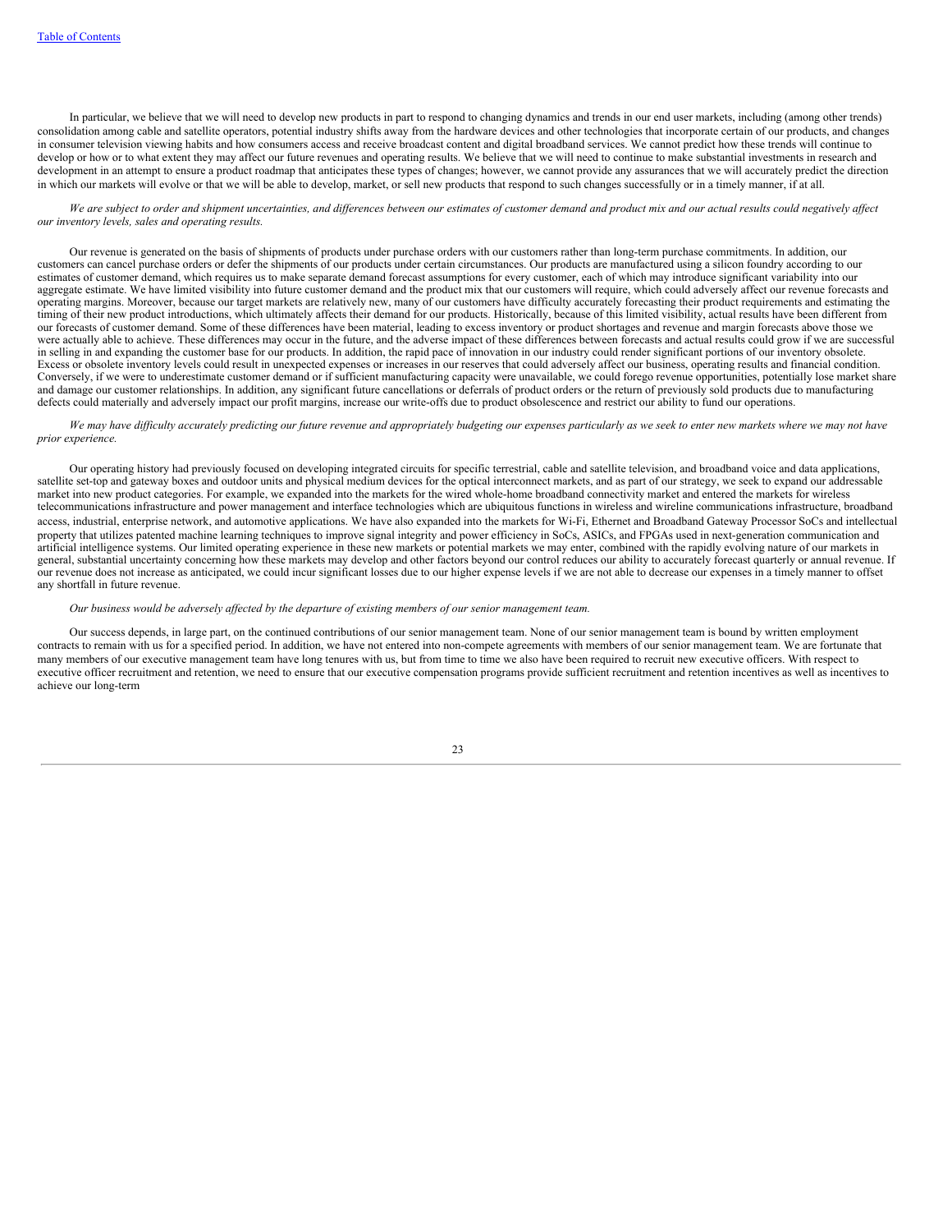In particular, we believe that we will need to develop new products in part to respond to changing dynamics and trends in our end user markets, including (among other trends) consolidation among cable and satellite operators, potential industry shifts away from the hardware devices and other technologies that incorporate certain of our products, and changes in consumer television viewing habits and how consumers access and receive broadcast content and digital broadband services. We cannot predict how these trends will continue to develop or how or to what extent they may affect our future revenues and operating results. We believe that we will need to continue to make substantial investments in research and development in an attempt to ensure a product roadmap that anticipates these types of changes; however, we cannot provide any assurances that we will accurately predict the direction in which our markets will evolve or that we will be able to develop, market, or sell new products that respond to such changes successfully or in a timely manner, if at all.

*We are subject to order and shipment uncertainties, and differences between our estimates of customer demand and product mix and our actual results could negatively affect our inventory levels, sales and operating results.*

Our revenue is generated on the basis of shipments of products under purchase orders with our customers rather than long-term purchase commitments. In addition, our customers can cancel purchase orders or defer the shipments of our products under certain circumstances. Our products are manufactured using a silicon foundry according to our estimates of customer demand, which requires us to make separate demand forecast assumptions for every customer, each of which may introduce significant variability into our aggregate estimate. We have limited visibility into future customer demand and the product mix that our customers will require, which could adversely affect our revenue forecasts and operating margins. Moreover, because our target markets are relatively new, many of our customers have difficulty accurately forecasting their product requirements and estimating the timing of their new product introductions, which ultimately affects their demand for our products. Historically, because of this limited visibility, actual results have been different from our forecasts of customer demand. Some of these differences have been material, leading to excess inventory or product shortages and revenue and margin forecasts above those we were actually able to achieve. These differences may occur in the future, and the adverse impact of these differences between forecasts and actual results could grow if we are successful in selling in and expanding the customer base for our products. In addition, the rapid pace of innovation in our industry could render significant portions of our inventory obsolete. Excess or obsolete inventory levels could result in unexpected expenses or increases in our reserves that could adversely affect our business, operating results and financial condition. Conversely, if we were to underestimate customer demand or if sufficient manufacturing capacity were unavailable, we could forego revenue opportunities, potentially lose market share and damage our customer relationships. In addition, any significant future cancellations or deferrals of product orders or the return of previously sold products due to manufacturing defects could materially and adversely impact our profit margins, increase our write-offs due to product obsolescence and restrict our ability to fund our operations.

*We may have difficulty accurately predicting our future revenue and appropriately budgeting our expenses particularly as we seek to enter new markets where we may not have prior experience.*

Our operating history had previously focused on developing integrated circuits for specific terrestrial, cable and satellite television, and broadband voice and data applications, satellite set-top and gateway boxes and outdoor units and physical medium devices for the optical interconnect markets, and as part of our strategy, we seek to expand our addressable market into new product categories. For example, we expanded into the markets for the wired whole-home broadband connectivity market and entered the markets for wireless telecommunications infrastructure and power management and interface technologies which are ubiquitous functions in wireless and wireline communications infrastructure, broadband access, industrial, enterprise network, and automotive applications. We have also expanded into the markets for Wi-Fi, Ethernet and Broadband Gateway Processor SoCs and intellectual property that utilizes patented machine learning techniques to improve signal integrity and power efficiency in SoCs, ASICs, and FPGAs used in next-generation communication and artificial intelligence systems. Our limited operating experience in these new markets or potential markets we may enter, combined with the rapidly evolving nature of our markets in general, substantial uncertainty concerning how these markets may develop and other factors beyond our control reduces our ability to accurately forecast quarterly or annual revenue. If our revenue does not increase as anticipated, we could incur significant losses due to our higher expense levels if we are not able to decrease our expenses in a timely manner to offset any shortfall in future revenue.

*Our business would be adversely affected by the departure of existing members of our senior management team.*

Our success depends, in large part, on the continued contributions of our senior management team. None of our senior management team is bound by written employment contracts to remain with us for a specified period. In addition, we have not entered into non-compete agreements with members of our senior management team. We are fortunate that many members of our executive management team have long tenures with us, but from time to time we also have been required to recruit new executive officers. With respect to executive officer recruitment and retention, we need to ensure that our executive compensation programs provide sufficient recruitment and retention incentives as well as incentives to achieve our long-term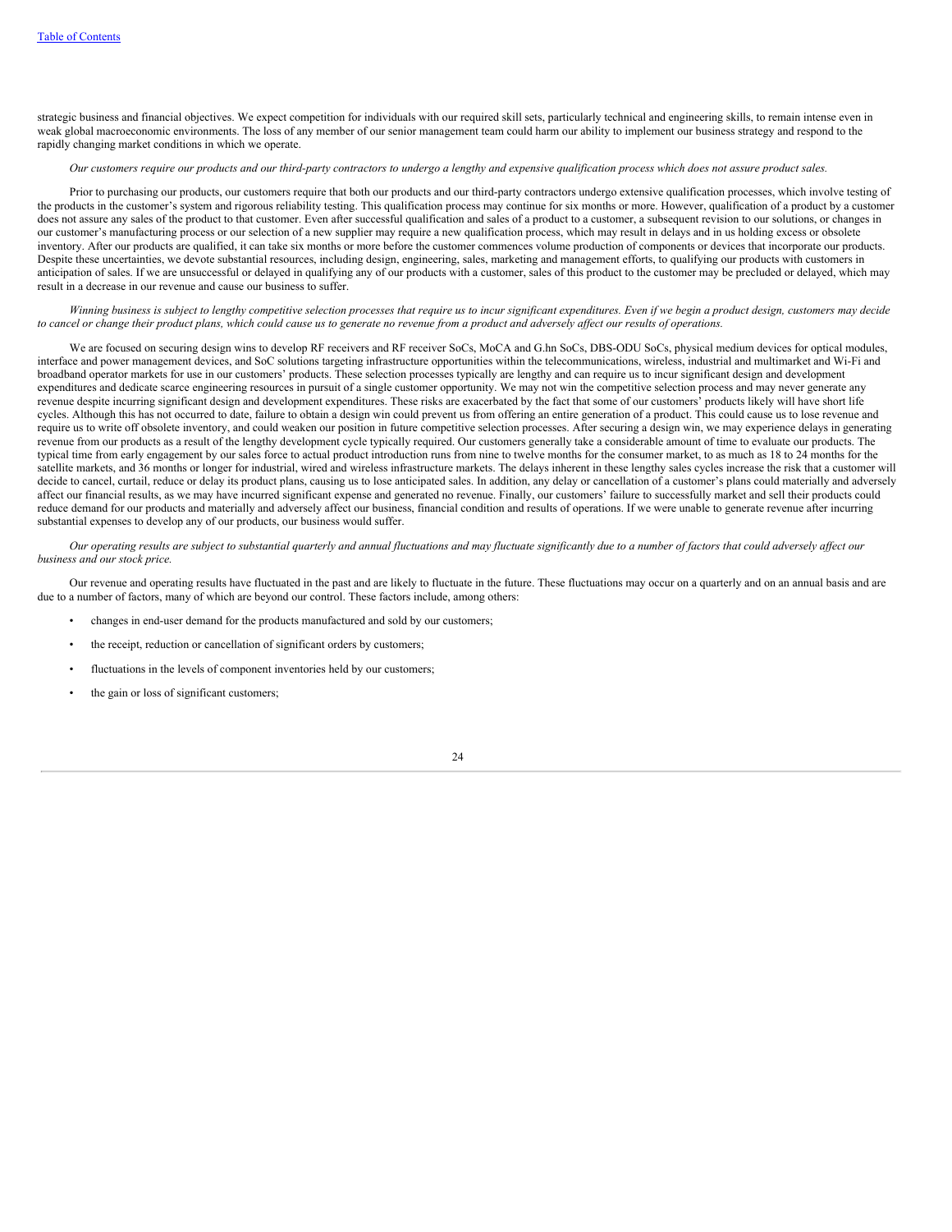strategic business and financial objectives. We expect competition for individuals with our required skill sets, particularly technical and engineering skills, to remain intense even in weak global macroeconomic environments. The loss of any member of our senior management team could harm our ability to implement our business strategy and respond to the rapidly changing market conditions in which we operate.

*Our customers require our products and our third-party contractors to undergo a lengthy and expensive qualification process which does not assure product sales.*

Prior to purchasing our products, our customers require that both our products and our third-party contractors undergo extensive qualification processes, which involve testing of the products in the customer's system and rigorous reliability testing. This qualification process may continue for six months or more. However, qualification of a product by a customer does not assure any sales of the product to that customer. Even after successful qualification and sales of a product to a customer, a subsequent revision to our solutions, or changes in our customer's manufacturing process or our selection of a new supplier may require a new qualification process, which may result in delays and in us holding excess or obsolete inventory. After our products are qualified, it can take six months or more before the customer commences volume production of components or devices that incorporate our products. Despite these uncertainties, we devote substantial resources, including design, engineering, sales, marketing and management efforts, to qualifying our products with customers in anticipation of sales. If we are unsuccessful or delayed in qualifying any of our products with a customer, sales of this product to the customer may be precluded or delayed, which may result in a decrease in our revenue and cause our business to suffer.

*Winning business is subject to lengthy competitive selection processes that require us to incur significant expenditures. Even if we begin a product design, customers may decide to cancel or change their product plans, which could cause us to generate no revenue from a product and adversely affect our results of operations.*

We are focused on securing design wins to develop RF receivers and RF receiver SoCs, MoCA and G.hn SoCs, DBS-ODU SoCs, physical medium devices for optical modules, interface and power management devices, and SoC solutions targeting infrastructure opportunities within the telecommunications, wireless, industrial and multimarket and Wi-Fi and broadband operator markets for use in our customers' products. These selection processes typically are lengthy and can require us to incur significant design and development expenditures and dedicate scarce engineering resources in pursuit of a single customer opportunity. We may not win the competitive selection process and may never generate any revenue despite incurring significant design and development expenditures. These risks are exacerbated by the fact that some of our customers' products likely will have short life cycles. Although this has not occurred to date, failure to obtain a design win could prevent us from offering an entire generation of a product. This could cause us to lose revenue and require us to write off obsolete inventory, and could weaken our position in future competitive selection processes. After securing a design win, we may experience delays in generating revenue from our products as a result of the lengthy development cycle typically required. Our customers generally take a considerable amount of time to evaluate our products. The typical time from early engagement by our sales force to actual product introduction runs from nine to twelve months for the consumer market, to as much as 18 to 24 months for the satellite markets, and 36 months or longer for industrial, wired and wireless infrastructure markets. The delays inherent in these lengthy sales cycles increase the risk that a customer will decide to cancel, curtail, reduce or delay its product plans, causing us to lose anticipated sales. In addition, any delay or cancellation of a customer's plans could materially and adversely affect our financial results, as we may have incurred significant expense and generated no revenue. Finally, our customers' failure to successfully market and sell their products could reduce demand for our products and materially and adversely affect our business, financial condition and results of operations. If we were unable to generate revenue after incurring substantial expenses to develop any of our products, our business would suffer.

*Our operating results are subject to substantial quarterly and annual fluctuations and may fluctuate significantly due to a number of factors that could adversely affect our business and our stock price.*

Our revenue and operating results have fluctuated in the past and are likely to fluctuate in the future. These fluctuations may occur on a quarterly and on an annual basis and are due to a number of factors, many of which are beyond our control. These factors include, among others:

- changes in end-user demand for the products manufactured and sold by our customers;
- the receipt, reduction or cancellation of significant orders by customers;
- fluctuations in the levels of component inventories held by our customers;
- the gain or loss of significant customers;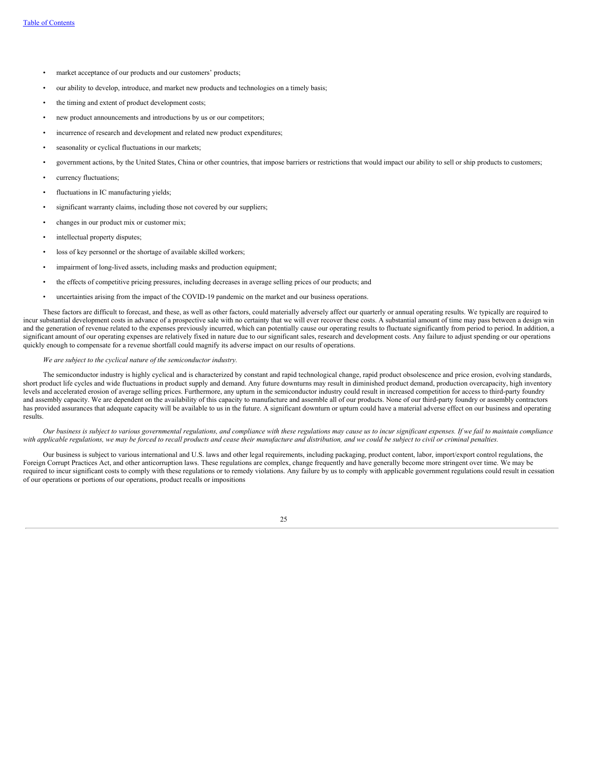- market acceptance of our products and our customers' products;
- our ability to develop, introduce, and market new products and technologies on a timely basis;
- the timing and extent of product development costs;
- new product announcements and introductions by us or our competitors;
- incurrence of research and development and related new product expenditures;
- seasonality or cyclical fluctuations in our markets;
- government actions, by the United States, China or other countries, that impose barriers or restrictions that would impact our ability to sell or ship products to customers;
- currency fluctuations;
- fluctuations in IC manufacturing yields;
- significant warranty claims, including those not covered by our suppliers;
- changes in our product mix or customer mix;
- intellectual property disputes;
- loss of key personnel or the shortage of available skilled workers;
- impairment of long-lived assets, including masks and production equipment;
- the effects of competitive pricing pressures, including decreases in average selling prices of our products; and
- uncertainties arising from the impact of the COVID-19 pandemic on the market and our business operations.

These factors are difficult to forecast, and these, as well as other factors, could materially adversely affect our quarterly or annual operating results. We typically are required to incur substantial development costs in advance of a prospective sale with no certainty that we will ever recover these costs. A substantial amount of time may pass between a design win and the generation of revenue related to the expenses previously incurred, which can potentially cause our operating results to fluctuate significantly from period to period. In addition, a significant amount of our operating expenses are relatively fixed in nature due to our significant sales, research and development costs. Any failure to adjust spending or our operations quickly enough to compensate for a revenue shortfall could magnify its adverse impact on our results of operations.

*We are subject to the cyclical nature of the semiconductor industry.*

The semiconductor industry is highly cyclical and is characterized by constant and rapid technological change, rapid product obsolescence and price erosion, evolving standards, short product life cycles and wide fluctuations in product supply and demand. Any future downturns may result in diminished product demand, production overcapacity, high inventory levels and accelerated erosion of average selling prices. Furthermore, any upturn in the semiconductor industry could result in increased competition for access to third-party foundry and assembly capacity. We are dependent on the availability of this capacity to manufacture and assemble all of our products. None of our third-party foundry or assembly contractors has provided assurances that adequate capacity will be available to us in the future. A significant downturn or upturn could have a material adverse effect on our business and operating results.

*Our business is subject to various governmental regulations, and compliance with these regulations may cause us to incur significant expenses. If we fail to maintain compliance with applicable regulations, we may be forced to recall products and cease their manufacture and distribution, and we could be subject to civil or criminal penalties.*

Our business is subject to various international and U.S. laws and other legal requirements, including packaging, product content, labor, import/export control regulations, the Foreign Corrupt Practices Act, and other anticorruption laws. These regulations are complex, change frequently and have generally become more stringent over time. We may be required to incur significant costs to comply with these regulations or to remedy violations. Any failure by us to comply with applicable government regulations could result in cessation of our operations or portions of our operations, product recalls or impositions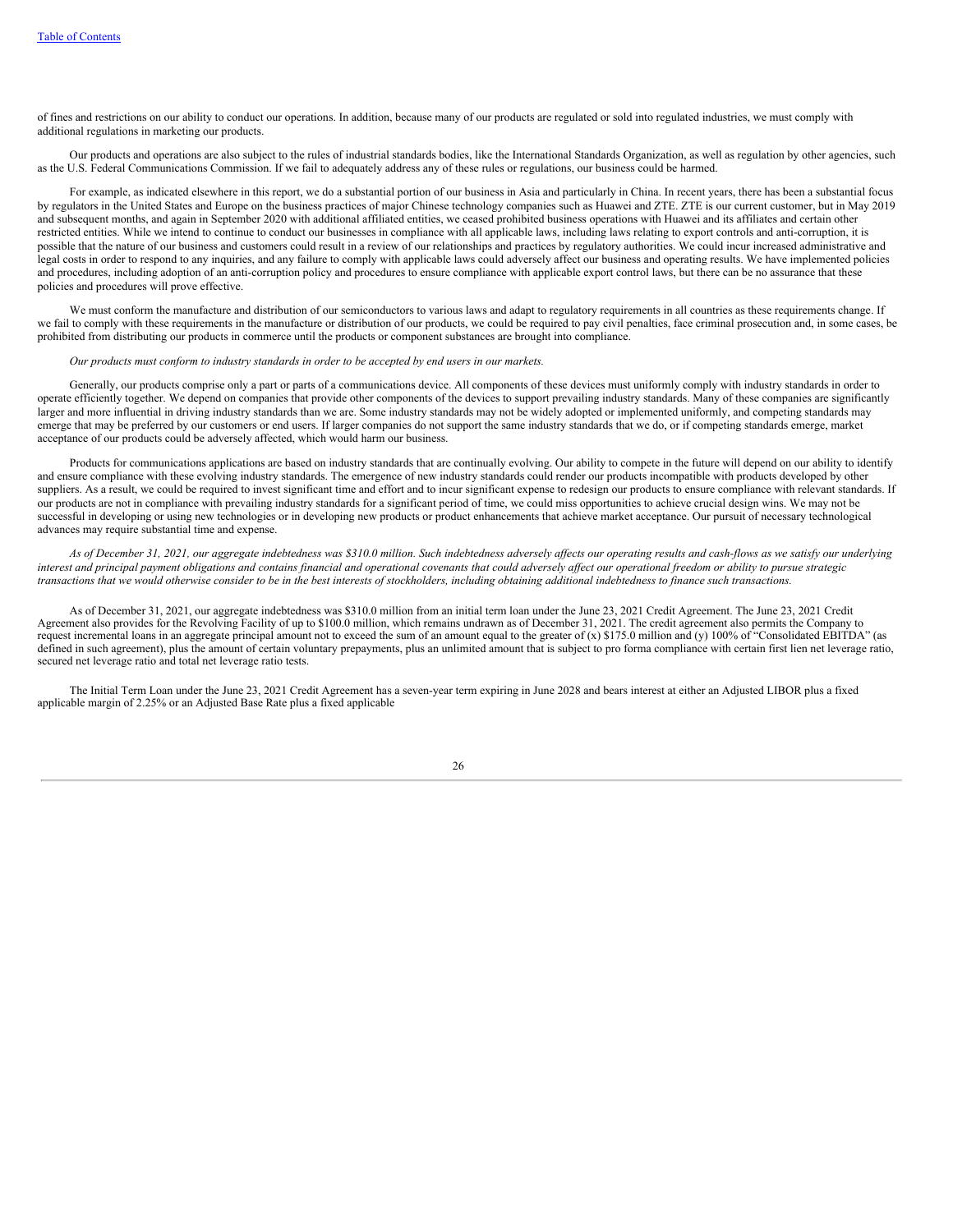of fines and restrictions on our ability to conduct our operations. In addition, because many of our products are regulated or sold into regulated industries, we must comply with additional regulations in marketing our products.

Our products and operations are also subject to the rules of industrial standards bodies, like the International Standards Organization, as well as regulation by other agencies, such as the U.S. Federal Communications Commission. If we fail to adequately address any of these rules or regulations, our business could be harmed.

For example, as indicated elsewhere in this report, we do a substantial portion of our business in Asia and particularly in China. In recent years, there has been a substantial focus by regulators in the United States and Europe on the business practices of major Chinese technology companies such as Huawei and ZTE. ZTE is our current customer, but in May 2019 and subsequent months, and again in September 2020 with additional affiliated entities, we ceased prohibited business operations with Huawei and its affiliates and certain other restricted entities. While we intend to continue to conduct our businesses in compliance with all applicable laws, including laws relating to export controls and anti-corruption, it is possible that the nature of our business and customers could result in a review of our relationships and practices by regulatory authorities. We could incur increased administrative and legal costs in order to respond to any inquiries, and any failure to comply with applicable laws could adversely affect our business and operating results. We have implemented policies and procedures, including adoption of an anti-corruption policy and procedures to ensure compliance with applicable export control laws, but there can be no assurance that these policies and procedures will prove effective.

We must conform the manufacture and distribution of our semiconductors to various laws and adapt to regulatory requirements in all countries as these requirements change. If we fail to comply with these requirements in the manufacture or distribution of our products, we could be required to pay civil penalties, face criminal prosecution and, in some cases, be prohibited from distributing our products in commerce until the products or component substances are brought into compliance.

*Our products must conform to industry standards in order to be accepted by end users in our markets.*

Generally, our products comprise only a part or parts of a communications device. All components of these devices must uniformly comply with industry standards in order to operate efficiently together. We depend on companies that provide other components of the devices to support prevailing industry standards. Many of these companies are significantly larger and more influential in driving industry standards than we are. Some industry standards may not be widely adopted or implemented uniformly, and competing standards may emerge that may be preferred by our customers or end users. If larger companies do not support the same industry standards that we do, or if competing standards emerge, market acceptance of our products could be adversely affected, which would harm our business.

Products for communications applications are based on industry standards that are continually evolving. Our ability to compete in the future will depend on our ability to identify and ensure compliance with these evolving industry standards. The emergence of new industry standards could render our products incompatible with products developed by other suppliers. As a result, we could be required to invest significant time and effort and to incur significant expense to redesign our products to ensure compliance with relevant standards. If our products are not in compliance with prevailing industry standards for a significant period of time, we could miss opportunities to achieve crucial design wins. We may not be successful in developing or using new technologies or in developing new products or product enhancements that achieve market acceptance. Our pursuit of necessary technological advances may require substantial time and expense.

*As of December 31, 2021, our aggregate indebtedness was $310.0 million. Such indebtedness adversely affects our operating results and cash-flows as we satisfy our underlying interest and principal payment obligations and contains financial and operational covenants that could adversely affect our operational freedom or ability to pursue strategic transactions that we would otherwise consider to be in the best interests of stockholders, including obtaining additional indebtedness to finance such transactions.*

As of December 31, 2021, our aggregate indebtedness was $310.0 million from an initial term loan under the June 23, 2021 Credit Agreement. The June 23, 2021 Credit Agreement also provides for the Revolving Facility of up to $100.0 million, which remains undrawn as of December 31, 2021. The credit agreement also permits the Company to request incremental loans in an aggregate principal amount not to exceed the sum of an amount equal to the greater of (x) $175.0 million and (y) 100% of "Consolidated EBITDA" (as defined in such agreement), plus the amount of certain voluntary prepayments, plus an unlimited amount that is subject to pro forma compliance with certain first lien net leverage ratio, secured net leverage ratio and total net leverage ratio tests.

The Initial Term Loan under the June 23, 2021 Credit Agreement has a seven-year term expiring in June 2028 and bears interest at either an Adjusted LIBOR plus a fixed applicable margin of 2.25% or an Adjusted Base Rate plus a fixed applicable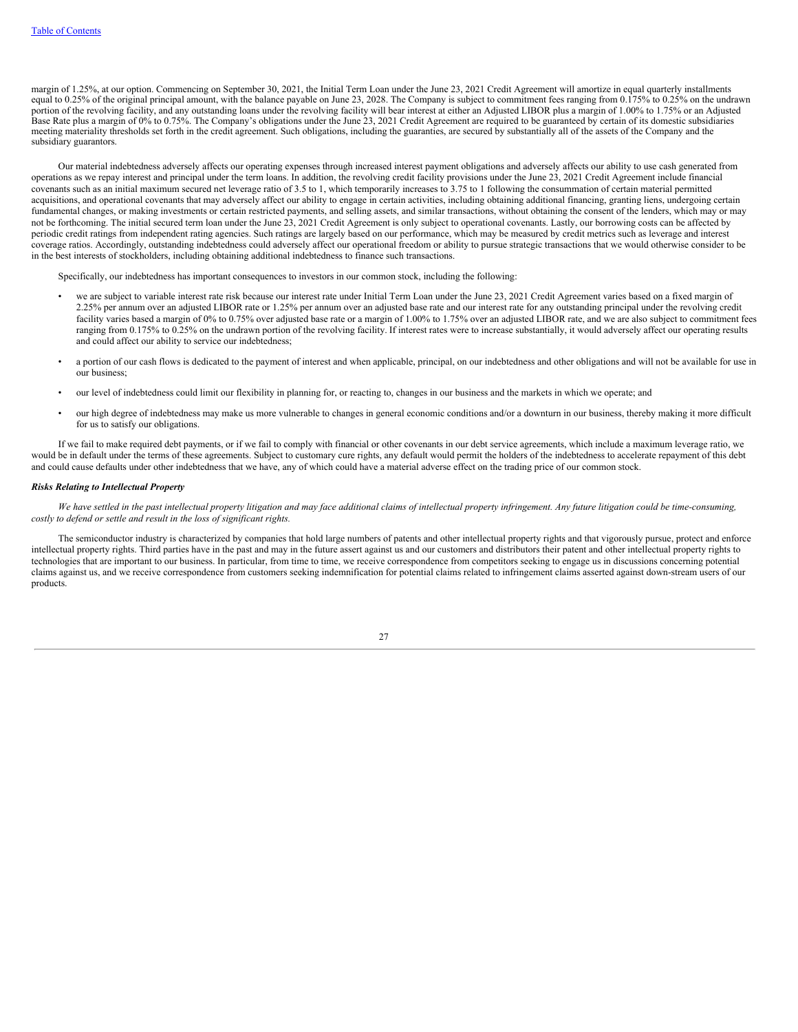margin of 1.25%, at our option. Commencing on September 30, 2021, the Initial Term Loan under the June 23, 2021 Credit Agreement will amortize in equal quarterly installments equal to 0.25% of the original principal amount, with the balance payable on June 23, 2028. The Company is subject to commitment fees ranging from 0.175% to 0.25% on the undrawn portion of the revolving facility, and any outstanding loans under the revolving facility will bear interest at either an Adjusted LIBOR plus a margin of 1.00% to 1.75% or an Adjusted Base Rate plus a margin of 0% to 0.75%. The Company's obligations under the June 23, 2021 Credit Agreement are required to be guaranteed by certain of its domestic subsidiaries meeting materiality thresholds set forth in the credit agreement. Such obligations, including the guaranties, are secured by substantially all of the assets of the Company and the subsidiary guarantors.

Our material indebtedness adversely affects our operating expenses through increased interest payment obligations and adversely affects our ability to use cash generated from operations as we repay interest and principal under the term loans. In addition, the revolving credit facility provisions under the June 23, 2021 Credit Agreement include financial covenants such as an initial maximum secured net leverage ratio of 3.5 to 1, which temporarily increases to 3.75 to 1 following the consummation of certain material permitted acquisitions, and operational covenants that may adversely affect our ability to engage in certain activities, including obtaining additional financing, granting liens, undergoing certain fundamental changes, or making investments or certain restricted payments, and selling assets, and similar transactions, without obtaining the consent of the lenders, which may or may not be forthcoming. The initial secured term loan under the June 23, 2021 Credit Agreement is only subject to operational covenants. Lastly, our borrowing costs can be affected by periodic credit ratings from independent rating agencies. Such ratings are largely based on our performance, which may be measured by credit metrics such as leverage and interest coverage ratios. Accordingly, outstanding indebtedness could adversely affect our operational freedom or ability to pursue strategic transactions that we would otherwise consider to be in the best interests of stockholders, including obtaining additional indebtedness to finance such transactions.

Specifically, our indebtedness has important consequences to investors in our common stock, including the following:

- we are subject to variable interest rate risk because our interest rate under Initial Term Loan under the June 23, 2021 Credit Agreement varies based on a fixed margin of 2.25% per annum over an adjusted LIBOR rate or 1.25% per annum over an adjusted base rate and our interest rate for any outstanding principal under the revolving credit facility varies based a margin of 0% to 0.75% over adjusted base rate or a margin of 1.00% to 1.75% over an adjusted LIBOR rate, and we are also subject to commitment fees ranging from 0.175% to 0.25% on the undrawn portion of the revolving facility. If interest rates were to increase substantially, it would adversely affect our operating results and could affect our ability to service our indebtedness;
- a portion of our cash flows is dedicated to the payment of interest and when applicable, principal, on our indebtedness and other obligations and will not be available for use in our business;
- our level of indebtedness could limit our flexibility in planning for, or reacting to, changes in our business and the markets in which we operate; and
- our high degree of indebtedness may make us more vulnerable to changes in general economic conditions and/or a downturn in our business, thereby making it more difficult for us to satisfy our obligations.

If we fail to make required debt payments, or if we fail to comply with financial or other covenants in our debt service agreements, which include a maximum leverage ratio, we would be in default under the terms of these agreements. Subject to customary cure rights, any default would permit the holders of the indebtedness to accelerate repayment of this debt and could cause defaults under other indebtedness that we have, any of which could have a material adverse effect on the trading price of our common stock.

***Risks Relating to Intellectual Property***

*We have settled in the past intellectual property litigation and may face additional claims of intellectual property infringement. Any future litigation could be time-consuming, costly to defend or settle and result in the loss of significant rights.*

The semiconductor industry is characterized by companies that hold large numbers of patents and other intellectual property rights and that vigorously pursue, protect and enforce intellectual property rights. Third parties have in the past and may in the future assert against us and our customers and distributors their patent and other intellectual property rights to technologies that are important to our business. In particular, from time to time, we receive correspondence from competitors seeking to engage us in discussions concerning potential claims against us, and we receive correspondence from customers seeking indemnification for potential claims related to infringement claims asserted against down-stream users of our products.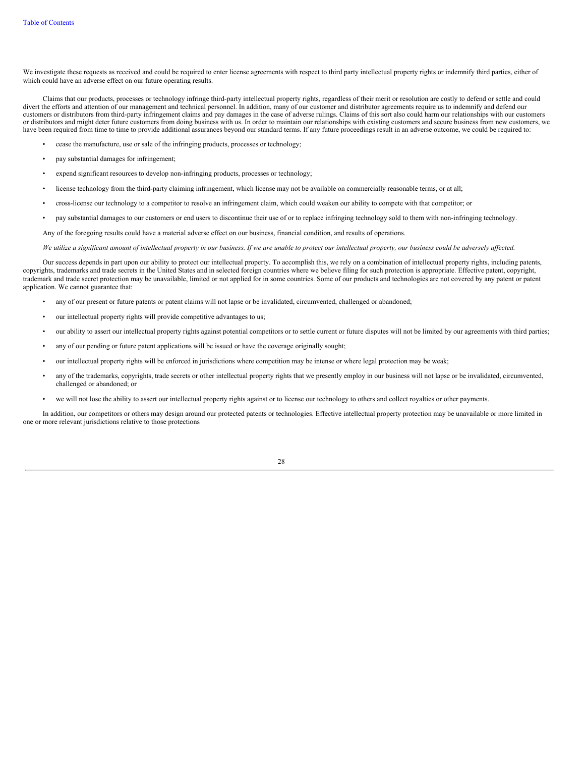We investigate these requests as received and could be required to enter license agreements with respect to third party intellectual property rights or indemnify third parties, either of which could have an adverse effect on our future operating results.

Claims that our products, processes or technology infringe third-party intellectual property rights, regardless of their merit or resolution are costly to defend or settle and could divert the efforts and attention of our management and technical personnel. In addition, many of our customer and distributor agreements require us to indemnify and defend our customers or distributors from third-party infringement claims and pay damages in the case of adverse rulings. Claims of this sort also could harm our relationships with our customers or distributors and might deter future customers from doing business with us. In order to maintain our relationships with existing customers and secure business from new customers, we have been required from time to time to provide additional assurances beyond our standard terms. If any future proceedings result in an adverse outcome, we could be required to:

- cease the manufacture, use or sale of the infringing products, processes or technology;
- pay substantial damages for infringement;
- expend significant resources to develop non-infringing products, processes or technology;
- license technology from the third-party claiming infringement, which license may not be available on commercially reasonable terms, or at all;
- cross-license our technology to a competitor to resolve an infringement claim, which could weaken our ability to compete with that competitor; or
- pay substantial damages to our customers or end users to discontinue their use of or to replace infringing technology sold to them with non-infringing technology.

Any of the foregoing results could have a material adverse effect on our business, financial condition, and results of operations.

*We utilize a significant amount of intellectual property in our business. If we are unable to protect our intellectual property, our business could be adversely affected.*

Our success depends in part upon our ability to protect our intellectual property. To accomplish this, we rely on a combination of intellectual property rights, including patents, copyrights, trademarks and trade secrets in the United States and in selected foreign countries where we believe filing for such protection is appropriate. Effective patent, copyright, trademark and trade secret protection may be unavailable, limited or not applied for in some countries. Some of our products and technologies are not covered by any patent or patent application. We cannot guarantee that:

- any of our present or future patents or patent claims will not lapse or be invalidated, circumvented, challenged or abandoned;
- our intellectual property rights will provide competitive advantages to us;
- our ability to assert our intellectual property rights against potential competitors or to settle current or future disputes will not be limited by our agreements with third parties;
- any of our pending or future patent applications will be issued or have the coverage originally sought;
- our intellectual property rights will be enforced in jurisdictions where competition may be intense or where legal protection may be weak;
- any of the trademarks, copyrights, trade secrets or other intellectual property rights that we presently employ in our business will not lapse or be invalidated, circumvented, challenged or abandoned; or
- we will not lose the ability to assert our intellectual property rights against or to license our technology to others and collect royalties or other payments.

In addition, our competitors or others may design around our protected patents or technologies. Effective intellectual property protection may be unavailable or more limited in one or more relevant jurisdictions relative to those protections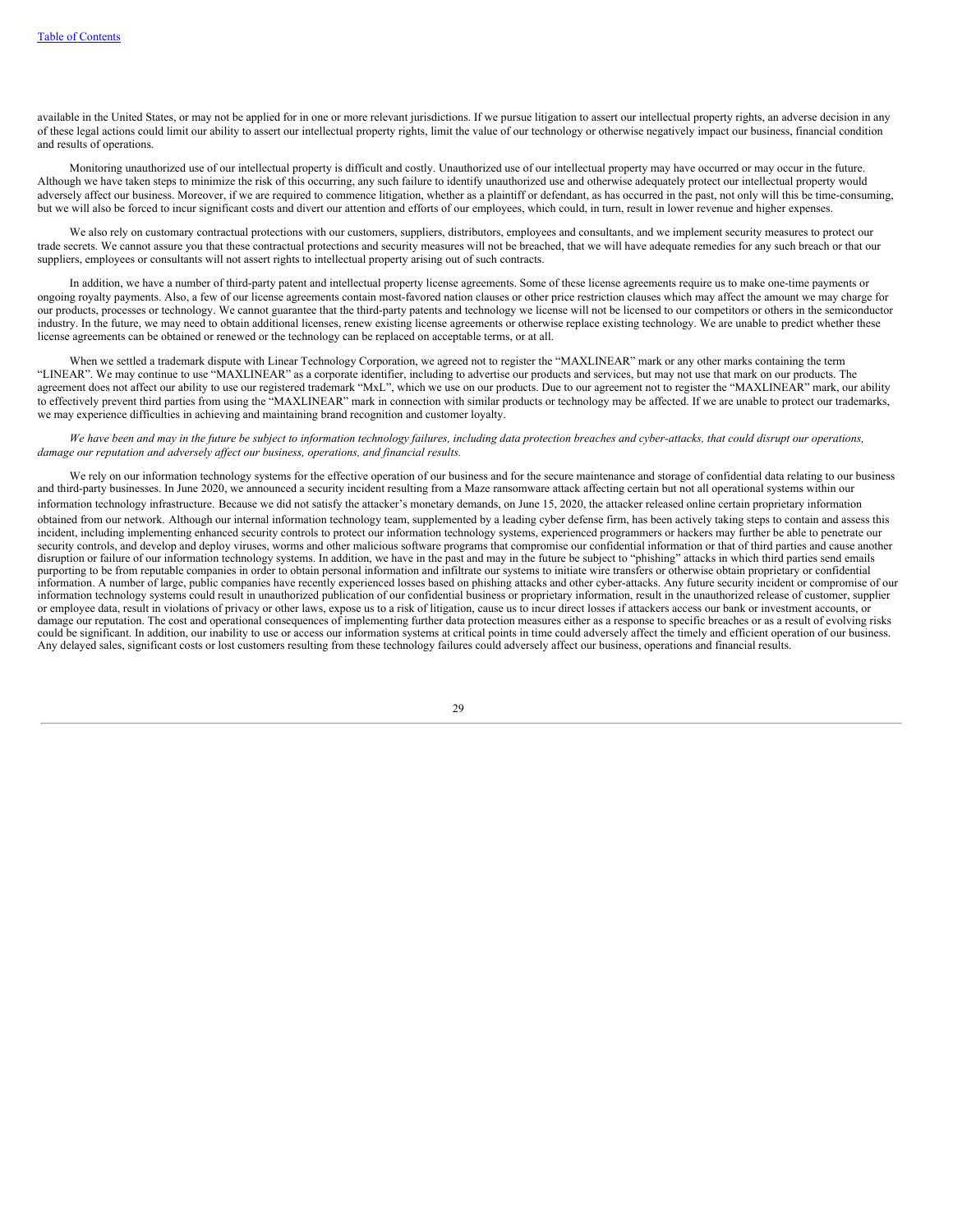available in the United States, or may not be applied for in one or more relevant jurisdictions. If we pursue litigation to assert our intellectual property rights, an adverse decision in any of these legal actions could limit our ability to assert our intellectual property rights, limit the value of our technology or otherwise negatively impact our business, financial condition and results of operations.

Monitoring unauthorized use of our intellectual property is difficult and costly. Unauthorized use of our intellectual property may have occurred or may occur in the future. Although we have taken steps to minimize the risk of this occurring, any such failure to identify unauthorized use and otherwise adequately protect our intellectual property would adversely affect our business. Moreover, if we are required to commence litigation, whether as a plaintiff or defendant, as has occurred in the past, not only will this be time-consuming, but we will also be forced to incur significant costs and divert our attention and efforts of our employees, which could, in turn, result in lower revenue and higher expenses.

We also rely on customary contractual protections with our customers, suppliers, distributors, employees and consultants, and we implement security measures to protect our trade secrets. We cannot assure you that these contractual protections and security measures will not be breached, that we will have adequate remedies for any such breach or that our suppliers, employees or consultants will not assert rights to intellectual property arising out of such contracts.

In addition, we have a number of third-party patent and intellectual property license agreements. Some of these license agreements require us to make one-time payments or ongoing royalty payments. Also, a few of our license agreements contain most-favored nation clauses or other price restriction clauses which may affect the amount we may charge for our products, processes or technology. We cannot guarantee that the third-party patents and technology we license will not be licensed to our competitors or others in the semiconductor industry. In the future, we may need to obtain additional licenses, renew existing license agreements or otherwise replace existing technology. We are unable to predict whether these license agreements can be obtained or renewed or the technology can be replaced on acceptable terms, or at all.

When we settled a trademark dispute with Linear Technology Corporation, we agreed not to register the "MAXLINEAR" mark or any other marks containing the term "LINEAR". We may continue to use "MAXLINEAR" as a corporate identifier, including to advertise our products and services, but may not use that mark on our products. The agreement does not affect our ability to use our registered trademark "MxL", which we use on our products. Due to our agreement not to register the "MAXLINEAR" mark, our ability to effectively prevent third parties from using the "MAXLINEAR" mark in connection with similar products or technology may be affected. If we are unable to protect our trademarks, we may experience difficulties in achieving and maintaining brand recognition and customer loyalty.

*We have been and may in the future be subject to information technology failures, including data protection breaches and cyber-attacks, that could disrupt our operations, damage our reputation and adversely affect our business, operations, and financial results.*

We rely on our information technology systems for the effective operation of our business and for the secure maintenance and storage of confidential data relating to our business and third-party businesses. In June 2020, we announced a security incident resulting from a Maze ransomware attack affecting certain but not all operational systems within our information technology infrastructure. Because we did not satisfy the attacker's monetary demands, on June 15, 2020, the attacker released online certain proprietary information obtained from our network. Although our internal information technology team, supplemented by a leading cyber defense firm, has been actively taking steps to contain and assess this incident, including implementing enhanced security controls to protect our information technology systems, experienced programmers or hackers may further be able to penetrate our security controls, and develop and deploy viruses, worms and other malicious software programs that compromise our confidential information or that of third parties and cause another disruption or failure of our information technology systems. In addition, we have in the past and may in the future be subject to "phishing" attacks in which third parties send emails purporting to be from reputable companies in order to obtain personal information and infiltrate our systems to initiate wire transfers or otherwise obtain proprietary or confidential information. A number of large, public companies have recently experienced losses based on phishing attacks and other cyber-attacks. Any future security incident or compromise of our information technology systems could result in unauthorized publication of our confidential business or proprietary information, result in the unauthorized release of customer, supplier or employee data, result in violations of privacy or other laws, expose us to a risk of litigation, cause us to incur direct losses if attackers access our bank or investment accounts, or damage our reputation. The cost and operational consequences of implementing further data protection measures either as a response to specific breaches or as a result of evolving risks could be significant. In addition, our inability to use or access our information systems at critical points in time could adversely affect the timely and efficient operation of our business. Any delayed sales, significant costs or lost customers resulting from these technology failures could adversely affect our business, operations and financial results.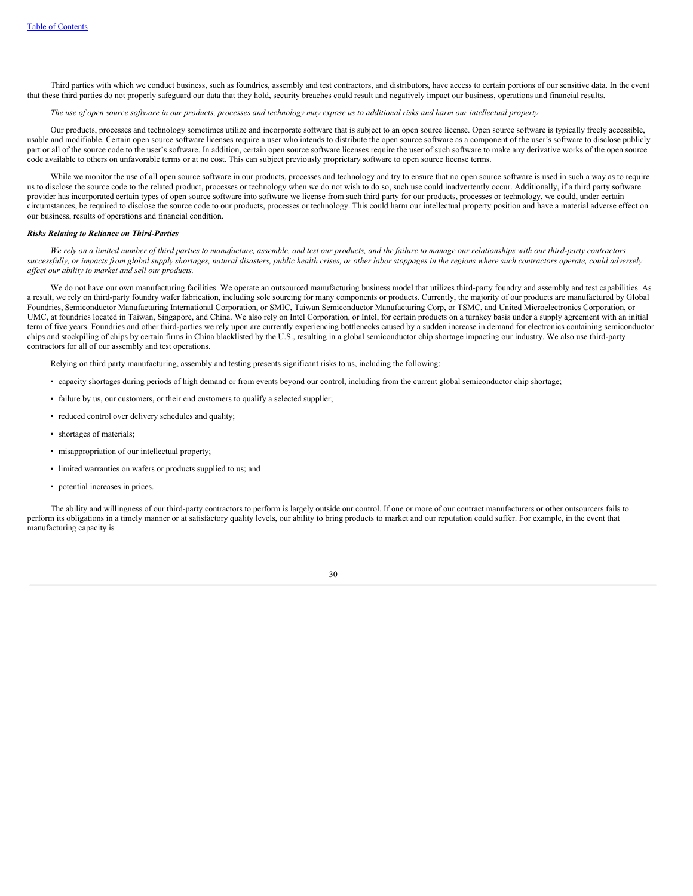Third parties with which we conduct business, such as foundries, assembly and test contractors, and distributors, have access to certain portions of our sensitive data. In the event that these third parties do not properly safeguard our data that they hold, security breaches could result and negatively impact our business, operations and financial results.

*The use of open source software in our products, processes and technology may expose us to additional risks and harm our intellectual property.*

Our products, processes and technology sometimes utilize and incorporate software that is subject to an open source license. Open source software is typically freely accessible, usable and modifiable. Certain open source software licenses require a user who intends to distribute the open source software as a component of the user's software to disclose publicly part or all of the source code to the user's software. In addition, certain open source software licenses require the user of such software to make any derivative works of the open source code available to others on unfavorable terms or at no cost. This can subject previously proprietary software to open source license terms.

While we monitor the use of all open source software in our products, processes and technology and try to ensure that no open source software is used in such a way as to require us to disclose the source code to the related product, processes or technology when we do not wish to do so, such use could inadvertently occur. Additionally, if a third party software provider has incorporated certain types of open source software into software we license from such third party for our products, processes or technology, we could, under certain circumstances, be required to disclose the source code to our products, processes or technology. This could harm our intellectual property position and have a material adverse effect on our business, results of operations and financial condition.

***Risks Relating to Reliance on Third-Parties***

*We rely on a limited number of third parties to manufacture, assemble, and test our products, and the failure to manage our relationships with our third-party contractors successfully, or impacts from global supply shortages, natural disasters, public health crises, or other labor stoppages in the regions where such contractors operate, could adversely affect our ability to market and sell our products.*

We do not have our own manufacturing facilities. We operate an outsourced manufacturing business model that utilizes third-party foundry and assembly and test capabilities. As a result, we rely on third-party foundry wafer fabrication, including sole sourcing for many components or products. Currently, the majority of our products are manufactured by Global Foundries, Semiconductor Manufacturing International Corporation, or SMIC, Taiwan Semiconductor Manufacturing Corp, or TSMC, and United Microelectronics Corporation, or UMC, at foundries located in Taiwan, Singapore, and China. We also rely on Intel Corporation, or Intel, for certain products on a turnkey basis under a supply agreement with an initial term of five years. Foundries and other third-parties we rely upon are currently experiencing bottlenecks caused by a sudden increase in demand for electronics containing semiconductor chips and stockpiling of chips by certain firms in China blacklisted by the U.S., resulting in a global semiconductor chip shortage impacting our industry. We also use third-party contractors for all of our assembly and test operations.

Relying on third party manufacturing, assembly and testing presents significant risks to us, including the following:

- capacity shortages during periods of high demand or from events beyond our control, including from the current global semiconductor chip shortage;
- failure by us, our customers, or their end customers to qualify a selected supplier;
- reduced control over delivery schedules and quality;
- shortages of materials;
- misappropriation of our intellectual property;
- limited warranties on wafers or products supplied to us; and
- potential increases in prices.

The ability and willingness of our third-party contractors to perform is largely outside our control. If one or more of our contract manufacturers or other outsourcers fails to perform its obligations in a timely manner or at satisfactory quality levels, our ability to bring products to market and our reputation could suffer. For example, in the event that manufacturing capacity is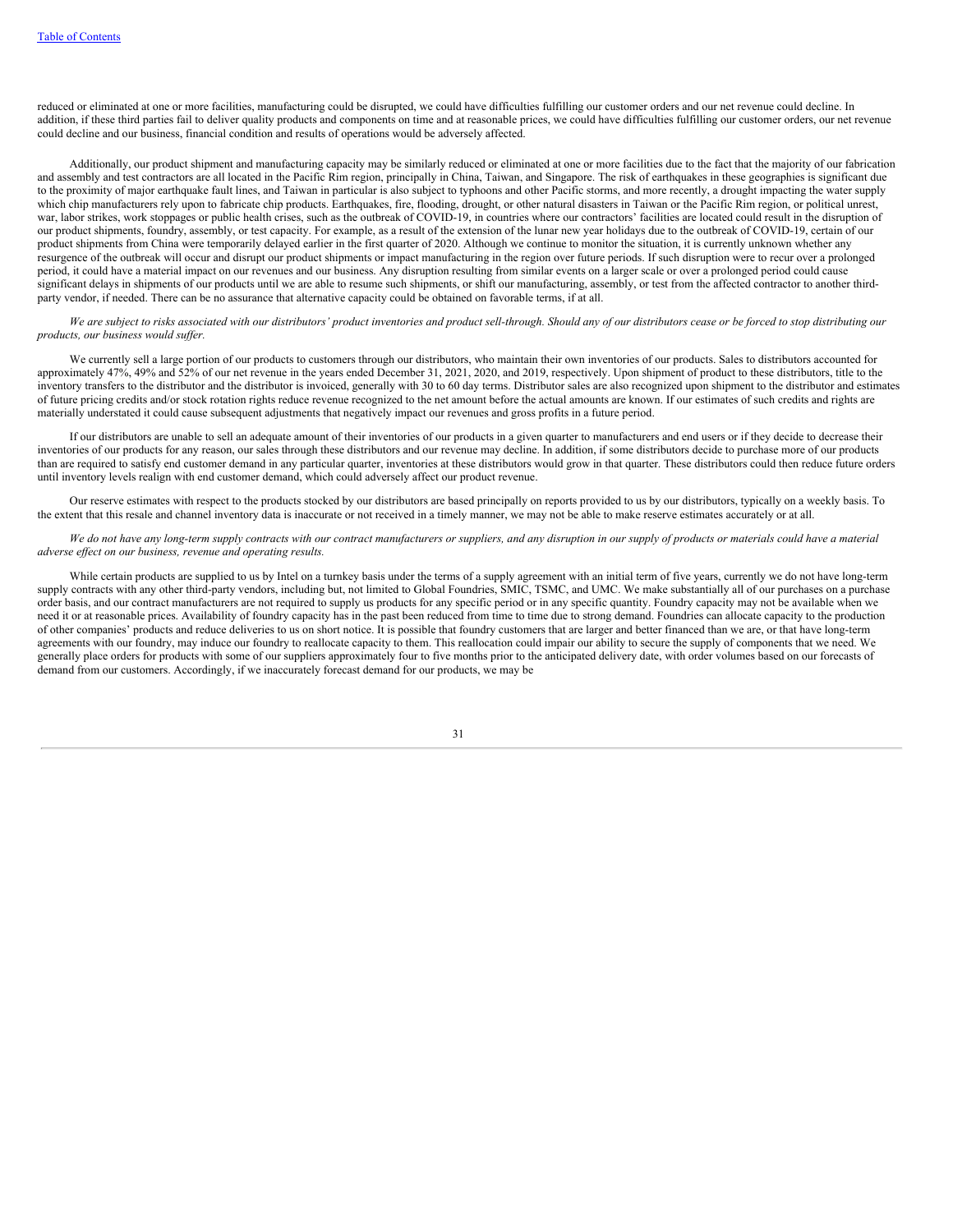reduced or eliminated at one or more facilities, manufacturing could be disrupted, we could have difficulties fulfilling our customer orders and our net revenue could decline. In addition, if these third parties fail to deliver quality products and components on time and at reasonable prices, we could have difficulties fulfilling our customer orders, our net revenue could decline and our business, financial condition and results of operations would be adversely affected.

Additionally, our product shipment and manufacturing capacity may be similarly reduced or eliminated at one or more facilities due to the fact that the majority of our fabrication and assembly and test contractors are all located in the Pacific Rim region, principally in China, Taiwan, and Singapore. The risk of earthquakes in these geographies is significant due to the proximity of major earthquake fault lines, and Taiwan in particular is also subject to typhoons and other Pacific storms, and more recently, a drought impacting the water supply which chip manufacturers rely upon to fabricate chip products. Earthquakes, fire, flooding, drought, or other natural disasters in Taiwan or the Pacific Rim region, or political unrest, war, labor strikes, work stoppages or public health crises, such as the outbreak of COVID-19, in countries where our contractors' facilities are located could result in the disruption of our product shipments, foundry, assembly, or test capacity. For example, as a result of the extension of the lunar new year holidays due to the outbreak of COVID-19, certain of our product shipments from China were temporarily delayed earlier in the first quarter of 2020. Although we continue to monitor the situation, it is currently unknown whether any resurgence of the outbreak will occur and disrupt our product shipments or impact manufacturing in the region over future periods. If such disruption were to recur over a prolonged period, it could have a material impact on our revenues and our business. Any disruption resulting from similar events on a larger scale or over a prolonged period could cause significant delays in shipments of our products until we are able to resume such shipments, or shift our manufacturing, assembly, or test from the affected contractor to another third-party vendor, if needed. There can be no assurance that alternative capacity could be obtained on favorable terms, if at all.

*We are subject to risks associated with our distributors' product inventories and product sell-through. Should any of our distributors cease or be forced to stop distributing our products, our business would suffer.*

We currently sell a large portion of our products to customers through our distributors, who maintain their own inventories of our products. Sales to distributors accounted for approximately 47%, 49% and 52% of our net revenue in the years ended December 31, 2021, 2020, and 2019, respectively. Upon shipment of product to these distributors, title to the inventory transfers to the distributor and the distributor is invoiced, generally with 30 to 60 day terms. Distributor sales are also recognized upon shipment to the distributor and estimates of future pricing credits and/or stock rotation rights reduce revenue recognized to the net amount before the actual amounts are known. If our estimates of such credits and rights are materially understated it could cause subsequent adjustments that negatively impact our revenues and gross profits in a future period.

If our distributors are unable to sell an adequate amount of their inventories of our products in a given quarter to manufacturers and end users or if they decide to decrease their inventories of our products for any reason, our sales through these distributors and our revenue may decline. In addition, if some distributors decide to purchase more of our products than are required to satisfy end customer demand in any particular quarter, inventories at these distributors would grow in that quarter. These distributors could then reduce future orders until inventory levels realign with end customer demand, which could adversely affect our product revenue.

Our reserve estimates with respect to the products stocked by our distributors are based principally on reports provided to us by our distributors, typically on a weekly basis. To the extent that this resale and channel inventory data is inaccurate or not received in a timely manner, we may not be able to make reserve estimates accurately or at all.

*We do not have any long-term supply contracts with our contract manufacturers or suppliers, and any disruption in our supply of products or materials could have a material adverse effect on our business, revenue and operating results.*

While certain products are supplied to us by Intel on a turnkey basis under the terms of a supply agreement with an initial term of five years, currently we do not have long-term supply contracts with any other third-party vendors, including but, not limited to Global Foundries, SMIC, TSMC, and UMC. We make substantially all of our purchases on a purchase order basis, and our contract manufacturers are not required to supply us products for any specific period or in any specific quantity. Foundry capacity may not be available when we need it or at reasonable prices. Availability of foundry capacity has in the past been reduced from time to time due to strong demand. Foundries can allocate capacity to the production of other companies' products and reduce deliveries to us on short notice. It is possible that foundry customers that are larger and better financed than we are, or that have long-term agreements with our foundry, may induce our foundry to reallocate capacity to them. This reallocation could impair our ability to secure the supply of components that we need. We generally place orders for products with some of our suppliers approximately four to five months prior to the anticipated delivery date, with order volumes based on our forecasts of demand from our customers. Accordingly, if we inaccurately forecast demand for our products, we may be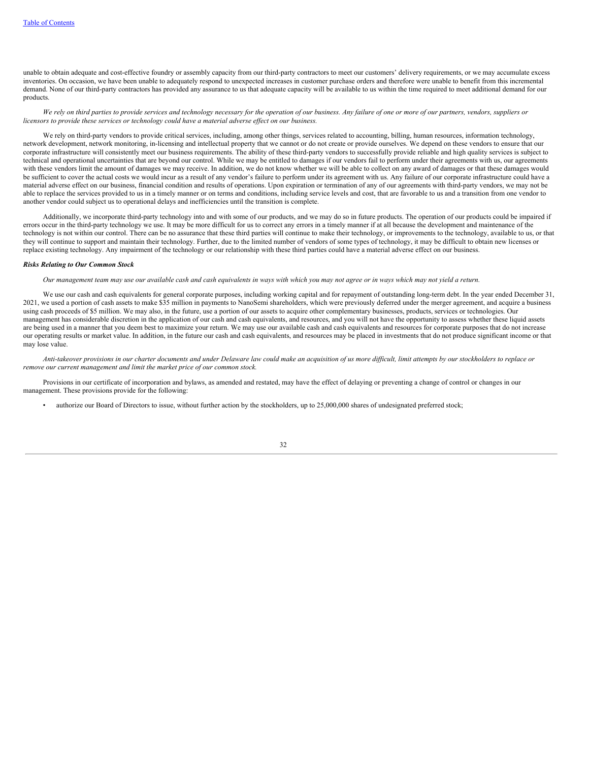unable to obtain adequate and cost-effective foundry or assembly capacity from our third-party contractors to meet our customers' delivery requirements, or we may accumulate excess inventories. On occasion, we have been unable to adequately respond to unexpected increases in customer purchase orders and therefore were unable to benefit from this incremental demand. None of our third-party contractors has provided any assurance to us that adequate capacity will be available to us within the time required to meet additional demand for our products.

*We rely on third parties to provide services and technology necessary for the operation of our business. Any failure of one or more of our partners, vendors, suppliers or licensors to provide these services or technology could have a material adverse effect on our business.*

We rely on third-party vendors to provide critical services, including, among other things, services related to accounting, billing, human resources, information technology, network development, network monitoring, in-licensing and intellectual property that we cannot or do not create or provide ourselves. We depend on these vendors to ensure that our corporate infrastructure will consistently meet our business requirements. The ability of these third-party vendors to successfully provide reliable and high quality services is subject to technical and operational uncertainties that are beyond our control. While we may be entitled to damages if our vendors fail to perform under their agreements with us, our agreements with these vendors limit the amount of damages we may receive. In addition, we do not know whether we will be able to collect on any award of damages or that these damages would be sufficient to cover the actual costs we would incur as a result of any vendor's failure to perform under its agreement with us. Any failure of our corporate infrastructure could have a material adverse effect on our business, financial condition and results of operations. Upon expiration or termination of any of our agreements with third-party vendors, we may not be able to replace the services provided to us in a timely manner or on terms and conditions, including service levels and cost, that are favorable to us and a transition from one vendor to another vendor could subject us to operational delays and inefficiencies until the transition is complete.

Additionally, we incorporate third-party technology into and with some of our products, and we may do so in future products. The operation of our products could be impaired if errors occur in the third-party technology we use. It may be more difficult for us to correct any errors in a timely manner if at all because the development and maintenance of the technology is not within our control. There can be no assurance that these third parties will continue to make their technology, or improvements to the technology, available to us, or that they will continue to support and maintain their technology. Further, due to the limited number of vendors of some types of technology, it may be difficult to obtain new licenses or replace existing technology. Any impairment of the technology or our relationship with these third parties could have a material adverse effect on our business.

***Risks Relating to Our Common Stock***

*Our management team may use our available cash and cash equivalents in ways with which you may not agree or in ways which may not yield a return.*

We use our cash and cash equivalents for general corporate purposes, including working capital and for repayment of outstanding long-term debt. In the year ended December 31, 2021, we used a portion of cash assets to make $35 million in payments to NanoSemi shareholders, which were previously deferred under the merger agreement, and acquire a business using cash proceeds of $5 million. We may also, in the future, use a portion of our assets to acquire other complementary businesses, products, services or technologies. Our management has considerable discretion in the application of our cash and cash equivalents, and resources, and you will not have the opportunity to assess whether these liquid assets are being used in a manner that you deem best to maximize your return. We may use our available cash and cash equivalents and resources for corporate purposes that do not increase our operating results or market value. In addition, in the future our cash and cash equivalents, and resources may be placed in investments that do not produce significant income or that may lose value.

*Anti-takeover provisions in our charter documents and under Delaware law could make an acquisition of us more difficult, limit attempts by our stockholders to replace or remove our current management and limit the market price of our common stock.*

Provisions in our certificate of incorporation and bylaws, as amended and restated, may have the effect of delaying or preventing a change of control or changes in our management. These provisions provide for the following:

- authorize our Board of Directors to issue, without further action by the stockholders, up to 25,000,000 shares of undesignated preferred stock;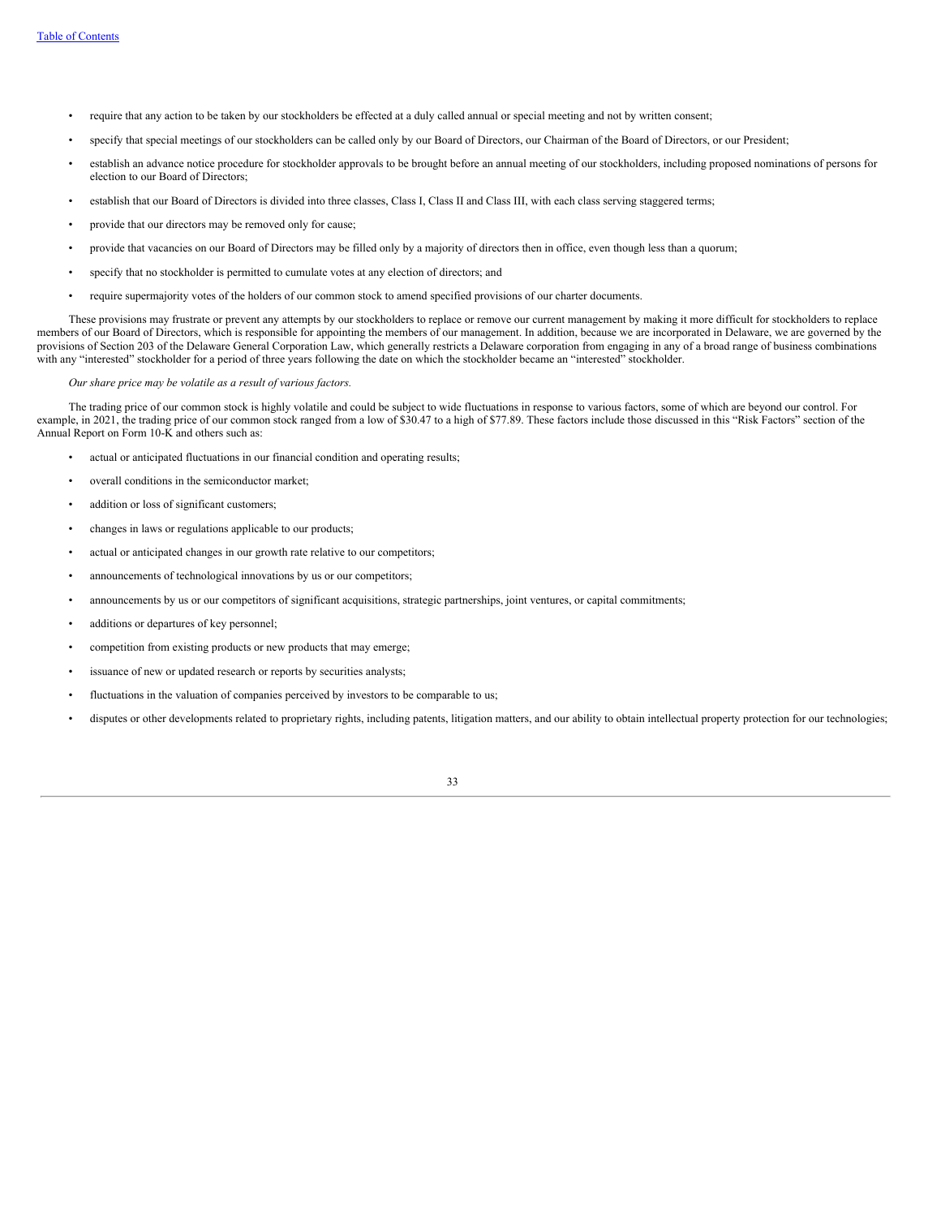- require that any action to be taken by our stockholders be effected at a duly called annual or special meeting and not by written consent;
- specify that special meetings of our stockholders can be called only by our Board of Directors, our Chairman of the Board of Directors, or our President;
- establish an advance notice procedure for stockholder approvals to be brought before an annual meeting of our stockholders, including proposed nominations of persons for election to our Board of Directors;
- establish that our Board of Directors is divided into three classes, Class I, Class II and Class III, with each class serving staggered terms;
- provide that our directors may be removed only for cause;
- provide that vacancies on our Board of Directors may be filled only by a majority of directors then in office, even though less than a quorum;
- specify that no stockholder is permitted to cumulate votes at any election of directors; and
- require supermajority votes of the holders of our common stock to amend specified provisions of our charter documents.

These provisions may frustrate or prevent any attempts by our stockholders to replace or remove our current management by making it more difficult for stockholders to replace members of our Board of Directors, which is responsible for appointing the members of our management. In addition, because we are incorporated in Delaware, we are governed by the provisions of Section 203 of the Delaware General Corporation Law, which generally restricts a Delaware corporation from engaging in any of a broad range of business combinations with any "interested" stockholder for a period of three years following the date on which the stockholder became an "interested" stockholder.

*Our share price may be volatile as a result of various factors.*

The trading price of our common stock is highly volatile and could be subject to wide fluctuations in response to various factors, some of which are beyond our control. For example, in 2021, the trading price of our common stock ranged from a low of $30.47 to a high of $77.89. These factors include those discussed in this "Risk Factors" section of the Annual Report on Form 10-K and others such as:

- actual or anticipated fluctuations in our financial condition and operating results;
- overall conditions in the semiconductor market;
- addition or loss of significant customers;
- changes in laws or regulations applicable to our products;
- actual or anticipated changes in our growth rate relative to our competitors;
- announcements of technological innovations by us or our competitors;
- announcements by us or our competitors of significant acquisitions, strategic partnerships, joint ventures, or capital commitments;
- additions or departures of key personnel;
- competition from existing products or new products that may emerge;
- issuance of new or updated research or reports by securities analysts;
- fluctuations in the valuation of companies perceived by investors to be comparable to us;
- disputes or other developments related to proprietary rights, including patents, litigation matters, and our ability to obtain intellectual property protection for our technologies;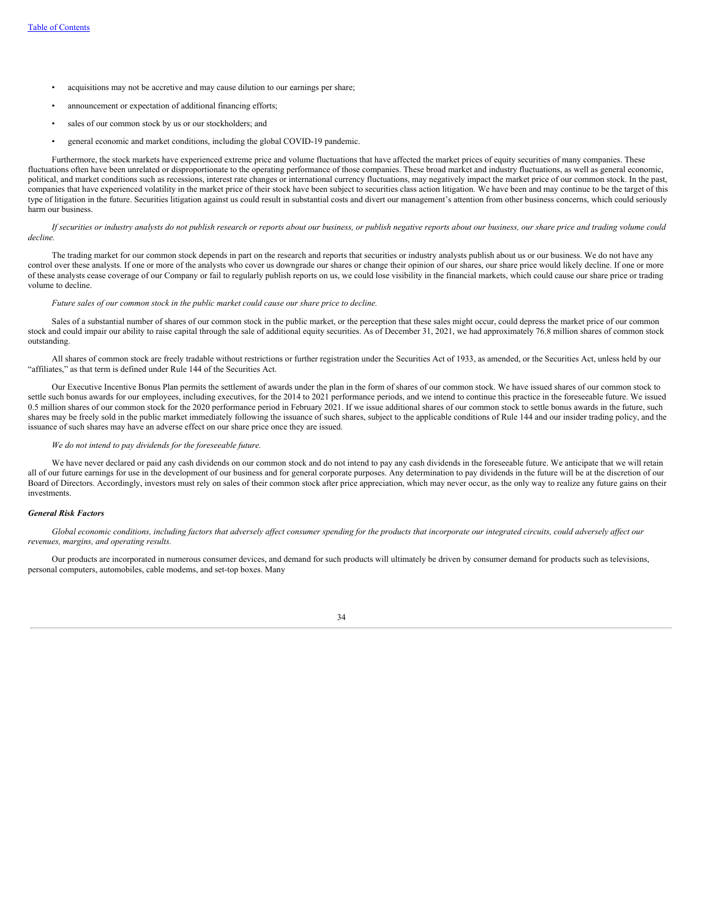- acquisitions may not be accretive and may cause dilution to our earnings per share;
- announcement or expectation of additional financing efforts;
- sales of our common stock by us or our stockholders; and
- general economic and market conditions, including the global COVID-19 pandemic.

Furthermore, the stock markets have experienced extreme price and volume fluctuations that have affected the market prices of equity securities of many companies. These fluctuations often have been unrelated or disproportionate to the operating performance of those companies. These broad market and industry fluctuations, as well as general economic, political, and market conditions such as recessions, interest rate changes or international currency fluctuations, may negatively impact the market price of our common stock. In the past, companies that have experienced volatility in the market price of their stock have been subject to securities class action litigation. We have been and may continue to be the target of this type of litigation in the future. Securities litigation against us could result in substantial costs and divert our management's attention from other business concerns, which could seriously harm our business.

*If securities or industry analysts do not publish research or reports about our business, or publish negative reports about our business, our share price and trading volume could decline.*

The trading market for our common stock depends in part on the research and reports that securities or industry analysts publish about us or our business. We do not have any control over these analysts. If one or more of the analysts who cover us downgrade our shares or change their opinion of our shares, our share price would likely decline. If one or more of these analysts cease coverage of our Company or fail to regularly publish reports on us, we could lose visibility in the financial markets, which could cause our share price or trading volume to decline.

*Future sales of our common stock in the public market could cause our share price to decline.*

Sales of a substantial number of shares of our common stock in the public market, or the perception that these sales might occur, could depress the market price of our common stock and could impair our ability to raise capital through the sale of additional equity securities. As of December 31, 2021, we had approximately 76.8 million shares of common stock outstanding.

All shares of common stock are freely tradable without restrictions or further registration under the Securities Act of 1933, as amended, or the Securities Act, unless held by our "affiliates," as that term is defined under Rule 144 of the Securities Act.

Our Executive Incentive Bonus Plan permits the settlement of awards under the plan in the form of shares of our common stock. We have issued shares of our common stock to settle such bonus awards for our employees, including executives, for the 2014 to 2021 performance periods, and we intend to continue this practice in the foreseeable future. We issued 0.5 million shares of our common stock for the 2020 performance period in February 2021. If we issue additional shares of our common stock to settle bonus awards in the future, such shares may be freely sold in the public market immediately following the issuance of such shares, subject to the applicable conditions of Rule 144 and our insider trading policy, and the issuance of such shares may have an adverse effect on our share price once they are issued.

*We do not intend to pay dividends for the foreseeable future.*

We have never declared or paid any cash dividends on our common stock and do not intend to pay any cash dividends in the foreseeable future. We anticipate that we will retain all of our future earnings for use in the development of our business and for general corporate purposes. Any determination to pay dividends in the future will be at the discretion of our Board of Directors. Accordingly, investors must rely on sales of their common stock after price appreciation, which may never occur, as the only way to realize any future gains on their investments.

***General Risk Factors***

*Global economic conditions, including factors that adversely affect consumer spending for the products that incorporate our integrated circuits, could adversely affect our revenues, margins, and operating results.*

Our products are incorporated in numerous consumer devices, and demand for such products will ultimately be driven by consumer demand for products such as televisions, personal computers, automobiles, cable modems, and set-top boxes. Many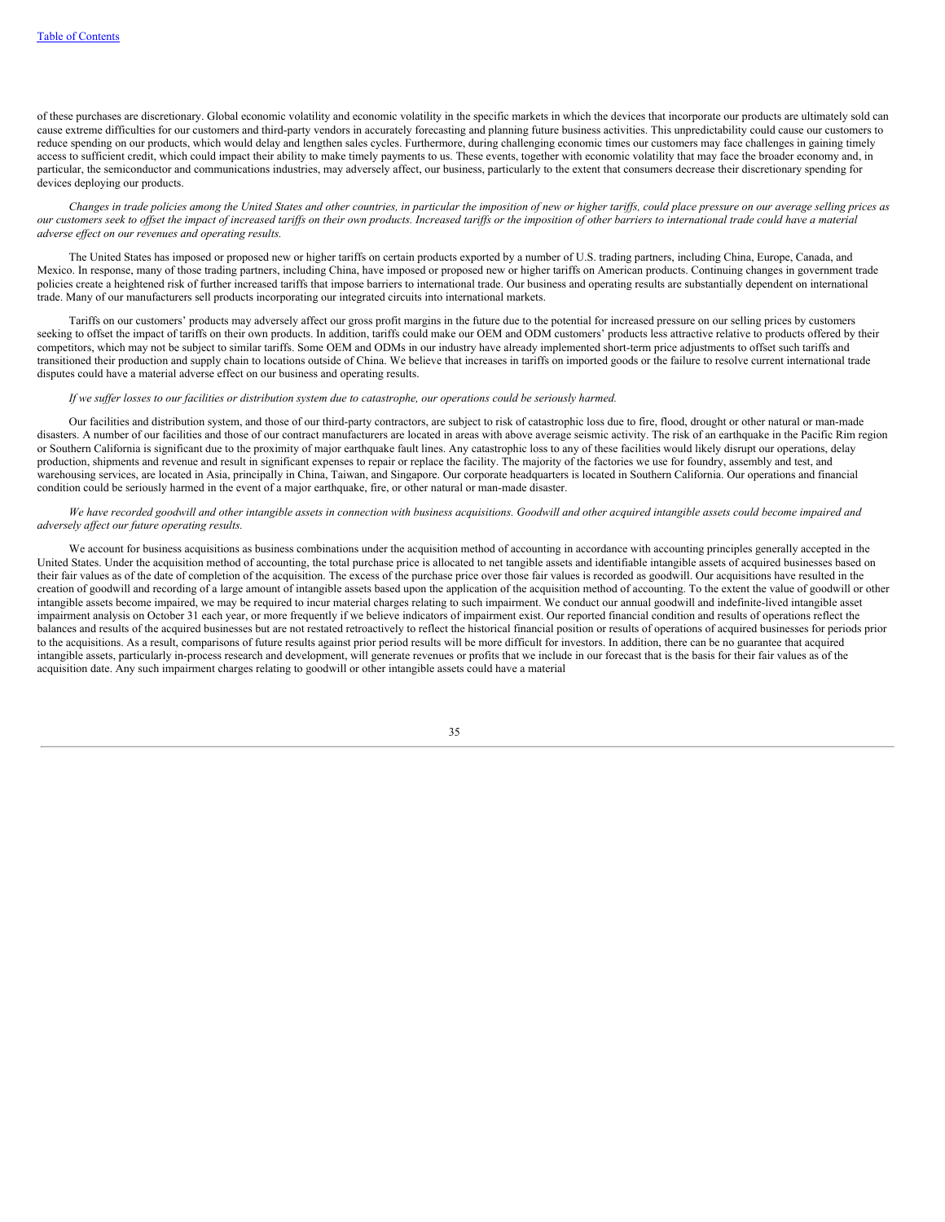of these purchases are discretionary. Global economic volatility and economic volatility in the specific markets in which the devices that incorporate our products are ultimately sold can cause extreme difficulties for our customers and third-party vendors in accurately forecasting and planning future business activities. This unpredictability could cause our customers to reduce spending on our products, which would delay and lengthen sales cycles. Furthermore, during challenging economic times our customers may face challenges in gaining timely access to sufficient credit, which could impact their ability to make timely payments to us. These events, together with economic volatility that may face the broader economy and, in particular, the semiconductor and communications industries, may adversely affect, our business, particularly to the extent that consumers decrease their discretionary spending for devices deploying our products.

*Changes in trade policies among the United States and other countries, in particular the imposition of new or higher tariffs, could place pressure on our average selling prices as our customers seek to offset the impact of increased tariffs on their own products. Increased tariffs or the imposition of other barriers to international trade could have a material adverse effect on our revenues and operating results.*

The United States has imposed or proposed new or higher tariffs on certain products exported by a number of U.S. trading partners, including China, Europe, Canada, and Mexico. In response, many of those trading partners, including China, have imposed or proposed new or higher tariffs on American products. Continuing changes in government trade policies create a heightened risk of further increased tariffs that impose barriers to international trade. Our business and operating results are substantially dependent on international trade. Many of our manufacturers sell products incorporating our integrated circuits into international markets.

Tariffs on our customers' products may adversely affect our gross profit margins in the future due to the potential for increased pressure on our selling prices by customers seeking to offset the impact of tariffs on their own products. In addition, tariffs could make our OEM and ODM customers' products less attractive relative to products offered by their competitors, which may not be subject to similar tariffs. Some OEM and ODMs in our industry have already implemented short-term price adjustments to offset such tariffs and transitioned their production and supply chain to locations outside of China. We believe that increases in tariffs on imported goods or the failure to resolve current international trade disputes could have a material adverse effect on our business and operating results.

*If we suffer losses to our facilities or distribution system due to catastrophe, our operations could be seriously harmed.*

Our facilities and distribution system, and those of our third-party contractors, are subject to risk of catastrophic loss due to fire, flood, drought or other natural or man-made disasters. A number of our facilities and those of our contract manufacturers are located in areas with above average seismic activity. The risk of an earthquake in the Pacific Rim region or Southern California is significant due to the proximity of major earthquake fault lines. Any catastrophic loss to any of these facilities would likely disrupt our operations, delay production, shipments and revenue and result in significant expenses to repair or replace the facility. The majority of the factories we use for foundry, assembly and test, and warehousing services, are located in Asia, principally in China, Taiwan, and Singapore. Our corporate headquarters is located in Southern California. Our operations and financial condition could be seriously harmed in the event of a major earthquake, fire, or other natural or man-made disaster.

*We have recorded goodwill and other intangible assets in connection with business acquisitions. Goodwill and other acquired intangible assets could become impaired and adversely affect our future operating results.*

We account for business acquisitions as business combinations under the acquisition method of accounting in accordance with accounting principles generally accepted in the United States. Under the acquisition method of accounting, the total purchase price is allocated to net tangible assets and identifiable intangible assets of acquired businesses based on their fair values as of the date of completion of the acquisition. The excess of the purchase price over those fair values is recorded as goodwill. Our acquisitions have resulted in the creation of goodwill and recording of a large amount of intangible assets based upon the application of the acquisition method of accounting. To the extent the value of goodwill or other intangible assets become impaired, we may be required to incur material charges relating to such impairment. We conduct our annual goodwill and indefinite-lived intangible asset impairment analysis on October 31 each year, or more frequently if we believe indicators of impairment exist. Our reported financial condition and results of operations reflect the balances and results of the acquired businesses but are not restated retroactively to reflect the historical financial position or results of operations of acquired businesses for periods prior to the acquisitions. As a result, comparisons of future results against prior period results will be more difficult for investors. In addition, there can be no guarantee that acquired intangible assets, particularly in-process research and development, will generate revenues or profits that we include in our forecast that is the basis for their fair values as of the acquisition date. Any such impairment charges relating to goodwill or other intangible assets could have a material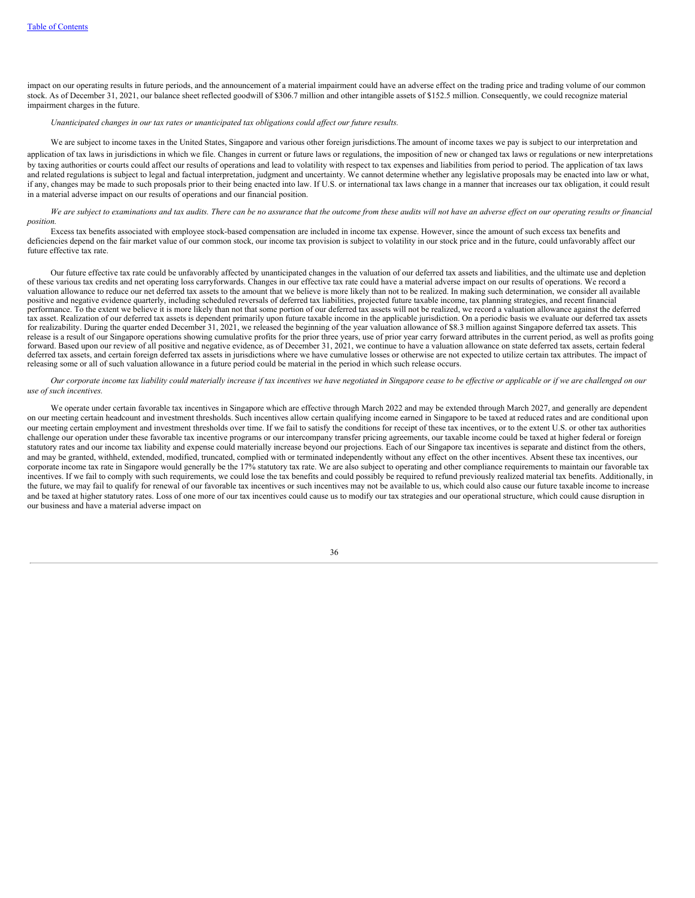impact on our operating results in future periods, and the announcement of a material impairment could have an adverse effect on the trading price and trading volume of our common stock. As of December 31, 2021, our balance sheet reflected goodwill of $306.7 million and other intangible assets of $152.5 million. Consequently, we could recognize material impairment charges in the future.

*Unanticipated changes in our tax rates or unanticipated tax obligations could affect our future results.*

We are subject to income taxes in the United States, Singapore and various other foreign jurisdictions.The amount of income taxes we pay is subject to our interpretation and application of tax laws in jurisdictions in which we file. Changes in current or future laws or regulations, the imposition of new or changed tax laws or regulations or new interpretations by taxing authorities or courts could affect our results of operations and lead to volatility with respect to tax expenses and liabilities from period to period. The application of tax laws and related regulations is subject to legal and factual interpretation, judgment and uncertainty. We cannot determine whether any legislative proposals may be enacted into law or what, if any, changes may be made to such proposals prior to their being enacted into law. If U.S. or international tax laws change in a manner that increases our tax obligation, it could result in a material adverse impact on our results of operations and our financial position.

*We are subject to examinations and tax audits. There can be no assurance that the outcome from these audits will not have an adverse effect on our operating results or financial position.*

Excess tax benefits associated with employee stock-based compensation are included in income tax expense. However, since the amount of such excess tax benefits and deficiencies depend on the fair market value of our common stock, our income tax provision is subject to volatility in our stock price and in the future, could unfavorably affect our future effective tax rate.

Our future effective tax rate could be unfavorably affected by unanticipated changes in the valuation of our deferred tax assets and liabilities, and the ultimate use and depletion of these various tax credits and net operating loss carryforwards. Changes in our effective tax rate could have a material adverse impact on our results of operations. We record a valuation allowance to reduce our net deferred tax assets to the amount that we believe is more likely than not to be realized. In making such determination, we consider all available positive and negative evidence quarterly, including scheduled reversals of deferred tax liabilities, projected future taxable income, tax planning strategies, and recent financial performance. To the extent we believe it is more likely than not that some portion of our deferred tax assets will not be realized, we record a valuation allowance against the deferred tax asset. Realization of our deferred tax assets is dependent primarily upon future taxable income in the applicable jurisdiction. On a periodic basis we evaluate our deferred tax assets for realizability. During the quarter ended December 31, 2021, we released the beginning of the year valuation allowance of $8.3 million against Singapore deferred tax assets. This release is a result of our Singapore operations showing cumulative profits for the prior three years, use of prior year carry forward attributes in the current period, as well as profits going forward. Based upon our review of all positive and negative evidence, as of December 31, 2021, we continue to have a valuation allowance on state deferred tax assets, certain federal deferred tax assets, and certain foreign deferred tax assets in jurisdictions where we have cumulative losses or otherwise are not expected to utilize certain tax attributes. The impact of releasing some or all of such valuation allowance in a future period could be material in the period in which such release occurs.

*Our corporate income tax liability could materially increase if tax incentives we have negotiated in Singapore cease to be effective or applicable or if we are challenged on our use of such incentives.*

We operate under certain favorable tax incentives in Singapore which are effective through March 2022 and may be extended through March 2027, and generally are dependent on our meeting certain headcount and investment thresholds. Such incentives allow certain qualifying income earned in Singapore to be taxed at reduced rates and are conditional upon our meeting certain employment and investment thresholds over time. If we fail to satisfy the conditions for receipt of these tax incentives, or to the extent U.S. or other tax authorities challenge our operation under these favorable tax incentive programs or our intercompany transfer pricing agreements, our taxable income could be taxed at higher federal or foreign statutory rates and our income tax liability and expense could materially increase beyond our projections. Each of our Singapore tax incentives is separate and distinct from the others, and may be granted, withheld, extended, modified, truncated, complied with or terminated independently without any effect on the other incentives. Absent these tax incentives, our corporate income tax rate in Singapore would generally be the 17% statutory tax rate. We are also subject to operating and other compliance requirements to maintain our favorable tax incentives. If we fail to comply with such requirements, we could lose the tax benefits and could possibly be required to refund previously realized material tax benefits. Additionally, in the future, we may fail to qualify for renewal of our favorable tax incentives or such incentives may not be available to us, which could also cause our future taxable income to increase and be taxed at higher statutory rates. Loss of one more of our tax incentives could cause us to modify our tax strategies and our operational structure, which could cause disruption in our business and have a material adverse impact on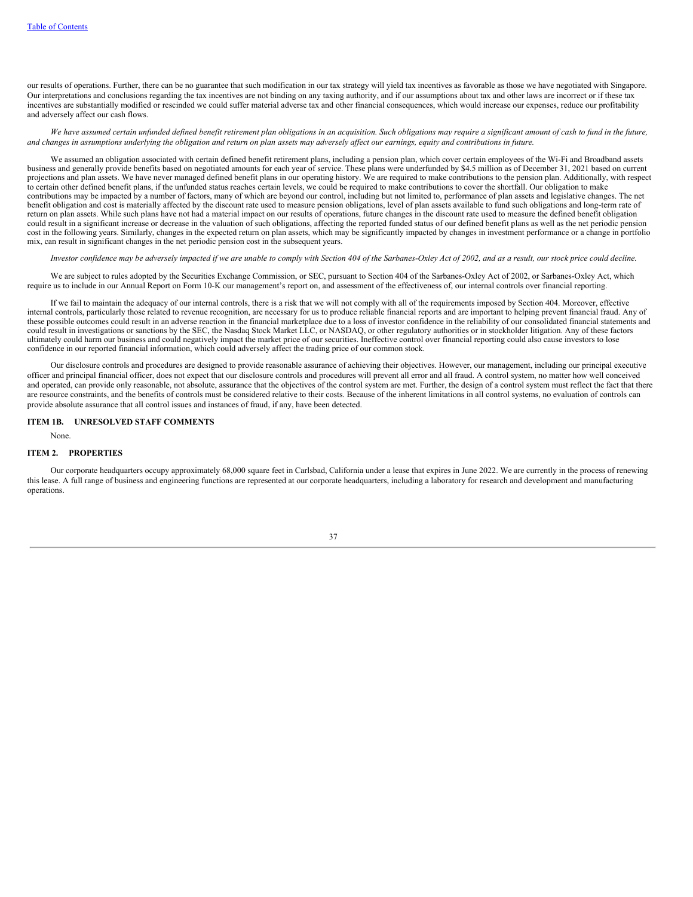our results of operations. Further, there can be no guarantee that such modification in our tax strategy will yield tax incentives as favorable as those we have negotiated with Singapore. Our interpretations and conclusions regarding the tax incentives are not binding on any taxing authority, and if our assumptions about tax and other laws are incorrect or if these tax incentives are substantially modified or rescinded we could suffer material adverse tax and other financial consequences, which would increase our expenses, reduce our profitability and adversely affect our cash flows.

*We have assumed certain unfunded defined benefit retirement plan obligations in an acquisition. Such obligations may require a significant amount of cash to fund in the future, and changes in assumptions underlying the obligation and return on plan assets may adversely affect our earnings, equity and contributions in future.*

We assumed an obligation associated with certain defined benefit retirement plans, including a pension plan, which cover certain employees of the Wi-Fi and Broadband assets business and generally provide benefits based on negotiated amounts for each year of service. These plans were underfunded by $4.5 million as of December 31, 2021 based on current projections and plan assets. We have never managed defined benefit plans in our operating history. We are required to make contributions to the pension plan. Additionally, with respect to certain other defined benefit plans, if the unfunded status reaches certain levels, we could be required to make contributions to cover the shortfall. Our obligation to make contributions may be impacted by a number of factors, many of which are beyond our control, including but not limited to, performance of plan assets and legislative changes. The net benefit obligation and cost is materially affected by the discount rate used to measure pension obligations, level of plan assets available to fund such obligations and long-term rate of return on plan assets. While such plans have not had a material impact on our results of operations, future changes in the discount rate used to measure the defined benefit obligation could result in a significant increase or decrease in the valuation of such obligations, affecting the reported funded status of our defined benefit plans as well as the net periodic pension cost in the following years. Similarly, changes in the expected return on plan assets, which may be significantly impacted by changes in investment performance or a change in portfolio mix, can result in significant changes in the net periodic pension cost in the subsequent years.

*Investor confidence may be adversely impacted if we are unable to comply with Section 404 of the Sarbanes-Oxley Act of 2002, and as a result, our stock price could decline.*

We are subject to rules adopted by the Securities Exchange Commission, or SEC, pursuant to Section 404 of the Sarbanes-Oxley Act of 2002, or Sarbanes-Oxley Act, which require us to include in our Annual Report on Form 10-K our management's report on, and assessment of the effectiveness of, our internal controls over financial reporting.

If we fail to maintain the adequacy of our internal controls, there is a risk that we will not comply with all of the requirements imposed by Section 404. Moreover, effective internal controls, particularly those related to revenue recognition, are necessary for us to produce reliable financial reports and are important to helping prevent financial fraud. Any of these possible outcomes could result in an adverse reaction in the financial marketplace due to a loss of investor confidence in the reliability of our consolidated financial statements and could result in investigations or sanctions by the SEC, the Nasdaq Stock Market LLC, or NASDAQ, or other regulatory authorities or in stockholder litigation. Any of these factors ultimately could harm our business and could negatively impact the market price of our securities. Ineffective control over financial reporting could also cause investors to lose confidence in our reported financial information, which could adversely affect the trading price of our common stock.

Our disclosure controls and procedures are designed to provide reasonable assurance of achieving their objectives. However, our management, including our principal executive officer and principal financial officer, does not expect that our disclosure controls and procedures will prevent all error and all fraud. A control system, no matter how well conceived and operated, can provide only reasonable, not absolute, assurance that the objectives of the control system are met. Further, the design of a control system must reflect the fact that there are resource constraints, and the benefits of controls must be considered relative to their costs. Because of the inherent limitations in all control systems, no evaluation of controls can provide absolute assurance that all control issues and instances of fraud, if any, have been detected.

## ITEM 1B. UNRESOLVED STAFF COMMENTS

None.

## ITEM 2. PROPERTIES

Our corporate headquarters occupy approximately 68,000 square feet in Carlsbad, California under a lease that expires in June 2022. We are currently in the process of renewing this lease. A full range of business and engineering functions are represented at our corporate headquarters, including a laboratory for research and development and manufacturing operations.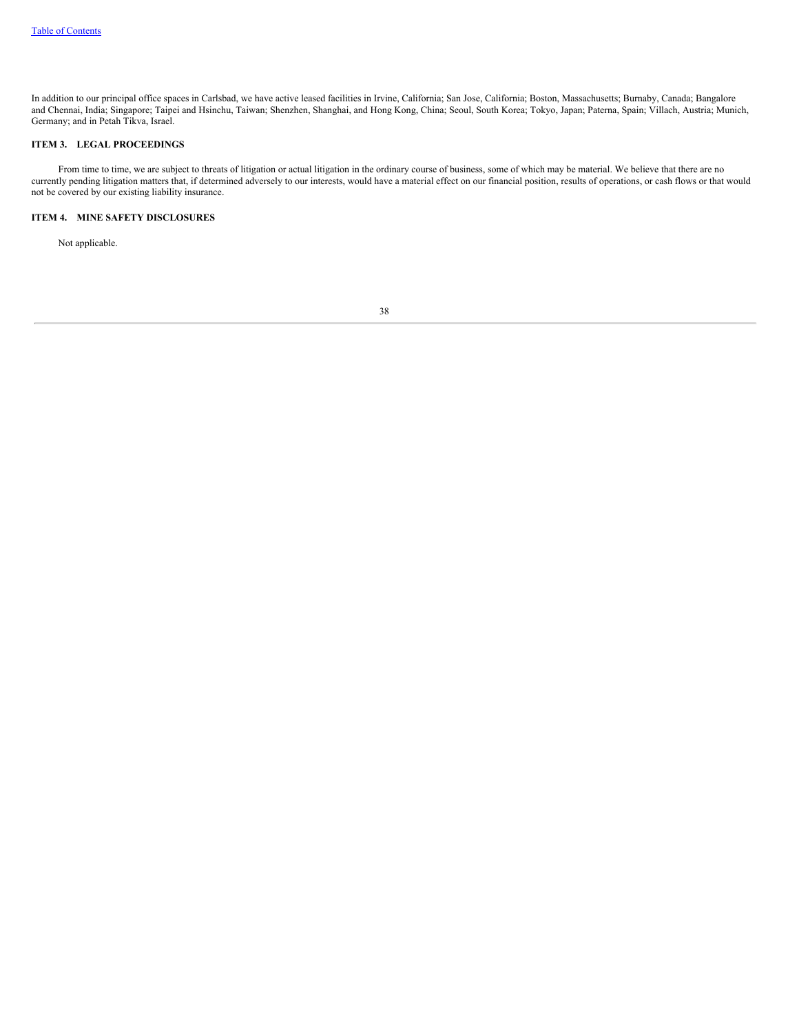In addition to our principal office spaces in Carlsbad, we have active leased facilities in Irvine, California; San Jose, California; Boston, Massachusetts; Burnaby, Canada; Bangalore and Chennai, India; Singapore; Taipei and Hsinchu, Taiwan; Shenzhen, Shanghai, and Hong Kong, China; Seoul, South Korea; Tokyo, Japan; Paterna, Spain; Villach, Austria; Munich, Germany; and in Petah Tikva, Israel.

## ITEM 3. LEGAL PROCEEDINGS

From time to time, we are subject to threats of litigation or actual litigation in the ordinary course of business, some of which may be material. We believe that there are no currently pending litigation matters that, if determined adversely to our interests, would have a material effect on our financial position, results of operations, or cash flows or that would not be covered by our existing liability insurance.

## ITEM 4. MINE SAFETY DISCLOSURES

Not applicable.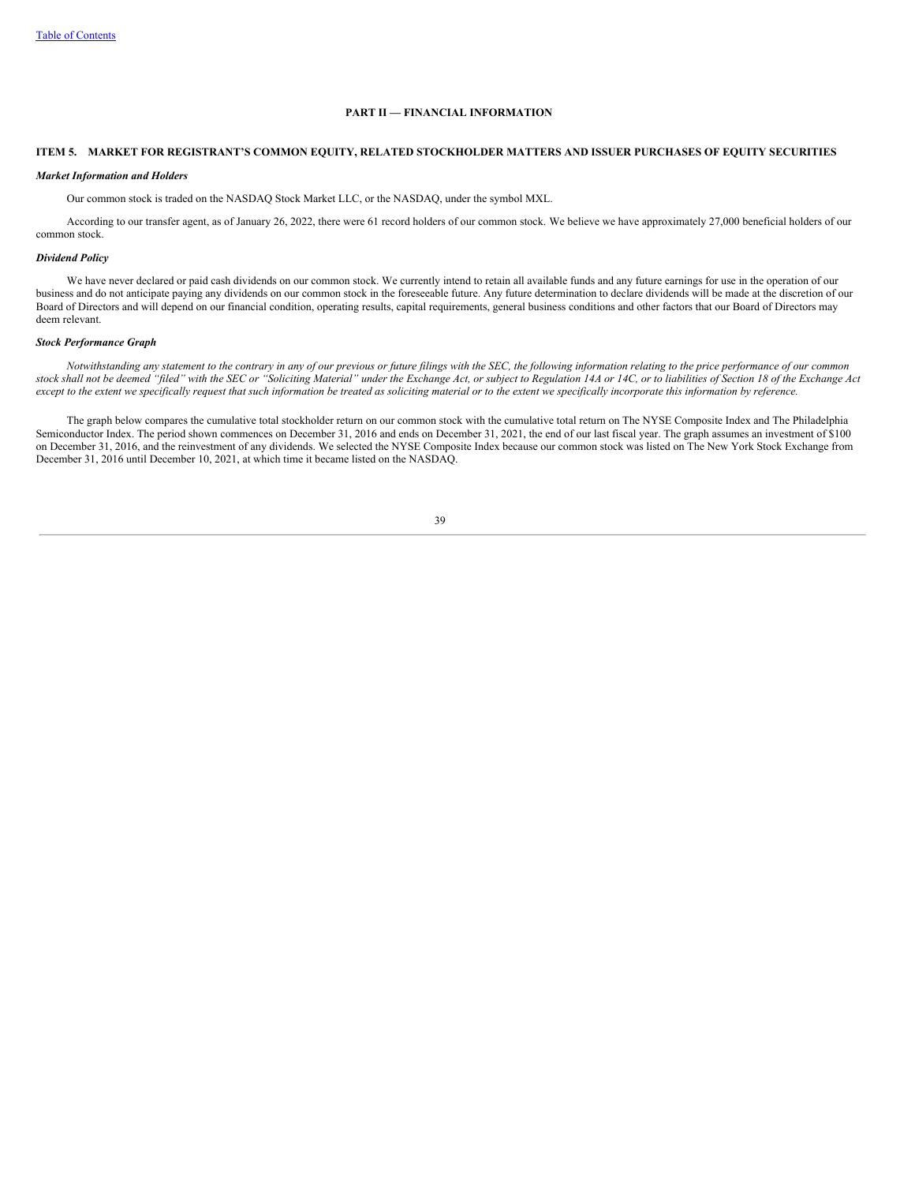[Table of Contents](#)

# PART II — FINANCIAL INFORMATION

## ITEM 5. MARKET FOR REGISTRANT'S COMMON EQUITY, RELATED STOCKHOLDER MATTERS AND ISSUER PURCHASES OF EQUITY SECURITIES

***Market Information and Holders***

Our common stock is traded on the NASDAQ Stock Market LLC, or the NASDAQ, under the symbol MXL.

According to our transfer agent, as of January 26, 2022, there were 61 record holders of our common stock. We believe we have approximately 27,000 beneficial holders of our common stock.

***Dividend Policy***

We have never declared or paid cash dividends on our common stock. We currently intend to retain all available funds and any future earnings for use in the operation of our business and do not anticipate paying any dividends on our common stock in the foreseeable future. Any future determination to declare dividends will be made at the discretion of our Board of Directors and will depend on our financial condition, operating results, capital requirements, general business conditions and other factors that our Board of Directors may deem relevant.

***Stock Performance Graph***

*Notwithstanding any statement to the contrary in any of our previous or future filings with the SEC, the following information relating to the price performance of our common stock shall not be deemed "filed" with the SEC or "Soliciting Material" under the Exchange Act, or subject to Regulation 14A or 14C, or to liabilities of Section 18 of the Exchange Act except to the extent we specifically request that such information be treated as soliciting material or to the extent we specifically incorporate this information by reference.*

The graph below compares the cumulative total stockholder return on our common stock with the cumulative total return on The NYSE Composite Index and The Philadelphia Semiconductor Index. The period shown commences on December 31, 2016 and ends on December 31, 2021, the end of our last fiscal year. The graph assumes an investment of $100 on December 31, 2016, and the reinvestment of any dividends. We selected the NYSE Composite Index because our common stock was listed on The New York Stock Exchange from December 31, 2016 until December 10, 2021, at which time it became listed on the NASDAQ.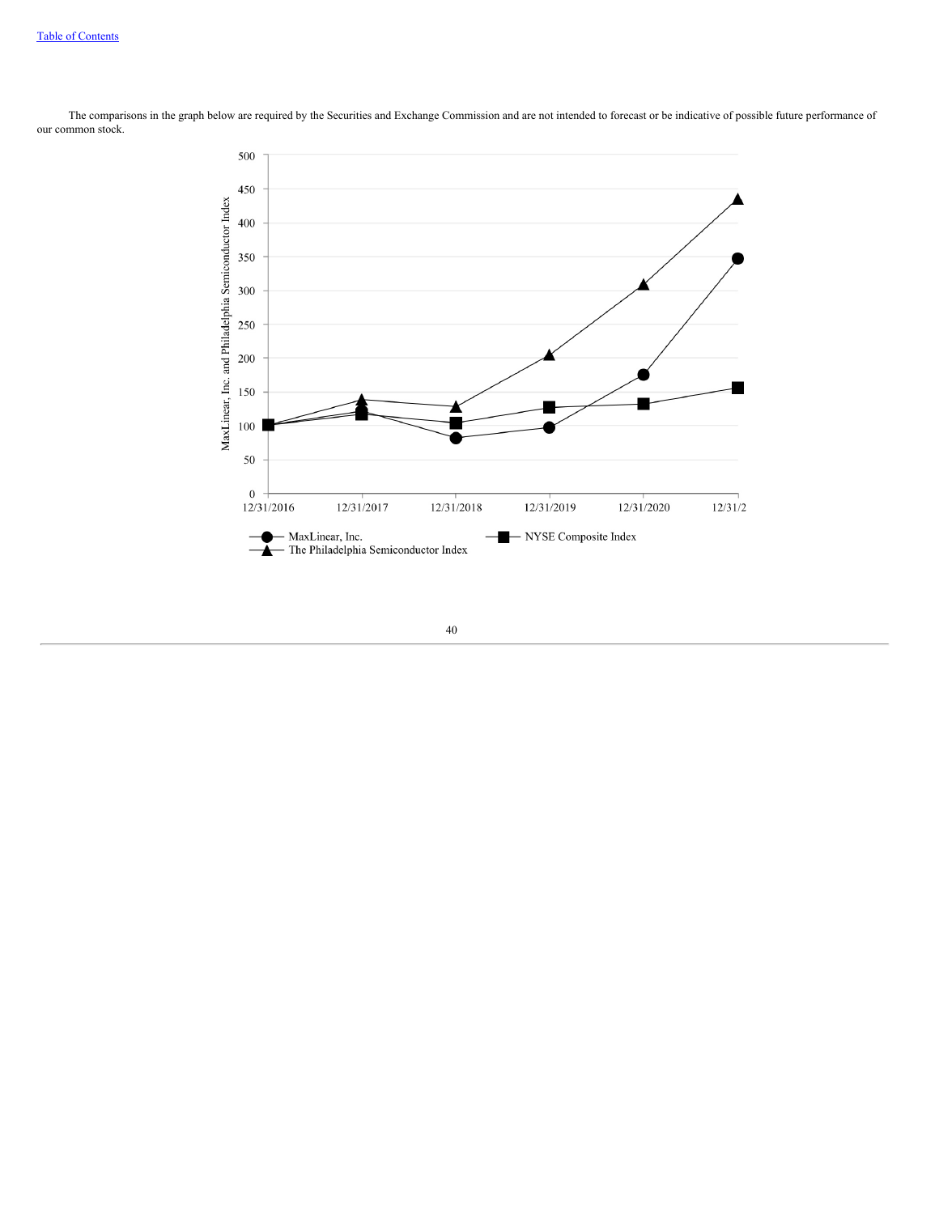The comparisons in the graph below are required by the Securities and Exchange Commission and are not intended to forecast or be indicative of possible future performance of our common stock.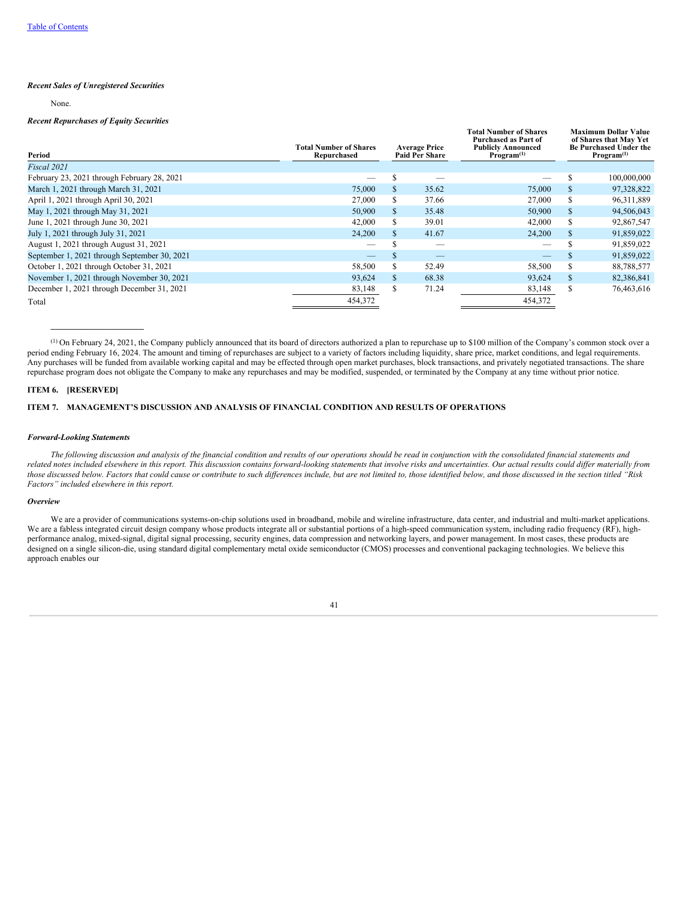*Recent Sales of Unregistered Securities*

None.

*Recent Repurchases of Equity Securities*

| Period | Total Number of Shares Repurchased | Average Price Paid Per Share | Total Number of Shares Purchased as Part of Publicly Announced Program[(1)] | Maximum Dollar Value of Shares that May Yet Be Purchased Under the Program[(1)] |
|---|---|---|---|---|
| *Fiscal 2021* | | | | |
| February 23, 2021 through February 28, 2021 | — | $ — | — | $ 100,000,000 |
| March 1, 2021 through March 31, 2021 | 75,000 | $ 35.62 | 75,000 | $ 97,328,822 |
| April 1, 2021 through April 30, 2021 | 27,000 | $ 37.66 | 27,000 | $ 96,311,889 |
| May 1, 2021 through May 31, 2021 | 50,900 | $ 35.48 | 50,900 | $ 94,506,043 |
| June 1, 2021 through June 30, 2021 | 42,000 | $ 39.01 | 42,000 | $ 92,867,547 |
| July 1, 2021 through July 31, 2021 | 24,200 | $ 41.67 | 24,200 | $ 91,859,022 |
| August 1, 2021 through August 31, 2021 | — | $ — | — | $ 91,859,022 |
| September 1, 2021 through September 30, 2021 | — | $ — | — | $ 91,859,022 |
| October 1, 2021 through October 31, 2021 | 58,500 | $ 52.49 | 58,500 | $ 88,788,577 |
| November 1, 2021 through November 30, 2021 | 93,624 | $ 68.38 | 93,624 | $ 82,386,841 |
| December 1, 2021 through December 31, 2021 | 83,148 | $ 71.24 | 83,148 | $ 76,463,616 |
| Total | 454,372 | | 454,372 | |

______________________

(1) On February 24, 2021, the Company publicly announced that its board of directors authorized a plan to repurchase up to $100 million of the Company's common stock over a period ending February 16, 2024. The amount and timing of repurchases are subject to a variety of factors including liquidity, share price, market conditions, and legal requirements. Any purchases will be funded from available working capital and may be effected through open market purchases, block transactions, and privately negotiated transactions. The share repurchase program does not obligate the Company to make any repurchases and may be modified, suspended, or terminated by the Company at any time without prior notice.

**ITEM 6. [RESERVED]**

**ITEM 7. MANAGEMENT'S DISCUSSION AND ANALYSIS OF FINANCIAL CONDITION AND RESULTS OF OPERATIONS**

***Forward-Looking Statements***

*The following discussion and analysis of the financial condition and results of our operations should be read in conjunction with the consolidated financial statements and related notes included elsewhere in this report. This discussion contains forward-looking statements that involve risks and uncertainties. Our actual results could differ materially from those discussed below. Factors that could cause or contribute to such differences include, but are not limited to, those identified below, and those discussed in the section titled "Risk Factors" included elsewhere in this report.*

***Overview***

We are a provider of communications systems-on-chip solutions used in broadband, mobile and wireline infrastructure, data center, and industrial and multi-market applications. We are a fabless integrated circuit design company whose products integrate all or substantial portions of a high-speed communication system, including radio frequency (RF), high-performance analog, mixed-signal, digital signal processing, security engines, data compression and networking layers, and power management. In most cases, these products are designed on a single silicon-die, using standard digital complementary metal oxide semiconductor (CMOS) processes and conventional packaging technologies. We believe this approach enables our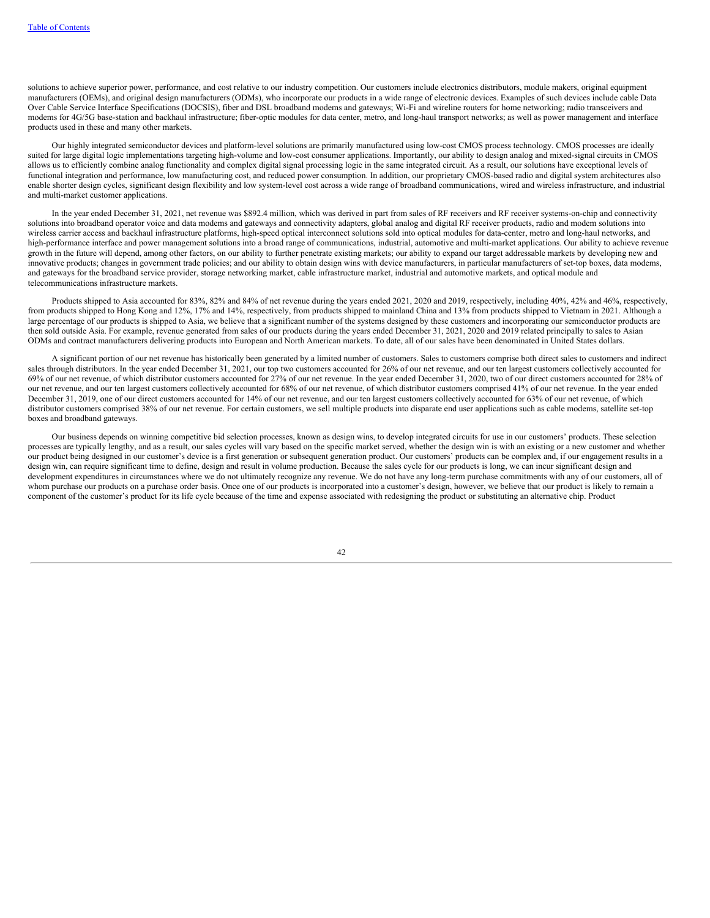solutions to achieve superior power, performance, and cost relative to our industry competition. Our customers include electronics distributors, module makers, original equipment manufacturers (OEMs), and original design manufacturers (ODMs), who incorporate our products in a wide range of electronic devices. Examples of such devices include cable Data Over Cable Service Interface Specifications (DOCSIS), fiber and DSL broadband modems and gateways; Wi-Fi and wireline routers for home networking; radio transceivers and modems for 4G/5G base-station and backhaul infrastructure; fiber-optic modules for data center, metro, and long-haul transport networks; as well as power management and interface products used in these and many other markets.

Our highly integrated semiconductor devices and platform-level solutions are primarily manufactured using low-cost CMOS process technology. CMOS processes are ideally suited for large digital logic implementations targeting high-volume and low-cost consumer applications. Importantly, our ability to design analog and mixed-signal circuits in CMOS allows us to efficiently combine analog functionality and complex digital signal processing logic in the same integrated circuit. As a result, our solutions have exceptional levels of functional integration and performance, low manufacturing cost, and reduced power consumption. In addition, our proprietary CMOS-based radio and digital system architectures also enable shorter design cycles, significant design flexibility and low system-level cost across a wide range of broadband communications, wired and wireless infrastructure, and industrial and multi-market customer applications.

In the year ended December 31, 2021, net revenue was $892.4 million, which was derived in part from sales of RF receivers and RF receiver systems-on-chip and connectivity solutions into broadband operator voice and data modems and gateways and connectivity adapters, global analog and digital RF receiver products, radio and modem solutions into wireless carrier access and backhaul infrastructure platforms, high-speed optical interconnect solutions sold into optical modules for data-center, metro and long-haul networks, and high-performance interface and power management solutions into a broad range of communications, industrial, automotive and multi-market applications. Our ability to achieve revenue growth in the future will depend, among other factors, on our ability to further penetrate existing markets; our ability to expand our target addressable markets by developing new and innovative products; changes in government trade policies; and our ability to obtain design wins with device manufacturers, in particular manufacturers of set-top boxes, data modems, and gateways for the broadband service provider, storage networking market, cable infrastructure market, industrial and automotive markets, and optical module and telecommunications infrastructure markets.

Products shipped to Asia accounted for 83%, 82% and 84% of net revenue during the years ended 2021, 2020 and 2019, respectively, including 40%, 42% and 46%, respectively, from products shipped to Hong Kong and 12%, 17% and 14%, respectively, from products shipped to mainland China and 13% from products shipped to Vietnam in 2021. Although a large percentage of our products is shipped to Asia, we believe that a significant number of the systems designed by these customers and incorporating our semiconductor products are then sold outside Asia. For example, revenue generated from sales of our products during the years ended December 31, 2021, 2020 and 2019 related principally to sales to Asian ODMs and contract manufacturers delivering products into European and North American markets. To date, all of our sales have been denominated in United States dollars.

A significant portion of our net revenue has historically been generated by a limited number of customers. Sales to customers comprise both direct sales to customers and indirect sales through distributors. In the year ended December 31, 2021, our top two customers accounted for 26% of our net revenue, and our ten largest customers collectively accounted for 69% of our net revenue, of which distributor customers accounted for 27% of our net revenue. In the year ended December 31, 2020, two of our direct customers accounted for 28% of our net revenue, and our ten largest customers collectively accounted for 68% of our net revenue, of which distributor customers comprised 41% of our net revenue. In the year ended December 31, 2019, one of our direct customers accounted for 14% of our net revenue, and our ten largest customers collectively accounted for 63% of our net revenue, of which distributor customers comprised 38% of our net revenue. For certain customers, we sell multiple products into disparate end user applications such as cable modems, satellite set-top boxes and broadband gateways.

Our business depends on winning competitive bid selection processes, known as design wins, to develop integrated circuits for use in our customers' products. These selection processes are typically lengthy, and as a result, our sales cycles will vary based on the specific market served, whether the design win is with an existing or a new customer and whether our product being designed in our customer's device is a first generation or subsequent generation product. Our customers' products can be complex and, if our engagement results in a design win, can require significant time to define, design and result in volume production. Because the sales cycle for our products is long, we can incur significant design and development expenditures in circumstances where we do not ultimately recognize any revenue. We do not have any long-term purchase commitments with any of our customers, all of whom purchase our products on a purchase order basis. Once one of our products is incorporated into a customer's design, however, we believe that our product is likely to remain a component of the customer's product for its life cycle because of the time and expense associated with redesigning the product or substituting an alternative chip. Product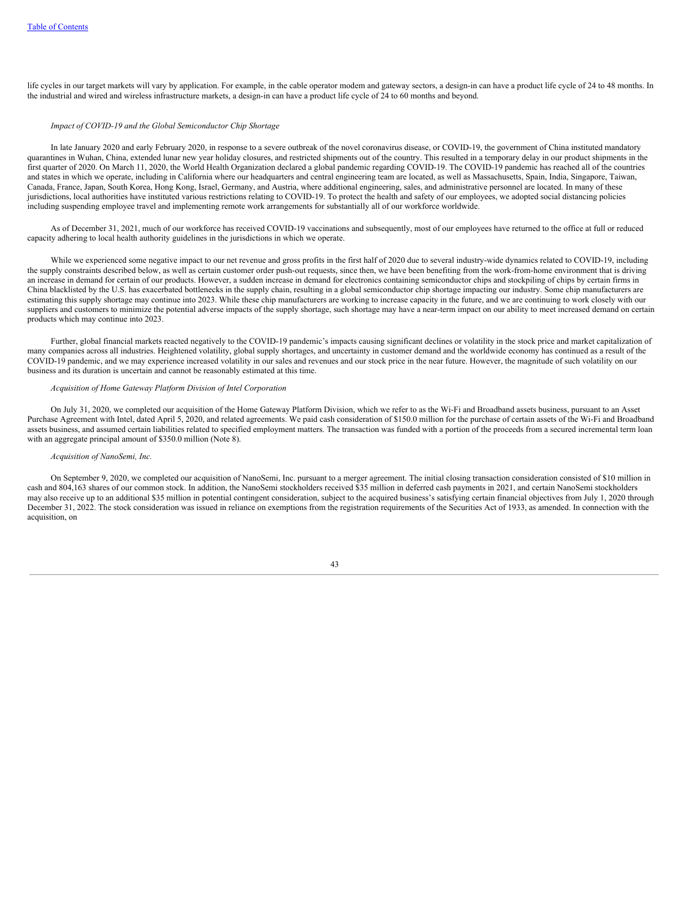life cycles in our target markets will vary by application. For example, in the cable operator modem and gateway sectors, a design-in can have a product life cycle of 24 to 48 months. In the industrial and wired and wireless infrastructure markets, a design-in can have a product life cycle of 24 to 60 months and beyond.

*Impact of COVID-19 and the Global Semiconductor Chip Shortage*

In late January 2020 and early February 2020, in response to a severe outbreak of the novel coronavirus disease, or COVID-19, the government of China instituted mandatory quarantines in Wuhan, China, extended lunar new year holiday closures, and restricted shipments out of the country. This resulted in a temporary delay in our product shipments in the first quarter of 2020. On March 11, 2020, the World Health Organization declared a global pandemic regarding COVID-19. The COVID-19 pandemic has reached all of the countries and states in which we operate, including in California where our headquarters and central engineering team are located, as well as Massachusetts, Spain, India, Singapore, Taiwan, Canada, France, Japan, South Korea, Hong Kong, Israel, Germany, and Austria, where additional engineering, sales, and administrative personnel are located. In many of these jurisdictions, local authorities have instituted various restrictions relating to COVID-19. To protect the health and safety of our employees, we adopted social distancing policies including suspending employee travel and implementing remote work arrangements for substantially all of our workforce worldwide.

As of December 31, 2021, much of our workforce has received COVID-19 vaccinations and subsequently, most of our employees have returned to the office at full or reduced capacity adhering to local health authority guidelines in the jurisdictions in which we operate.

While we experienced some negative impact to our net revenue and gross profits in the first half of 2020 due to several industry-wide dynamics related to COVID-19, including the supply constraints described below, as well as certain customer order push-out requests, since then, we have been benefiting from the work-from-home environment that is driving an increase in demand for certain of our products. However, a sudden increase in demand for electronics containing semiconductor chips and stockpiling of chips by certain firms in China blacklisted by the U.S. has exacerbated bottlenecks in the supply chain, resulting in a global semiconductor chip shortage impacting our industry. Some chip manufacturers are estimating this supply shortage may continue into 2023. While these chip manufacturers are working to increase capacity in the future, and we are continuing to work closely with our suppliers and customers to minimize the potential adverse impacts of the supply shortage, such shortage may have a near-term impact on our ability to meet increased demand on certain products which may continue into 2023.

Further, global financial markets reacted negatively to the COVID-19 pandemic's impacts causing significant declines or volatility in the stock price and market capitalization of many companies across all industries. Heightened volatility, global supply shortages, and uncertainty in customer demand and the worldwide economy has continued as a result of the COVID-19 pandemic, and we may experience increased volatility in our sales and revenues and our stock price in the near future. However, the magnitude of such volatility on our business and its duration is uncertain and cannot be reasonably estimated at this time.

*Acquisition of Home Gateway Platform Division of Intel Corporation*

On July 31, 2020, we completed our acquisition of the Home Gateway Platform Division, which we refer to as the Wi-Fi and Broadband assets business, pursuant to an Asset Purchase Agreement with Intel, dated April 5, 2020, and related agreements. We paid cash consideration of $150.0 million for the purchase of certain assets of the Wi-Fi and Broadband assets business, and assumed certain liabilities related to specified employment matters. The transaction was funded with a portion of the proceeds from a secured incremental term loan with an aggregate principal amount of $350.0 million (Note 8).

*Acquisition of NanoSemi, Inc.*

On September 9, 2020, we completed our acquisition of NanoSemi, Inc. pursuant to a merger agreement. The initial closing transaction consideration consisted of $10 million in cash and 804,163 shares of our common stock. In addition, the NanoSemi stockholders received $35 million in deferred cash payments in 2021, and certain NanoSemi stockholders may also receive up to an additional $35 million in potential contingent consideration, subject to the acquired business's satisfying certain financial objectives from July 1, 2020 through December 31, 2022. The stock consideration was issued in reliance on exemptions from the registration requirements of the Securities Act of 1933, as amended. In connection with the acquisition, on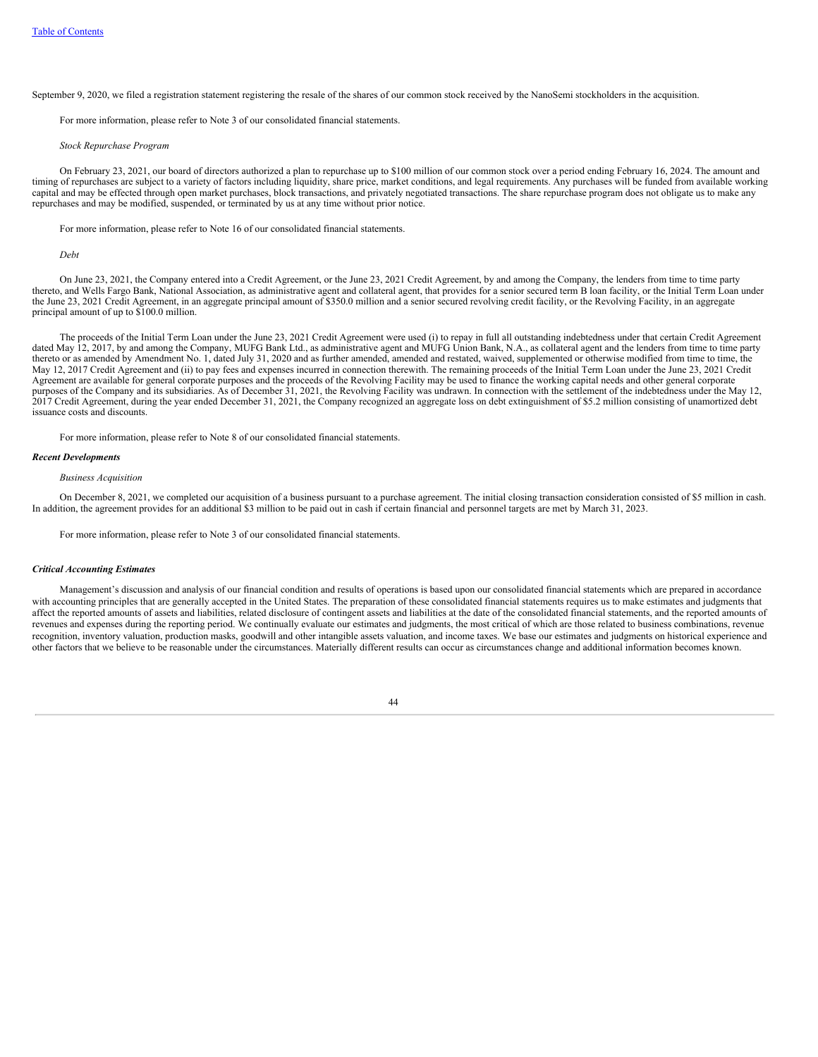September 9, 2020, we filed a registration statement registering the resale of the shares of our common stock received by the NanoSemi stockholders in the acquisition.

For more information, please refer to Note 3 of our consolidated financial statements.

*Stock Repurchase Program*

On February 23, 2021, our board of directors authorized a plan to repurchase up to $100 million of our common stock over a period ending February 16, 2024. The amount and timing of repurchases are subject to a variety of factors including liquidity, share price, market conditions, and legal requirements. Any purchases will be funded from available working capital and may be effected through open market purchases, block transactions, and privately negotiated transactions. The share repurchase program does not obligate us to make any repurchases and may be modified, suspended, or terminated by us at any time without prior notice.

For more information, please refer to Note 16 of our consolidated financial statements.

*Debt*

On June 23, 2021, the Company entered into a Credit Agreement, or the June 23, 2021 Credit Agreement, by and among the Company, the lenders from time to time party thereto, and Wells Fargo Bank, National Association, as administrative agent and collateral agent, that provides for a senior secured term B loan facility, or the Initial Term Loan under the June 23, 2021 Credit Agreement, in an aggregate principal amount of $350.0 million and a senior secured revolving credit facility, or the Revolving Facility, in an aggregate principal amount of up to $100.0 million.

The proceeds of the Initial Term Loan under the June 23, 2021 Credit Agreement were used (i) to repay in full all outstanding indebtedness under that certain Credit Agreement dated May 12, 2017, by and among the Company, MUFG Bank Ltd., as administrative agent and MUFG Union Bank, N.A., as collateral agent and the lenders from time to time party thereto or as amended by Amendment No. 1, dated July 31, 2020 and as further amended, amended and restated, waived, supplemented or otherwise modified from time to time, the May 12, 2017 Credit Agreement and (ii) to pay fees and expenses incurred in connection therewith. The remaining proceeds of the Initial Term Loan under the June 23, 2021 Credit Agreement are available for general corporate purposes and the proceeds of the Revolving Facility may be used to finance the working capital needs and other general corporate purposes of the Company and its subsidiaries. As of December 31, 2021, the Revolving Facility was undrawn. In connection with the settlement of the indebtedness under the May 12, 2017 Credit Agreement, during the year ended December 31, 2021, the Company recognized an aggregate loss on debt extinguishment of $5.2 million consisting of unamortized debt issuance costs and discounts.

For more information, please refer to Note 8 of our consolidated financial statements.

***Recent Developments***

*Business Acquisition*

On December 8, 2021, we completed our acquisition of a business pursuant to a purchase agreement. The initial closing transaction consideration consisted of $5 million in cash. In addition, the agreement provides for an additional $3 million to be paid out in cash if certain financial and personnel targets are met by March 31, 2023.

For more information, please refer to Note 3 of our consolidated financial statements.

***Critical Accounting Estimates***

Management's discussion and analysis of our financial condition and results of operations is based upon our consolidated financial statements which are prepared in accordance with accounting principles that are generally accepted in the United States. The preparation of these consolidated financial statements requires us to make estimates and judgments that affect the reported amounts of assets and liabilities, related disclosure of contingent assets and liabilities at the date of the consolidated financial statements, and the reported amounts of revenues and expenses during the reporting period. We continually evaluate our estimates and judgments, the most critical of which are those related to business combinations, revenue recognition, inventory valuation, production masks, goodwill and other intangible assets valuation, and income taxes. We base our estimates and judgments on historical experience and other factors that we believe to be reasonable under the circumstances. Materially different results can occur as circumstances change and additional information becomes known.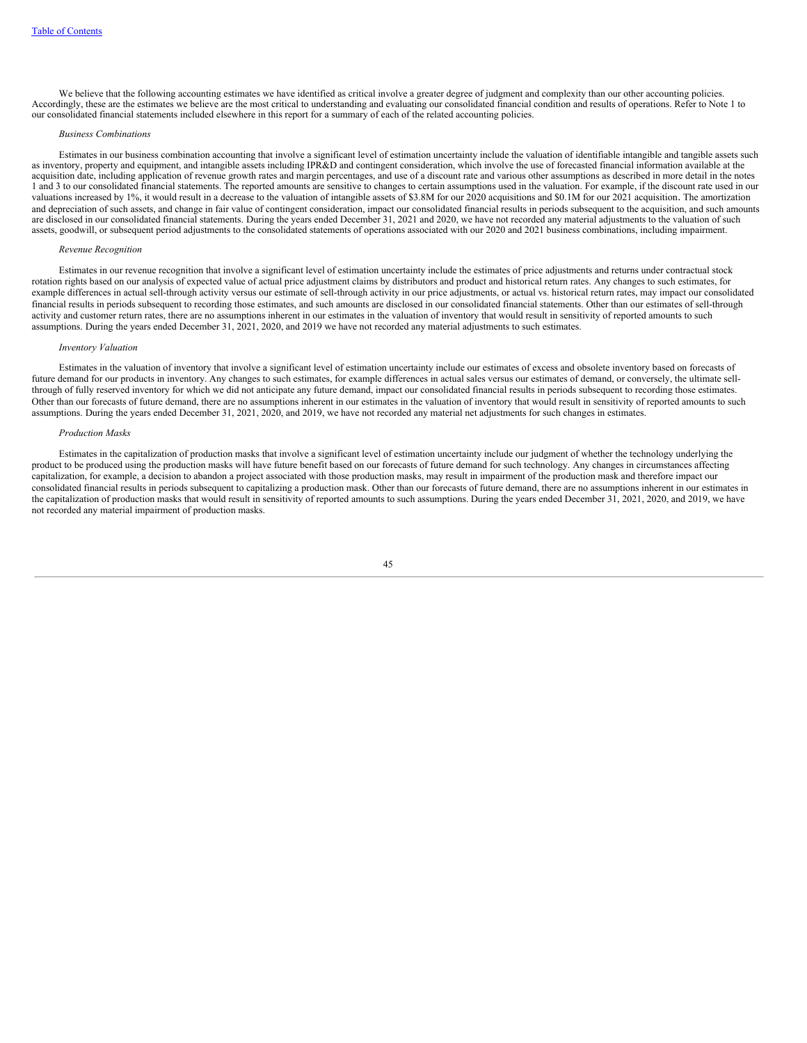We believe that the following accounting estimates we have identified as critical involve a greater degree of judgment and complexity than our other accounting policies. Accordingly, these are the estimates we believe are the most critical to understanding and evaluating our consolidated financial condition and results of operations. Refer to Note 1 to our consolidated financial statements included elsewhere in this report for a summary of each of the related accounting policies.

*Business Combinations*

Estimates in our business combination accounting that involve a significant level of estimation uncertainty include the valuation of identifiable intangible and tangible assets such as inventory, property and equipment, and intangible assets including IPR&D and contingent consideration, which involve the use of forecasted financial information available at the acquisition date, including application of revenue growth rates and margin percentages, and use of a discount rate and various other assumptions as described in more detail in the notes 1 and 3 to our consolidated financial statements. The reported amounts are sensitive to changes to certain assumptions used in the valuation. For example, if the discount rate used in our valuations increased by 1%, it would result in a decrease to the valuation of intangible assets of $3.8M for our 2020 acquisitions and $0.1M for our 2021 acquisition. The amortization and depreciation of such assets, and change in fair value of contingent consideration, impact our consolidated financial results in periods subsequent to the acquisition, and such amounts are disclosed in our consolidated financial statements. During the years ended December 31, 2021 and 2020, we have not recorded any material adjustments to the valuation of such assets, goodwill, or subsequent period adjustments to the consolidated statements of operations associated with our 2020 and 2021 business combinations, including impairment.

*Revenue Recognition*

Estimates in our revenue recognition that involve a significant level of estimation uncertainty include the estimates of price adjustments and returns under contractual stock rotation rights based on our analysis of expected value of actual price adjustment claims by distributors and product and historical return rates. Any changes to such estimates, for example differences in actual sell-through activity versus our estimate of sell-through activity in our price adjustments, or actual vs. historical return rates, may impact our consolidated financial results in periods subsequent to recording those estimates, and such amounts are disclosed in our consolidated financial statements. Other than our estimates of sell-through activity and customer return rates, there are no assumptions inherent in our estimates in the valuation of inventory that would result in sensitivity of reported amounts to such assumptions. During the years ended December 31, 2021, 2020, and 2019 we have not recorded any material adjustments to such estimates.

*Inventory Valuation*

Estimates in the valuation of inventory that involve a significant level of estimation uncertainty include our estimates of excess and obsolete inventory based on forecasts of future demand for our products in inventory. Any changes to such estimates, for example differences in actual sales versus our estimates of demand, or conversely, the ultimate sell-through of fully reserved inventory for which we did not anticipate any future demand, impact our consolidated financial results in periods subsequent to recording those estimates. Other than our forecasts of future demand, there are no assumptions inherent in our estimates in the valuation of inventory that would result in sensitivity of reported amounts to such assumptions. During the years ended December 31, 2021, 2020, and 2019, we have not recorded any material net adjustments for such changes in estimates.

*Production Masks*

Estimates in the capitalization of production masks that involve a significant level of estimation uncertainty include our judgment of whether the technology underlying the product to be produced using the production masks will have future benefit based on our forecasts of future demand for such technology. Any changes in circumstances affecting capitalization, for example, a decision to abandon a project associated with those production masks, may result in impairment of the production mask and therefore impact our consolidated financial results in periods subsequent to capitalizing a production mask. Other than our forecasts of future demand, there are no assumptions inherent in our estimates in the capitalization of production masks that would result in sensitivity of reported amounts to such assumptions. During the years ended December 31, 2021, 2020, and 2019, we have not recorded any material impairment of production masks.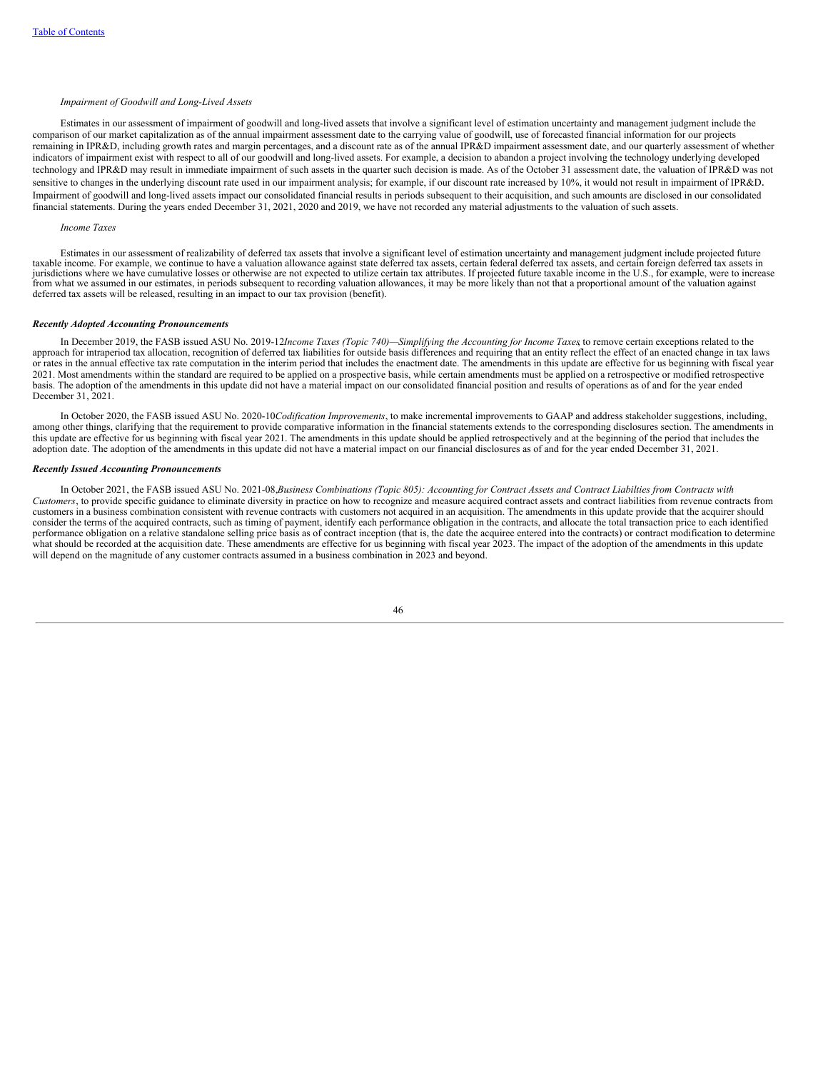*Impairment of Goodwill and Long-Lived Assets*

Estimates in our assessment of impairment of goodwill and long-lived assets that involve a significant level of estimation uncertainty and management judgment include the comparison of our market capitalization as of the annual impairment assessment date to the carrying value of goodwill, use of forecasted financial information for our projects remaining in IPR&D, including growth rates and margin percentages, and a discount rate as of the annual IPR&D impairment assessment date, and our quarterly assessment of whether indicators of impairment exist with respect to all of our goodwill and long-lived assets. For example, a decision to abandon a project involving the technology underlying developed technology and IPR&D may result in immediate impairment of such assets in the quarter such decision is made. As of the October 31 assessment date, the valuation of IPR&D was not sensitive to changes in the underlying discount rate used in our impairment analysis; for example, if our discount rate increased by 10%, it would not result in impairment of IPR&D. Impairment of goodwill and long-lived assets impact our consolidated financial results in periods subsequent to their acquisition, and such amounts are disclosed in our consolidated financial statements. During the years ended December 31, 2021, 2020 and 2019, we have not recorded any material adjustments to the valuation of such assets.

*Income Taxes*

Estimates in our assessment of realizability of deferred tax assets that involve a significant level of estimation uncertainty and management judgment include projected future taxable income. For example, we continue to have a valuation allowance against state deferred tax assets, certain federal deferred tax assets, and certain foreign deferred tax assets in jurisdictions where we have cumulative losses or otherwise are not expected to utilize certain tax attributes. If projected future taxable income in the U.S., for example, were to increase from what we assumed in our estimates, in periods subsequent to recording valuation allowances, it may be more likely than not that a proportional amount of the valuation against deferred tax assets will be released, resulting in an impact to our tax provision (benefit).

***Recently Adopted Accounting Pronouncements***

In December 2019, the FASB issued ASU No. 2019-12*Income Taxes (Topic 740)—Simplifying the Accounting for Income Taxes*, to remove certain exceptions related to the approach for intraperiod tax allocation, recognition of deferred tax liabilities for outside basis differences and requiring that an entity reflect the effect of an enacted change in tax laws or rates in the annual effective tax rate computation in the interim period that includes the enactment date. The amendments in this update are effective for us beginning with fiscal year 2021. Most amendments within the standard are required to be applied on a prospective basis, while certain amendments must be applied on a retrospective or modified retrospective basis. The adoption of the amendments in this update did not have a material impact on our consolidated financial position and results of operations as of and for the year ended December 31, 2021.

In October 2020, the FASB issued ASU No. 2020-10*Codification Improvements*, to make incremental improvements to GAAP and address stakeholder suggestions, including, among other things, clarifying that the requirement to provide comparative information in the financial statements extends to the corresponding disclosures section. The amendments in this update are effective for us beginning with fiscal year 2021. The amendments in this update should be applied retrospectively and at the beginning of the period that includes the adoption date. The adoption of the amendments in this update did not have a material impact on our financial disclosures as of and for the year ended December 31, 2021.

***Recently Issued Accounting Pronouncements***

In October 2021, the FASB issued ASU No. 2021-08,*Business Combinations (Topic 805): Accounting for Contract Assets and Contract Liabilties from Contracts with Customers*, to provide specific guidance to eliminate diversity in practice on how to recognize and measure acquired contract assets and contract liabilities from revenue contracts from customers in a business combination consistent with revenue contracts with customers not acquired in an acquisition. The amendments in this update provide that the acquirer should consider the terms of the acquired contracts, such as timing of payment, identify each performance obligation in the contracts, and allocate the total transaction price to each identified performance obligation on a relative standalone selling price basis as of contract inception (that is, the date the acquiree entered into the contracts) or contract modification to determine what should be recorded at the acquisition date. These amendments are effective for us beginning with fiscal year 2023. The impact of the adoption of the amendments in this update will depend on the magnitude of any customer contracts assumed in a business combination in 2023 and beyond.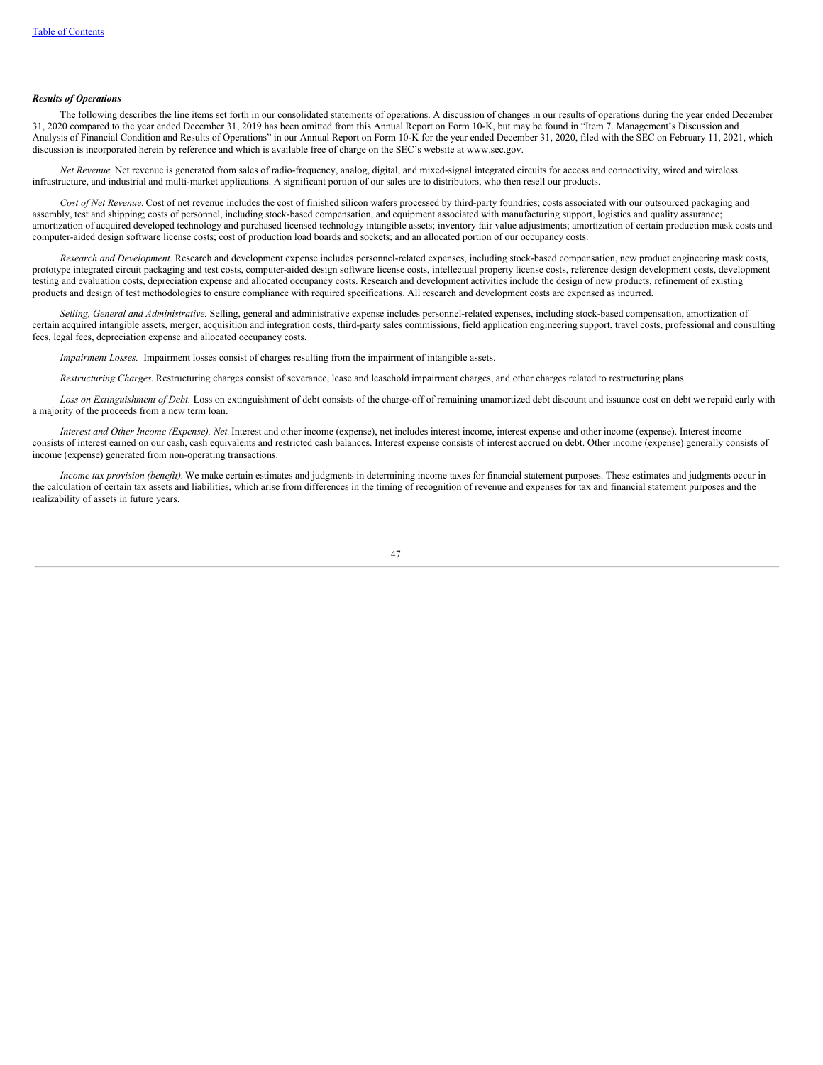***Results of Operations***

The following describes the line items set forth in our consolidated statements of operations. A discussion of changes in our results of operations during the year ended December 31, 2020 compared to the year ended December 31, 2019 has been omitted from this Annual Report on Form 10-K, but may be found in "Item 7. Management's Discussion and Analysis of Financial Condition and Results of Operations" in our Annual Report on Form 10-K for the year ended December 31, 2020, filed with the SEC on February 11, 2021, which discussion is incorporated herein by reference and which is available free of charge on the SEC's website at www.sec.gov.

*Net Revenue.* Net revenue is generated from sales of radio-frequency, analog, digital, and mixed-signal integrated circuits for access and connectivity, wired and wireless infrastructure, and industrial and multi-market applications. A significant portion of our sales are to distributors, who then resell our products.

*Cost of Net Revenue.* Cost of net revenue includes the cost of finished silicon wafers processed by third-party foundries; costs associated with our outsourced packaging and assembly, test and shipping; costs of personnel, including stock-based compensation, and equipment associated with manufacturing support, logistics and quality assurance; amortization of acquired developed technology and purchased licensed technology intangible assets; inventory fair value adjustments; amortization of certain production mask costs and computer-aided design software license costs; cost of production load boards and sockets; and an allocated portion of our occupancy costs.

*Research and Development.* Research and development expense includes personnel-related expenses, including stock-based compensation, new product engineering mask costs, prototype integrated circuit packaging and test costs, computer-aided design software license costs, intellectual property license costs, reference design development costs, development testing and evaluation costs, depreciation expense and allocated occupancy costs. Research and development activities include the design of new products, refinement of existing products and design of test methodologies to ensure compliance with required specifications. All research and development costs are expensed as incurred.

*Selling, General and Administrative.* Selling, general and administrative expense includes personnel-related expenses, including stock-based compensation, amortization of certain acquired intangible assets, merger, acquisition and integration costs, third-party sales commissions, field application engineering support, travel costs, professional and consulting fees, legal fees, depreciation expense and allocated occupancy costs.

*Impairment Losses.* Impairment losses consist of charges resulting from the impairment of intangible assets.

*Restructuring Charges.* Restructuring charges consist of severance, lease and leasehold impairment charges, and other charges related to restructuring plans.

*Loss on Extinguishment of Debt.* Loss on extinguishment of debt consists of the charge-off of remaining unamortized debt discount and issuance cost on debt we repaid early with a majority of the proceeds from a new term loan.

*Interest and Other Income (Expense), Net.* Interest and other income (expense), net includes interest income, interest expense and other income (expense). Interest income consists of interest earned on our cash, cash equivalents and restricted cash balances. Interest expense consists of interest accrued on debt. Other income (expense) generally consists of income (expense) generated from non-operating transactions.

*Income tax provision (benefit).* We make certain estimates and judgments in determining income taxes for financial statement purposes. These estimates and judgments occur in the calculation of certain tax assets and liabilities, which arise from differences in the timing of recognition of revenue and expenses for tax and financial statement purposes and the realizability of assets in future years.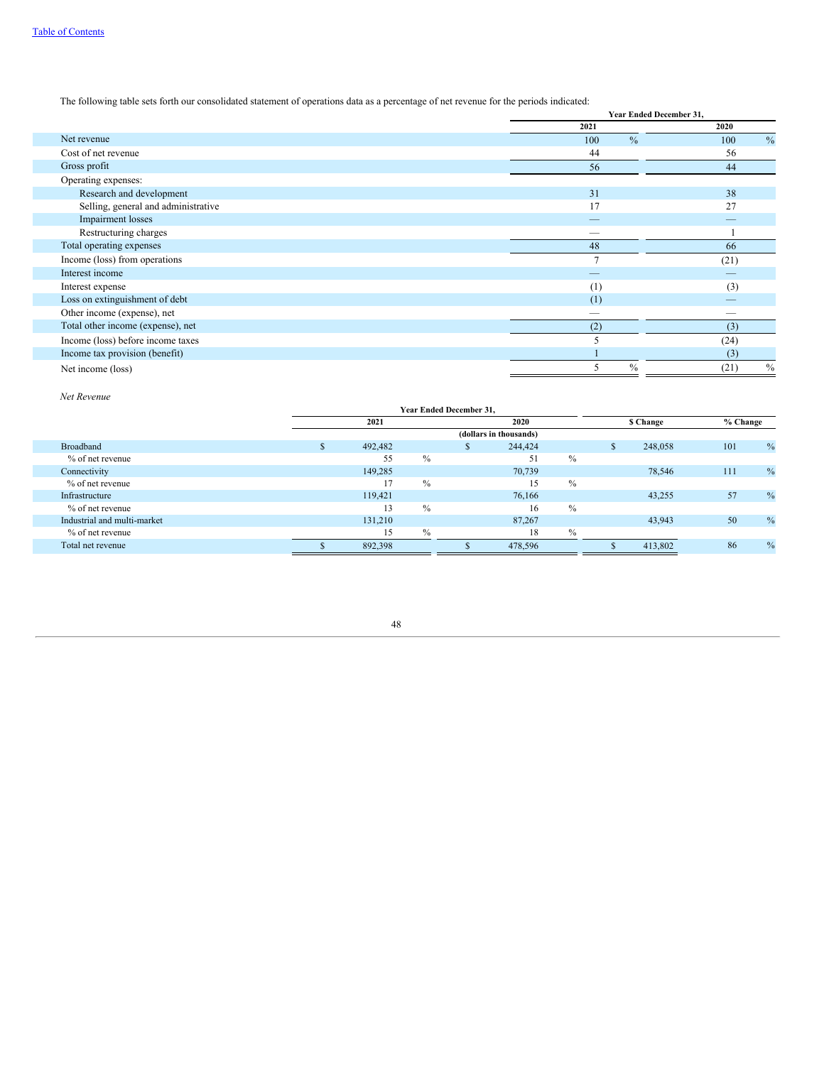[Table of Contents](#)

The following table sets forth our consolidated statement of operations data as a percentage of net revenue for the periods indicated:

| | Year Ended December 31, | |
|---|---|---|
| | 2021 | 2020 |
| Net revenue | 100 % | 100 % |
| Cost of net revenue | 44 | 56 |
| Gross profit | 56 | 44 |
| Operating expenses: | | |
| Research and development | 31 | 38 |
| Selling, general and administrative | 17 | 27 |
| Impairment losses | — | — |
| Restructuring charges | — | 1 |
| Total operating expenses | 48 | 66 |
| Income (loss) from operations | 7 | (21) |
| Interest income | — | — |
| Interest expense | (1) | (3) |
| Loss on extinguishment of debt | (1) | — |
| Other income (expense), net | — | — |
| Total other income (expense), net | (2) | (3) |
| Income (loss) before income taxes | 5 | (24) |
| Income tax provision (benefit) | 1 | (3) |
| Net income (loss) | 5 % | (21) % |

*Net Revenue*

| | Year Ended December 31, | | | |
|---|---|---|---|---|
| | 2021 | 2020 | $ Change | % Change |
| | (dollars in thousands) | | | |
| Broadband | $ 492,482 | $ 244,424 | $ 248,058 | 101 % |
| % of net revenue | 55 % | 51 % | | |
| Connectivity | 149,285 | 70,739 | 78,546 | 111 % |
| % of net revenue | 17 % | 15 % | | |
| Infrastructure | 119,421 | 76,166 | 43,255 | 57 % |
| % of net revenue | 13 % | 16 % | | |
| Industrial and multi-market | 131,210 | 87,267 | 43,943 | 50 % |
| % of net revenue | 15 % | 18 % | | |
| Total net revenue | $ 892,398 | $ 478,596 | $ 413,802 | 86 % |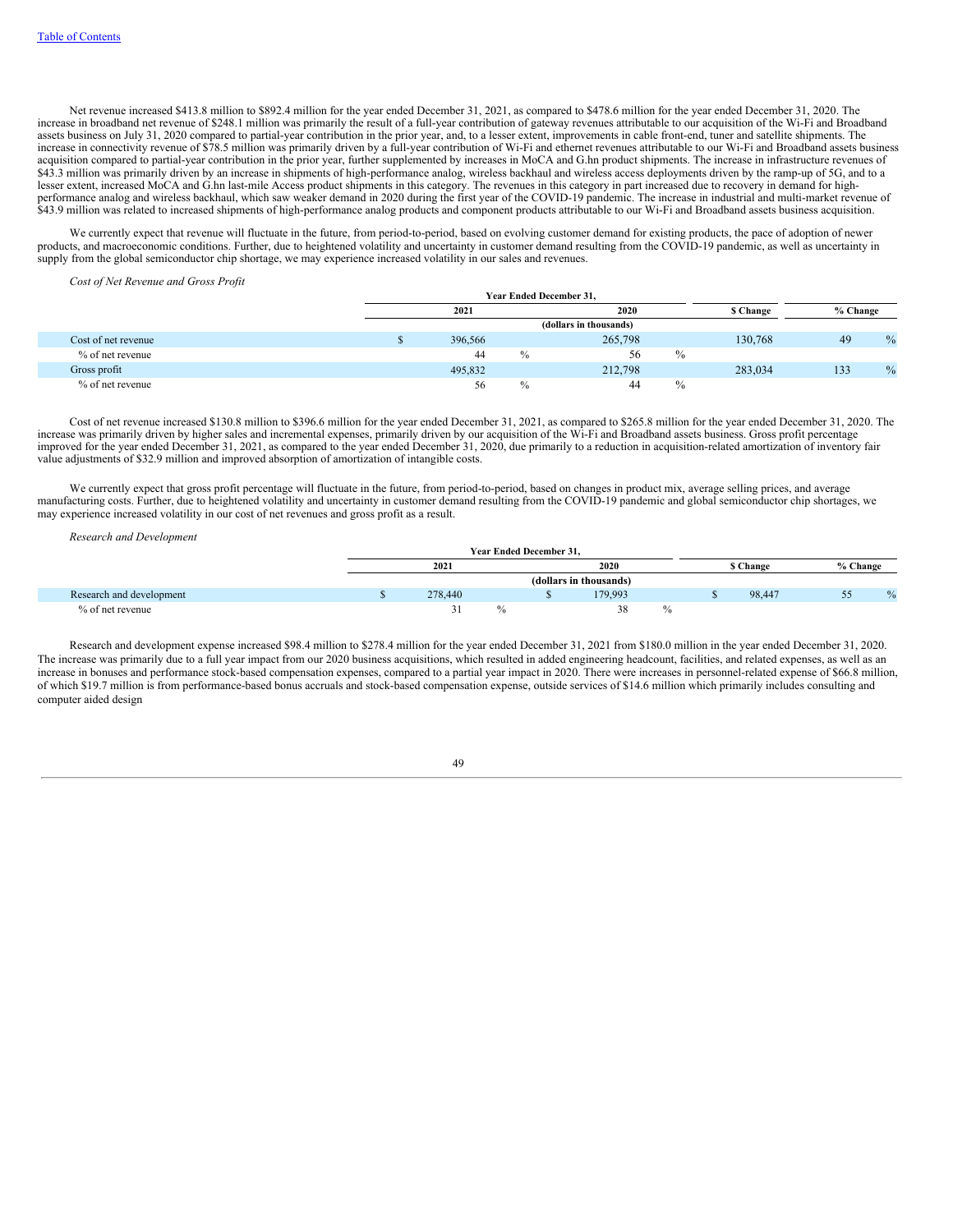Net revenue increased $413.8 million to $892.4 million for the year ended December 31, 2021, as compared to $478.6 million for the year ended December 31, 2020. The increase in broadband net revenue of $248.1 million was primarily the result of a full-year contribution of gateway revenues attributable to our acquisition of the Wi-Fi and Broadband assets business on July 31, 2020 compared to partial-year contribution in the prior year, and, to a lesser extent, improvements in cable front-end, tuner and satellite shipments. The increase in connectivity revenue of $78.5 million was primarily driven by a full-year contribution of Wi-Fi and ethernet revenues attributable to our Wi-Fi and Broadband assets business acquisition compared to partial-year contribution in the prior year, further supplemented by increases in MoCA and G.hn product shipments. The increase in infrastructure revenues of $43.3 million was primarily driven by an increase in shipments of high-performance analog, wireless backhaul and wireless access deployments driven by the ramp-up of 5G, and to a lesser extent, increased MoCA and G.hn last-mile Access product shipments in this category. The revenues in this category in part increased due to recovery in demand for high-performance analog and wireless backhaul, which saw weaker demand in 2020 during the first year of the COVID-19 pandemic. The increase in industrial and multi-market revenue of $43.9 million was related to increased shipments of high-performance analog products and component products attributable to our Wi-Fi and Broadband assets business acquisition.

We currently expect that revenue will fluctuate in the future, from period-to-period, based on evolving customer demand for existing products, the pace of adoption of newer products, and macroeconomic conditions. Further, due to heightened volatility and uncertainty in customer demand resulting from the COVID-19 pandemic, as well as uncertainty in supply from the global semiconductor chip shortage, we may experience increased volatility in our sales and revenues.

*Cost of Net Revenue and Gross Profit*

| | Year Ended December 31, | | | |
|---|---|---|---|---|
| | 2021 | 2020 | $ Change | % Change |
| | (dollars in thousands) | | | |
| Cost of net revenue | $ 396,566 | 265,798 | 130,768 | 49 % |
| % of net revenue | 44 % | 56 % | | |
| Gross profit | 495,832 | 212,798 | 283,034 | 133 % |
| % of net revenue | 56 % | 44 % | | |

Cost of net revenue increased $130.8 million to $396.6 million for the year ended December 31, 2021, as compared to $265.8 million for the year ended December 31, 2020. The increase was primarily driven by higher sales and incremental expenses, primarily driven by our acquisition of the Wi-Fi and Broadband assets business. Gross profit percentage improved for the year ended December 31, 2021, as compared to the year ended December 31, 2020, due primarily to a reduction in acquisition-related amortization of inventory fair value adjustments of $32.9 million and improved absorption of amortization of intangible costs.

We currently expect that gross profit percentage will fluctuate in the future, from period-to-period, based on changes in product mix, average selling prices, and average manufacturing costs. Further, due to heightened volatility and uncertainty in customer demand resulting from the COVID-19 pandemic and global semiconductor chip shortages, we may experience increased volatility in our cost of net revenues and gross profit as a result.

*Research and Development*

| | Year Ended December 31, | | | |
|---|---|---|---|---|
| | 2021 | 2020 | $ Change | % Change |
| | (dollars in thousands) | | | |
| Research and development | $ 278,440 | $ 179,993 | $ 98,447 | 55 % |
| % of net revenue | 31 % | 38 % | | |

Research and development expense increased $98.4 million to $278.4 million for the year ended December 31, 2021 from $180.0 million in the year ended December 31, 2020. The increase was primarily due to a full year impact from our 2020 business acquisitions, which resulted in added engineering headcount, facilities, and related expenses, as well as an increase in bonuses and performance stock-based compensation expenses, compared to a partial year impact in 2020. There were increases in personnel-related expense of $66.8 million, of which $19.7 million is from performance-based bonus accruals and stock-based compensation expense, outside services of $14.6 million which primarily includes consulting and computer aided design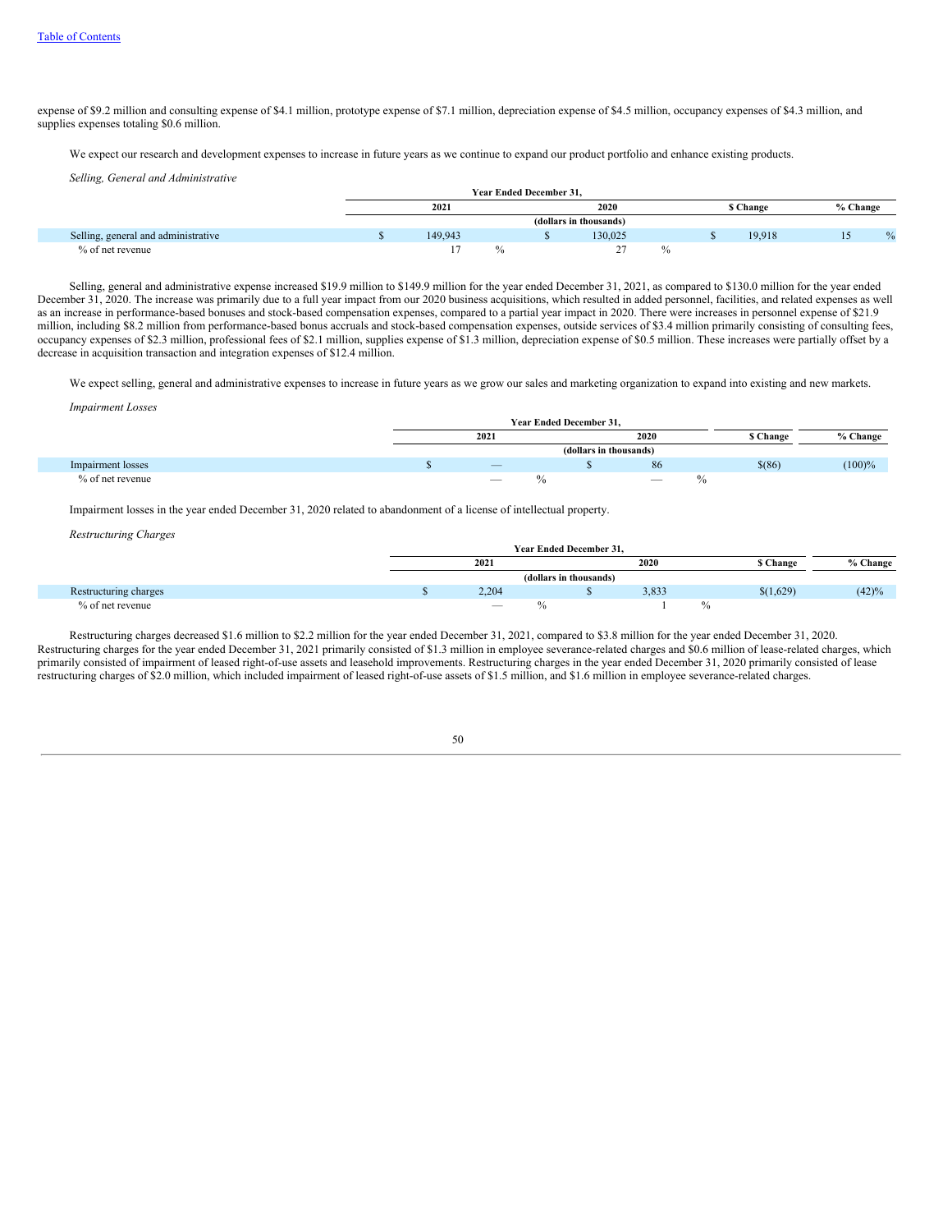expense of $9.2 million and consulting expense of $4.1 million, prototype expense of $7.1 million, depreciation expense of $4.5 million, occupancy expenses of $4.3 million, and supplies expenses totaling $0.6 million.

We expect our research and development expenses to increase in future years as we continue to expand our product portfolio and enhance existing products.

*Selling, General and Administrative*

| | Year Ended December 31, | | | |
|---|---|---|---|---|
| | 2021 | 2020 | $ Change | % Change |
| | (dollars in thousands) | | | |
| Selling, general and administrative | $ 149,943 | $ 130,025 | $ 19,918 | 15 % |
| % of net revenue | 17 % | 27 % | | |

Selling, general and administrative expense increased $19.9 million to $149.9 million for the year ended December 31, 2021, as compared to $130.0 million for the year ended December 31, 2020. The increase was primarily due to a full year impact from our 2020 business acquisitions, which resulted in added personnel, facilities, and related expenses as well as an increase in performance-based bonuses and stock-based compensation expenses, compared to a partial year impact in 2020. There were increases in personnel expense of $21.9 million, including $8.2 million from performance-based bonus accruals and stock-based compensation expenses, outside services of $3.4 million primarily consisting of consulting fees, occupancy expenses of $2.3 million, professional fees of $2.1 million, supplies expense of $1.3 million, depreciation expense of $0.5 million. These increases were partially offset by a decrease in acquisition transaction and integration expenses of $12.4 million.

We expect selling, general and administrative expenses to increase in future years as we grow our sales and marketing organization to expand into existing and new markets.

*Impairment Losses*

| | Year Ended December 31, | | | |
|---|---|---|---|---|
| | 2021 | 2020 | $ Change | % Change |
| | (dollars in thousands) | | | |
| Impairment losses | $ — | $ 86 | $(86) | (100)% |
| % of net revenue | — % | — % | | |

Impairment losses in the year ended December 31, 2020 related to abandonment of a license of intellectual property.

*Restructuring Charges*

| | Year Ended December 31, | | | |
|---|---|---|---|---|
| | 2021 | 2020 | $ Change | % Change |
| | (dollars in thousands) | | | |
| Restructuring charges | $ 2,204 | $ 3,833 | $(1,629) | (42)% |
| % of net revenue | — % | 1 % | | |

Restructuring charges decreased $1.6 million to $2.2 million for the year ended December 31, 2021, compared to $3.8 million for the year ended December 31, 2020. Restructuring charges for the year ended December 31, 2021 primarily consisted of $1.3 million in employee severance-related charges and $0.6 million of lease-related charges, which primarily consisted of impairment of leased right-of-use assets and leasehold improvements. Restructuring charges in the year ended December 31, 2020 primarily consisted of lease restructuring charges of $2.0 million, which included impairment of leased right-of-use assets of $1.5 million, and $1.6 million in employee severance-related charges.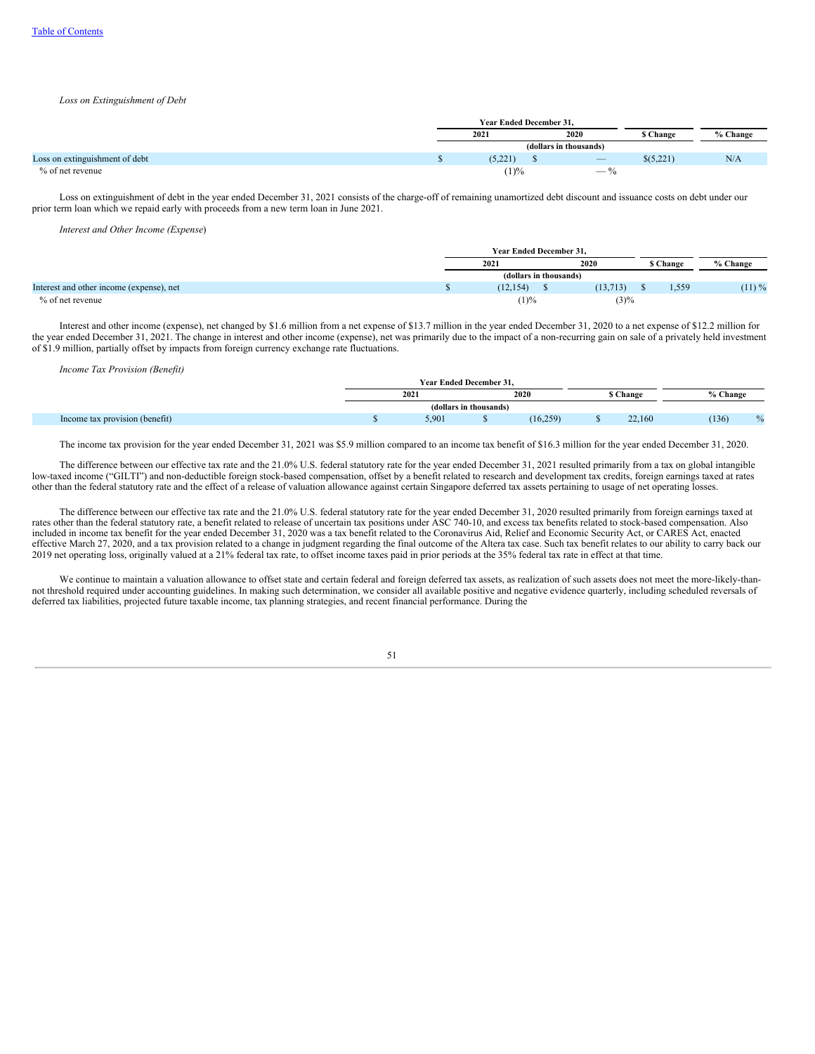*Loss on Extinguishment of Debt*

| | Year Ended December 31, | | $ Change | % Change |
|---|---|---|---|---|
| | 2021 | 2020 | | |
| | (dollars in thousands) | | | |
| Loss on extinguishment of debt | $ (5,221) | $ — | $(5,221) | N/A |
| % of net revenue | (1)% | — % | | |

Loss on extinguishment of debt in the year ended December 31, 2021 consists of the charge-off of remaining unamortized debt discount and issuance costs on debt under our prior term loan which we repaid early with proceeds from a new term loan in June 2021.

*Interest and Other Income (Expense*)

| | Year Ended December 31, | | $ Change | % Change |
|---|---|---|---|---|
| | 2021 | 2020 | | |
| | (dollars in thousands) | | | |
| Interest and other income (expense), net | $ (12,154) | $ (13,713) | $ 1,559 | (11) % |
| % of net revenue | (1)% | (3)% | | |

Interest and other income (expense), net changed by $1.6 million from a net expense of $13.7 million in the year ended December 31, 2020 to a net expense of $12.2 million for the year ended December 31, 2021. The change in interest and other income (expense), net was primarily due to the impact of a non-recurring gain on sale of a privately held investment of $1.9 million, partially offset by impacts from foreign currency exchange rate fluctuations.

*Income Tax Provision (Benefit)*

| | Year Ended December 31, | | $ Change | % Change |
|---|---|---|---|---|
| | 2021 | 2020 | | |
| | (dollars in thousands) | | | |
| Income tax provision (benefit) | $ 5,901 | $ (16,259) | $ 22,160 | (136) % |

The income tax provision for the year ended December 31, 2021 was $5.9 million compared to an income tax benefit of $16.3 million for the year ended December 31, 2020.

The difference between our effective tax rate and the 21.0% U.S. federal statutory rate for the year ended December 31, 2021 resulted primarily from a tax on global intangible low-taxed income ("GILTI") and non-deductible foreign stock-based compensation, offset by a benefit related to research and development tax credits, foreign earnings taxed at rates other than the federal statutory rate and the effect of a release of valuation allowance against certain Singapore deferred tax assets pertaining to usage of net operating losses.

The difference between our effective tax rate and the 21.0% U.S. federal statutory rate for the year ended December 31, 2020 resulted primarily from foreign earnings taxed at rates other than the federal statutory rate, a benefit related to release of uncertain tax positions under ASC 740-10, and excess tax benefits related to stock-based compensation. Also included in income tax benefit for the year ended December 31, 2020 was a tax benefit related to the Coronavirus Aid, Relief and Economic Security Act, or CARES Act, enacted effective March 27, 2020, and a tax provision related to a change in judgment regarding the final outcome of the Altera tax case. Such tax benefit relates to our ability to carry back our 2019 net operating loss, originally valued at a 21% federal tax rate, to offset income taxes paid in prior periods at the 35% federal tax rate in effect at that time.

We continue to maintain a valuation allowance to offset state and certain federal and foreign deferred tax assets, as realization of such assets does not meet the more-likely-than-not threshold required under accounting guidelines. In making such determination, we consider all available positive and negative evidence quarterly, including scheduled reversals of deferred tax liabilities, projected future taxable income, tax planning strategies, and recent financial performance. During the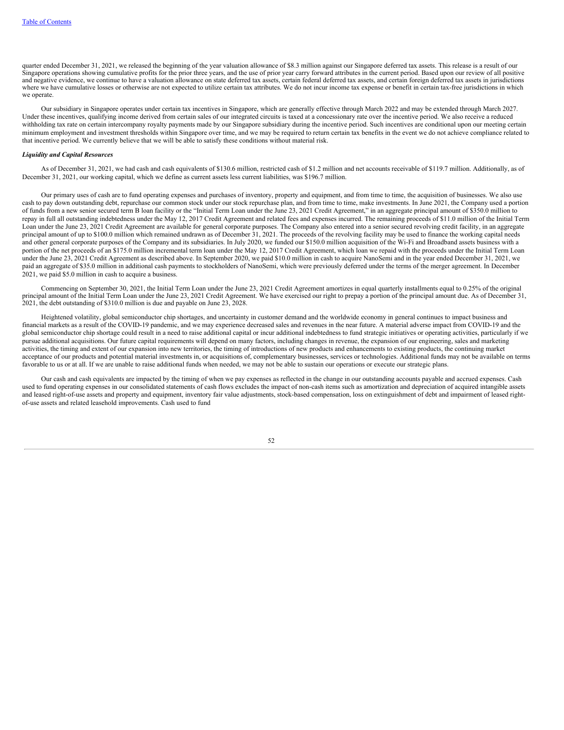quarter ended December 31, 2021, we released the beginning of the year valuation allowance of $8.3 million against our Singapore deferred tax assets. This release is a result of our Singapore operations showing cumulative profits for the prior three years, and the use of prior year carry forward attributes in the current period. Based upon our review of all positive and negative evidence, we continue to have a valuation allowance on state deferred tax assets, certain federal deferred tax assets, and certain foreign deferred tax assets in jurisdictions where we have cumulative losses or otherwise are not expected to utilize certain tax attributes. We do not incur income tax expense or benefit in certain tax-free jurisdictions in which we operate.

Our subsidiary in Singapore operates under certain tax incentives in Singapore, which are generally effective through March 2022 and may be extended through March 2027. Under these incentives, qualifying income derived from certain sales of our integrated circuits is taxed at a concessionary rate over the incentive period. We also receive a reduced withholding tax rate on certain intercompany royalty payments made by our Singapore subsidiary during the incentive period. Such incentives are conditional upon our meeting certain minimum employment and investment thresholds within Singapore over time, and we may be required to return certain tax benefits in the event we do not achieve compliance related to that incentive period. We currently believe that we will be able to satisfy these conditions without material risk.

***Liquidity and Capital Resources***

As of December 31, 2021, we had cash and cash equivalents of $130.6 million, restricted cash of $1.2 million and net accounts receivable of $119.7 million. Additionally, as of December 31, 2021, our working capital, which we define as current assets less current liabilities, was $196.7 million.

Our primary uses of cash are to fund operating expenses and purchases of inventory, property and equipment, and from time to time, the acquisition of businesses. We also use cash to pay down outstanding debt, repurchase our common stock under our stock repurchase plan, and from time to time, make investments. In June 2021, the Company used a portion of funds from a new senior secured term B loan facility or the "Initial Term Loan under the June 23, 2021 Credit Agreement," in an aggregate principal amount of $350.0 million to repay in full all outstanding indebtedness under the May 12, 2017 Credit Agreement and related fees and expenses incurred. The remaining proceeds of $11.0 million of the Initial Term Loan under the June 23, 2021 Credit Agreement are available for general corporate purposes. The Company also entered into a senior secured revolving credit facility, in an aggregate principal amount of up to $100.0 million which remained undrawn as of December 31, 2021. The proceeds of the revolving facility may be used to finance the working capital needs and other general corporate purposes of the Company and its subsidiaries. In July 2020, we funded our $150.0 million acquisition of the Wi-Fi and Broadband assets business with a portion of the net proceeds of an $175.0 million incremental term loan under the May 12, 2017 Credit Agreement, which loan we repaid with the proceeds under the Initial Term Loan under the June 23, 2021 Credit Agreement as described above. In September 2020, we paid $10.0 million in cash to acquire NanoSemi and in the year ended December 31, 2021, we paid an aggregate of $35.0 million in additional cash payments to stockholders of NanoSemi, which were previously deferred under the terms of the merger agreement. In December 2021, we paid $5.0 million in cash to acquire a business.

Commencing on September 30, 2021, the Initial Term Loan under the June 23, 2021 Credit Agreement amortizes in equal quarterly installments equal to 0.25% of the original principal amount of the Initial Term Loan under the June 23, 2021 Credit Agreement. We have exercised our right to prepay a portion of the principal amount due. As of December 31, 2021, the debt outstanding of $310.0 million is due and payable on June 23, 2028.

Heightened volatility, global semiconductor chip shortages, and uncertainty in customer demand and the worldwide economy in general continues to impact business and financial markets as a result of the COVID-19 pandemic, and we may experience decreased sales and revenues in the near future. A material adverse impact from COVID-19 and the global semiconductor chip shortage could result in a need to raise additional capital or incur additional indebtedness to fund strategic initiatives or operating activities, particularly if we pursue additional acquisitions. Our future capital requirements will depend on many factors, including changes in revenue, the expansion of our engineering, sales and marketing activities, the timing and extent of our expansion into new territories, the timing of introductions of new products and enhancements to existing products, the continuing market acceptance of our products and potential material investments in, or acquisitions of, complementary businesses, services or technologies. Additional funds may not be available on terms favorable to us or at all. If we are unable to raise additional funds when needed, we may not be able to sustain our operations or execute our strategic plans.

Our cash and cash equivalents are impacted by the timing of when we pay expenses as reflected in the change in our outstanding accounts payable and accrued expenses. Cash used to fund operating expenses in our consolidated statements of cash flows excludes the impact of non-cash items such as amortization and depreciation of acquired intangible assets and leased right-of-use assets and property and equipment, inventory fair value adjustments, stock-based compensation, loss on extinguishment of debt and impairment of leased right-of-use assets and related leasehold improvements. Cash used to fund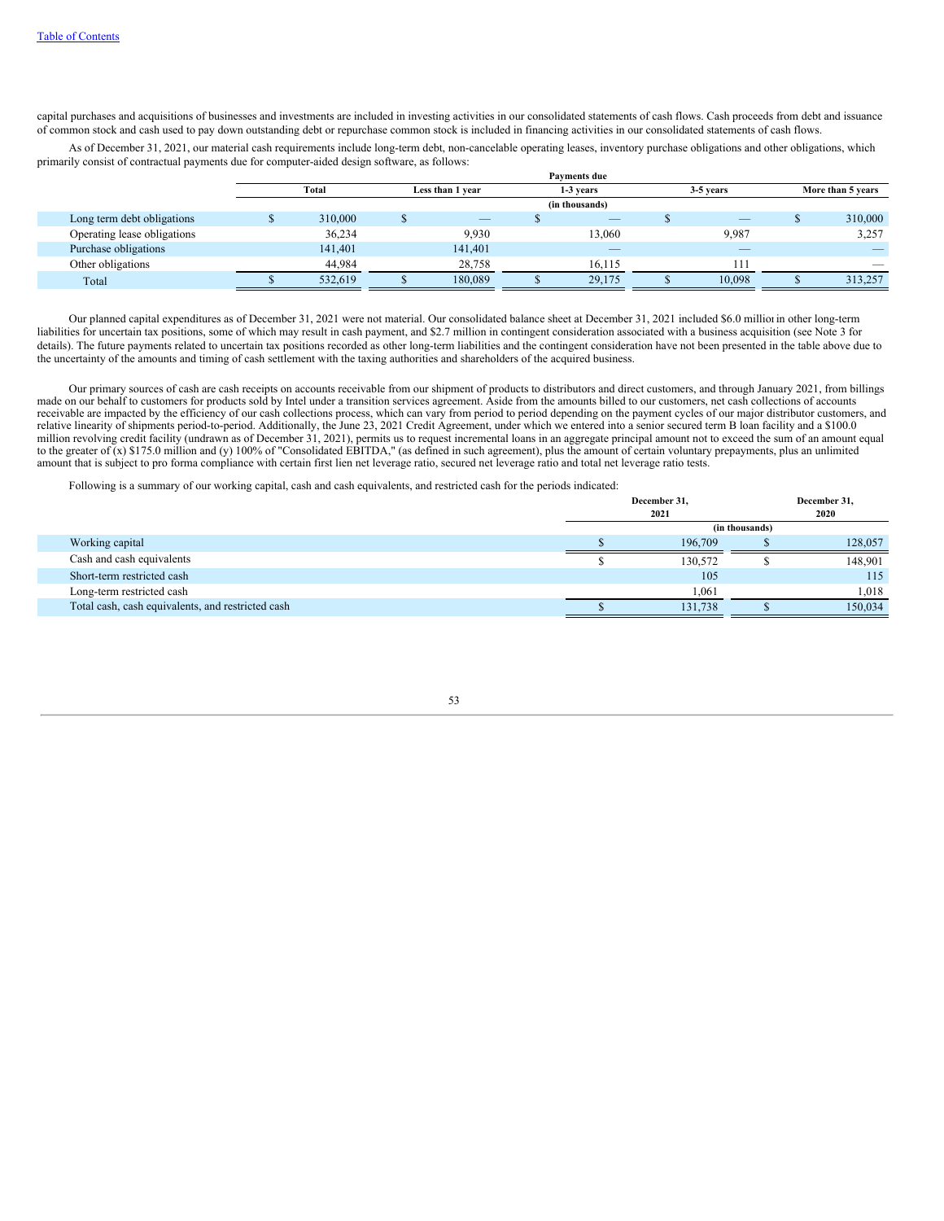capital purchases and acquisitions of businesses and investments are included in investing activities in our consolidated statements of cash flows. Cash proceeds from debt and issuance of common stock and cash used to pay down outstanding debt or repurchase common stock is included in financing activities in our consolidated statements of cash flows.

As of December 31, 2021, our material cash requirements include long-term debt, non-cancelable operating leases, inventory purchase obligations and other obligations, which primarily consist of contractual payments due for computer-aided design software, as follows:

| | Payments due | | | | |
|---|---|---|---|---|---|
| | Total | Less than 1 year | 1-3 years | 3-5 years | More than 5 years |
| | (in thousands) | | | | |
| Long term debt obligations | $ 310,000 | $ — | $ — | $ — | $ 310,000 |
| Operating lease obligations | 36,234 | 9,930 | 13,060 | 9,987 | 3,257 |
| Purchase obligations | 141,401 | 141,401 | — | — | — |
| Other obligations | 44,984 | 28,758 | 16,115 | 111 | — |
| Total | $ 532,619 | $ 180,089 | $ 29,175 | $ 10,098 | $ 313,257 |

Our planned capital expenditures as of December 31, 2021 were not material. Our consolidated balance sheet at December 31, 2021 included $6.0 million in other long-term liabilities for uncertain tax positions, some of which may result in cash payment, and $2.7 million in contingent consideration associated with a business acquisition (see Note 3 for details). The future payments related to uncertain tax positions recorded as other long-term liabilities and the contingent consideration have not been presented in the table above due to the uncertainty of the amounts and timing of cash settlement with the taxing authorities and shareholders of the acquired business.

Our primary sources of cash are cash receipts on accounts receivable from our shipment of products to distributors and direct customers, and through January 2021, from billings made on our behalf to customers for products sold by Intel under a transition services agreement. Aside from the amounts billed to our customers, net cash collections of accounts receivable are impacted by the efficiency of our cash collections process, which can vary from period to period depending on the payment cycles of our major distributor customers, and relative linearity of shipments period-to-period. Additionally, the June 23, 2021 Credit Agreement, under which we entered into a senior secured term B loan facility and a $100.0 million revolving credit facility (undrawn as of December 31, 2021), permits us to request incremental loans in an aggregate principal amount not to exceed the sum of an amount equal to the greater of (x) $175.0 million and (y) 100% of "Consolidated EBITDA," (as defined in such agreement), plus the amount of certain voluntary prepayments, plus an unlimited amount that is subject to pro forma compliance with certain first lien net leverage ratio, secured net leverage ratio and total net leverage ratio tests.

Following is a summary of our working capital, cash and cash equivalents, and restricted cash for the periods indicated:

| | December 31, 2021 | December 31, 2020 |
|---|---|---|
| | (in thousands) | |
| Working capital | $ 196,709 | $ 128,057 |
| Cash and cash equivalents | $ 130,572 | $ 148,901 |
| Short-term restricted cash | 105 | 115 |
| Long-term restricted cash | 1,061 | 1,018 |
| Total cash, cash equivalents, and restricted cash | $ 131,738 | $ 150,034 |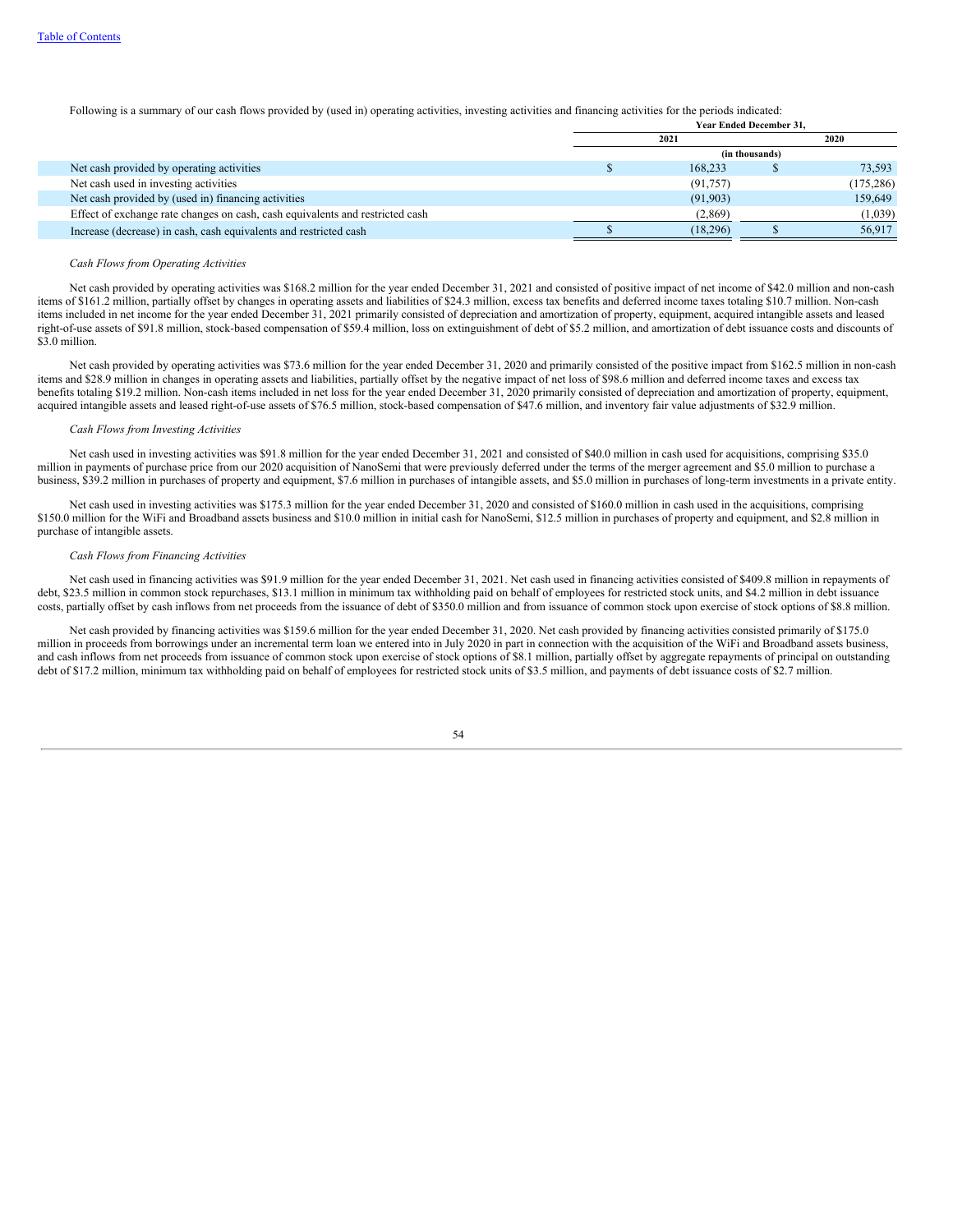[Table of Contents](#)

Following is a summary of our cash flows provided by (used in) operating activities, investing activities and financing activities for the periods indicated:

| | Year Ended December 31, | |
|---|---|---|
| | 2021 | 2020 |
| | (in thousands) | |
| Net cash provided by operating activities | $ 168,233 | $ 73,593 |
| Net cash used in investing activities | (91,757) | (175,286) |
| Net cash provided by (used in) financing activities | (91,903) | 159,649 |
| Effect of exchange rate changes on cash, cash equivalents and restricted cash | (2,869) | (1,039) |
| Increase (decrease) in cash, cash equivalents and restricted cash | $ (18,296) | $ 56,917 |

*Cash Flows from Operating Activities*

Net cash provided by operating activities was $168.2 million for the year ended December 31, 2021 and consisted of positive impact of net income of $42.0 million and non-cash items of $161.2 million, partially offset by changes in operating assets and liabilities of $24.3 million, excess tax benefits and deferred income taxes totaling $10.7 million. Non-cash items included in net income for the year ended December 31, 2021 primarily consisted of depreciation and amortization of property, equipment, acquired intangible assets and leased right-of-use assets of $91.8 million, stock-based compensation of $59.4 million, loss on extinguishment of debt of $5.2 million, and amortization of debt issuance costs and discounts of $3.0 million.

Net cash provided by operating activities was $73.6 million for the year ended December 31, 2020 and primarily consisted of the positive impact from $162.5 million in non-cash items and $28.9 million in changes in operating assets and liabilities, partially offset by the negative impact of net loss of $98.6 million and deferred income taxes and excess tax benefits totaling $19.2 million. Non-cash items included in net loss for the year ended December 31, 2020 primarily consisted of depreciation and amortization of property, equipment, acquired intangible assets and leased right-of-use assets of $76.5 million, stock-based compensation of $47.6 million, and inventory fair value adjustments of $32.9 million.

*Cash Flows from Investing Activities*

Net cash used in investing activities was $91.8 million for the year ended December 31, 2021 and consisted of $40.0 million in cash used for acquisitions, comprising $35.0 million in payments of purchase price from our 2020 acquisition of NanoSemi that were previously deferred under the terms of the merger agreement and $5.0 million to purchase a business, $39.2 million in purchases of property and equipment, $7.6 million in purchases of intangible assets, and $5.0 million in purchases of long-term investments in a private entity.

Net cash used in investing activities was $175.3 million for the year ended December 31, 2020 and consisted of $160.0 million in cash used in the acquisitions, comprising $150.0 million for the WiFi and Broadband assets business and $10.0 million in initial cash for NanoSemi, $12.5 million in purchases of property and equipment, and $2.8 million in purchase of intangible assets.

*Cash Flows from Financing Activities*

Net cash used in financing activities was $91.9 million for the year ended December 31, 2021. Net cash used in financing activities consisted of $409.8 million in repayments of debt, $23.5 million in common stock repurchases, $13.1 million in minimum tax withholding paid on behalf of employees for restricted stock units, and $4.2 million in debt issuance costs, partially offset by cash inflows from net proceeds from the issuance of debt of $350.0 million and from issuance of common stock upon exercise of stock options of $8.8 million.

Net cash provided by financing activities was $159.6 million for the year ended December 31, 2020. Net cash provided by financing activities consisted primarily of $175.0 million in proceeds from borrowings under an incremental term loan we entered into in July 2020 in part in connection with the acquisition of the WiFi and Broadband assets business, and cash inflows from net proceeds from issuance of common stock upon exercise of stock options of $8.1 million, partially offset by aggregate repayments of principal on outstanding debt of $17.2 million, minimum tax withholding paid on behalf of employees for restricted stock units of $3.5 million, and payments of debt issuance costs of $2.7 million.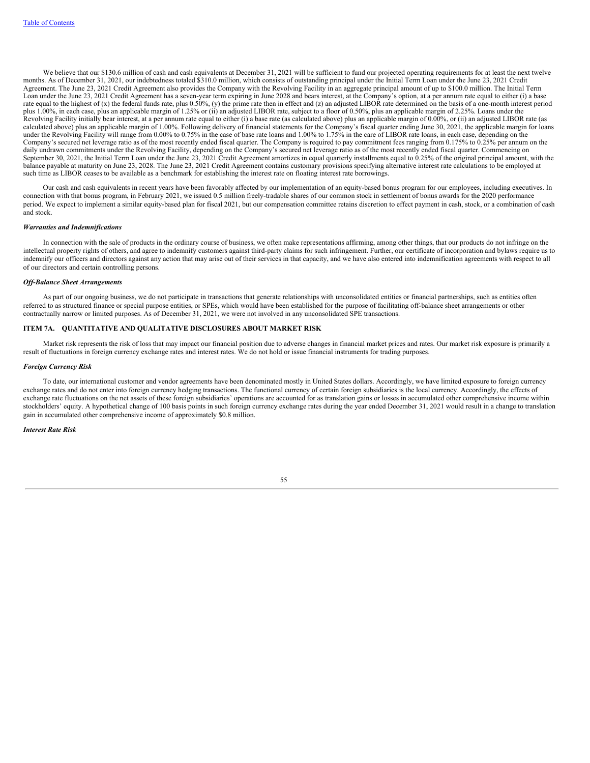We believe that our $130.6 million of cash and cash equivalents at December 31, 2021 will be sufficient to fund our projected operating requirements for at least the next twelve months. As of December 31, 2021, our indebtedness totaled $310.0 million, which consists of outstanding principal under the Initial Term Loan under the June 23, 2021 Credit Agreement. The June 23, 2021 Credit Agreement also provides the Company with the Revolving Facility in an aggregate principal amount of up to $100.0 million. The Initial Term Loan under the June 23, 2021 Credit Agreement has a seven-year term expiring in June 2028 and bears interest, at the Company's option, at a per annum rate equal to either (i) a base rate equal to the highest of (x) the federal funds rate, plus 0.50%, (y) the prime rate then in effect and (z) an adjusted LIBOR rate determined on the basis of a one-month interest period plus 1.00%, in each case, plus an applicable margin of 1.25% or (ii) an adjusted LIBOR rate, subject to a floor of 0.50%, plus an applicable margin of 2.25%. Loans under the Revolving Facility initially bear interest, at a per annum rate equal to either (i) a base rate (as calculated above) plus an applicable margin of 0.00%, or (ii) an adjusted LIBOR rate (as calculated above) plus an applicable margin of 1.00%. Following delivery of financial statements for the Company's fiscal quarter ending June 30, 2021, the applicable margin for loans under the Revolving Facility will range from 0.00% to 0.75% in the case of base rate loans and 1.00% to 1.75% in the care of LIBOR rate loans, in each case, depending on the Company's secured net leverage ratio as of the most recently ended fiscal quarter. The Company is required to pay commitment fees ranging from 0.175% to 0.25% per annum on the daily undrawn commitments under the Revolving Facility, depending on the Company's secured net leverage ratio as of the most recently ended fiscal quarter. Commencing on September 30, 2021, the Initial Term Loan under the June 23, 2021 Credit Agreement amortizes in equal quarterly installments equal to 0.25% of the original principal amount, with the balance payable at maturity on June 23, 2028. The June 23, 2021 Credit Agreement contains customary provisions specifying alternative interest rate calculations to be employed at such time as LIBOR ceases to be available as a benchmark for establishing the interest rate on floating interest rate borrowings.

Our cash and cash equivalents in recent years have been favorably affected by our implementation of an equity-based bonus program for our employees, including executives. In connection with that bonus program, in February 2021, we issued 0.5 million freely-tradable shares of our common stock in settlement of bonus awards for the 2020 performance period. We expect to implement a similar equity-based plan for fiscal 2021, but our compensation committee retains discretion to effect payment in cash, stock, or a combination of cash and stock.

***Warranties and Indemnifications***

In connection with the sale of products in the ordinary course of business, we often make representations affirming, among other things, that our products do not infringe on the intellectual property rights of others, and agree to indemnify customers against third-party claims for such infringement. Further, our certificate of incorporation and bylaws require us to indemnify our officers and directors against any action that may arise out of their services in that capacity, and we have also entered into indemnification agreements with respect to all of our directors and certain controlling persons.

***Off-Balance Sheet Arrangements***

As part of our ongoing business, we do not participate in transactions that generate relationships with unconsolidated entities or financial partnerships, such as entities often referred to as structured finance or special purpose entities, or SPEs, which would have been established for the purpose of facilitating off-balance sheet arrangements or other contractually narrow or limited purposes. As of December 31, 2021, we were not involved in any unconsolidated SPE transactions.

## ITEM 7A. QUANTITATIVE AND QUALITATIVE DISCLOSURES ABOUT MARKET RISK

Market risk represents the risk of loss that may impact our financial position due to adverse changes in financial market prices and rates. Our market risk exposure is primarily a result of fluctuations in foreign currency exchange rates and interest rates. We do not hold or issue financial instruments for trading purposes.

***Foreign Currency Risk***

To date, our international customer and vendor agreements have been denominated mostly in United States dollars. Accordingly, we have limited exposure to foreign currency exchange rates and do not enter into foreign currency hedging transactions. The functional currency of certain foreign subsidiaries is the local currency. Accordingly, the effects of exchange rate fluctuations on the net assets of these foreign subsidiaries' operations are accounted for as translation gains or losses in accumulated other comprehensive income within stockholders' equity. A hypothetical change of 100 basis points in such foreign currency exchange rates during the year ended December 31, 2021 would result in a change to translation gain in accumulated other comprehensive income of approximately $0.8 million.

***Interest Rate Risk***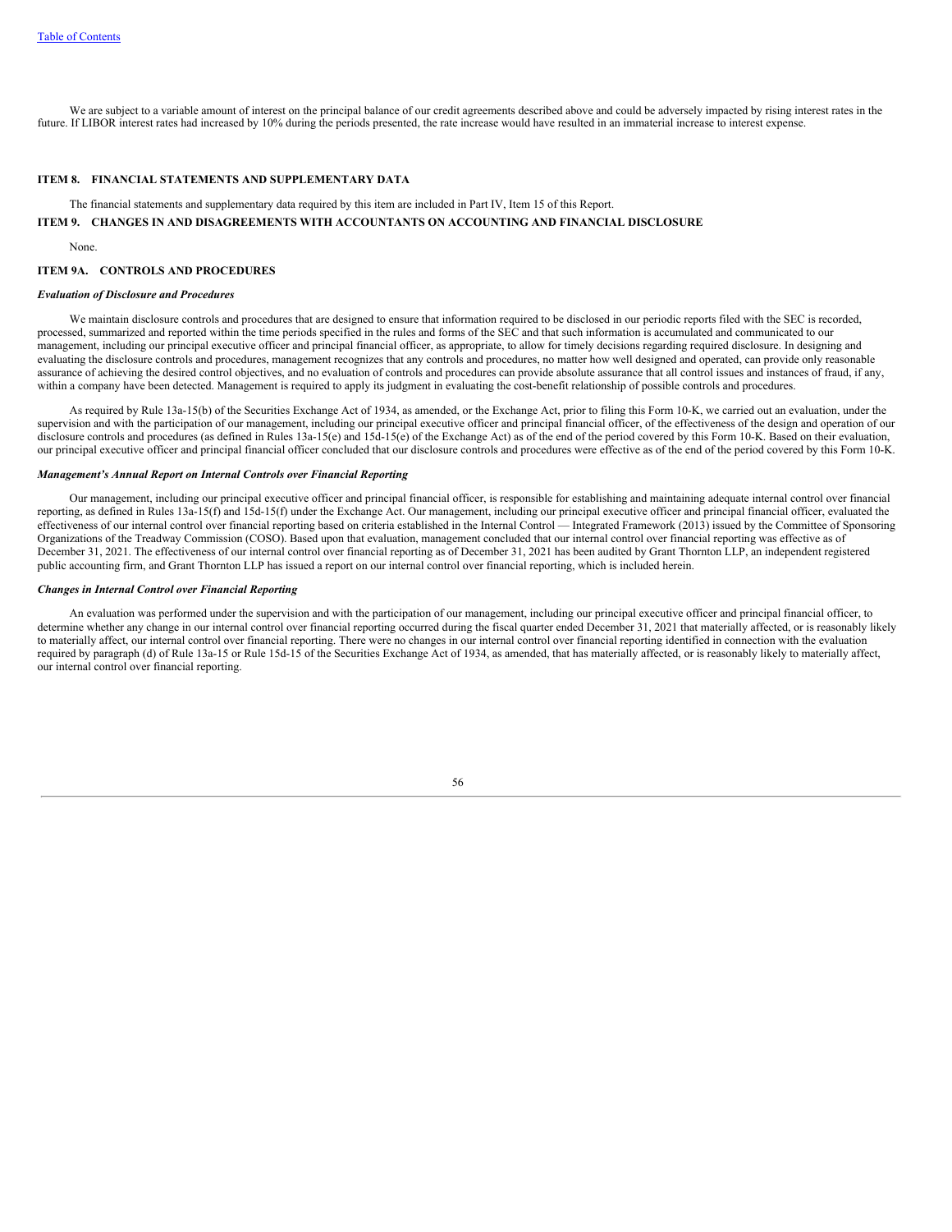We are subject to a variable amount of interest on the principal balance of our credit agreements described above and could be adversely impacted by rising interest rates in the future. If LIBOR interest rates had increased by 10% during the periods presented, the rate increase would have resulted in an immaterial increase to interest expense.

## ITEM 8. FINANCIAL STATEMENTS AND SUPPLEMENTARY DATA

The financial statements and supplementary data required by this item are included in Part IV, Item 15 of this Report.

## ITEM 9. CHANGES IN AND DISAGREEMENTS WITH ACCOUNTANTS ON ACCOUNTING AND FINANCIAL DISCLOSURE

None.

## ITEM 9A. CONTROLS AND PROCEDURES

***Evaluation of Disclosure and Procedures***

We maintain disclosure controls and procedures that are designed to ensure that information required to be disclosed in our periodic reports filed with the SEC is recorded, processed, summarized and reported within the time periods specified in the rules and forms of the SEC and that such information is accumulated and communicated to our management, including our principal executive officer and principal financial officer, as appropriate, to allow for timely decisions regarding required disclosure. In designing and evaluating the disclosure controls and procedures, management recognizes that any controls and procedures, no matter how well designed and operated, can provide only reasonable assurance of achieving the desired control objectives, and no evaluation of controls and procedures can provide absolute assurance that all control issues and instances of fraud, if any, within a company have been detected. Management is required to apply its judgment in evaluating the cost-benefit relationship of possible controls and procedures.

As required by Rule 13a-15(b) of the Securities Exchange Act of 1934, as amended, or the Exchange Act, prior to filing this Form 10-K, we carried out an evaluation, under the supervision and with the participation of our management, including our principal executive officer and principal financial officer, of the effectiveness of the design and operation of our disclosure controls and procedures (as defined in Rules 13a-15(e) and 15d-15(e) of the Exchange Act) as of the end of the period covered by this Form 10-K. Based on their evaluation, our principal executive officer and principal financial officer concluded that our disclosure controls and procedures were effective as of the end of the period covered by this Form 10-K.

***Management's Annual Report on Internal Controls over Financial Reporting***

Our management, including our principal executive officer and principal financial officer, is responsible for establishing and maintaining adequate internal control over financial reporting, as defined in Rules 13a-15(f) and 15d-15(f) under the Exchange Act. Our management, including our principal executive officer and principal financial officer, evaluated the effectiveness of our internal control over financial reporting based on criteria established in the Internal Control — Integrated Framework (2013) issued by the Committee of Sponsoring Organizations of the Treadway Commission (COSO). Based upon that evaluation, management concluded that our internal control over financial reporting was effective as of December 31, 2021. The effectiveness of our internal control over financial reporting as of December 31, 2021 has been audited by Grant Thornton LLP, an independent registered public accounting firm, and Grant Thornton LLP has issued a report on our internal control over financial reporting, which is included herein.

***Changes in Internal Control over Financial Reporting***

An evaluation was performed under the supervision and with the participation of our management, including our principal executive officer and principal financial officer, to determine whether any change in our internal control over financial reporting occurred during the fiscal quarter ended December 31, 2021 that materially affected, or is reasonably likely to materially affect, our internal control over financial reporting. There were no changes in our internal control over financial reporting identified in connection with the evaluation required by paragraph (d) of Rule 13a-15 or Rule 15d-15 of the Securities Exchange Act of 1934, as amended, that has materially affected, or is reasonably likely to materially affect, our internal control over financial reporting.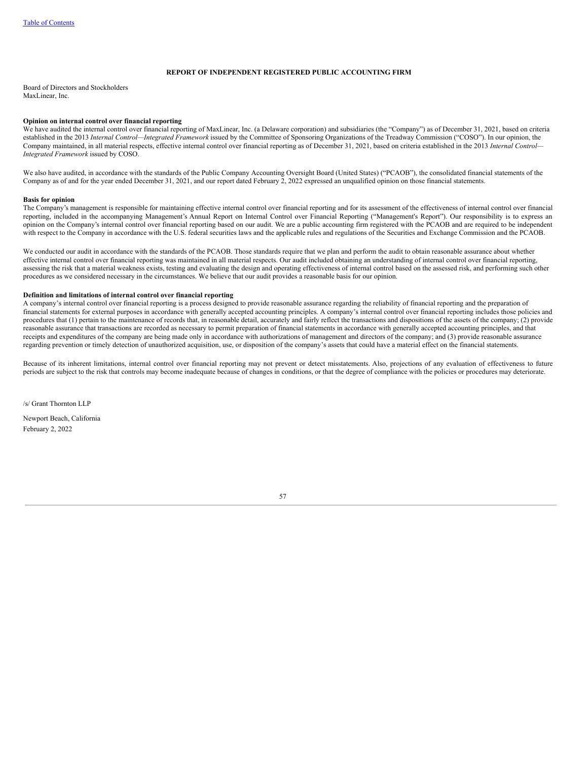## REPORT OF INDEPENDENT REGISTERED PUBLIC ACCOUNTING FIRM

Board of Directors and Stockholders
MaxLinear, Inc.

**Opinion on internal control over financial reporting**

We have audited the internal control over financial reporting of MaxLinear, Inc. (a Delaware corporation) and subsidiaries (the "Company") as of December 31, 2021, based on criteria established in the 2013 *Internal Control—Integrated Framework* issued by the Committee of Sponsoring Organizations of the Treadway Commission ("COSO"). In our opinion, the Company maintained, in all material respects, effective internal control over financial reporting as of December 31, 2021, based on criteria established in the 2013 *Internal Control—Integrated Framework* issued by COSO.

We also have audited, in accordance with the standards of the Public Company Accounting Oversight Board (United States) ("PCAOB"), the consolidated financial statements of the Company as of and for the year ended December 31, 2021, and our report dated February 2, 2022 expressed an unqualified opinion on those financial statements.

**Basis for opinion**

The Company's management is responsible for maintaining effective internal control over financial reporting and for its assessment of the effectiveness of internal control over financial reporting, included in the accompanying Management's Annual Report on Internal Control over Financial Reporting ("Management's Report"). Our responsibility is to express an opinion on the Company's internal control over financial reporting based on our audit. We are a public accounting firm registered with the PCAOB and are required to be independent with respect to the Company in accordance with the U.S. federal securities laws and the applicable rules and regulations of the Securities and Exchange Commission and the PCAOB.

We conducted our audit in accordance with the standards of the PCAOB. Those standards require that we plan and perform the audit to obtain reasonable assurance about whether effective internal control over financial reporting was maintained in all material respects. Our audit included obtaining an understanding of internal control over financial reporting, assessing the risk that a material weakness exists, testing and evaluating the design and operating effectiveness of internal control based on the assessed risk, and performing such other procedures as we considered necessary in the circumstances. We believe that our audit provides a reasonable basis for our opinion.

**Definition and limitations of internal control over financial reporting**

A company's internal control over financial reporting is a process designed to provide reasonable assurance regarding the reliability of financial reporting and the preparation of financial statements for external purposes in accordance with generally accepted accounting principles. A company's internal control over financial reporting includes those policies and procedures that (1) pertain to the maintenance of records that, in reasonable detail, accurately and fairly reflect the transactions and dispositions of the assets of the company; (2) provide reasonable assurance that transactions are recorded as necessary to permit preparation of financial statements in accordance with generally accepted accounting principles, and that receipts and expenditures of the company are being made only in accordance with authorizations of management and directors of the company; and (3) provide reasonable assurance regarding prevention or timely detection of unauthorized acquisition, use, or disposition of the company's assets that could have a material effect on the financial statements.

Because of its inherent limitations, internal control over financial reporting may not prevent or detect misstatements. Also, projections of any evaluation of effectiveness to future periods are subject to the risk that controls may become inadequate because of changes in conditions, or that the degree of compliance with the policies or procedures may deteriorate.

/s/ Grant Thornton LLP

Newport Beach, California
February 2, 2022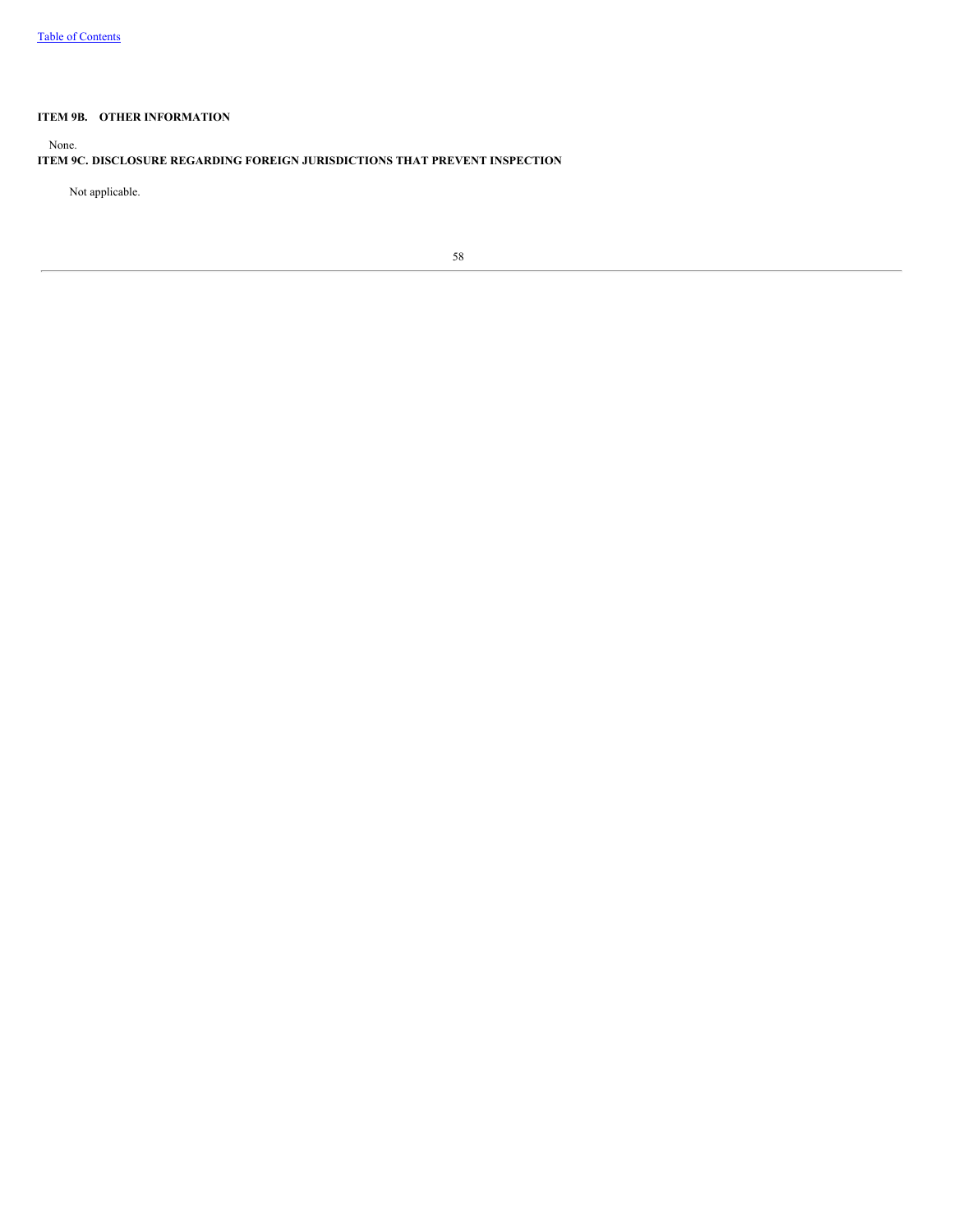## ITEM 9B. OTHER INFORMATION

None.

## ITEM 9C. DISCLOSURE REGARDING FOREIGN JURISDICTIONS THAT PREVENT INSPECTION

Not applicable.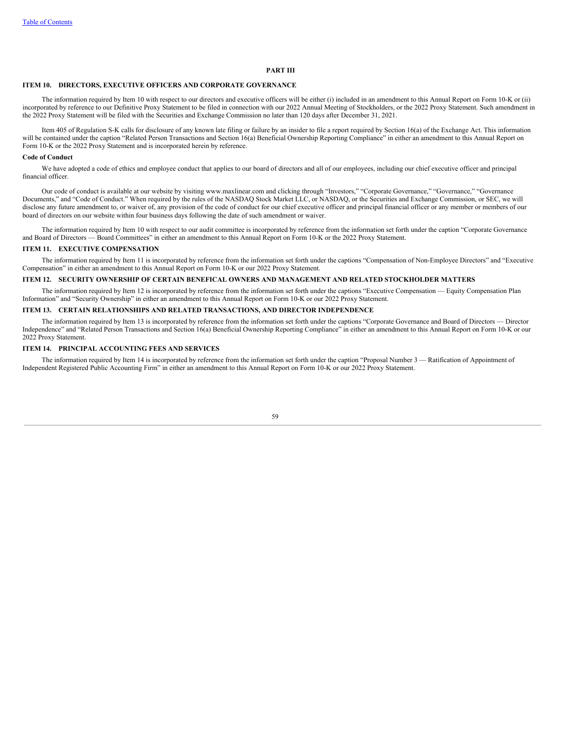## PART III

### ITEM 10. DIRECTORS, EXECUTIVE OFFICERS AND CORPORATE GOVERNANCE

The information required by Item 10 with respect to our directors and executive officers will be either (i) included in an amendment to this Annual Report on Form 10-K or (ii) incorporated by reference to our Definitive Proxy Statement to be filed in connection with our 2022 Annual Meeting of Stockholders, or the 2022 Proxy Statement. Such amendment in the 2022 Proxy Statement will be filed with the Securities and Exchange Commission no later than 120 days after December 31, 2021.

Item 405 of Regulation S-K calls for disclosure of any known late filing or failure by an insider to file a report required by Section 16(a) of the Exchange Act. This information will be contained under the caption "Related Person Transactions and Section 16(a) Beneficial Ownership Reporting Compliance" in either an amendment to this Annual Report on Form 10-K or the 2022 Proxy Statement and is incorporated herein by reference.

**Code of Conduct**

We have adopted a code of ethics and employee conduct that applies to our board of directors and all of our employees, including our chief executive officer and principal financial officer.

Our code of conduct is available at our website by visiting www.maxlinear.com and clicking through "Investors," "Corporate Governance," "Governance," "Governance Documents," and "Code of Conduct." When required by the rules of the NASDAQ Stock Market LLC, or NASDAQ, or the Securities and Exchange Commission, or SEC, we will disclose any future amendment to, or waiver of, any provision of the code of conduct for our chief executive officer and principal financial officer or any member or members of our board of directors on our website within four business days following the date of such amendment or waiver.

The information required by Item 10 with respect to our audit committee is incorporated by reference from the information set forth under the caption "Corporate Governance and Board of Directors — Board Committees" in either an amendment to this Annual Report on Form 10-K or the 2022 Proxy Statement.

### ITEM 11. EXECUTIVE COMPENSATION

The information required by Item 11 is incorporated by reference from the information set forth under the captions "Compensation of Non-Employee Directors" and "Executive Compensation" in either an amendment to this Annual Report on Form 10-K or our 2022 Proxy Statement.

### ITEM 12. SECURITY OWNERSHIP OF CERTAIN BENEFICAL OWNERS AND MANAGEMENT AND RELATED STOCKHOLDER MATTERS

The information required by Item 12 is incorporated by reference from the information set forth under the captions "Executive Compensation — Equity Compensation Plan Information" and "Security Ownership" in either an amendment to this Annual Report on Form 10-K or our 2022 Proxy Statement.

### ITEM 13. CERTAIN RELATIONSHIPS AND RELATED TRANSACTIONS, AND DIRECTOR INDEPENDENCE

The information required by Item 13 is incorporated by reference from the information set forth under the captions "Corporate Governance and Board of Directors — Director Independence" and "Related Person Transactions and Section 16(a) Beneficial Ownership Reporting Compliance" in either an amendment to this Annual Report on Form 10-K or our 2022 Proxy Statement.

### ITEM 14. PRINCIPAL ACCOUNTING FEES AND SERVICES

The information required by Item 14 is incorporated by reference from the information set forth under the caption "Proposal Number 3 — Ratification of Appointment of Independent Registered Public Accounting Firm" in either an amendment to this Annual Report on Form 10-K or our 2022 Proxy Statement.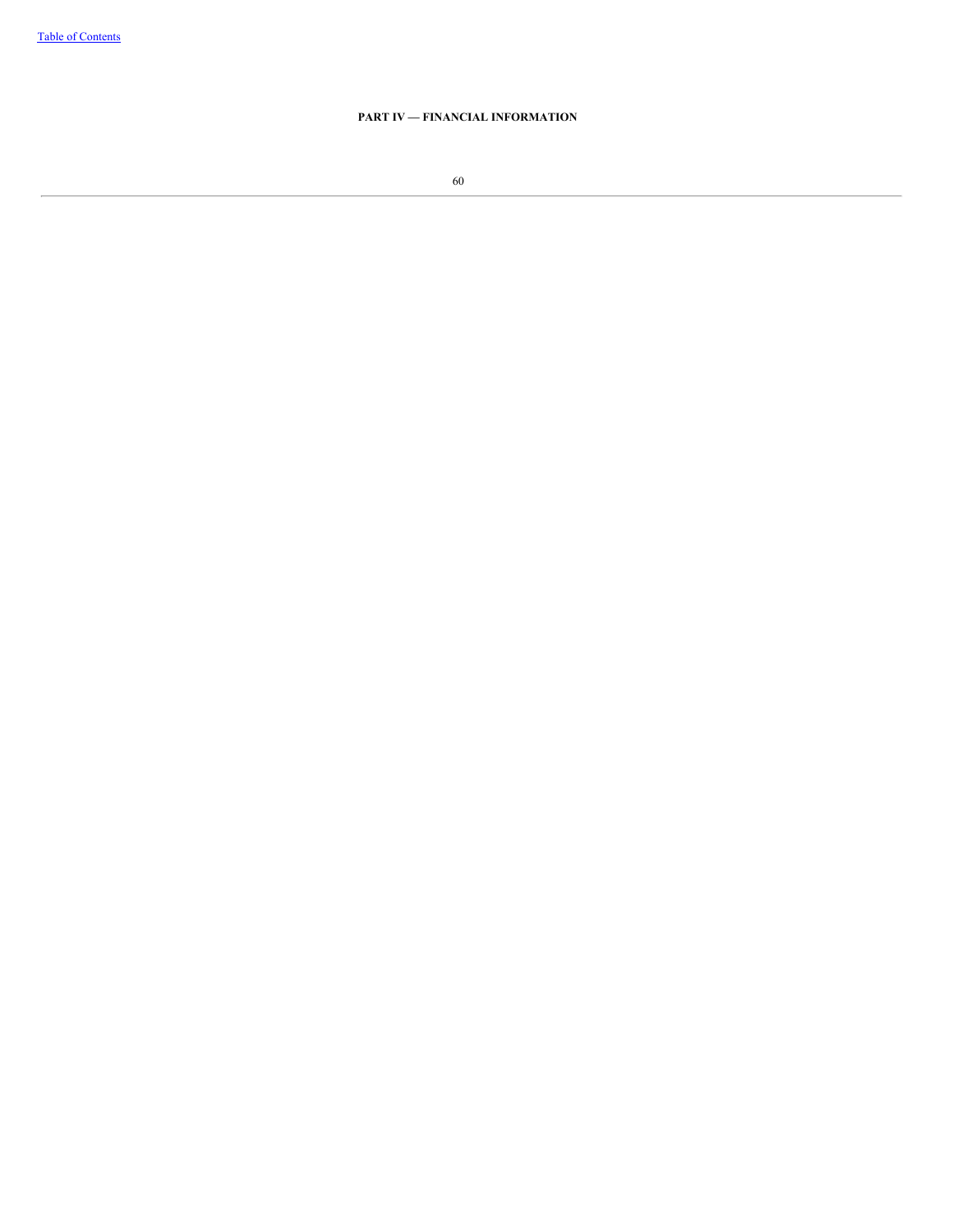[Table of Contents](#)

## PART IV — FINANCIAL INFORMATION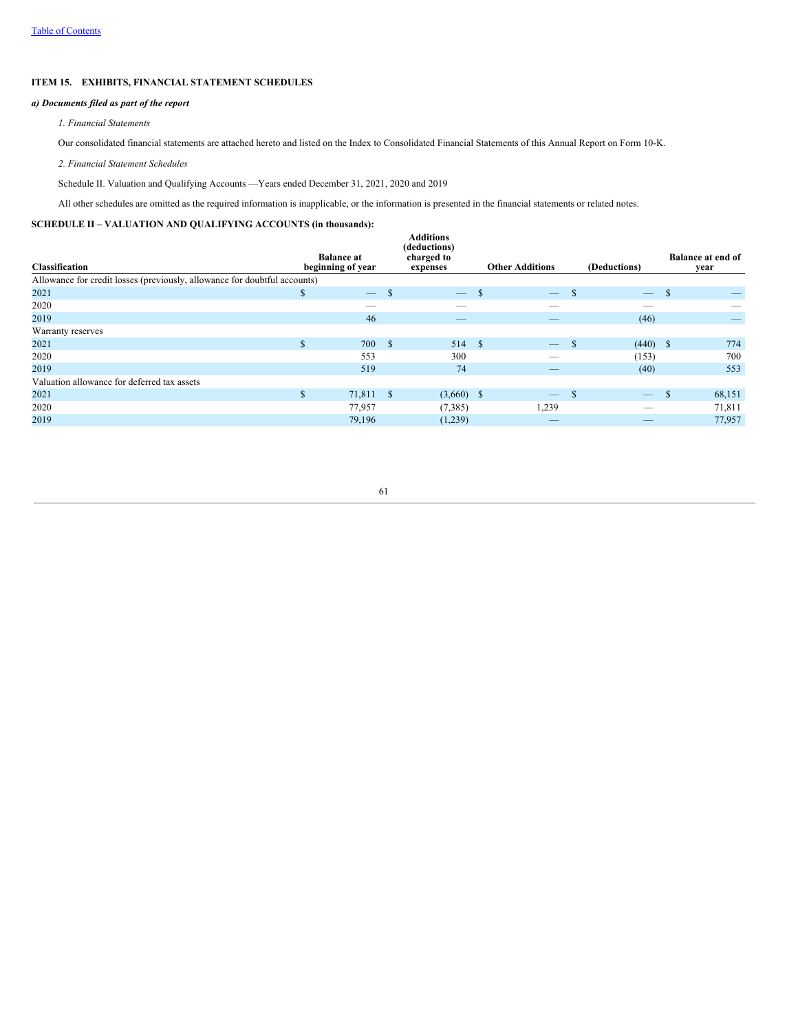Table of Contents

## ITEM 15. EXHIBITS, FINANCIAL STATEMENT SCHEDULES

***a) Documents filed as part of the report***

*1. Financial Statements*

Our consolidated financial statements are attached hereto and listed on the Index to Consolidated Financial Statements of this Annual Report on Form 10-K.

*2. Financial Statement Schedules*

Schedule II. Valuation and Qualifying Accounts —Years ended December 31, 2021, 2020 and 2019

All other schedules are omitted as the required information is inapplicable, or the information is presented in the financial statements or related notes.

**SCHEDULE II – VALUATION AND QUALIFYING ACCOUNTS (in thousands):**

| Classification | Balance at beginning of year | Additions (deductions) charged to expenses | Other Additions | (Deductions) | Balance at end of year |
|---|---|---|---|---|---|
| Allowance for credit losses (previously, allowance for doubtful accounts) | | | | | |
| 2021 | $ — | $ — | $ — | $ — | $ — |
| 2020 | — | — | — | — | — |
| 2019 | 46 | — | — | (46) | — |
| Warranty reserves | | | | | |
| 2021 | $ 700 | $ 514 | $ — | $ (440) | $ 774 |
| 2020 | 553 | 300 | — | (153) | 700 |
| 2019 | 519 | 74 | — | (40) | 553 |
| Valuation allowance for deferred tax assets | | | | | |
| 2021 | $ 71,811 | $ (3,660) | $ — | $ — | $ 68,151 |
| 2020 | 77,957 | (7,385) | 1,239 | — | 71,811 |
| 2019 | 79,196 | (1,239) | — | — | 77,957 |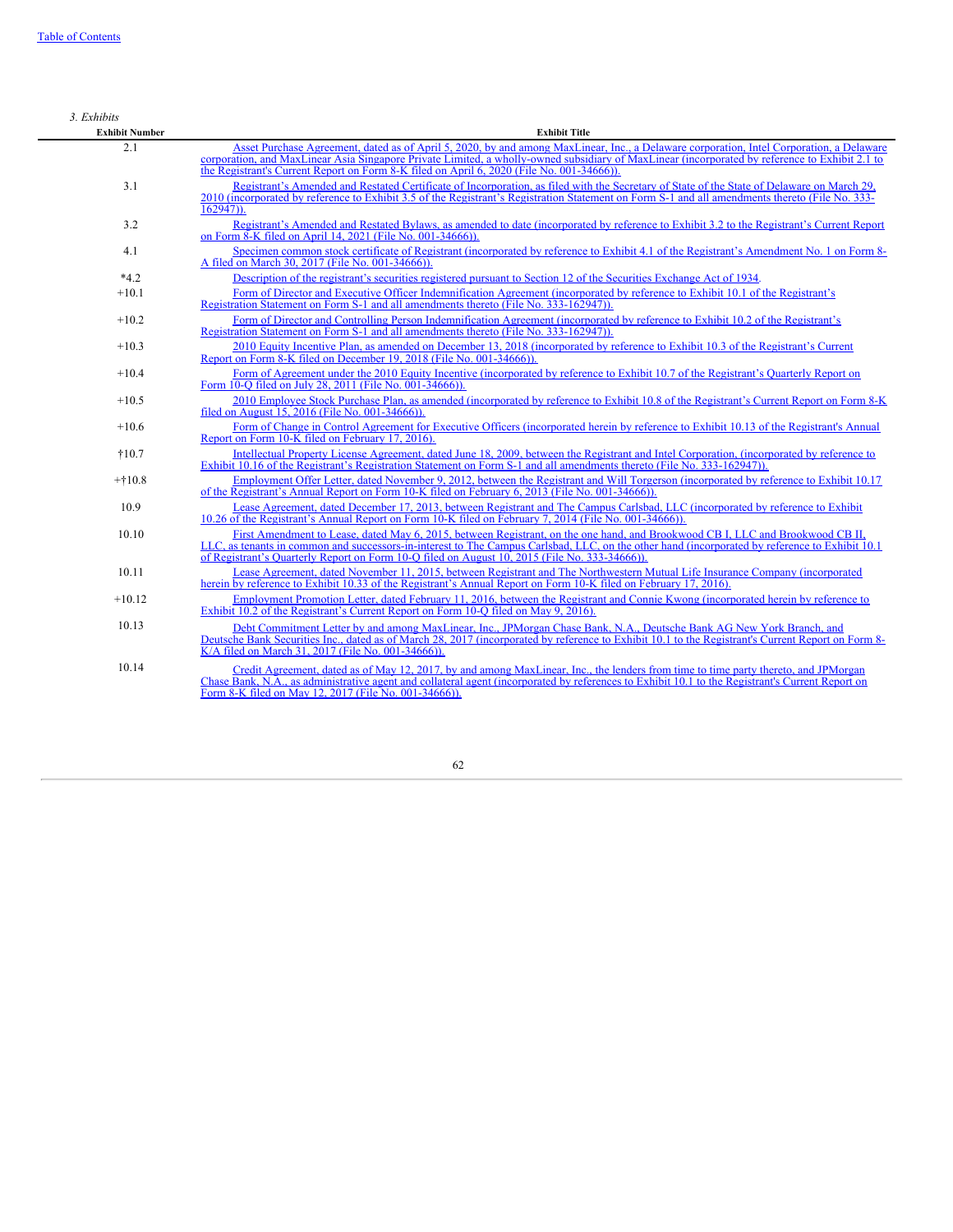*3. Exhibits*

| Exhibit Number | Exhibit Title |
|---|---|
| 2.1 | Asset Purchase Agreement, dated as of April 5, 2020, by and among MaxLinear, Inc., a Delaware corporation, Intel Corporation, a Delaware corporation, and MaxLinear Asia Singapore Private Limited, a wholly-owned subsidiary of MaxLinear (incorporated by reference to Exhibit 2.1 to the Registrant's Current Report on Form 8-K filed on April 6, 2020 (File No. 001-34666)). |
| 3.1 | Registrant's Amended and Restated Certificate of Incorporation, as filed with the Secretary of State of the State of Delaware on March 29, 2010 (incorporated by reference to Exhibit 3.5 of the Registrant's Registration Statement on Form S-1 and all amendments thereto (File No. 333-162947)). |
| 3.2 | Registrant's Amended and Restated Bylaws, as amended to date (incorporated by reference to Exhibit 3.2 to the Registrant's Current Report on Form 8-K filed on April 14, 2021 (File No. 001-34666)). |
| 4.1 | Specimen common stock certificate of Registrant (incorporated by reference to Exhibit 4.1 of the Registrant's Amendment No. 1 on Form 8-A filed on March 30, 2017 (File No. 001-34666)). |
| *4.2 | Description of the registrant's securities registered pursuant to Section 12 of the Securities Exchange Act of 1934. |
| +10.1 | Form of Director and Executive Officer Indemnification Agreement (incorporated by reference to Exhibit 10.1 of the Registrant's Registration Statement on Form S-1 and all amendments thereto (File No. 333-162947)). |
| +10.2 | Form of Director and Controlling Person Indemnification Agreement (incorporated by reference to Exhibit 10.2 of the Registrant's Registration Statement on Form S-1 and all amendments thereto (File No. 333-162947)). |
| +10.3 | 2010 Equity Incentive Plan, as amended on December 13, 2018 (incorporated by reference to Exhibit 10.3 of the Registrant's Current Report on Form 8-K filed on December 19, 2018 (File No. 001-34666)). |
| +10.4 | Form of Agreement under the 2010 Equity Incentive (incorporated by reference to Exhibit 10.7 of the Registrant's Quarterly Report on Form 10-Q filed on July 28, 2011 (File No. 001-34666)). |
| +10.5 | 2010 Employee Stock Purchase Plan, as amended (incorporated by reference to Exhibit 10.8 of the Registrant's Current Report on Form 8-K filed on August 15, 2016 (File No. 001-34666)). |
| +10.6 | Form of Change in Control Agreement for Executive Officers (incorporated herein by reference to Exhibit 10.13 of the Registrant's Annual Report on Form 10-K filed on February 17, 2016). |
| †10.7 | Intellectual Property License Agreement, dated June 18, 2009, between the Registrant and Intel Corporation, (incorporated by reference to Exhibit 10.16 of the Registrant's Registration Statement on Form S-1 and all amendments thereto (File No. 333-162947)). |
| +†10.8 | Employment Offer Letter, dated November 9, 2012, between the Registrant and Will Torgerson (incorporated by reference to Exhibit 10.17 of the Registrant's Annual Report on Form 10-K filed on February 6, 2013 (File No. 001-34666)). |
| 10.9 | Lease Agreement, dated December 17, 2013, between Registrant and The Campus Carlsbad, LLC (incorporated by reference to Exhibit 10.26 of the Registrant's Annual Report on Form 10-K filed on February 7, 2014 (File No. 001-34666)). |
| 10.10 | First Amendment to Lease, dated May 6, 2015, between Registrant, on the one hand, and Brookwood CB I, LLC and Brookwood CB II, LLC, as tenants in common and successors-in-interest to The Campus Carlsbad, LLC, on the other hand (incorporated by reference to Exhibit 10.1 of Registrant's Quarterly Report on Form 10-Q filed on August 10, 2015 (File No. 333-34666)). |
| 10.11 | Lease Agreement, dated November 11, 2015, between Registrant and The Northwestern Mutual Life Insurance Company (incorporated herein by reference to Exhibit 10.33 of the Registrant's Annual Report on Form 10-K filed on February 17, 2016). |
| +10.12 | Employment Promotion Letter, dated February 11, 2016, between the Registrant and Connie Kwong (incorporated herein by reference to Exhibit 10.2 of the Registrant's Current Report on Form 10-Q filed on May 9, 2016). |
| 10.13 | Debt Commitment Letter by and among MaxLinear, Inc., JPMorgan Chase Bank, N.A., Deutsche Bank AG New York Branch, and Deutsche Bank Securities Inc., dated as of March 28, 2017 (incorporated by reference to Exhibit 10.1 to the Registrant's Current Report on Form 8-K/A filed on March 31, 2017 (File No. 001-34666)). |
| 10.14 | Credit Agreement, dated as of May 12, 2017, by and among MaxLinear, Inc., the lenders from time to time party thereto, and JPMorgan Chase Bank, N.A., as administrative agent and collateral agent (incorporated by references to Exhibit 10.1 to the Registrant's Current Report on Form 8-K filed on May 12, 2017 (File No. 001-34666)). |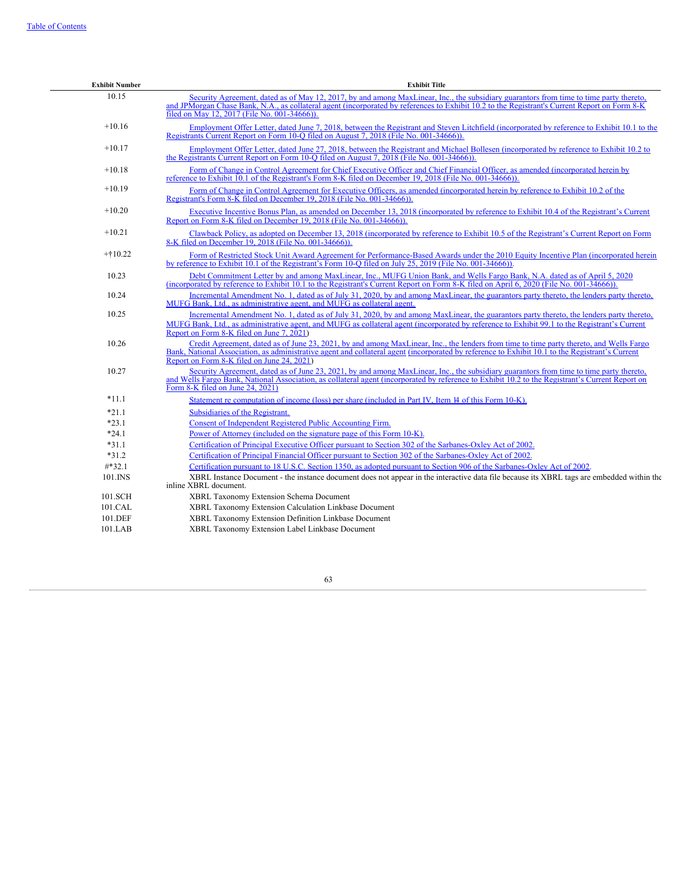| Exhibit Number | Exhibit Title |
|---|---|
| 10.15 | Security Agreement, dated as of May 12, 2017, by and among MaxLinear, Inc., the subsidiary guarantors from time to time party thereto, and JPMorgan Chase Bank, N.A., as collateral agent (incorporated by references to Exhibit 10.2 to the Registrant's Current Report on Form 8-K filed on May 12, 2017 (File No. 001-34666)). |
| +10.16 | Employment Offer Letter, dated June 7, 2018, between the Registrant and Steven Litchfield (incorporated by reference to Exhibit 10.1 to the Registrants Current Report on Form 10-Q filed on August 7, 2018 (File No. 001-34666)). |
| +10.17 | Employment Offer Letter, dated June 27, 2018, between the Registrant and Michael Bollesen (incorporated by reference to Exhibit 10.2 to the Registrants Current Report on Form 10-Q filed on August 7, 2018 (File No. 001-34666)). |
| +10.18 | Form of Change in Control Agreement for Chief Executive Officer and Chief Financial Officer, as amended (incorporated herein by reference to Exhibit 10.1 of the Registrant's Form 8-K filed on December 19, 2018 (File No. 001-34666)). |
| +10.19 | Form of Change in Control Agreement for Executive Officers, as amended (incorporated herein by reference to Exhibit 10.2 of the Registrant's Form 8-K filed on December 19, 2018 (File No. 001-34666)). |
| +10.20 | Executive Incentive Bonus Plan, as amended on December 13, 2018 (incorporated by reference to Exhibit 10.4 of the Registrant's Current Report on Form 8-K filed on December 19, 2018 (File No. 001-34666)). |
| +10.21 | Clawback Policy, as adopted on December 13, 2018 (incorporated by reference to Exhibit 10.5 of the Registrant's Current Report on Form 8-K filed on December 19, 2018 (File No. 001-34666)). |
| +†10.22 | Form of Restricted Stock Unit Award Agreement for Performance-Based Awards under the 2010 Equity Incentive Plan (incorporated herein by reference to Exhibit 10.1 of the Registrant's Form 10-Q filed on July 25, 2019 (File No. 001-34666)). |
| 10.23 | Debt Commitment Letter by and among MaxLinear, Inc., MUFG Union Bank, and Wells Fargo Bank, N.A. dated as of April 5, 2020 (incorporated by reference to Exhibit 10.1 to the Registrant's Current Report on Form 8-K filed on April 6, 2020 (File No. 001-34666)). |
| 10.24 | Incremental Amendment No. 1, dated as of July 31, 2020, by and among MaxLinear, the guarantors party thereto, the lenders party thereto, MUFG Bank, Ltd., as administrative agent, and MUFG as collateral agent. |
| 10.25 | Incremental Amendment No. 1, dated as of July 31, 2020, by and among MaxLinear, the guarantors party thereto, the lenders party thereto, MUFG Bank, Ltd., as administrative agent, and MUFG as collateral agent (incorporated by reference to Exhibit 99.1 to the Registrant's Current Report on Form 8-K filed on June 7, 2021) |
| 10.26 | Credit Agreement, dated as of June 23, 2021, by and among MaxLinear, Inc., the lenders from time to time party thereto, and Wells Fargo Bank, National Association, as administrative agent and collateral agent (incorporated by reference to Exhibit 10.1 to the Registrant's Current Report on Form 8-K filed on June 24, 2021) |
| 10.27 | Security Agreement, dated as of June 23, 2021, by and among MaxLinear, Inc., the subsidiary guarantors from time to time party thereto, and Wells Fargo Bank, National Association, as collateral agent (incorporated by reference to Exhibit 10.2 to the Registrant's Current Report on Form 8-K filed on June 24, 2021) |
| *11.1 | Statement re computation of income (loss) per share (included in Part IV, Item 14 of this Form 10-K). |
| *21.1 | Subsidiaries of the Registrant. |
| *23.1 | Consent of Independent Registered Public Accounting Firm. |
| *24.1 | Power of Attorney (included on the signature page of this Form 10-K). |
| *31.1 | Certification of Principal Executive Officer pursuant to Section 302 of the Sarbanes-Oxley Act of 2002. |
| *31.2 | Certification of Principal Financial Officer pursuant to Section 302 of the Sarbanes-Oxley Act of 2002. |
| #*32.1 | Certification pursuant to 18 U.S.C. Section 1350, as adopted pursuant to Section 906 of the Sarbanes-Oxley Act of 2002. |
| 101.INS | XBRL Instance Document - the instance document does not appear in the interactive data file because its XBRL tags are embedded within the inline XBRL document. |
| 101.SCH | XBRL Taxonomy Extension Schema Document |
| 101.CAL | XBRL Taxonomy Extension Calculation Linkbase Document |
| 101.DEF | XBRL Taxonomy Extension Definition Linkbase Document |
| 101.LAB | XBRL Taxonomy Extension Label Linkbase Document |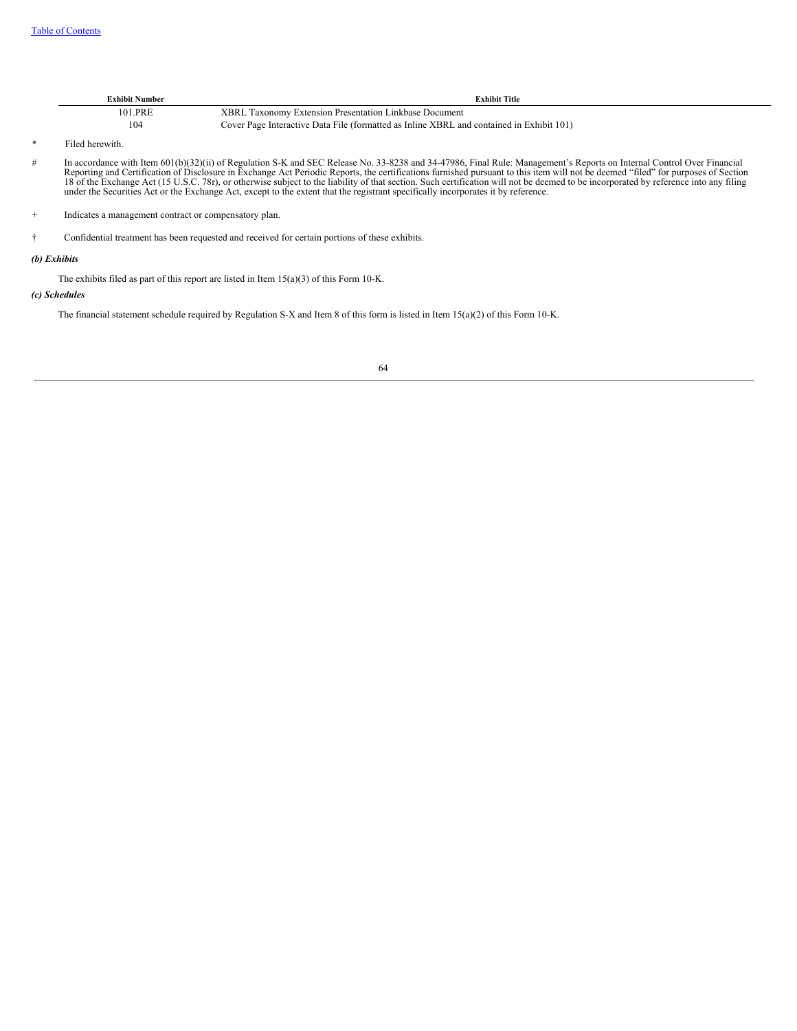| Exhibit Number | Exhibit Title |
|---|---|
| 101.PRE | XBRL Taxonomy Extension Presentation Linkbase Document |
| 104 | Cover Page Interactive Data File (formatted as Inline XBRL and contained in Exhibit 101) |

\* Filed herewith.

\# In accordance with Item 601(b)(32)(ii) of Regulation S-K and SEC Release No. 33-8238 and 34-47986, Final Rule: Management's Reports on Internal Control Over Financial Reporting and Certification of Disclosure in Exchange Act Periodic Reports, the certifications furnished pursuant to this item will not be deemed "filed" for purposes of Section 18 of the Exchange Act (15 U.S.C. 78r), or otherwise subject to the liability of that section. Such certification will not be deemed to be incorporated by reference into any filing under the Securities Act or the Exchange Act, except to the extent that the registrant specifically incorporates it by reference.

\+ Indicates a management contract or compensatory plan.

† Confidential treatment has been requested and received for certain portions of these exhibits.

***(b) Exhibits***

The exhibits filed as part of this report are listed in Item 15(a)(3) of this Form 10-K.

***(c) Schedules***

The financial statement schedule required by Regulation S-X and Item 8 of this form is listed in Item 15(a)(2) of this Form 10-K.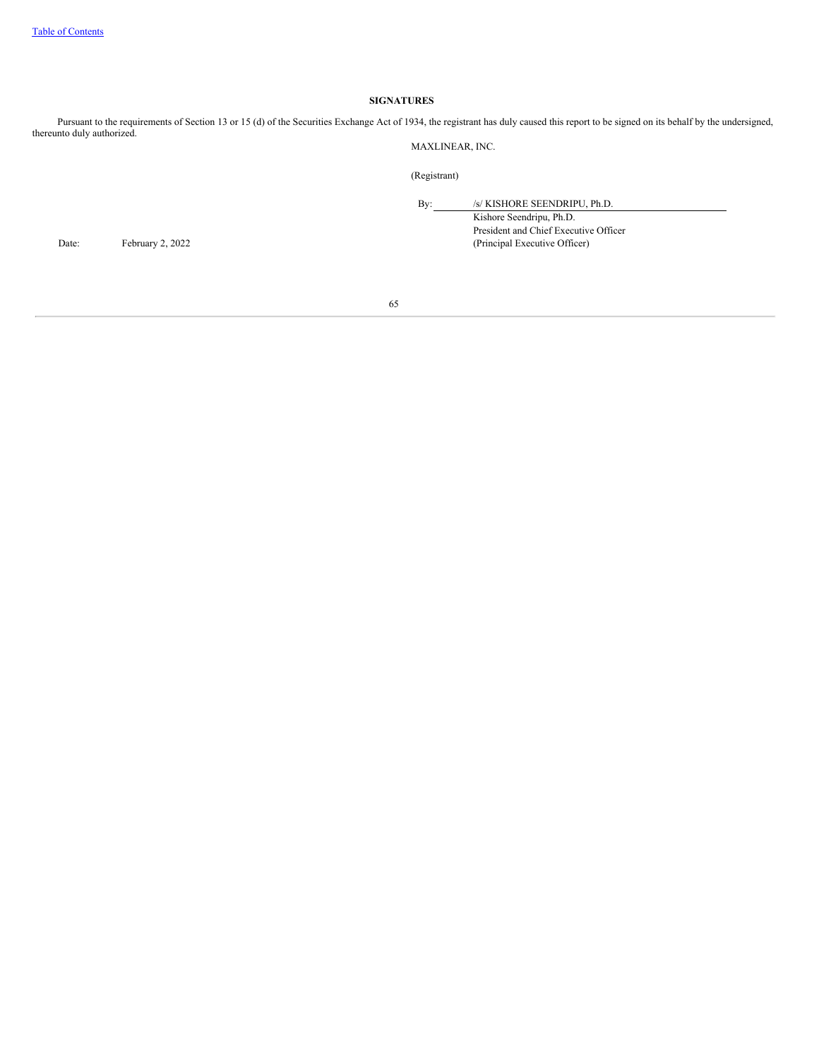## SIGNATURES

Pursuant to the requirements of Section 13 or 15 (d) of the Securities Exchange Act of 1934, the registrant has duly caused this report to be signed on its behalf by the undersigned, thereunto duly authorized.

MAXLINEAR, INC.

(Registrant)

By: /s/ KISHORE SEENDRIPU, Ph.D.
Kishore Seendripu, Ph.D.
President and Chief Executive Officer
(Principal Executive Officer)

Date: February 2, 2022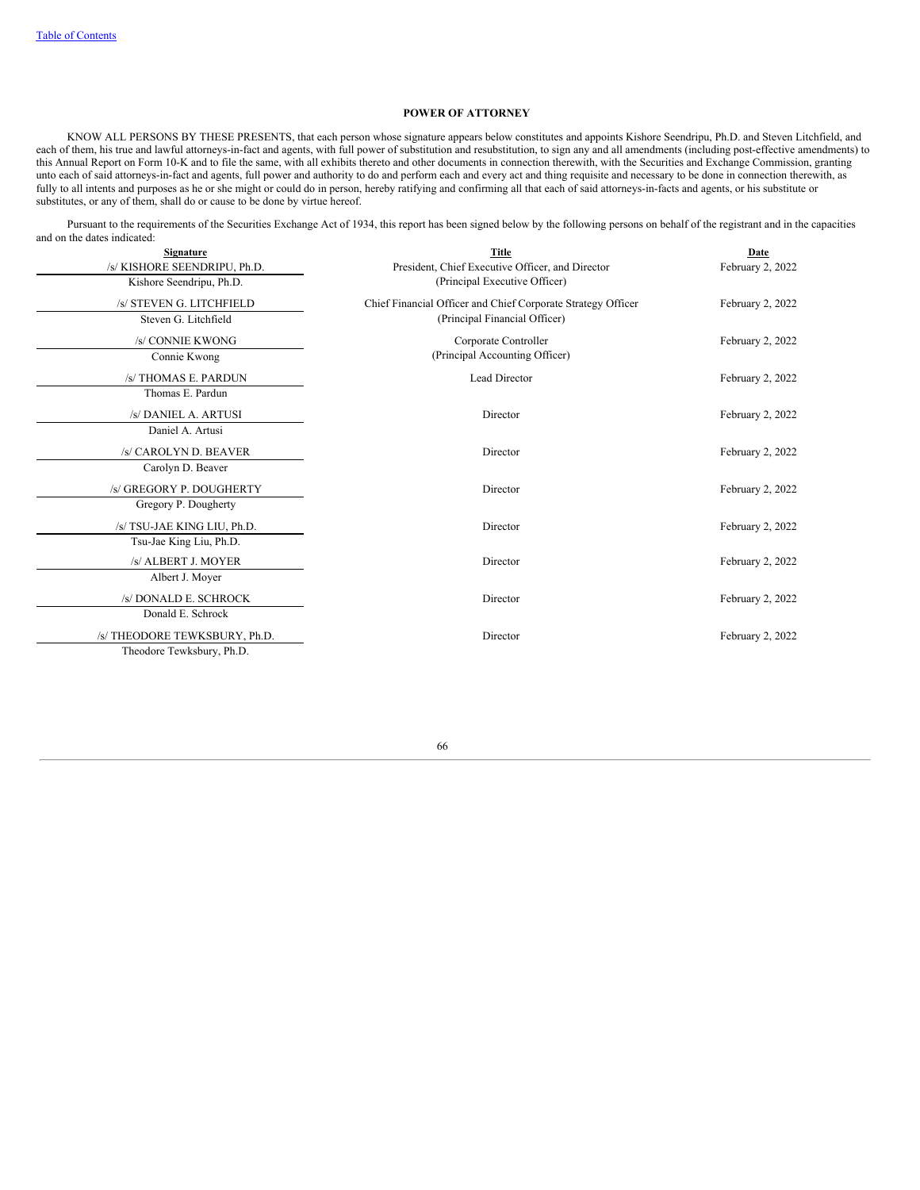## POWER OF ATTORNEY

KNOW ALL PERSONS BY THESE PRESENTS, that each person whose signature appears below constitutes and appoints Kishore Seendripu, Ph.D. and Steven Litchfield, and each of them, his true and lawful attorneys-in-fact and agents, with full power of substitution and resubstitution, to sign any and all amendments (including post-effective amendments) to this Annual Report on Form 10-K and to file the same, with all exhibits thereto and other documents in connection therewith, with the Securities and Exchange Commission, granting unto each of said attorneys-in-fact and agents, full power and authority to do and perform each and every act and thing requisite and necessary to be done in connection therewith, as fully to all intents and purposes as he or she might or could do in person, hereby ratifying and confirming all that each of said attorneys-in-facts and agents, or his substitute or substitutes, or any of them, shall do or cause to be done by virtue hereof.

Pursuant to the requirements of the Securities Exchange Act of 1934, this report has been signed below by the following persons on behalf of the registrant and in the capacities and on the dates indicated:

| Signature | Title | Date |
|---|---|---|
| /s/ KISHORE SEENDRIPU, Ph.D.<br>Kishore Seendripu, Ph.D. | President, Chief Executive Officer, and Director<br>(Principal Executive Officer) | February 2, 2022 |
| /s/ STEVEN G. LITCHFIELD<br>Steven G. Litchfield | Chief Financial Officer and Chief Corporate Strategy Officer<br>(Principal Financial Officer) | February 2, 2022 |
| /s/ CONNIE KWONG<br>Connie Kwong | Corporate Controller<br>(Principal Accounting Officer) | February 2, 2022 |
| /s/ THOMAS E. PARDUN<br>Thomas E. Pardun | Lead Director | February 2, 2022 |
| /s/ DANIEL A. ARTUSI<br>Daniel A. Artusi | Director | February 2, 2022 |
| /s/ CAROLYN D. BEAVER<br>Carolyn D. Beaver | Director | February 2, 2022 |
| /s/ GREGORY P. DOUGHERTY<br>Gregory P. Dougherty | Director | February 2, 2022 |
| /s/ TSU-JAE KING LIU, Ph.D.<br>Tsu-Jae King Liu, Ph.D. | Director | February 2, 2022 |
| /s/ ALBERT J. MOYER<br>Albert J. Moyer | Director | February 2, 2022 |
| /s/ DONALD E. SCHROCK<br>Donald E. Schrock | Director | February 2, 2022 |
| /s/ THEODORE TEWKSBURY, Ph.D.<br>Theodore Tewksbury, Ph.D. | Director | February 2, 2022 |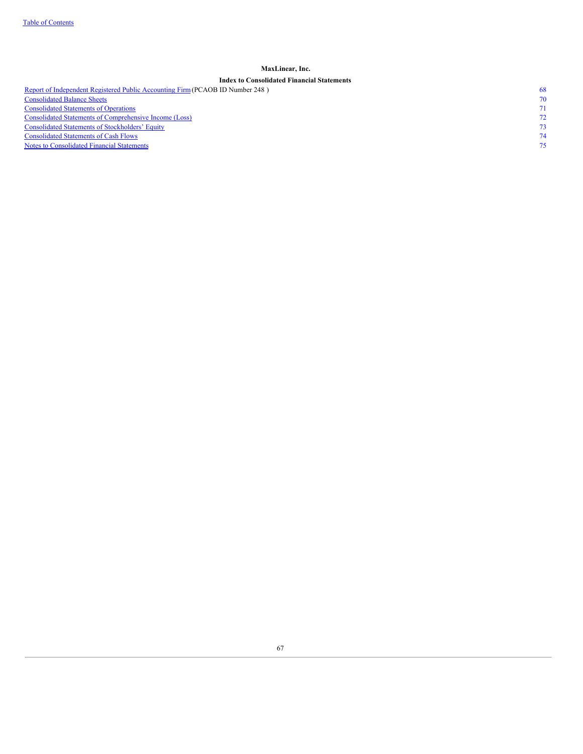**MaxLinear, Inc.**

**Index to Consolidated Financial Statements**

| | |
|---|---|
| Report of Independent Registered Public Accounting Firm (PCAOB ID Number 248 ) | 68 |
| Consolidated Balance Sheets | 70 |
| Consolidated Statements of Operations | 71 |
| Consolidated Statements of Comprehensive Income (Loss) | 72 |
| Consolidated Statements of Stockholders' Equity | 73 |
| Consolidated Statements of Cash Flows | 74 |
| Notes to Consolidated Financial Statements | 75 |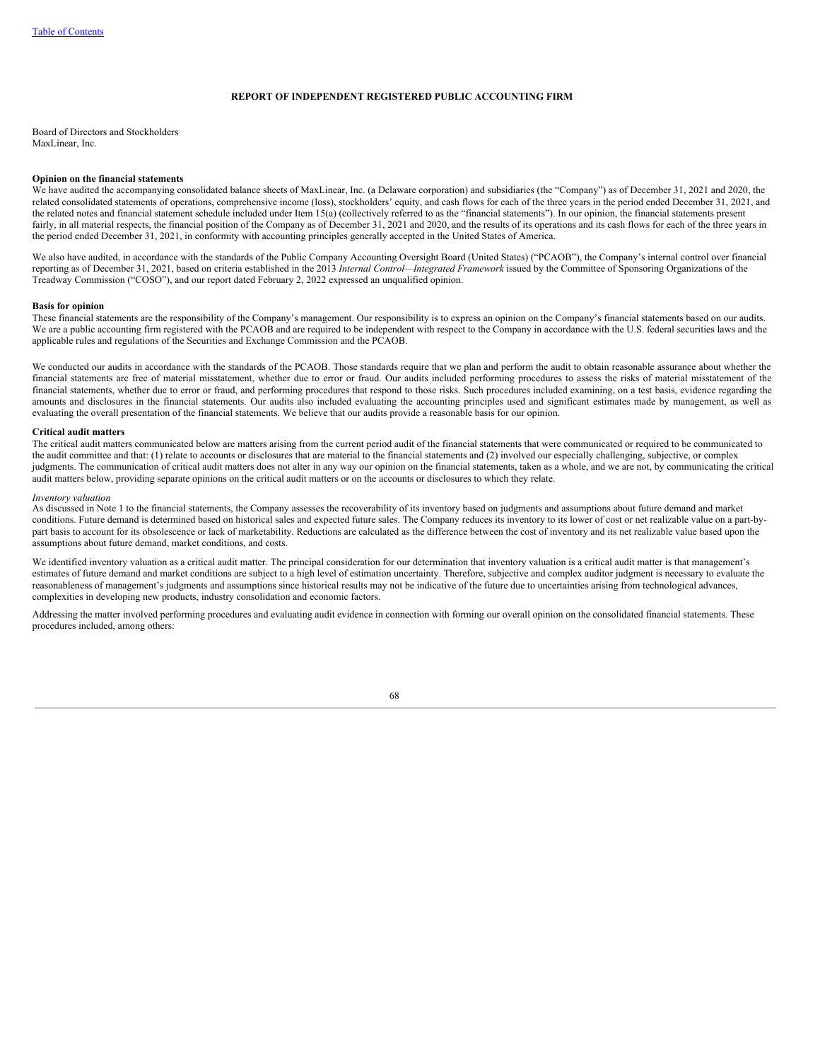## REPORT OF INDEPENDENT REGISTERED PUBLIC ACCOUNTING FIRM

Board of Directors and Stockholders
MaxLinear, Inc.

**Opinion on the financial statements**

We have audited the accompanying consolidated balance sheets of MaxLinear, Inc. (a Delaware corporation) and subsidiaries (the "Company") as of December 31, 2021 and 2020, the related consolidated statements of operations, comprehensive income (loss), stockholders' equity, and cash flows for each of the three years in the period ended December 31, 2021, and the related notes and financial statement schedule included under Item 15(a) (collectively referred to as the "financial statements"). In our opinion, the financial statements present fairly, in all material respects, the financial position of the Company as of December 31, 2021 and 2020, and the results of its operations and its cash flows for each of the three years in the period ended December 31, 2021, in conformity with accounting principles generally accepted in the United States of America.

We also have audited, in accordance with the standards of the Public Company Accounting Oversight Board (United States) ("PCAOB"), the Company's internal control over financial reporting as of December 31, 2021, based on criteria established in the 2013 *Internal Control—Integrated Framework* issued by the Committee of Sponsoring Organizations of the Treadway Commission ("COSO"), and our report dated February 2, 2022 expressed an unqualified opinion.

**Basis for opinion**

These financial statements are the responsibility of the Company's management. Our responsibility is to express an opinion on the Company's financial statements based on our audits. We are a public accounting firm registered with the PCAOB and are required to be independent with respect to the Company in accordance with the U.S. federal securities laws and the applicable rules and regulations of the Securities and Exchange Commission and the PCAOB.

We conducted our audits in accordance with the standards of the PCAOB. Those standards require that we plan and perform the audit to obtain reasonable assurance about whether the financial statements are free of material misstatement, whether due to error or fraud. Our audits included performing procedures to assess the risks of material misstatement of the financial statements, whether due to error or fraud, and performing procedures that respond to those risks. Such procedures included examining, on a test basis, evidence regarding the amounts and disclosures in the financial statements. Our audits also included evaluating the accounting principles used and significant estimates made by management, as well as evaluating the overall presentation of the financial statements. We believe that our audits provide a reasonable basis for our opinion.

**Critical audit matters**

The critical audit matters communicated below are matters arising from the current period audit of the financial statements that were communicated or required to be communicated to the audit committee and that: (1) relate to accounts or disclosures that are material to the financial statements and (2) involved our especially challenging, subjective, or complex judgments. The communication of critical audit matters does not alter in any way our opinion on the financial statements, taken as a whole, and we are not, by communicating the critical audit matters below, providing separate opinions on the critical audit matters or on the accounts or disclosures to which they relate.

*Inventory valuation*

As discussed in Note 1 to the financial statements, the Company assesses the recoverability of its inventory based on judgments and assumptions about future demand and market conditions. Future demand is determined based on historical sales and expected future sales. The Company reduces its inventory to its lower of cost or net realizable value on a part-by-part basis to account for its obsolescence or lack of marketability. Reductions are calculated as the difference between the cost of inventory and its net realizable value based upon the assumptions about future demand, market conditions, and costs.

We identified inventory valuation as a critical audit matter. The principal consideration for our determination that inventory valuation is a critical audit matter is that management's estimates of future demand and market conditions are subject to a high level of estimation uncertainty. Therefore, subjective and complex auditor judgment is necessary to evaluate the reasonableness of management's judgments and assumptions since historical results may not be indicative of the future due to uncertainties arising from technological advances, complexities in developing new products, industry consolidation and economic factors.

Addressing the matter involved performing procedures and evaluating audit evidence in connection with forming our overall opinion on the consolidated financial statements. These procedures included, among others: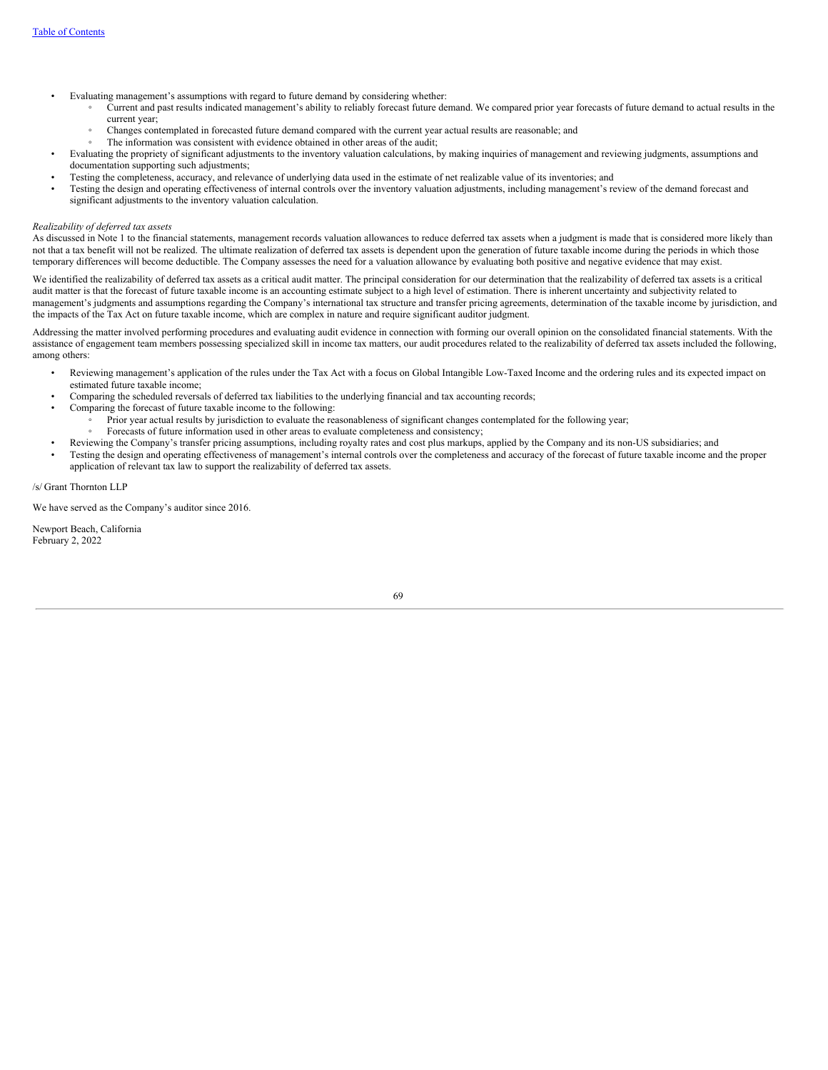- Evaluating management's assumptions with regard to future demand by considering whether:
  - Current and past results indicated management's ability to reliably forecast future demand. We compared prior year forecasts of future demand to actual results in the current year;
  - Changes contemplated in forecasted future demand compared with the current year actual results are reasonable; and
  - The information was consistent with evidence obtained in other areas of the audit;
- Evaluating the propriety of significant adjustments to the inventory valuation calculations, by making inquiries of management and reviewing judgments, assumptions and documentation supporting such adjustments;
- Testing the completeness, accuracy, and relevance of underlying data used in the estimate of net realizable value of its inventories; and
- Testing the design and operating effectiveness of internal controls over the inventory valuation adjustments, including management's review of the demand forecast and significant adjustments to the inventory valuation calculation.

*Realizability of deferred tax assets*

As discussed in Note 1 to the financial statements, management records valuation allowances to reduce deferred tax assets when a judgment is made that is considered more likely than not that a tax benefit will not be realized. The ultimate realization of deferred tax assets is dependent upon the generation of future taxable income during the periods in which those temporary differences will become deductible. The Company assesses the need for a valuation allowance by evaluating both positive and negative evidence that may exist.

We identified the realizability of deferred tax assets as a critical audit matter. The principal consideration for our determination that the realizability of deferred tax assets is a critical audit matter is that the forecast of future taxable income is an accounting estimate subject to a high level of estimation. There is inherent uncertainty and subjectivity related to management's judgments and assumptions regarding the Company's international tax structure and transfer pricing agreements, determination of the taxable income by jurisdiction, and the impacts of the Tax Act on future taxable income, which are complex in nature and require significant auditor judgment.

Addressing the matter involved performing procedures and evaluating audit evidence in connection with forming our overall opinion on the consolidated financial statements. With the assistance of engagement team members possessing specialized skill in income tax matters, our audit procedures related to the realizability of deferred tax assets included the following, among others:

- Reviewing management's application of the rules under the Tax Act with a focus on Global Intangible Low-Taxed Income and the ordering rules and its expected impact on estimated future taxable income;
- Comparing the scheduled reversals of deferred tax liabilities to the underlying financial and tax accounting records;
- Comparing the forecast of future taxable income to the following:
  - Prior year actual results by jurisdiction to evaluate the reasonableness of significant changes contemplated for the following year;
  - Forecasts of future information used in other areas to evaluate completeness and consistency;
- Reviewing the Company's transfer pricing assumptions, including royalty rates and cost plus markups, applied by the Company and its non-US subsidiaries; and
- Testing the design and operating effectiveness of management's internal controls over the completeness and accuracy of the forecast of future taxable income and the proper application of relevant tax law to support the realizability of deferred tax assets.

/s/ Grant Thornton LLP

We have served as the Company's auditor since 2016.

Newport Beach, California
February 2, 2022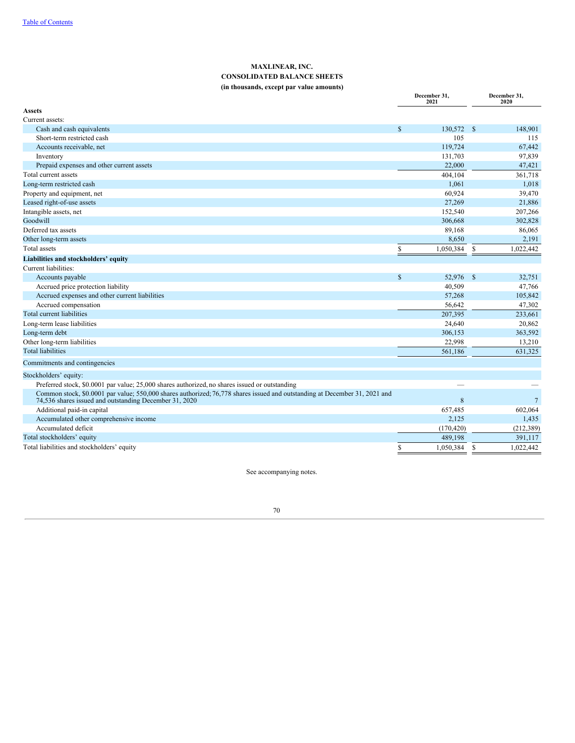Table of Contents

**MAXLINEAR, INC.**
**CONSOLIDATED BALANCE SHEETS**
**(in thousands, except par value amounts)**

| | December 31, 2021 | December 31, 2020 |
|---|---|---|
| **Assets** | | |
| Current assets: | | |
| Cash and cash equivalents | $ 130,572 | $ 148,901 |
| Short-term restricted cash | 105 | 115 |
| Accounts receivable, net | 119,724 | 67,442 |
| Inventory | 131,703 | 97,839 |
| Prepaid expenses and other current assets | 22,000 | 47,421 |
| Total current assets | 404,104 | 361,718 |
| Long-term restricted cash | 1,061 | 1,018 |
| Property and equipment, net | 60,924 | 39,470 |
| Leased right-of-use assets | 27,269 | 21,886 |
| Intangible assets, net | 152,540 | 207,266 |
| Goodwill | 306,668 | 302,828 |
| Deferred tax assets | 89,168 | 86,065 |
| Other long-term assets | 8,650 | 2,191 |
| Total assets | $ 1,050,384 | $ 1,022,442 |
| **Liabilities and stockholders' equity** | | |
| Current liabilities: | | |
| Accounts payable | $ 52,976 | $ 32,751 |
| Accrued price protection liability | 40,509 | 47,766 |
| Accrued expenses and other current liabilities | 57,268 | 105,842 |
| Accrued compensation | 56,642 | 47,302 |
| Total current liabilities | 207,395 | 233,661 |
| Long-term lease liabilities | 24,640 | 20,862 |
| Long-term debt | 306,153 | 363,592 |
| Other long-term liabilities | 22,998 | 13,210 |
| Total liabilities | 561,186 | 631,325 |
| Commitments and contingencies | | |
| Stockholders' equity: | | |
| Preferred stock, $0.0001 par value; 25,000 shares authorized, no shares issued or outstanding | — | — |
| Common stock, $0.0001 par value; 550,000 shares authorized; 76,778 shares issued and outstanding at December 31, 2021 and 74,536 shares issued and outstanding December 31, 2020 | 8 | 7 |
| Additional paid-in capital | 657,485 | 602,064 |
| Accumulated other comprehensive income | 2,125 | 1,435 |
| Accumulated deficit | (170,420) | (212,389) |
| Total stockholders' equity | 489,198 | 391,117 |
| Total liabilities and stockholders' equity | $ 1,050,384 | $ 1,022,442 |

See accompanying notes.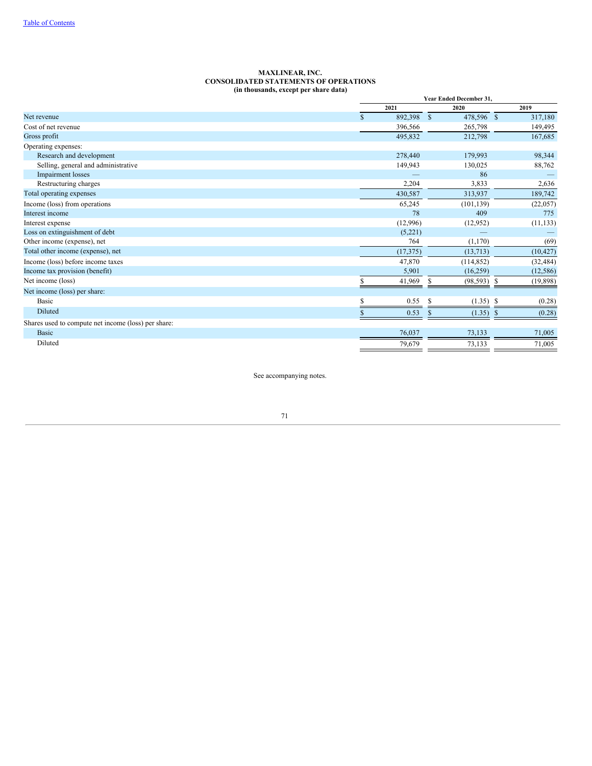Table of Contents

**MAXLINEAR, INC.**
**CONSOLIDATED STATEMENTS OF OPERATIONS**
**(in thousands, except per share data)**

| | Year Ended December 31, | | |
|---|---|---|---|
| | 2021 | 2020 | 2019 |
| Net revenue | $ 892,398 | $ 478,596 | $ 317,180 |
| Cost of net revenue | 396,566 | 265,798 | 149,495 |
| Gross profit | 495,832 | 212,798 | 167,685 |
| Operating expenses: | | | |
| Research and development | 278,440 | 179,993 | 98,344 |
| Selling, general and administrative | 149,943 | 130,025 | 88,762 |
| Impairment losses | — | 86 | — |
| Restructuring charges | 2,204 | 3,833 | 2,636 |
| Total operating expenses | 430,587 | 313,937 | 189,742 |
| Income (loss) from operations | 65,245 | (101,139) | (22,057) |
| Interest income | 78 | 409 | 775 |
| Interest expense | (12,996) | (12,952) | (11,133) |
| Loss on extinguishment of debt | (5,221) | — | — |
| Other income (expense), net | 764 | (1,170) | (69) |
| Total other income (expense), net | (17,375) | (13,713) | (10,427) |
| Income (loss) before income taxes | 47,870 | (114,852) | (32,484) |
| Income tax provision (benefit) | 5,901 | (16,259) | (12,586) |
| Net income (loss) | $ 41,969 | $ (98,593) | $ (19,898) |
| Net income (loss) per share: | | | |
| Basic | $ 0.55 | $ (1.35) | $ (0.28) |
| Diluted | $ 0.53 | $ (1.35) | $ (0.28) |
| Shares used to compute net income (loss) per share: | | | |
| Basic | 76,037 | 73,133 | 71,005 |
| Diluted | 79,679 | 73,133 | 71,005 |

See accompanying notes.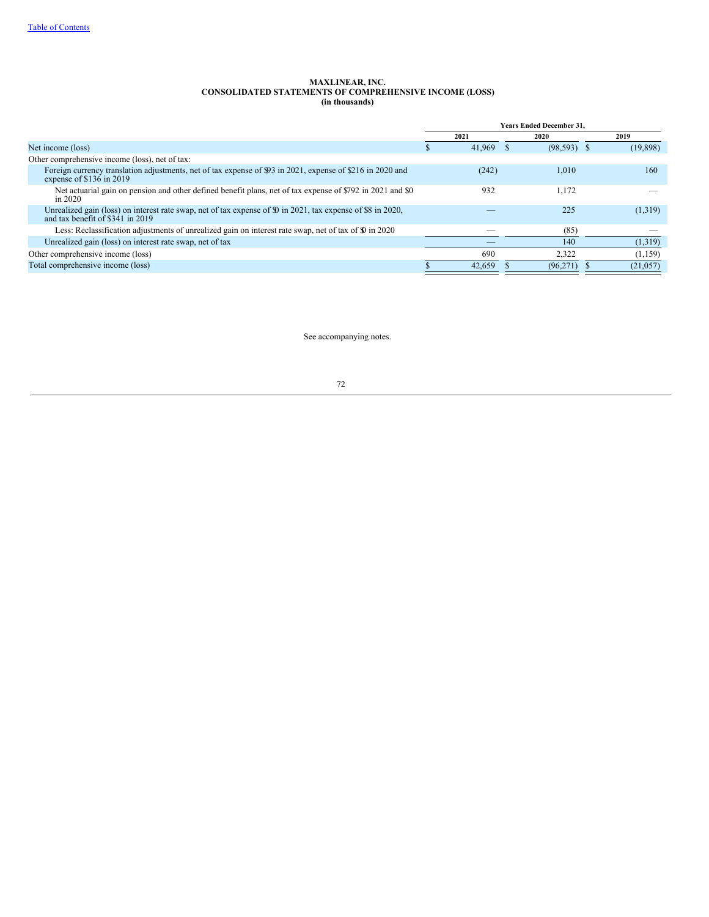# MAXLINEAR, INC.
## CONSOLIDATED STATEMENTS OF COMPREHENSIVE INCOME (LOSS)
### (in thousands)

| | Years Ended December 31, | | |
|---|---|---|---|
| | 2021 | 2020 | 2019 |
| Net income (loss) | $ 41,969 | $ (98,593) | $ (19,898) |
| Other comprehensive income (loss), net of tax: | | | |
| Foreign currency translation adjustments, net of tax expense of $93 in 2021, expense of $216 in 2020 and expense of $136 in 2019 | (242) | 1,010 | 160 |
| Net actuarial gain on pension and other defined benefit plans, net of tax expense of $792 in 2021 and $0 in 2020 | 932 | 1,172 | — |
| Unrealized gain (loss) on interest rate swap, net of tax expense of $0 in 2021, tax expense of $8 in 2020, and tax benefit of $341 in 2019 | — | 225 | (1,319) |
| Less: Reclassification adjustments of unrealized gain on interest rate swap, net of tax of $0 in 2020 | — | (85) | — |
| Unrealized gain (loss) on interest rate swap, net of tax | — | 140 | (1,319) |
| Other comprehensive income (loss) | 690 | 2,322 | (1,159) |
| Total comprehensive income (loss) | $ 42,659 | $ (96,271) | $ (21,057) |

See accompanying notes.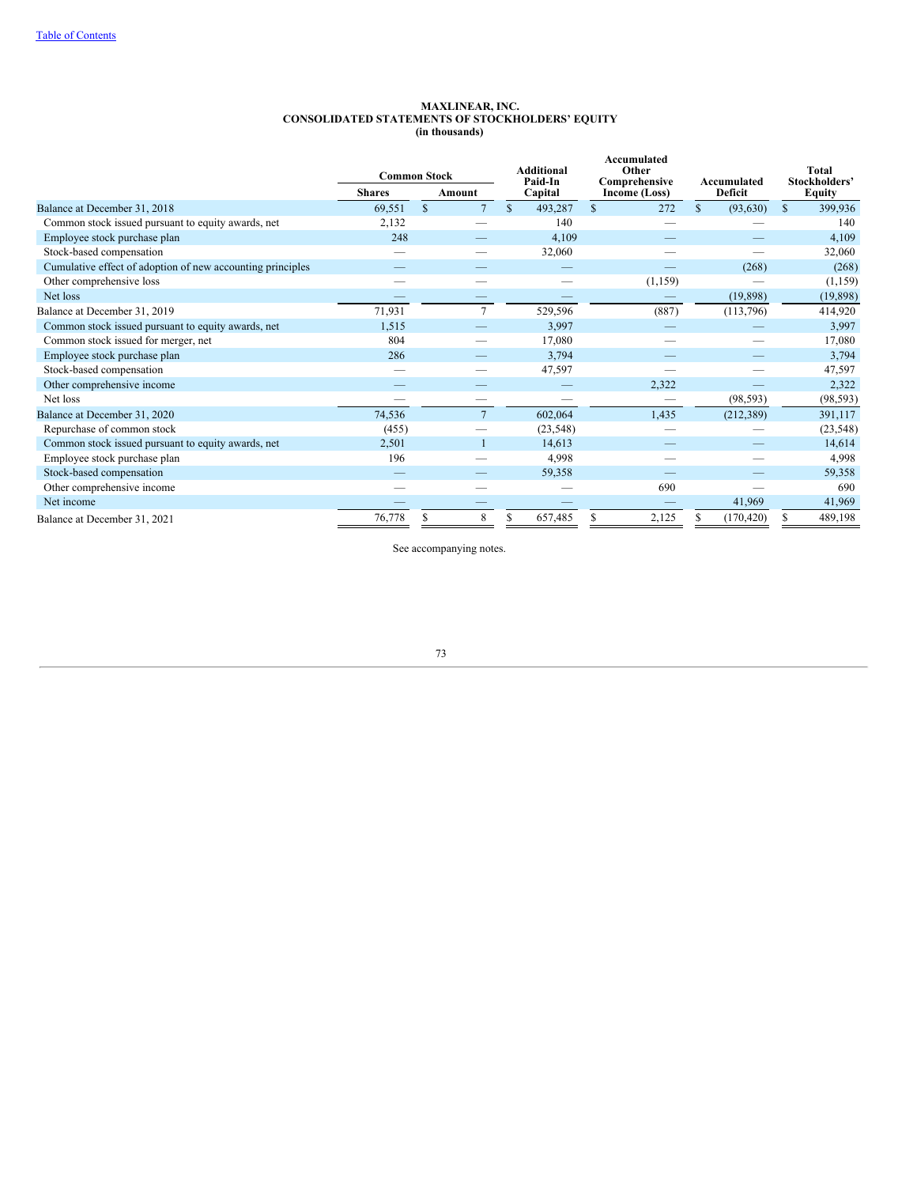[Table of Contents](#)

**MAXLINEAR, INC.**
**CONSOLIDATED STATEMENTS OF STOCKHOLDERS' EQUITY**
**(in thousands)**

| | Common Stock | | Additional Paid-In Capital | Accumulated Other Comprehensive Income (Loss) | Accumulated Deficit | Total Stockholders' Equity |
|---|---|---|---|---|---|---|
| | Shares | Amount | | | | |
| Balance at December 31, 2018 | 69,551 | $ 7 | $ 493,287 | $ 272 | $ (93,630) | $ 399,936 |
| Common stock issued pursuant to equity awards, net | 2,132 | — | 140 | — | — | 140 |
| Employee stock purchase plan | 248 | — | 4,109 | — | — | 4,109 |
| Stock-based compensation | — | — | 32,060 | — | — | 32,060 |
| Cumulative effect of adoption of new accounting principles | — | — | — | — | (268) | (268) |
| Other comprehensive loss | — | — | — | (1,159) | — | (1,159) |
| Net loss | — | — | — | — | (19,898) | (19,898) |
| Balance at December 31, 2019 | 71,931 | 7 | 529,596 | (887) | (113,796) | 414,920 |
| Common stock issued pursuant to equity awards, net | 1,515 | — | 3,997 | — | — | 3,997 |
| Common stock issued for merger, net | 804 | — | 17,080 | — | — | 17,080 |
| Employee stock purchase plan | 286 | — | 3,794 | — | — | 3,794 |
| Stock-based compensation | — | — | 47,597 | — | — | 47,597 |
| Other comprehensive income | — | — | — | 2,322 | — | 2,322 |
| Net loss | — | — | — | — | (98,593) | (98,593) |
| Balance at December 31, 2020 | 74,536 | 7 | 602,064 | 1,435 | (212,389) | 391,117 |
| Repurchase of common stock | (455) | — | (23,548) | — | — | (23,548) |
| Common stock issued pursuant to equity awards, net | 2,501 | 1 | 14,613 | — | — | 14,614 |
| Employee stock purchase plan | 196 | — | 4,998 | — | — | 4,998 |
| Stock-based compensation | — | — | 59,358 | — | — | 59,358 |
| Other comprehensive income | — | — | — | 690 | — | 690 |
| Net income | — | — | — | — | 41,969 | 41,969 |
| Balance at December 31, 2021 | 76,778 | $ 8 | $ 657,485 | $ 2,125 | $ (170,420) | $ 489,198 |

See accompanying notes.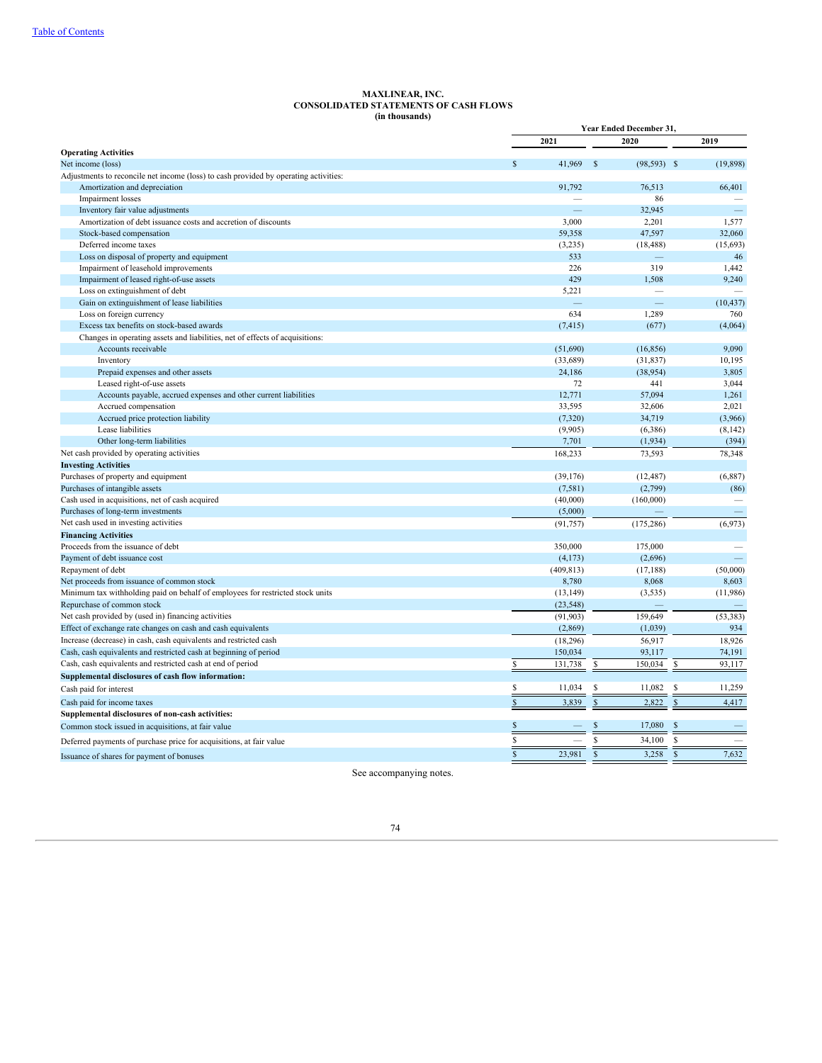[Table of Contents](#)

# MAXLINEAR, INC.
## CONSOLIDATED STATEMENTS OF CASH FLOWS
### (in thousands)

| | Year Ended December 31, | | |
|---|---|---|---|
| | 2021 | 2020 | 2019 |
| **Operating Activities** | | | |
| Net income (loss) | $ 41,969 | $ (98,593) | $ (19,898) |
| Adjustments to reconcile net income (loss) to cash provided by operating activities: | | | |
| Amortization and depreciation | 91,792 | 76,513 | 66,401 |
| Impairment losses | — | 86 | — |
| Inventory fair value adjustments | — | 32,945 | — |
| Amortization of debt issuance costs and accretion of discounts | 3,000 | 2,201 | 1,577 |
| Stock-based compensation | 59,358 | 47,597 | 32,060 |
| Deferred income taxes | (3,235) | (18,488) | (15,693) |
| Loss on disposal of property and equipment | 533 | — | 46 |
| Impairment of leasehold improvements | 226 | 319 | 1,442 |
| Impairment of leased right-of-use assets | 429 | 1,508 | 9,240 |
| Loss on extinguishment of debt | 5,221 | — | — |
| Gain on extinguishment of lease liabilities | — | — | (10,437) |
| Loss on foreign currency | 634 | 1,289 | 760 |
| Excess tax benefits on stock-based awards | (7,415) | (677) | (4,064) |
| Changes in operating assets and liabilities, net of effects of acquisitions: | | | |
| Accounts receivable | (51,690) | (16,856) | 9,090 |
| Inventory | (33,689) | (31,837) | 10,195 |
| Prepaid expenses and other assets | 24,186 | (38,954) | 3,805 |
| Leased right-of-use assets | 72 | 441 | 3,044 |
| Accounts payable, accrued expenses and other current liabilities | 12,771 | 57,094 | 1,261 |
| Accrued compensation | 33,595 | 32,606 | 2,021 |
| Accrued price protection liability | (7,320) | 34,719 | (3,966) |
| Lease liabilities | (9,905) | (6,386) | (8,142) |
| Other long-term liabilities | 7,701 | (1,934) | (394) |
| Net cash provided by operating activities | 168,233 | 73,593 | 78,348 |
| **Investing Activities** | | | |
| Purchases of property and equipment | (39,176) | (12,487) | (6,887) |
| Purchases of intangible assets | (7,581) | (2,799) | (86) |
| Cash used in acquisitions, net of cash acquired | (40,000) | (160,000) | — |
| Purchases of long-term investments | (5,000) | — | — |
| Net cash used in investing activities | (91,757) | (175,286) | (6,973) |
| **Financing Activities** | | | |
| Proceeds from the issuance of debt | 350,000 | 175,000 | — |
| Payment of debt issuance cost | (4,173) | (2,696) | — |
| Repayment of debt | (409,813) | (17,188) | (50,000) |
| Net proceeds from issuance of common stock | 8,780 | 8,068 | 8,603 |
| Minimum tax withholding paid on behalf of employees for restricted stock units | (13,149) | (3,535) | (11,986) |
| Repurchase of common stock | (23,548) | — | — |
| Net cash provided by (used in) financing activities | (91,903) | 159,649 | (53,383) |
| Effect of exchange rate changes on cash and cash equivalents | (2,869) | (1,039) | 934 |
| Increase (decrease) in cash, cash equivalents and restricted cash | (18,296) | 56,917 | 18,926 |
| Cash, cash equivalents and restricted cash at beginning of period | 150,034 | 93,117 | 74,191 |
| Cash, cash equivalents and restricted cash at end of period | $ 131,738 | $ 150,034 | $ 93,117 |
| **Supplemental disclosures of cash flow information:** | | | |
| Cash paid for interest | $ 11,034 | $ 11,082 | $ 11,259 |
| Cash paid for income taxes | $ 3,839 | $ 2,822 | $ 4,417 |
| **Supplemental disclosures of non-cash activities:** | | | |
| Common stock issued in acquisitions, at fair value | $ — | $ 17,080 | $ — |
| Deferred payments of purchase price for acquisitions, at fair value | $ — | $ 34,100 | $ — |
| Issuance of shares for payment of bonuses | $ 23,981 | $ 3,258 | $ 7,632 |

See accompanying notes.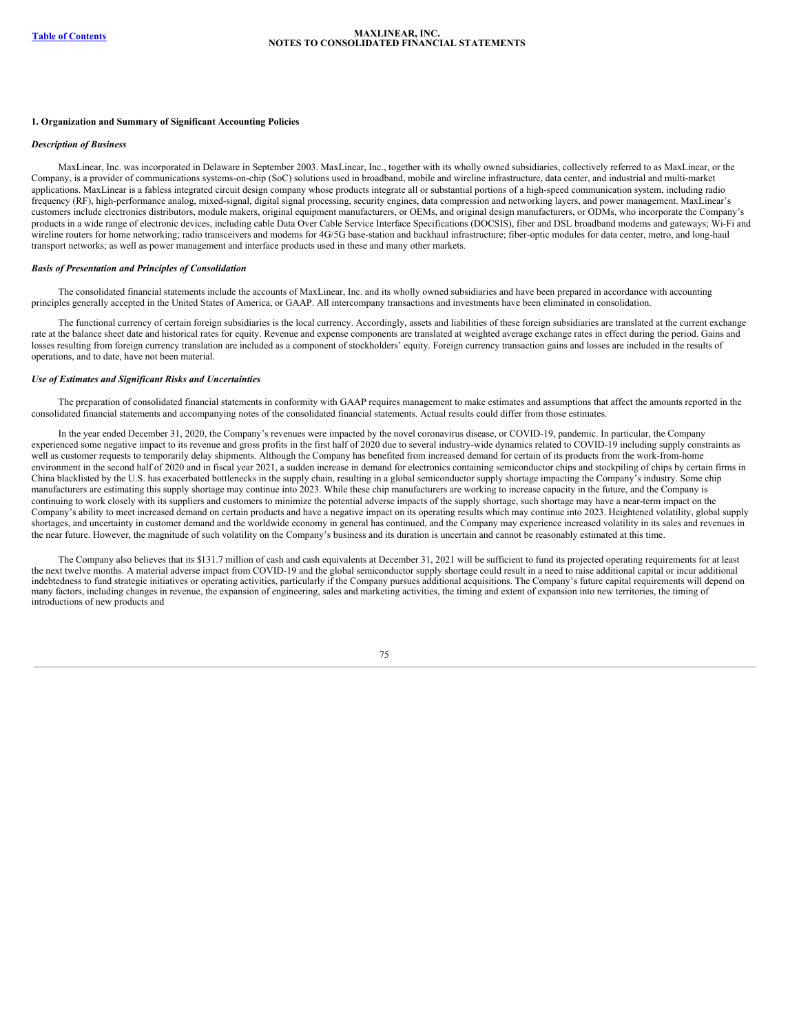## 1. Organization and Summary of Significant Accounting Policies

### *Description of Business*

MaxLinear, Inc. was incorporated in Delaware in September 2003. MaxLinear, Inc., together with its wholly owned subsidiaries, collectively referred to as MaxLinear, or the Company, is a provider of communications systems-on-chip (SoC) solutions used in broadband, mobile and wireline infrastructure, data center, and industrial and multi-market applications. MaxLinear is a fabless integrated circuit design company whose products integrate all or substantial portions of a high-speed communication system, including radio frequency (RF), high-performance analog, mixed-signal, digital signal processing, security engines, data compression and networking layers, and power management. MaxLinear's customers include electronics distributors, module makers, original equipment manufacturers, or OEMs, and original design manufacturers, or ODMs, who incorporate the Company's products in a wide range of electronic devices, including cable Data Over Cable Service Interface Specifications (DOCSIS), fiber and DSL broadband modems and gateways; Wi-Fi and wireline routers for home networking; radio transceivers and modems for 4G/5G base-station and backhaul infrastructure; fiber-optic modules for data center, metro, and long-haul transport networks; as well as power management and interface products used in these and many other markets.

### *Basis of Presentation and Principles of Consolidation*

The consolidated financial statements include the accounts of MaxLinear, Inc. and its wholly owned subsidiaries and have been prepared in accordance with accounting principles generally accepted in the United States of America, or GAAP. All intercompany transactions and investments have been eliminated in consolidation.

The functional currency of certain foreign subsidiaries is the local currency. Accordingly, assets and liabilities of these foreign subsidiaries are translated at the current exchange rate at the balance sheet date and historical rates for equity. Revenue and expense components are translated at weighted average exchange rates in effect during the period. Gains and losses resulting from foreign currency translation are included as a component of stockholders' equity. Foreign currency transaction gains and losses are included in the results of operations, and to date, have not been material.

### *Use of Estimates and Significant Risks and Uncertainties*

The preparation of consolidated financial statements in conformity with GAAP requires management to make estimates and assumptions that affect the amounts reported in the consolidated financial statements and accompanying notes of the consolidated financial statements. Actual results could differ from those estimates.

In the year ended December 31, 2020, the Company's revenues were impacted by the novel coronavirus disease, or COVID-19, pandemic. In particular, the Company experienced some negative impact to its revenue and gross profits in the first half of 2020 due to several industry-wide dynamics related to COVID-19 including supply constraints as well as customer requests to temporarily delay shipments. Although the Company has benefited from increased demand for certain of its products from the work-from-home environment in the second half of 2020 and in fiscal year 2021, a sudden increase in demand for electronics containing semiconductor chips and stockpiling of chips by certain firms in China blacklisted by the U.S. has exacerbated bottlenecks in the supply chain, resulting in a global semiconductor supply shortage impacting the Company's industry. Some chip manufacturers are estimating this supply shortage may continue into 2023. While these chip manufacturers are working to increase capacity in the future, and the Company is continuing to work closely with its suppliers and customers to minimize the potential adverse impacts of the supply shortage, such shortage may have a near-term impact on the Company's ability to meet increased demand on certain products and have a negative impact on its operating results which may continue into 2023. Heightened volatility, global supply shortages, and uncertainty in customer demand and the worldwide economy in general has continued, and the Company may experience increased volatility in its sales and revenues in the near future. However, the magnitude of such volatility on the Company's business and its duration is uncertain and cannot be reasonably estimated at this time.

The Company also believes that its $131.7 million of cash and cash equivalents at December 31, 2021 will be sufficient to fund its projected operating requirements for at least the next twelve months. A material adverse impact from COVID-19 and the global semiconductor supply shortage could result in a need to raise additional capital or incur additional indebtedness to fund strategic initiatives or operating activities, particularly if the Company pursues additional acquisitions. The Company's future capital requirements will depend on many factors, including changes in revenue, the expansion of engineering, sales and marketing activities, the timing and extent of expansion into new territories, the timing of introductions of new products and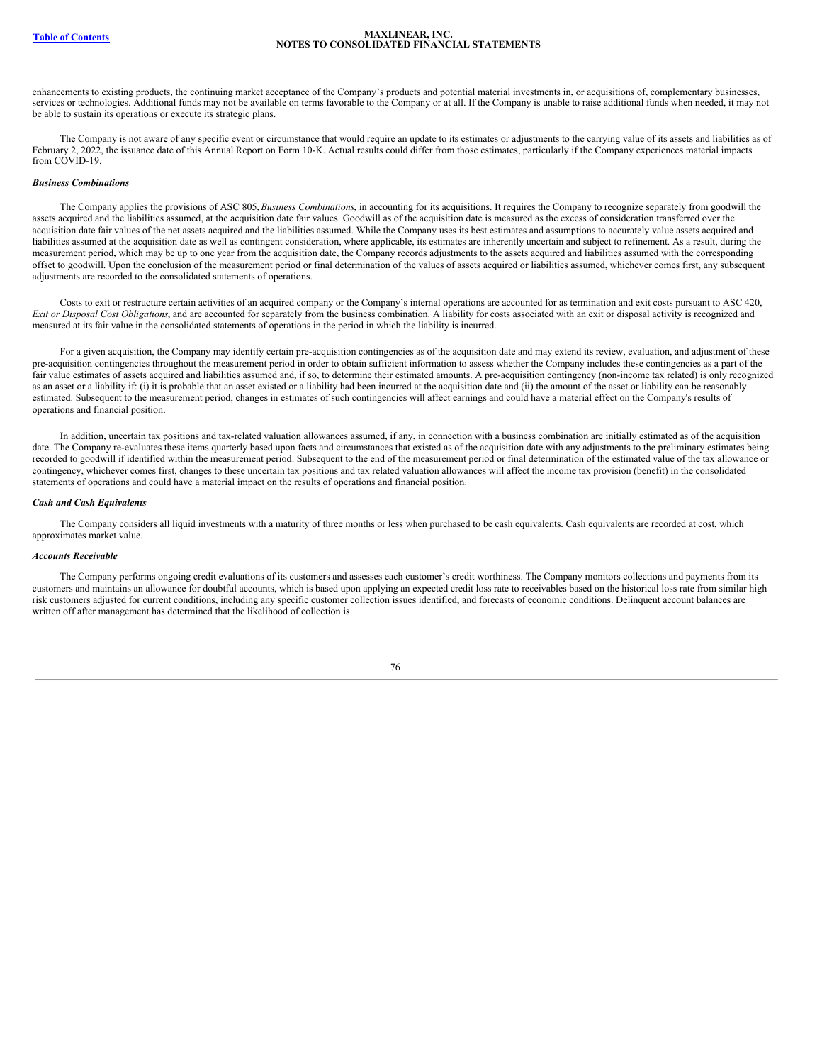enhancements to existing products, the continuing market acceptance of the Company's products and potential material investments in, or acquisitions of, complementary businesses, services or technologies. Additional funds may not be available on terms favorable to the Company or at all. If the Company is unable to raise additional funds when needed, it may not be able to sustain its operations or execute its strategic plans.

The Company is not aware of any specific event or circumstance that would require an update to its estimates or adjustments to the carrying value of its assets and liabilities as of February 2, 2022, the issuance date of this Annual Report on Form 10-K. Actual results could differ from those estimates, particularly if the Company experiences material impacts from COVID-19.

***Business Combinations***

The Company applies the provisions of ASC 805, *Business Combinations*, in accounting for its acquisitions. It requires the Company to recognize separately from goodwill the assets acquired and the liabilities assumed, at the acquisition date fair values. Goodwill as of the acquisition date is measured as the excess of consideration transferred over the acquisition date fair values of the net assets acquired and the liabilities assumed. While the Company uses its best estimates and assumptions to accurately value assets acquired and liabilities assumed at the acquisition date as well as contingent consideration, where applicable, its estimates are inherently uncertain and subject to refinement. As a result, during the measurement period, which may be up to one year from the acquisition date, the Company records adjustments to the assets acquired and liabilities assumed with the corresponding offset to goodwill. Upon the conclusion of the measurement period or final determination of the values of assets acquired or liabilities assumed, whichever comes first, any subsequent adjustments are recorded to the consolidated statements of operations.

Costs to exit or restructure certain activities of an acquired company or the Company's internal operations are accounted for as termination and exit costs pursuant to ASC 420, *Exit or Disposal Cost Obligations*, and are accounted for separately from the business combination. A liability for costs associated with an exit or disposal activity is recognized and measured at its fair value in the consolidated statements of operations in the period in which the liability is incurred.

For a given acquisition, the Company may identify certain pre-acquisition contingencies as of the acquisition date and may extend its review, evaluation, and adjustment of these pre-acquisition contingencies throughout the measurement period in order to obtain sufficient information to assess whether the Company includes these contingencies as a part of the fair value estimates of assets acquired and liabilities assumed and, if so, to determine their estimated amounts. A pre-acquisition contingency (non-income tax related) is only recognized as an asset or a liability if: (i) it is probable that an asset existed or a liability had been incurred at the acquisition date and (ii) the amount of the asset or liability can be reasonably estimated. Subsequent to the measurement period, changes in estimates of such contingencies will affect earnings and could have a material effect on the Company's results of operations and financial position.

In addition, uncertain tax positions and tax-related valuation allowances assumed, if any, in connection with a business combination are initially estimated as of the acquisition date. The Company re-evaluates these items quarterly based upon facts and circumstances that existed as of the acquisition date with any adjustments to the preliminary estimates being recorded to goodwill if identified within the measurement period. Subsequent to the end of the measurement period or final determination of the estimated value of the tax allowance or contingency, whichever comes first, changes to these uncertain tax positions and tax related valuation allowances will affect the income tax provision (benefit) in the consolidated statements of operations and could have a material impact on the results of operations and financial position.

***Cash and Cash Equivalents***

The Company considers all liquid investments with a maturity of three months or less when purchased to be cash equivalents. Cash equivalents are recorded at cost, which approximates market value.

***Accounts Receivable***

The Company performs ongoing credit evaluations of its customers and assesses each customer's credit worthiness. The Company monitors collections and payments from its customers and maintains an allowance for doubtful accounts, which is based upon applying an expected credit loss rate to receivables based on the historical loss rate from similar high risk customers adjusted for current conditions, including any specific customer collection issues identified, and forecasts of economic conditions. Delinquent account balances are written off after management has determined that the likelihood of collection is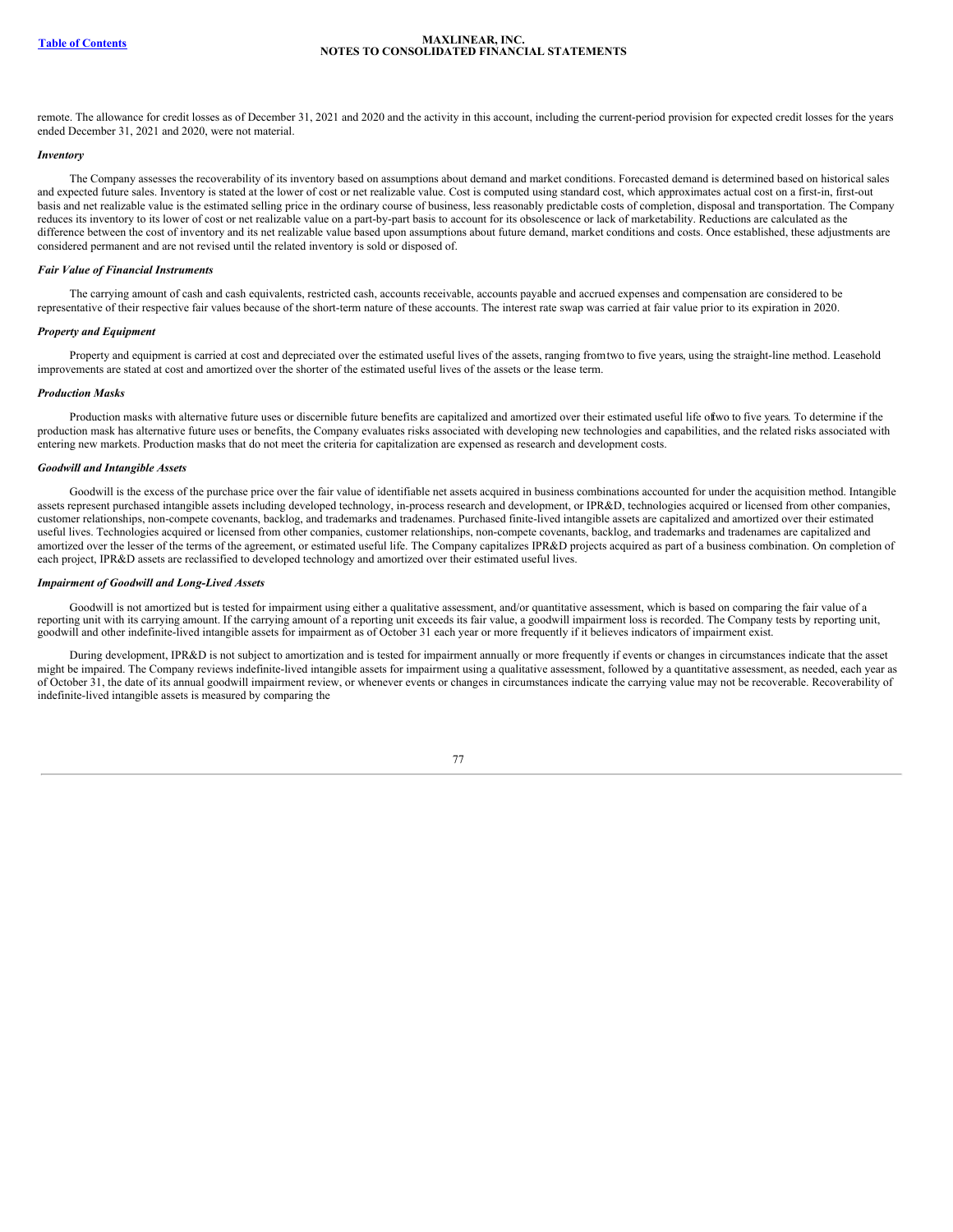remote. The allowance for credit losses as of December 31, 2021 and 2020 and the activity in this account, including the current-period provision for expected credit losses for the years ended December 31, 2021 and 2020, were not material.

***Inventory***

The Company assesses the recoverability of its inventory based on assumptions about demand and market conditions. Forecasted demand is determined based on historical sales and expected future sales. Inventory is stated at the lower of cost or net realizable value. Cost is computed using standard cost, which approximates actual cost on a first-in, first-out basis and net realizable value is the estimated selling price in the ordinary course of business, less reasonably predictable costs of completion, disposal and transportation. The Company reduces its inventory to its lower of cost or net realizable value on a part-by-part basis to account for its obsolescence or lack of marketability. Reductions are calculated as the difference between the cost of inventory and its net realizable value based upon assumptions about future demand, market conditions and costs. Once established, these adjustments are considered permanent and are not revised until the related inventory is sold or disposed of.

***Fair Value of Financial Instruments***

The carrying amount of cash and cash equivalents, restricted cash, accounts receivable, accounts payable and accrued expenses and compensation are considered to be representative of their respective fair values because of the short-term nature of these accounts. The interest rate swap was carried at fair value prior to its expiration in 2020.

***Property and Equipment***

Property and equipment is carried at cost and depreciated over the estimated useful lives of the assets, ranging from two to five years, using the straight-line method. Leasehold improvements are stated at cost and amortized over the shorter of the estimated useful lives of the assets or the lease term.

***Production Masks***

Production masks with alternative future uses or discernible future benefits are capitalized and amortized over their estimated useful life of two to five years. To determine if the production mask has alternative future uses or benefits, the Company evaluates risks associated with developing new technologies and capabilities, and the related risks associated with entering new markets. Production masks that do not meet the criteria for capitalization are expensed as research and development costs.

***Goodwill and Intangible Assets***

Goodwill is the excess of the purchase price over the fair value of identifiable net assets acquired in business combinations accounted for under the acquisition method. Intangible assets represent purchased intangible assets including developed technology, in-process research and development, or IPR&D, technologies acquired or licensed from other companies, customer relationships, non-compete covenants, backlog, and trademarks and tradenames. Purchased finite-lived intangible assets are capitalized and amortized over their estimated useful lives. Technologies acquired or licensed from other companies, customer relationships, non-compete covenants, backlog, and trademarks and tradenames are capitalized and amortized over the lesser of the terms of the agreement, or estimated useful life. The Company capitalizes IPR&D projects acquired as part of a business combination. On completion of each project, IPR&D assets are reclassified to developed technology and amortized over their estimated useful lives.

***Impairment of Goodwill and Long-Lived Assets***

Goodwill is not amortized but is tested for impairment using either a qualitative assessment, and/or quantitative assessment, which is based on comparing the fair value of a reporting unit with its carrying amount. If the carrying amount of a reporting unit exceeds its fair value, a goodwill impairment loss is recorded. The Company tests by reporting unit, goodwill and other indefinite-lived intangible assets for impairment as of October 31 each year or more frequently if it believes indicators of impairment exist.

During development, IPR&D is not subject to amortization and is tested for impairment annually or more frequently if events or changes in circumstances indicate that the asset might be impaired. The Company reviews indefinite-lived intangible assets for impairment using a qualitative assessment, followed by a quantitative assessment, as needed, each year as of October 31, the date of its annual goodwill impairment review, or whenever events or changes in circumstances indicate the carrying value may not be recoverable. Recoverability of indefinite-lived intangible assets is measured by comparing the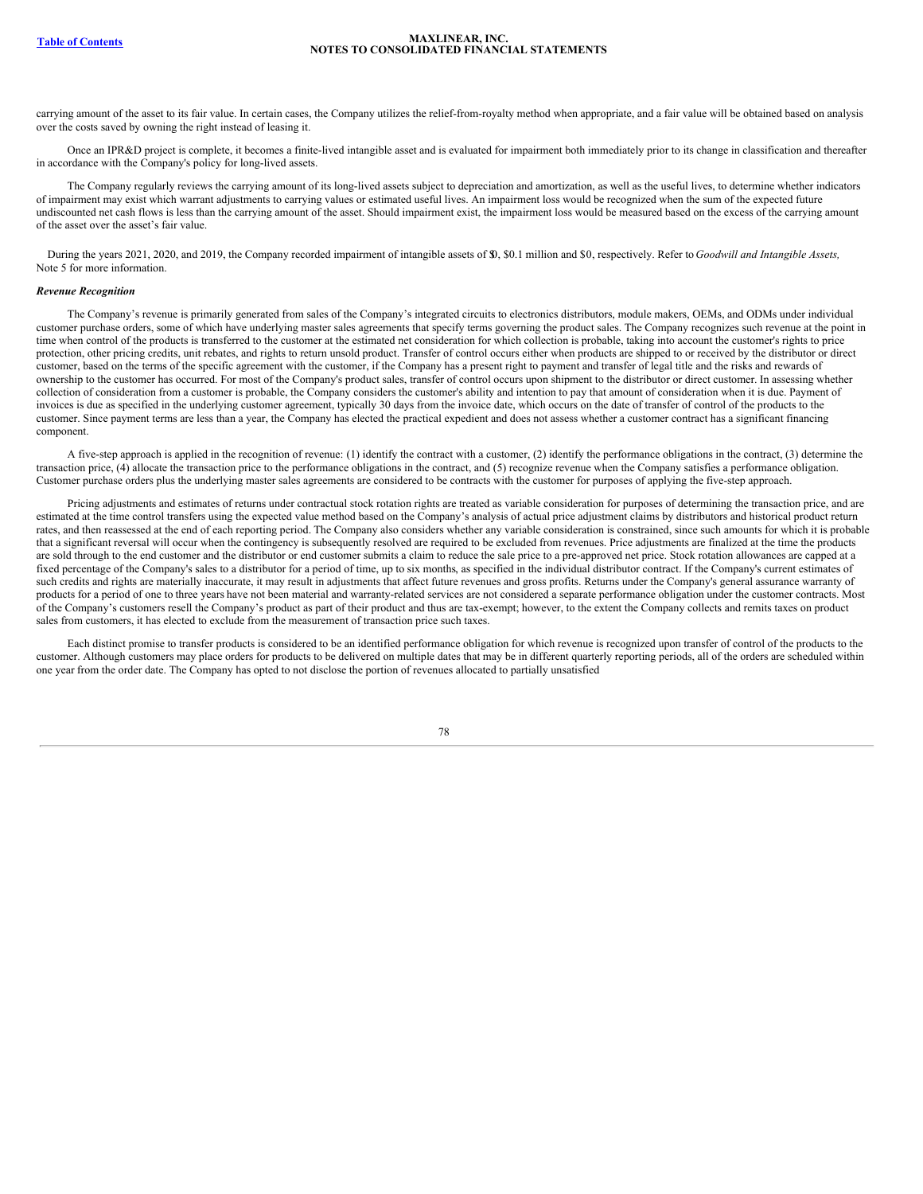carrying amount of the asset to its fair value. In certain cases, the Company utilizes the relief-from-royalty method when appropriate, and a fair value will be obtained based on analysis over the costs saved by owning the right instead of leasing it.

Once an IPR&D project is complete, it becomes a finite-lived intangible asset and is evaluated for impairment both immediately prior to its change in classification and thereafter in accordance with the Company's policy for long-lived assets.

The Company regularly reviews the carrying amount of its long-lived assets subject to depreciation and amortization, as well as the useful lives, to determine whether indicators of impairment may exist which warrant adjustments to carrying values or estimated useful lives. An impairment loss would be recognized when the sum of the expected future undiscounted net cash flows is less than the carrying amount of the asset. Should impairment exist, the impairment loss would be measured based on the excess of the carrying amount of the asset over the asset's fair value.

During the years 2021, 2020, and 2019, the Company recorded impairment of intangible assets of $0, $0.1 million and $0, respectively. Refer to *Goodwill and Intangible Assets,* Note 5 for more information.

***Revenue Recognition***

The Company's revenue is primarily generated from sales of the Company's integrated circuits to electronics distributors, module makers, OEMs, and ODMs under individual customer purchase orders, some of which have underlying master sales agreements that specify terms governing the product sales. The Company recognizes such revenue at the point in time when control of the products is transferred to the customer at the estimated net consideration for which collection is probable, taking into account the customer's rights to price protection, other pricing credits, unit rebates, and rights to return unsold product. Transfer of control occurs either when products are shipped to or received by the distributor or direct customer, based on the terms of the specific agreement with the customer, if the Company has a present right to payment and transfer of legal title and the risks and rewards of ownership to the customer has occurred. For most of the Company's product sales, transfer of control occurs upon shipment to the distributor or direct customer. In assessing whether collection of consideration from a customer is probable, the Company considers the customer's ability and intention to pay that amount of consideration when it is due. Payment of invoices is due as specified in the underlying customer agreement, typically 30 days from the invoice date, which occurs on the date of transfer of control of the products to the customer. Since payment terms are less than a year, the Company has elected the practical expedient and does not assess whether a customer contract has a significant financing component.

A five-step approach is applied in the recognition of revenue: (1) identify the contract with a customer, (2) identify the performance obligations in the contract, (3) determine the transaction price, (4) allocate the transaction price to the performance obligations in the contract, and (5) recognize revenue when the Company satisfies a performance obligation. Customer purchase orders plus the underlying master sales agreements are considered to be contracts with the customer for purposes of applying the five-step approach.

Pricing adjustments and estimates of returns under contractual stock rotation rights are treated as variable consideration for purposes of determining the transaction price, and are estimated at the time control transfers using the expected value method based on the Company's analysis of actual price adjustment claims by distributors and historical product return rates, and then reassessed at the end of each reporting period. The Company also considers whether any variable consideration is constrained, since such amounts for which it is probable that a significant reversal will occur when the contingency is subsequently resolved are required to be excluded from revenues. Price adjustments are finalized at the time the products are sold through to the end customer and the distributor or end customer submits a claim to reduce the sale price to a pre-approved net price. Stock rotation allowances are capped at a fixed percentage of the Company's sales to a distributor for a period of time, up to six months, as specified in the individual distributor contract. If the Company's current estimates of such credits and rights are materially inaccurate, it may result in adjustments that affect future revenues and gross profits. Returns under the Company's general assurance warranty of products for a period of one to three years have not been material and warranty-related services are not considered a separate performance obligation under the customer contracts. Most of the Company's customers resell the Company's product as part of their product and thus are tax-exempt; however, to the extent the Company collects and remits taxes on product sales from customers, it has elected to exclude from the measurement of transaction price such taxes.

Each distinct promise to transfer products is considered to be an identified performance obligation for which revenue is recognized upon transfer of control of the products to the customer. Although customers may place orders for products to be delivered on multiple dates that may be in different quarterly reporting periods, all of the orders are scheduled within one year from the order date. The Company has opted to not disclose the portion of revenues allocated to partially unsatisfied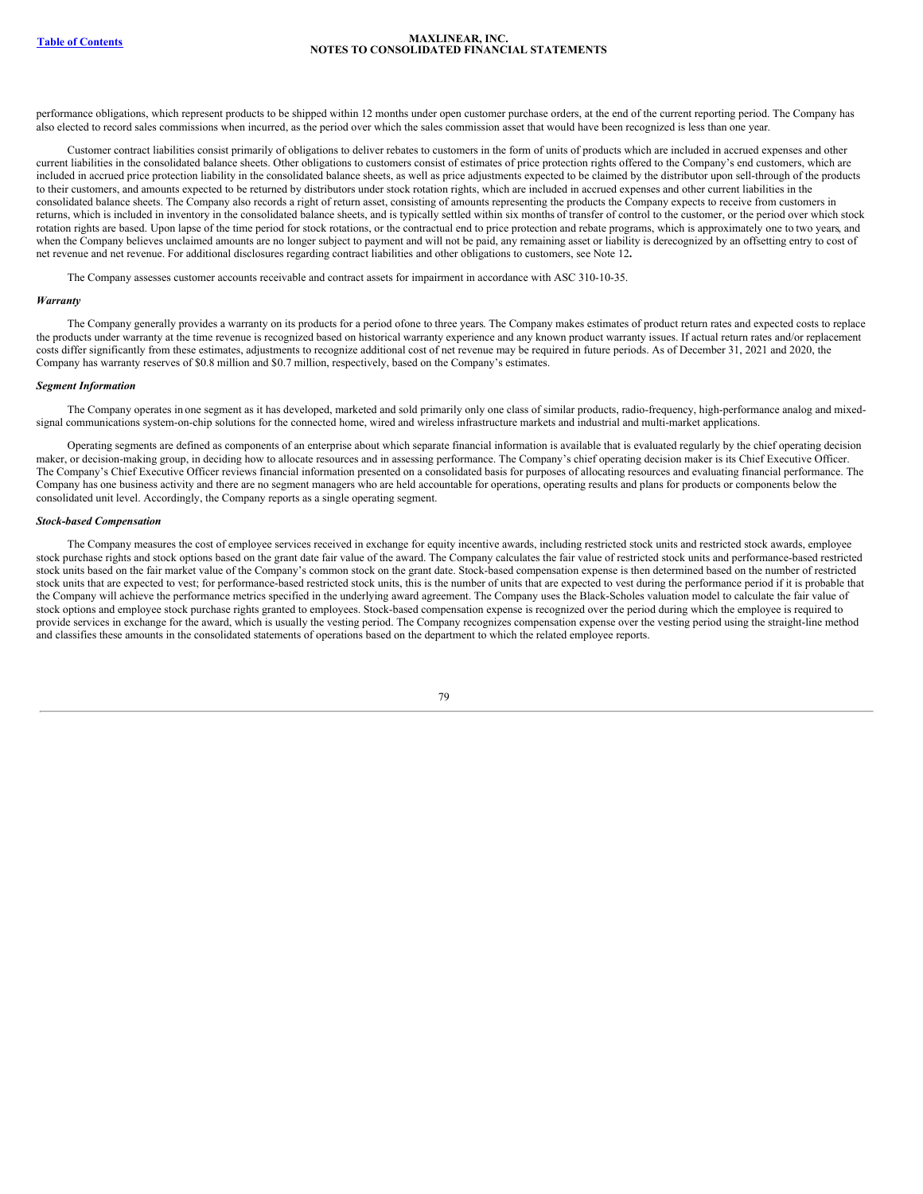performance obligations, which represent products to be shipped within 12 months under open customer purchase orders, at the end of the current reporting period. The Company has also elected to record sales commissions when incurred, as the period over which the sales commission asset that would have been recognized is less than one year.

Customer contract liabilities consist primarily of obligations to deliver rebates to customers in the form of units of products which are included in accrued expenses and other current liabilities in the consolidated balance sheets. Other obligations to customers consist of estimates of price protection rights offered to the Company's end customers, which are included in accrued price protection liability in the consolidated balance sheets, as well as price adjustments expected to be claimed by the distributor upon sell-through of the products to their customers, and amounts expected to be returned by distributors under stock rotation rights, which are included in accrued expenses and other current liabilities in the consolidated balance sheets. The Company also records a right of return asset, consisting of amounts representing the products the Company expects to receive from customers in returns, which is included in inventory in the consolidated balance sheets, and is typically settled within six months of transfer of control to the customer, or the period over which stock rotation rights are based. Upon lapse of the time period for stock rotations, or the contractual end to price protection and rebate programs, which is approximately one to two years, and when the Company believes unclaimed amounts are no longer subject to payment and will not be paid, any remaining asset or liability is derecognized by an offsetting entry to cost of net revenue and net revenue. For additional disclosures regarding contract liabilities and other obligations to customers, see Note 12**.**

The Company assesses customer accounts receivable and contract assets for impairment in accordance with ASC 310-10-35.

***Warranty***

The Company generally provides a warranty on its products for a period ofone to three years. The Company makes estimates of product return rates and expected costs to replace the products under warranty at the time revenue is recognized based on historical warranty experience and any known product warranty issues. If actual return rates and/or replacement costs differ significantly from these estimates, adjustments to recognize additional cost of net revenue may be required in future periods. As of December 31, 2021 and 2020, the Company has warranty reserves of $0.8 million and $0.7 million, respectively, based on the Company's estimates.

***Segment Information***

The Company operates in one segment as it has developed, marketed and sold primarily only one class of similar products, radio-frequency, high-performance analog and mixed-signal communications system-on-chip solutions for the connected home, wired and wireless infrastructure markets and industrial and multi-market applications.

Operating segments are defined as components of an enterprise about which separate financial information is available that is evaluated regularly by the chief operating decision maker, or decision-making group, in deciding how to allocate resources and in assessing performance. The Company's chief operating decision maker is its Chief Executive Officer. The Company's Chief Executive Officer reviews financial information presented on a consolidated basis for purposes of allocating resources and evaluating financial performance. The Company has one business activity and there are no segment managers who are held accountable for operations, operating results and plans for products or components below the consolidated unit level. Accordingly, the Company reports as a single operating segment.

***Stock-based Compensation***

The Company measures the cost of employee services received in exchange for equity incentive awards, including restricted stock units and restricted stock awards, employee stock purchase rights and stock options based on the grant date fair value of the award. The Company calculates the fair value of restricted stock units and performance-based restricted stock units based on the fair market value of the Company's common stock on the grant date. Stock-based compensation expense is then determined based on the number of restricted stock units that are expected to vest; for performance-based restricted stock units, this is the number of units that are expected to vest during the performance period if it is probable that the Company will achieve the performance metrics specified in the underlying award agreement. The Company uses the Black-Scholes valuation model to calculate the fair value of stock options and employee stock purchase rights granted to employees. Stock-based compensation expense is recognized over the period during which the employee is required to provide services in exchange for the award, which is usually the vesting period. The Company recognizes compensation expense over the vesting period using the straight-line method and classifies these amounts in the consolidated statements of operations based on the department to which the related employee reports.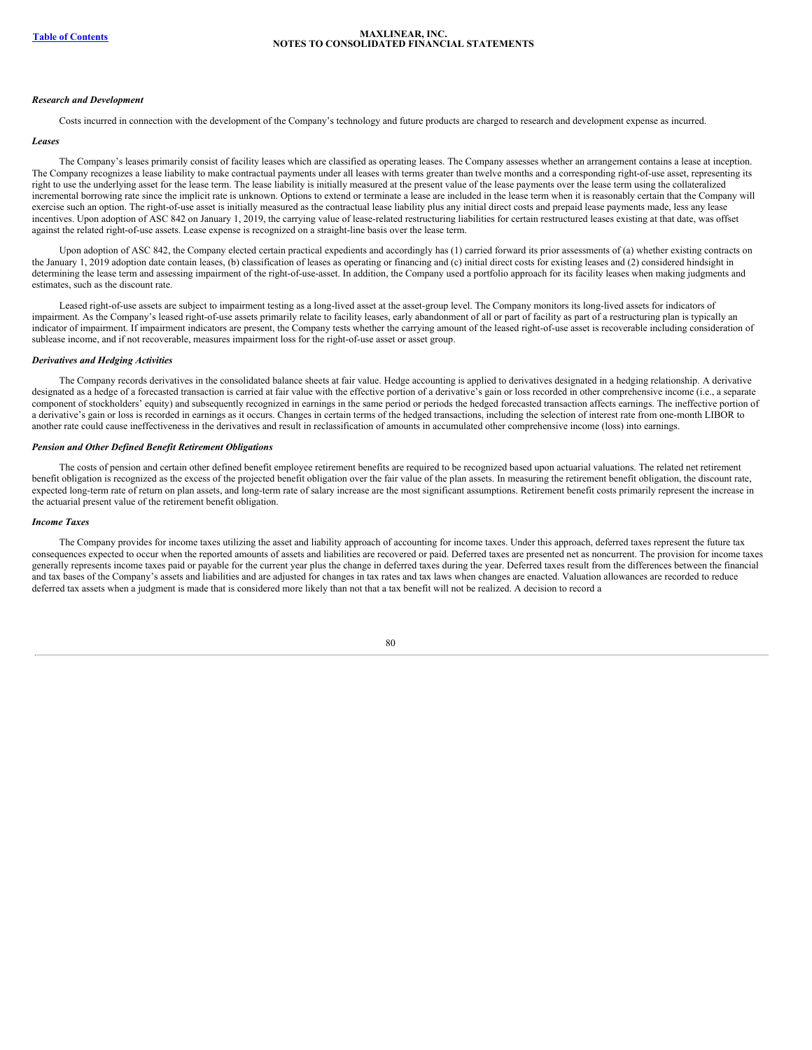***Research and Development***

Costs incurred in connection with the development of the Company's technology and future products are charged to research and development expense as incurred.

***Leases***

The Company's leases primarily consist of facility leases which are classified as operating leases. The Company assesses whether an arrangement contains a lease at inception. The Company recognizes a lease liability to make contractual payments under all leases with terms greater than twelve months and a corresponding right-of-use asset, representing its right to use the underlying asset for the lease term. The lease liability is initially measured at the present value of the lease payments over the lease term using the collateralized incremental borrowing rate since the implicit rate is unknown. Options to extend or terminate a lease are included in the lease term when it is reasonably certain that the Company will exercise such an option. The right-of-use asset is initially measured as the contractual lease liability plus any initial direct costs and prepaid lease payments made, less any lease incentives. Upon adoption of ASC 842 on January 1, 2019, the carrying value of lease-related restructuring liabilities for certain restructured leases existing at that date, was offset against the related right-of-use assets. Lease expense is recognized on a straight-line basis over the lease term.

Upon adoption of ASC 842, the Company elected certain practical expedients and accordingly has (1) carried forward its prior assessments of (a) whether existing contracts on the January 1, 2019 adoption date contain leases, (b) classification of leases as operating or financing and (c) initial direct costs for existing leases and (2) considered hindsight in determining the lease term and assessing impairment of the right-of-use-asset. In addition, the Company used a portfolio approach for its facility leases when making judgments and estimates, such as the discount rate.

Leased right-of-use assets are subject to impairment testing as a long-lived asset at the asset-group level. The Company monitors its long-lived assets for indicators of impairment. As the Company's leased right-of-use assets primarily relate to facility leases, early abandonment of all or part of facility as part of a restructuring plan is typically an indicator of impairment. If impairment indicators are present, the Company tests whether the carrying amount of the leased right-of-use asset is recoverable including consideration of sublease income, and if not recoverable, measures impairment loss for the right-of-use asset or asset group.

***Derivatives and Hedging Activities***

The Company records derivatives in the consolidated balance sheets at fair value. Hedge accounting is applied to derivatives designated in a hedging relationship. A derivative designated as a hedge of a forecasted transaction is carried at fair value with the effective portion of a derivative's gain or loss recorded in other comprehensive income (i.e., a separate component of stockholders' equity) and subsequently recognized in earnings in the same period or periods the hedged forecasted transaction affects earnings. The ineffective portion of a derivative's gain or loss is recorded in earnings as it occurs. Changes in certain terms of the hedged transactions, including the selection of interest rate from one-month LIBOR to another rate could cause ineffectiveness in the derivatives and result in reclassification of amounts in accumulated other comprehensive income (loss) into earnings.

***Pension and Other Defined Benefit Retirement Obligations***

The costs of pension and certain other defined benefit employee retirement benefits are required to be recognized based upon actuarial valuations. The related net retirement benefit obligation is recognized as the excess of the projected benefit obligation over the fair value of the plan assets. In measuring the retirement benefit obligation, the discount rate, expected long-term rate of return on plan assets, and long-term rate of salary increase are the most significant assumptions. Retirement benefit costs primarily represent the increase in the actuarial present value of the retirement benefit obligation.

***Income Taxes***

The Company provides for income taxes utilizing the asset and liability approach of accounting for income taxes. Under this approach, deferred taxes represent the future tax consequences expected to occur when the reported amounts of assets and liabilities are recovered or paid. Deferred taxes are presented net as noncurrent. The provision for income taxes generally represents income taxes paid or payable for the current year plus the change in deferred taxes during the year. Deferred taxes result from the differences between the financial and tax bases of the Company's assets and liabilities and are adjusted for changes in tax rates and tax laws when changes are enacted. Valuation allowances are recorded to reduce deferred tax assets when a judgment is made that is considered more likely than not that a tax benefit will not be realized. A decision to record a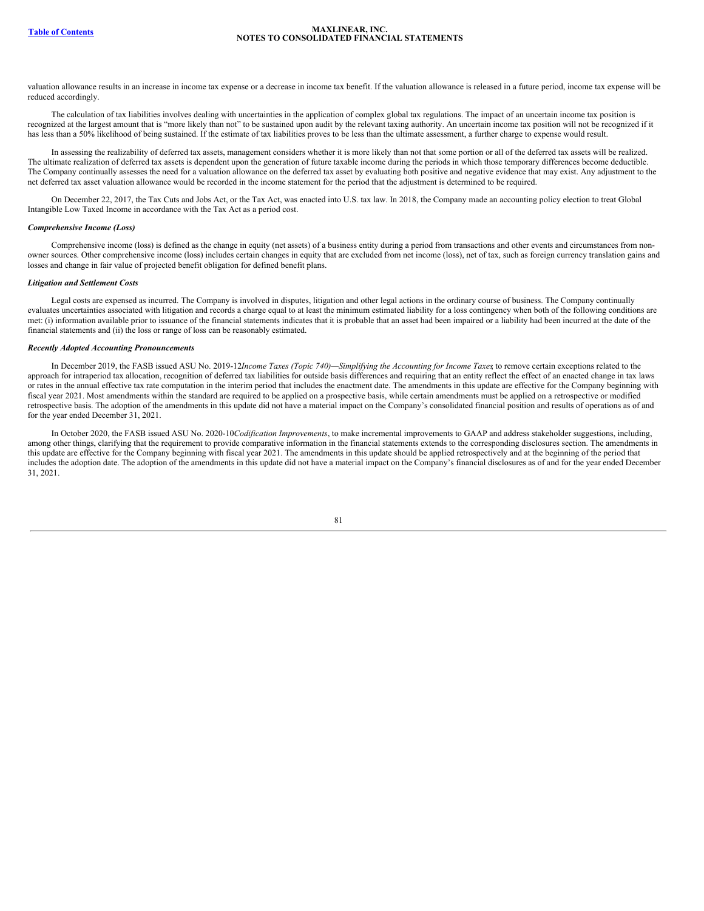valuation allowance results in an increase in income tax expense or a decrease in income tax benefit. If the valuation allowance is released in a future period, income tax expense will be reduced accordingly.

The calculation of tax liabilities involves dealing with uncertainties in the application of complex global tax regulations. The impact of an uncertain income tax position is recognized at the largest amount that is "more likely than not" to be sustained upon audit by the relevant taxing authority. An uncertain income tax position will not be recognized if it has less than a 50% likelihood of being sustained. If the estimate of tax liabilities proves to be less than the ultimate assessment, a further charge to expense would result.

In assessing the realizability of deferred tax assets, management considers whether it is more likely than not that some portion or all of the deferred tax assets will be realized. The ultimate realization of deferred tax assets is dependent upon the generation of future taxable income during the periods in which those temporary differences become deductible. The Company continually assesses the need for a valuation allowance on the deferred tax asset by evaluating both positive and negative evidence that may exist. Any adjustment to the net deferred tax asset valuation allowance would be recorded in the income statement for the period that the adjustment is determined to be required.

On December 22, 2017, the Tax Cuts and Jobs Act, or the Tax Act, was enacted into U.S. tax law. In 2018, the Company made an accounting policy election to treat Global Intangible Low Taxed Income in accordance with the Tax Act as a period cost.

***Comprehensive Income (Loss)***

Comprehensive income (loss) is defined as the change in equity (net assets) of a business entity during a period from transactions and other events and circumstances from non-owner sources. Other comprehensive income (loss) includes certain changes in equity that are excluded from net income (loss), net of tax, such as foreign currency translation gains and losses and change in fair value of projected benefit obligation for defined benefit plans.

***Litigation and Settlement Costs***

Legal costs are expensed as incurred. The Company is involved in disputes, litigation and other legal actions in the ordinary course of business. The Company continually evaluates uncertainties associated with litigation and records a charge equal to at least the minimum estimated liability for a loss contingency when both of the following conditions are met: (i) information available prior to issuance of the financial statements indicates that it is probable that an asset had been impaired or a liability had been incurred at the date of the financial statements and (ii) the loss or range of loss can be reasonably estimated.

***Recently Adopted Accounting Pronouncements***

In December 2019, the FASB issued ASU No. 2019-12 *Income Taxes (Topic 740)—Simplifying the Accounting for Income Taxes*, to remove certain exceptions related to the approach for intraperiod tax allocation, recognition of deferred tax liabilities for outside basis differences and requiring that an entity reflect the effect of an enacted change in tax laws or rates in the annual effective tax rate computation in the interim period that includes the enactment date. The amendments in this update are effective for the Company beginning with fiscal year 2021. Most amendments within the standard are required to be applied on a prospective basis, while certain amendments must be applied on a retrospective or modified retrospective basis. The adoption of the amendments in this update did not have a material impact on the Company's consolidated financial position and results of operations as of and for the year ended December 31, 2021.

In October 2020, the FASB issued ASU No. 2020-10 *Codification Improvements*, to make incremental improvements to GAAP and address stakeholder suggestions, including, among other things, clarifying that the requirement to provide comparative information in the financial statements extends to the corresponding disclosures section. The amendments in this update are effective for the Company beginning with fiscal year 2021. The amendments in this update should be applied retrospectively and at the beginning of the period that includes the adoption date. The adoption of the amendments in this update did not have a material impact on the Company's financial disclosures as of and for the year ended December 31, 2021.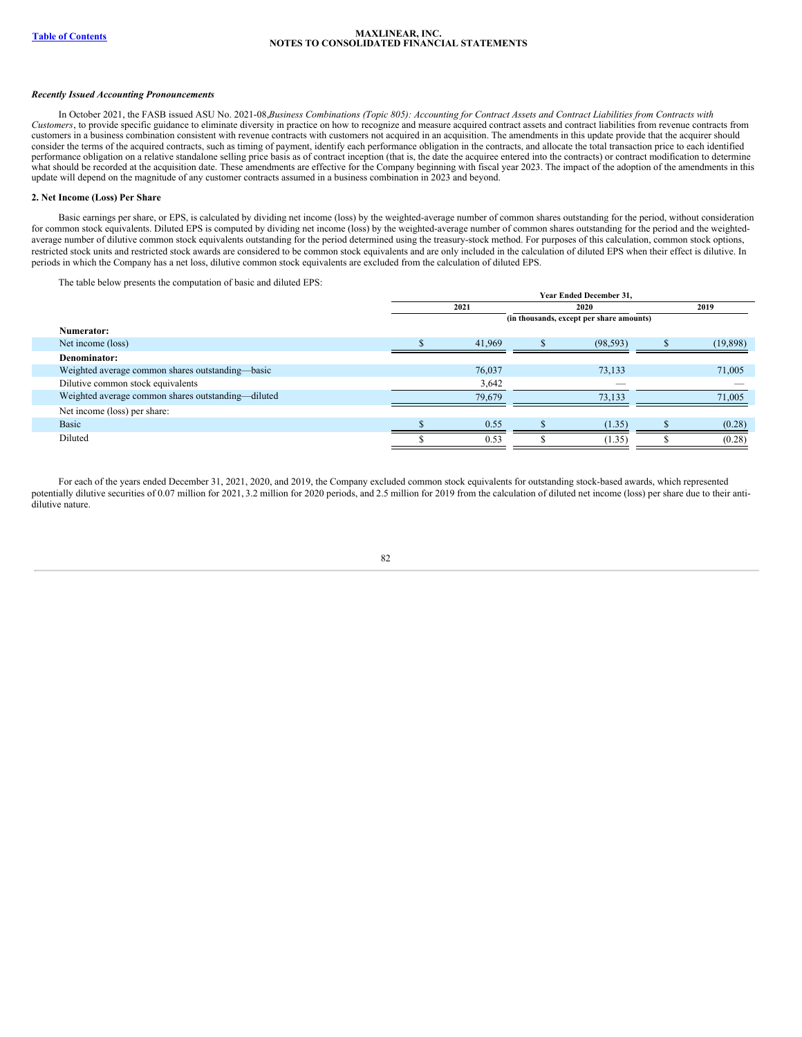### *Recently Issued Accounting Pronouncements*

In October 2021, the FASB issued ASU No. 2021-08,*Business Combinations (Topic 805): Accounting for Contract Assets and Contract Liabilities from Contracts with Customers*, to provide specific guidance to eliminate diversity in practice on how to recognize and measure acquired contract assets and contract liabilities from revenue contracts from customers in a business combination consistent with revenue contracts with customers not acquired in an acquisition. The amendments in this update provide that the acquirer should consider the terms of the acquired contracts, such as timing of payment, identify each performance obligation in the contracts, and allocate the total transaction price to each identified performance obligation on a relative standalone selling price basis as of contract inception (that is, the date the acquiree entered into the contracts) or contract modification to determine what should be recorded at the acquisition date. These amendments are effective for the Company beginning with fiscal year 2023. The impact of the adoption of the amendments in this update will depend on the magnitude of any customer contracts assumed in a business combination in 2023 and beyond.

## 2. Net Income (Loss) Per Share

Basic earnings per share, or EPS, is calculated by dividing net income (loss) by the weighted-average number of common shares outstanding for the period, without consideration for common stock equivalents. Diluted EPS is computed by dividing net income (loss) by the weighted-average number of common shares outstanding for the period and the weighted-average number of dilutive common stock equivalents outstanding for the period determined using the treasury-stock method. For purposes of this calculation, common stock options, restricted stock units and restricted stock awards are considered to be common stock equivalents and are only included in the calculation of diluted EPS when their effect is dilutive. In periods in which the Company has a net loss, dilutive common stock equivalents are excluded from the calculation of diluted EPS.

The table below presents the computation of basic and diluted EPS:

| | Year Ended December 31, | | |
|---|---|---|---|
| | 2021 | 2020 | 2019 |
| | (in thousands, except per share amounts) | | |
| **Numerator:** | | | |
| Net income (loss) | $ 41,969 | $ (98,593) | $ (19,898) |
| **Denominator:** | | | |
| Weighted average common shares outstanding—basic | 76,037 | 73,133 | 71,005 |
| Dilutive common stock equivalents | 3,642 | — | — |
| Weighted average common shares outstanding—diluted | 79,679 | 73,133 | 71,005 |
| Net income (loss) per share: | | | |
| Basic | $ 0.55 | $ (1.35) | $ (0.28) |
| Diluted | $ 0.53 | $ (1.35) | $ (0.28) |

For each of the years ended December 31, 2021, 2020, and 2019, the Company excluded common stock equivalents for outstanding stock-based awards, which represented potentially dilutive securities of 0.07 million for 2021, 3.2 million for 2020 periods, and 2.5 million for 2019 from the calculation of diluted net income (loss) per share due to their anti-dilutive nature.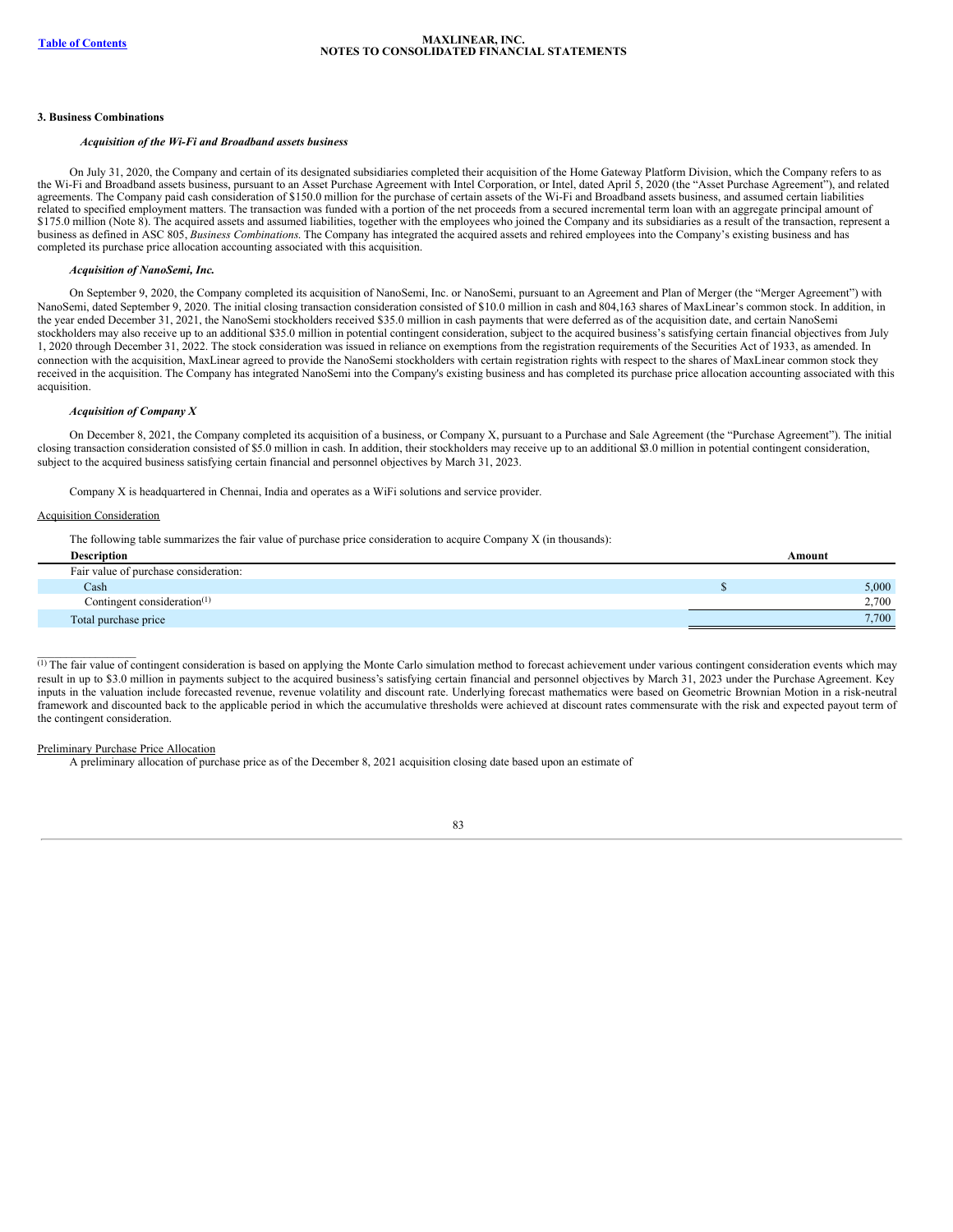### 3. Business Combinations

***Acquisition of the Wi-Fi and Broadband assets business***

On July 31, 2020, the Company and certain of its designated subsidiaries completed their acquisition of the Home Gateway Platform Division, which the Company refers to as the Wi-Fi and Broadband assets business, pursuant to an Asset Purchase Agreement with Intel Corporation, or Intel, dated April 5, 2020 (the "Asset Purchase Agreement"), and related agreements. The Company paid cash consideration of $150.0 million for the purchase of certain assets of the Wi-Fi and Broadband assets business, and assumed certain liabilities related to specified employment matters. The transaction was funded with a portion of the net proceeds from a secured incremental term loan with an aggregate principal amount of $175.0 million (Note 8). The acquired assets and assumed liabilities, together with the employees who joined the Company and its subsidiaries as a result of the transaction, represent a business as defined in ASC 805, *Business Combinations*. The Company has integrated the acquired assets and rehired employees into the Company's existing business and has completed its purchase price allocation accounting associated with this acquisition.

***Acquisition of NanoSemi, Inc.***

On September 9, 2020, the Company completed its acquisition of NanoSemi, Inc. or NanoSemi, pursuant to an Agreement and Plan of Merger (the "Merger Agreement") with NanoSemi, dated September 9, 2020. The initial closing transaction consideration consisted of $10.0 million in cash and 804,163 shares of MaxLinear's common stock. In addition, in the year ended December 31, 2021, the NanoSemi stockholders received $35.0 million in cash payments that were deferred as of the acquisition date, and certain NanoSemi stockholders may also receive up to an additional $35.0 million in potential contingent consideration, subject to the acquired business's satisfying certain financial objectives from July 1, 2020 through December 31, 2022. The stock consideration was issued in reliance on exemptions from the registration requirements of the Securities Act of 1933, as amended. In connection with the acquisition, MaxLinear agreed to provide the NanoSemi stockholders with certain registration rights with respect to the shares of MaxLinear common stock they received in the acquisition. The Company has integrated NanoSemi into the Company's existing business and has completed its purchase price allocation accounting associated with this acquisition.

***Acquisition of Company X***

On December 8, 2021, the Company completed its acquisition of a business, or Company X, pursuant to a Purchase and Sale Agreement (the "Purchase Agreement"). The initial closing transaction consideration consisted of $5.0 million in cash. In addition, their stockholders may receive up to an additional $3.0 million in potential contingent consideration, subject to the acquired business satisfying certain financial and personnel objectives by March 31, 2023.

Company X is headquartered in Chennai, India and operates as a WiFi solutions and service provider.

Acquisition Consideration

The following table summarizes the fair value of purchase price consideration to acquire Company X (in thousands):

| Description | Amount |
|---|---|
| Fair value of purchase consideration: | |
| Cash | $ 5,000 |
| Contingent consideration[(1)] | 2,700 |
| Total purchase price | 7,700 |

[(1)] The fair value of contingent consideration is based on applying the Monte Carlo simulation method to forecast achievement under various contingent consideration events which may result in up to $3.0 million in payments subject to the acquired business's satisfying certain financial and personnel objectives by March 31, 2023 under the Purchase Agreement. Key inputs in the valuation include forecasted revenue, revenue volatility and discount rate. Underlying forecast mathematics were based on Geometric Brownian Motion in a risk-neutral framework and discounted back to the applicable period in which the accumulative thresholds were achieved at discount rates commensurate with the risk and expected payout term of the contingent consideration.

Preliminary Purchase Price Allocation

A preliminary allocation of purchase price as of the December 8, 2021 acquisition closing date based upon an estimate of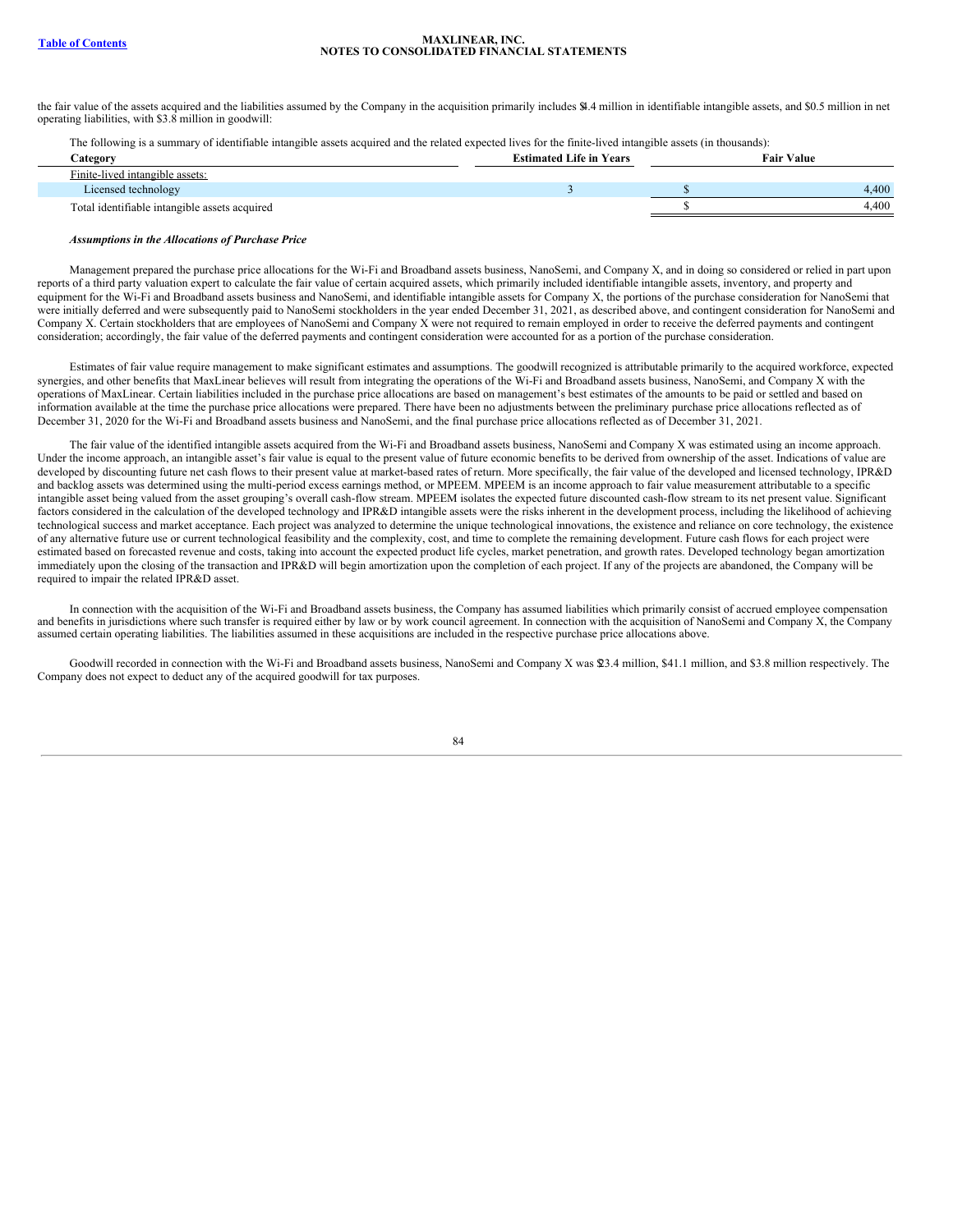the fair value of the assets acquired and the liabilities assumed by the Company in the acquisition primarily includes $4.4 million in identifiable intangible assets, and $0.5 million in net operating liabilities, with $3.8 million in goodwill:

The following is a summary of identifiable intangible assets acquired and the related expected lives for the finite-lived intangible assets (in thousands):

| Category | Estimated Life in Years | Fair Value |
| --- | --- | --- |
| Finite-lived intangible assets: | | |
| Licensed technology | 3 | $ 4,400 |
| Total identifiable intangible assets acquired | | $ 4,400 |

***Assumptions in the Allocations of Purchase Price***

Management prepared the purchase price allocations for the Wi-Fi and Broadband assets business, NanoSemi, and Company X, and in doing so considered or relied in part upon reports of a third party valuation expert to calculate the fair value of certain acquired assets, which primarily included identifiable intangible assets, inventory, and property and equipment for the Wi-Fi and Broadband assets business and NanoSemi, and identifiable intangible assets for Company X, the portions of the purchase consideration for NanoSemi that were initially deferred and were subsequently paid to NanoSemi stockholders in the year ended December 31, 2021, as described above, and contingent consideration for NanoSemi and Company X. Certain stockholders that are employees of NanoSemi and Company X were not required to remain employed in order to receive the deferred payments and contingent consideration; accordingly, the fair value of the deferred payments and contingent consideration were accounted for as a portion of the purchase consideration.

Estimates of fair value require management to make significant estimates and assumptions. The goodwill recognized is attributable primarily to the acquired workforce, expected synergies, and other benefits that MaxLinear believes will result from integrating the operations of the Wi-Fi and Broadband assets business, NanoSemi, and Company X with the operations of MaxLinear. Certain liabilities included in the purchase price allocations are based on management's best estimates of the amounts to be paid or settled and based on information available at the time the purchase price allocations were prepared. There have been no adjustments between the preliminary purchase price allocations reflected as of December 31, 2020 for the Wi-Fi and Broadband assets business and NanoSemi, and the final purchase price allocations reflected as of December 31, 2021.

The fair value of the identified intangible assets acquired from the Wi-Fi and Broadband assets business, NanoSemi and Company X was estimated using an income approach. Under the income approach, an intangible asset's fair value is equal to the present value of future economic benefits to be derived from ownership of the asset. Indications of value are developed by discounting future net cash flows to their present value at market-based rates of return. More specifically, the fair value of the developed and licensed technology, IPR&D and backlog assets was determined using the multi-period excess earnings method, or MPEEM. MPEEM is an income approach to fair value measurement attributable to a specific intangible asset being valued from the asset grouping's overall cash-flow stream. MPEEM isolates the expected future discounted cash-flow stream to its net present value. Significant factors considered in the calculation of the developed technology and IPR&D intangible assets were the risks inherent in the development process, including the likelihood of achieving technological success and market acceptance. Each project was analyzed to determine the unique technological innovations, the existence and reliance on core technology, the existence of any alternative future use or current technological feasibility and the complexity, cost, and time to complete the remaining development. Future cash flows for each project were estimated based on forecasted revenue and costs, taking into account the expected product life cycles, market penetration, and growth rates. Developed technology began amortization immediately upon the closing of the transaction and IPR&D will begin amortization upon the completion of each project. If any of the projects are abandoned, the Company will be required to impair the related IPR&D asset.

In connection with the acquisition of the Wi-Fi and Broadband assets business, the Company has assumed liabilities which primarily consist of accrued employee compensation and benefits in jurisdictions where such transfer is required either by law or by work council agreement. In connection with the acquisition of NanoSemi and Company X, the Company assumed certain operating liabilities. The liabilities assumed in these acquisitions are included in the respective purchase price allocations above.

Goodwill recorded in connection with the Wi-Fi and Broadband assets business, NanoSemi and Company X was $23.4 million, $41.1 million, and $3.8 million respectively. The Company does not expect to deduct any of the acquired goodwill for tax purposes.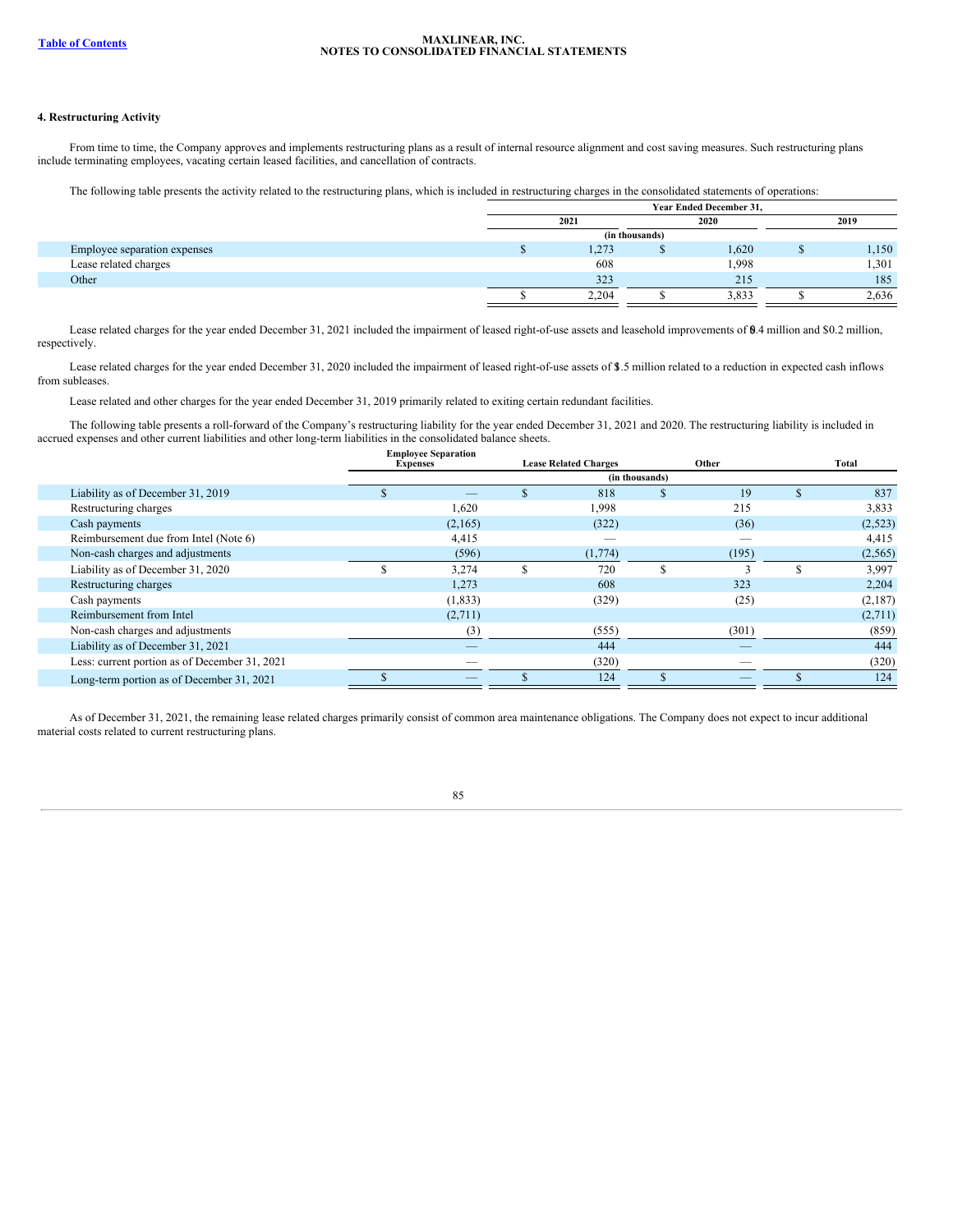#### 4. Restructuring Activity

From time to time, the Company approves and implements restructuring plans as a result of internal resource alignment and cost saving measures. Such restructuring plans include terminating employees, vacating certain leased facilities, and cancellation of contracts.

The following table presents the activity related to the restructuring plans, which is included in restructuring charges in the consolidated statements of operations:

| | Year Ended December 31, | | |
|---|---|---|---|
| | 2021 | 2020 | 2019 |
| | (in thousands) | | |
| Employee separation expenses | $ 1,273 | $ 1,620 | $ 1,150 |
| Lease related charges | 608 | 1,998 | 1,301 |
| Other | 323 | 215 | 185 |
| | $ 2,204 | $ 3,833 | $ 2,636 |

Lease related charges for the year ended December 31, 2021 included the impairment of leased right-of-use assets and leasehold improvements of $0.4 million and $0.2 million, respectively.

Lease related charges for the year ended December 31, 2020 included the impairment of leased right-of-use assets of $1.5 million related to a reduction in expected cash inflows from subleases.

Lease related and other charges for the year ended December 31, 2019 primarily related to exiting certain redundant facilities.

The following table presents a roll-forward of the Company's restructuring liability for the year ended December 31, 2021 and 2020. The restructuring liability is included in accrued expenses and other current liabilities and other long-term liabilities in the consolidated balance sheets.

| | Employee Separation Expenses | Lease Related Charges | Other | Total |
|---|---|---|---|---|
| | (in thousands) | | | |
| Liability as of December 31, 2019 | $ — | $ 818 | $ 19 | $ 837 |
| Restructuring charges | 1,620 | 1,998 | 215 | 3,833 |
| Cash payments | (2,165) | (322) | (36) | (2,523) |
| Reimbursement due from Intel (Note 6) | 4,415 | — | — | 4,415 |
| Non-cash charges and adjustments | (596) | (1,774) | (195) | (2,565) |
| Liability as of December 31, 2020 | $ 3,274 | $ 720 | $ 3 | $ 3,997 |
| Restructuring charges | 1,273 | 608 | 323 | 2,204 |
| Cash payments | (1,833) | (329) | (25) | (2,187) |
| Reimbursement from Intel | (2,711) | | | (2,711) |
| Non-cash charges and adjustments | (3) | (555) | (301) | (859) |
| Liability as of December 31, 2021 | — | 444 | — | 444 |
| Less: current portion as of December 31, 2021 | — | (320) | — | (320) |
| Long-term portion as of December 31, 2021 | $ — | $ 124 | $ — | $ 124 |

As of December 31, 2021, the remaining lease related charges primarily consist of common area maintenance obligations. The Company does not expect to incur additional material costs related to current restructuring plans.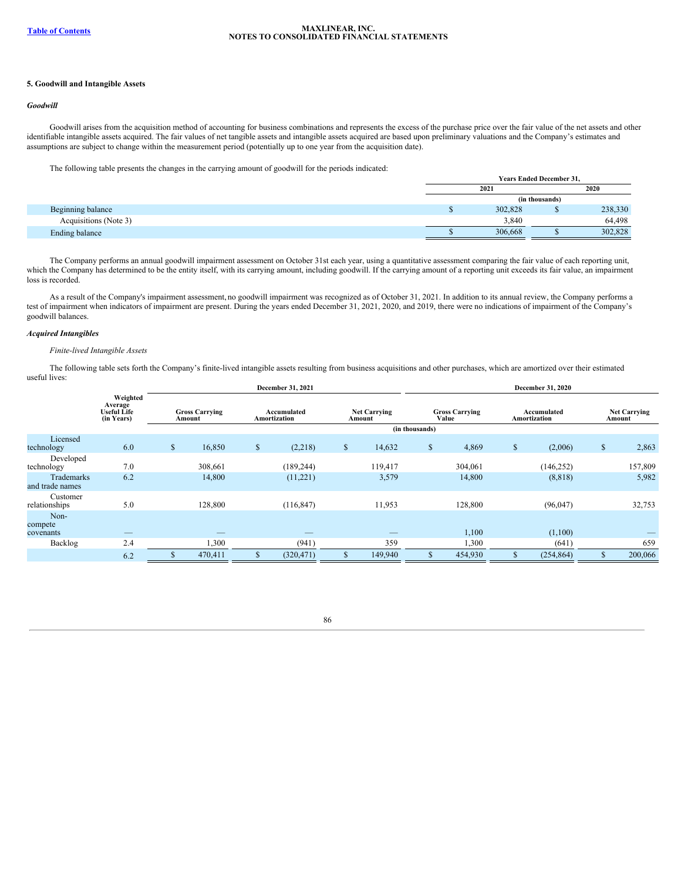## 5. Goodwill and Intangible Assets

### *Goodwill*

Goodwill arises from the acquisition method of accounting for business combinations and represents the excess of the purchase price over the fair value of the net assets and other identifiable intangible assets acquired. The fair values of net tangible assets and intangible assets acquired are based upon preliminary valuations and the Company's estimates and assumptions are subject to change within the measurement period (potentially up to one year from the acquisition date).

The following table presents the changes in the carrying amount of goodwill for the periods indicated:

| | Years Ended December 31, | |
|---|---|---|
| | 2021 | 2020 |
| | (in thousands) | |
| Beginning balance | $ 302,828 | $ 238,330 |
| Acquisitions (Note 3) | 3,840 | 64,498 |
| Ending balance | $ 306,668 | $ 302,828 |

The Company performs an annual goodwill impairment assessment on October 31st each year, using a quantitative assessment comparing the fair value of each reporting unit, which the Company has determined to be the entity itself, with its carrying amount, including goodwill. If the carrying amount of a reporting unit exceeds its fair value, an impairment loss is recorded.

As a result of the Company's impairment assessment, no goodwill impairment was recognized as of October 31, 2021. In addition to its annual review, the Company performs a test of impairment when indicators of impairment are present. During the years ended December 31, 2021, 2020, and 2019, there were no indications of impairment of the Company's goodwill balances.

### *Acquired Intangibles*

*Finite-lived Intangible Assets*

The following table sets forth the Company's finite-lived intangible assets resulting from business acquisitions and other purchases, which are amortized over their estimated useful lives:

| | | December 31, 2021 | | | December 31, 2020 | | |
|---|---|---|---|---|---|---|---|
| | Weighted Average Useful Life (in Years) | Gross Carrying Amount | Accumulated Amortization | Net Carrying Amount | Gross Carrying Value | Accumulated Amortization | Net Carrying Amount |
| | | (in thousands) | | | | | |
| Licensed technology | 6.0 | $ 16,850 | $ (2,218) | $ 14,632 | $ 4,869 | $ (2,006) | $ 2,863 |
| Developed technology | 7.0 | 308,661 | (189,244) | 119,417 | 304,061 | (146,252) | 157,809 |
| Trademarks and trade names | 6.2 | 14,800 | (11,221) | 3,579 | 14,800 | (8,818) | 5,982 |
| Customer relationships | 5.0 | 128,800 | (116,847) | 11,953 | 128,800 | (96,047) | 32,753 |
| Non-compete covenants | — | — | — | — | 1,100 | (1,100) | — |
| Backlog | 2.4 | 1,300 | (941) | 359 | 1,300 | (641) | 659 |
| | 6.2 | $ 470,411 | $ (320,471) | $ 149,940 | $ 454,930 | $ (254,864) | $ 200,066 |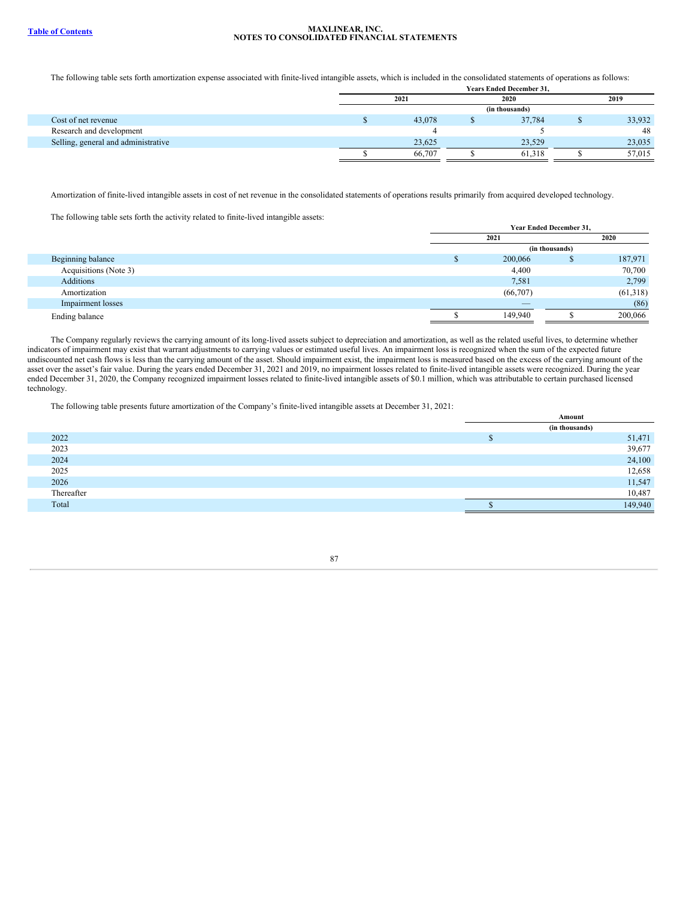The following table sets forth amortization expense associated with finite-lived intangible assets, which is included in the consolidated statements of operations as follows:

| | Years Ended December 31, | | |
|---|---|---|---|
| | 2021 | 2020 | 2019 |
| | (in thousands) | | |
| Cost of net revenue | $ 43,078 | $ 37,784 | $ 33,932 |
| Research and development | 4 | 5 | 48 |
| Selling, general and administrative | 23,625 | 23,529 | 23,035 |
| | $ 66,707 | $ 61,318 | $ 57,015 |

Amortization of finite-lived intangible assets in cost of net revenue in the consolidated statements of operations results primarily from acquired developed technology.

The following table sets forth the activity related to finite-lived intangible assets:

| | Year Ended December 31, | |
|---|---|---|
| | 2021 | 2020 |
| | (in thousands) | |
| Beginning balance | $ 200,066 | $ 187,971 |
| Acquisitions (Note 3) | 4,400 | 70,700 |
| Additions | 7,581 | 2,799 |
| Amortization | (66,707) | (61,318) |
| Impairment losses | — | (86) |
| Ending balance | $ 149,940 | $ 200,066 |

The Company regularly reviews the carrying amount of its long-lived assets subject to depreciation and amortization, as well as the related useful lives, to determine whether indicators of impairment may exist that warrant adjustments to carrying values or estimated useful lives. An impairment loss is recognized when the sum of the expected future undiscounted net cash flows is less than the carrying amount of the asset. Should impairment exist, the impairment loss is measured based on the excess of the carrying amount of the asset over the asset's fair value. During the years ended December 31, 2021 and 2019, no impairment losses related to finite-lived intangible assets were recognized. During the year ended December 31, 2020, the Company recognized impairment losses related to finite-lived intangible assets of $0.1 million, which was attributable to certain purchased licensed technology.

The following table presents future amortization of the Company's finite-lived intangible assets at December 31, 2021:

| | Amount |
|---|---|
| | (in thousands) |
| 2022 | $ 51,471 |
| 2023 | 39,677 |
| 2024 | 24,100 |
| 2025 | 12,658 |
| 2026 | 11,547 |
| Thereafter | 10,487 |
| Total | $ 149,940 |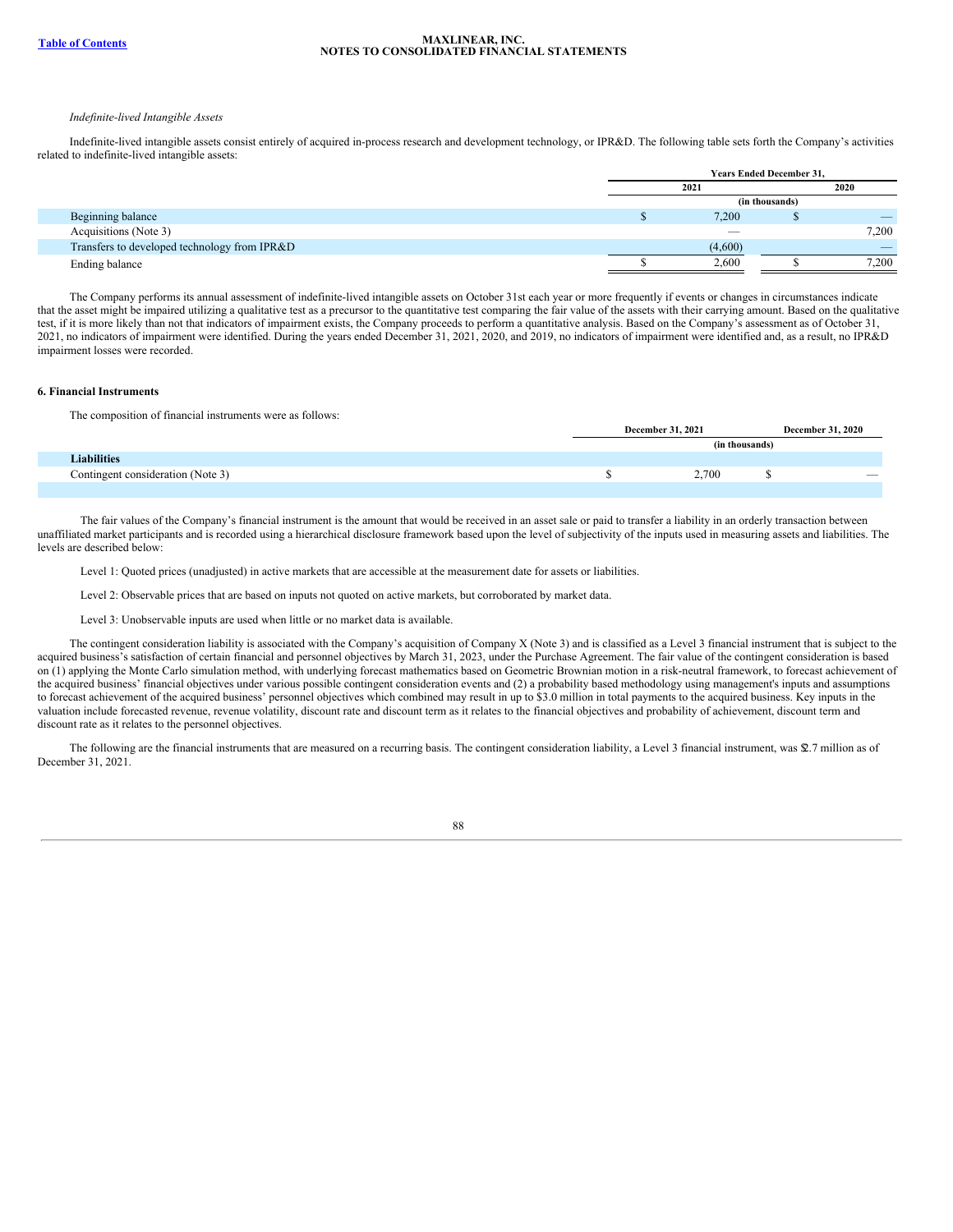*Indefinite-lived Intangible Assets*

Indefinite-lived intangible assets consist entirely of acquired in-process research and development technology, or IPR&D. The following table sets forth the Company's activities related to indefinite-lived intangible assets:

| | Years Ended December 31, | |
|---|---|---|
| | 2021 | 2020 |
| | (in thousands) | |
| Beginning balance | $ 7,200 | $ — |
| Acquisitions (Note 3) | — | 7,200 |
| Transfers to developed technology from IPR&D | (4,600) | — |
| Ending balance | $ 2,600 | $ 7,200 |

The Company performs its annual assessment of indefinite-lived intangible assets on October 31st each year or more frequently if events or changes in circumstances indicate that the asset might be impaired utilizing a qualitative test as a precursor to the quantitative test comparing the fair value of the assets with their carrying amount. Based on the qualitative test, if it is more likely than not that indicators of impairment exists, the Company proceeds to perform a quantitative analysis. Based on the Company's assessment as of October 31, 2021, no indicators of impairment were identified. During the years ended December 31, 2021, 2020, and 2019, no indicators of impairment were identified and, as a result, no IPR&D impairment losses were recorded.

### 6. Financial Instruments

The composition of financial instruments were as follows:

| | December 31, 2021 | December 31, 2020 |
|---|---|---|
| | (in thousands) | |
| **Liabilities** | | |
| Contingent consideration (Note 3) | $ 2,700 | $ — |

The fair values of the Company's financial instrument is the amount that would be received in an asset sale or paid to transfer a liability in an orderly transaction between unaffiliated market participants and is recorded using a hierarchical disclosure framework based upon the level of subjectivity of the inputs used in measuring assets and liabilities. The levels are described below:

Level 1: Quoted prices (unadjusted) in active markets that are accessible at the measurement date for assets or liabilities.

Level 2: Observable prices that are based on inputs not quoted on active markets, but corroborated by market data.

Level 3: Unobservable inputs are used when little or no market data is available.

The contingent consideration liability is associated with the Company's acquisition of Company X (Note 3) and is classified as a Level 3 financial instrument that is subject to the acquired business's satisfaction of certain financial and personnel objectives by March 31, 2023, under the Purchase Agreement. The fair value of the contingent consideration is based on (1) applying the Monte Carlo simulation method, with underlying forecast mathematics based on Geometric Brownian motion in a risk-neutral framework, to forecast achievement of the acquired business' financial objectives under various possible contingent consideration events and (2) a probability based methodology using management's inputs and assumptions to forecast achievement of the acquired business' personnel objectives which combined may result in up to $3.0 million in total payments to the acquired business. Key inputs in the valuation include forecasted revenue, revenue volatility, discount rate and discount term as it relates to the financial objectives and probability of achievement, discount term and discount rate as it relates to the personnel objectives.

The following are the financial instruments that are measured on a recurring basis. The contingent consideration liability, a Level 3 financial instrument, was $2.7 million as of December 31, 2021.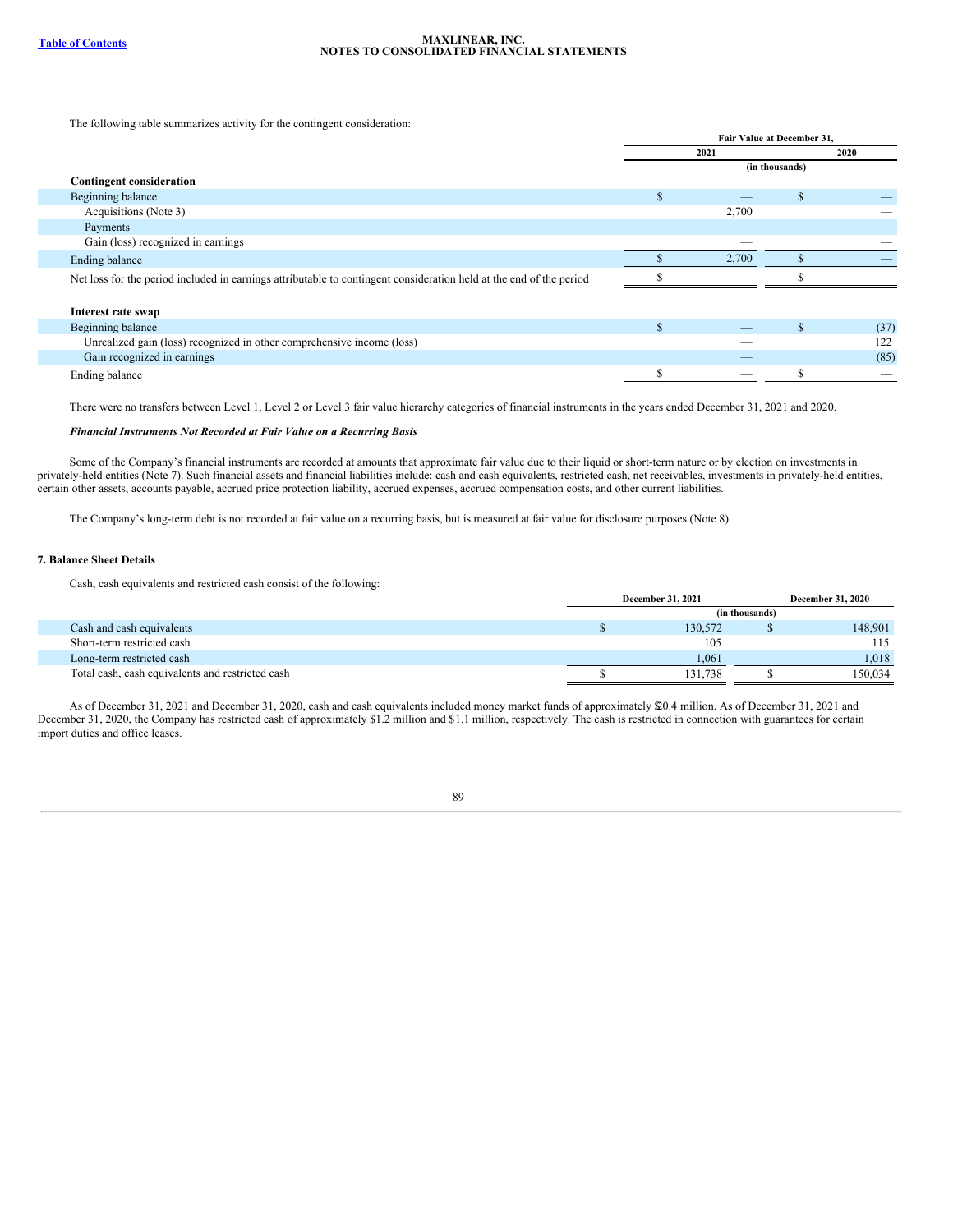The following table summarizes activity for the contingent consideration:

| | Fair Value at December 31, | |
|---|---|---|
| | 2021 | 2020 |
| | (in thousands) | |
| **Contingent consideration** | | |
| Beginning balance | $ — | $ — |
| Acquisitions (Note 3) | 2,700 | — |
| Payments | — | — |
| Gain (loss) recognized in earnings | — | — |
| Ending balance | $ 2,700 | $ — |
| Net loss for the period included in earnings attributable to contingent consideration held at the end of the period | $ — | $ — |
| | | |
| **Interest rate swap** | | |
| Beginning balance | $ — | $ (37) |
| Unrealized gain (loss) recognized in other comprehensive income (loss) | — | 122 |
| Gain recognized in earnings | — | (85) |
| Ending balance | $ — | $ — |

There were no transfers between Level 1, Level 2 or Level 3 fair value hierarchy categories of financial instruments in the years ended December 31, 2021 and 2020.

***Financial Instruments Not Recorded at Fair Value on a Recurring Basis***

Some of the Company's financial instruments are recorded at amounts that approximate fair value due to their liquid or short-term nature or by election on investments in privately-held entities (Note 7). Such financial assets and financial liabilities include: cash and cash equivalents, restricted cash, net receivables, investments in privately-held entities, certain other assets, accounts payable, accrued price protection liability, accrued expenses, accrued compensation costs, and other current liabilities.

The Company's long-term debt is not recorded at fair value on a recurring basis, but is measured at fair value for disclosure purposes (Note 8).

### 7. Balance Sheet Details

Cash, cash equivalents and restricted cash consist of the following:

| | December 31, 2021 | December 31, 2020 |
|---|---|---|
| | (in thousands) | |
| Cash and cash equivalents | $ 130,572 | $ 148,901 |
| Short-term restricted cash | 105 | 115 |
| Long-term restricted cash | 1,061 | 1,018 |
| Total cash, cash equivalents and restricted cash | $ 131,738 | $ 150,034 |

As of December 31, 2021 and December 31, 2020, cash and cash equivalents included money market funds of approximately $20.4 million. As of December 31, 2021 and December 31, 2020, the Company has restricted cash of approximately $1.2 million and $1.1 million, respectively. The cash is restricted in connection with guarantees for certain import duties and office leases.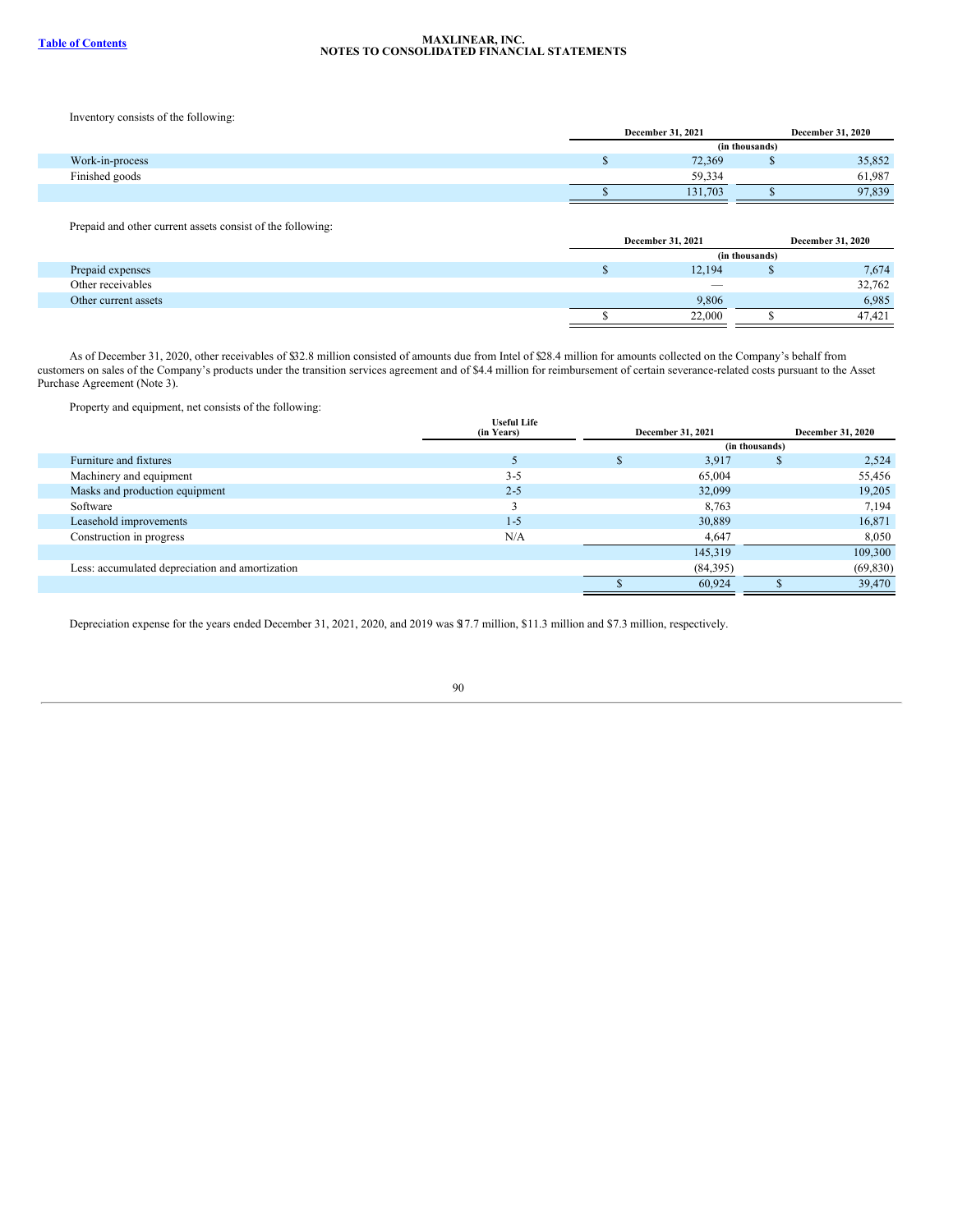Inventory consists of the following:

| | December 31, 2021 | December 31, 2020 |
|---|---|---|
| | (in thousands) | |
| Work-in-process | $ 72,369 | $ 35,852 |
| Finished goods | 59,334 | 61,987 |
| | $ 131,703 | $ 97,839 |

Prepaid and other current assets consist of the following:

| | December 31, 2021 | December 31, 2020 |
|---|---|---|
| | (in thousands) | |
| Prepaid expenses | $ 12,194 | $ 7,674 |
| Other receivables | — | 32,762 |
| Other current assets | 9,806 | 6,985 |
| | $ 22,000 | $ 47,421 |

As of December 31, 2020, other receivables of $32.8 million consisted of amounts due from Intel of $28.4 million for amounts collected on the Company's behalf from customers on sales of the Company's products under the transition services agreement and of $4.4 million for reimbursement of certain severance-related costs pursuant to the Asset Purchase Agreement (Note 3).

Property and equipment, net consists of the following:

| | Useful Life (in Years) | December 31, 2021 | December 31, 2020 |
|---|---|---|---|
| | | (in thousands) | |
| Furniture and fixtures | 5 | $ 3,917 | $ 2,524 |
| Machinery and equipment | 3-5 | 65,004 | 55,456 |
| Masks and production equipment | 2-5 | 32,099 | 19,205 |
| Software | 3 | 8,763 | 7,194 |
| Leasehold improvements | 1-5 | 30,889 | 16,871 |
| Construction in progress | N/A | 4,647 | 8,050 |
| | | 145,319 | 109,300 |
| Less: accumulated depreciation and amortization | | (84,395) | (69,830) |
| | | $ 60,924 | $ 39,470 |

Depreciation expense for the years ended December 31, 2021, 2020, and 2019 was $17.7 million, $11.3 million and $7.3 million, respectively.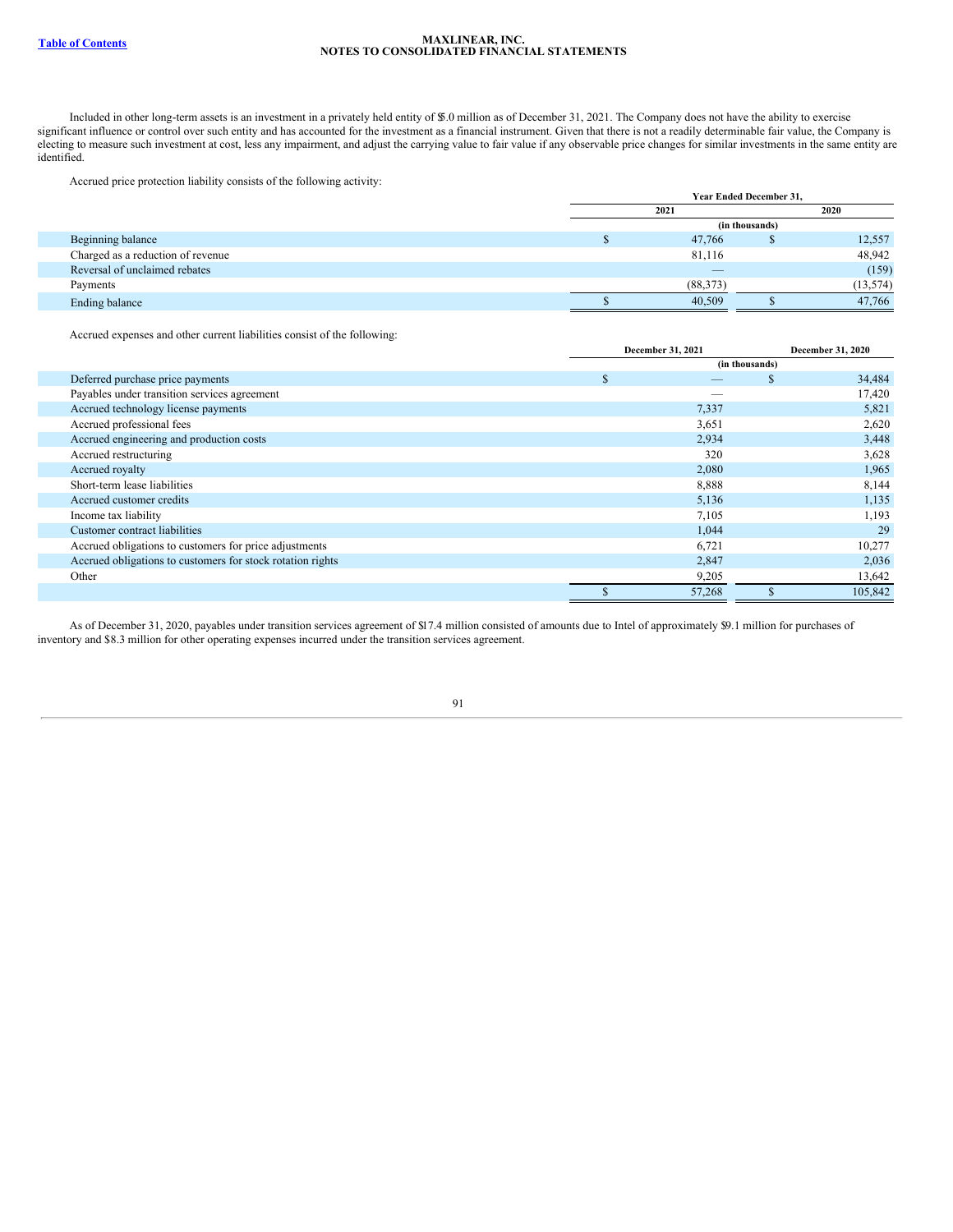Included in other long-term assets is an investment in a privately held entity of $5.0 million as of December 31, 2021. The Company does not have the ability to exercise significant influence or control over such entity and has accounted for the investment as a financial instrument. Given that there is not a readily determinable fair value, the Company is electing to measure such investment at cost, less any impairment, and adjust the carrying value to fair value if any observable price changes for similar investments in the same entity are identified.

Accrued price protection liability consists of the following activity:

| | Year Ended December 31, | |
|---|---|---|
| | 2021 | 2020 |
| | (in thousands) | |
| Beginning balance | $ 47,766 | $ 12,557 |
| Charged as a reduction of revenue | 81,116 | 48,942 |
| Reversal of unclaimed rebates | — | (159) |
| Payments | (88,373) | (13,574) |
| Ending balance | $ 40,509 | $ 47,766 |

Accrued expenses and other current liabilities consist of the following:

| | December 31, 2021 | December 31, 2020 |
|---|---|---|
| | (in thousands) | |
| Deferred purchase price payments | $ — | $ 34,484 |
| Payables under transition services agreement | — | 17,420 |
| Accrued technology license payments | 7,337 | 5,821 |
| Accrued professional fees | 3,651 | 2,620 |
| Accrued engineering and production costs | 2,934 | 3,448 |
| Accrued restructuring | 320 | 3,628 |
| Accrued royalty | 2,080 | 1,965 |
| Short-term lease liabilities | 8,888 | 8,144 |
| Accrued customer credits | 5,136 | 1,135 |
| Income tax liability | 7,105 | 1,193 |
| Customer contract liabilities | 1,044 | 29 |
| Accrued obligations to customers for price adjustments | 6,721 | 10,277 |
| Accrued obligations to customers for stock rotation rights | 2,847 | 2,036 |
| Other | 9,205 | 13,642 |
| | $ 57,268 | $ 105,842 |

As of December 31, 2020, payables under transition services agreement of $17.4 million consisted of amounts due to Intel of approximately $9.1 million for purchases of inventory and $8.3 million for other operating expenses incurred under the transition services agreement.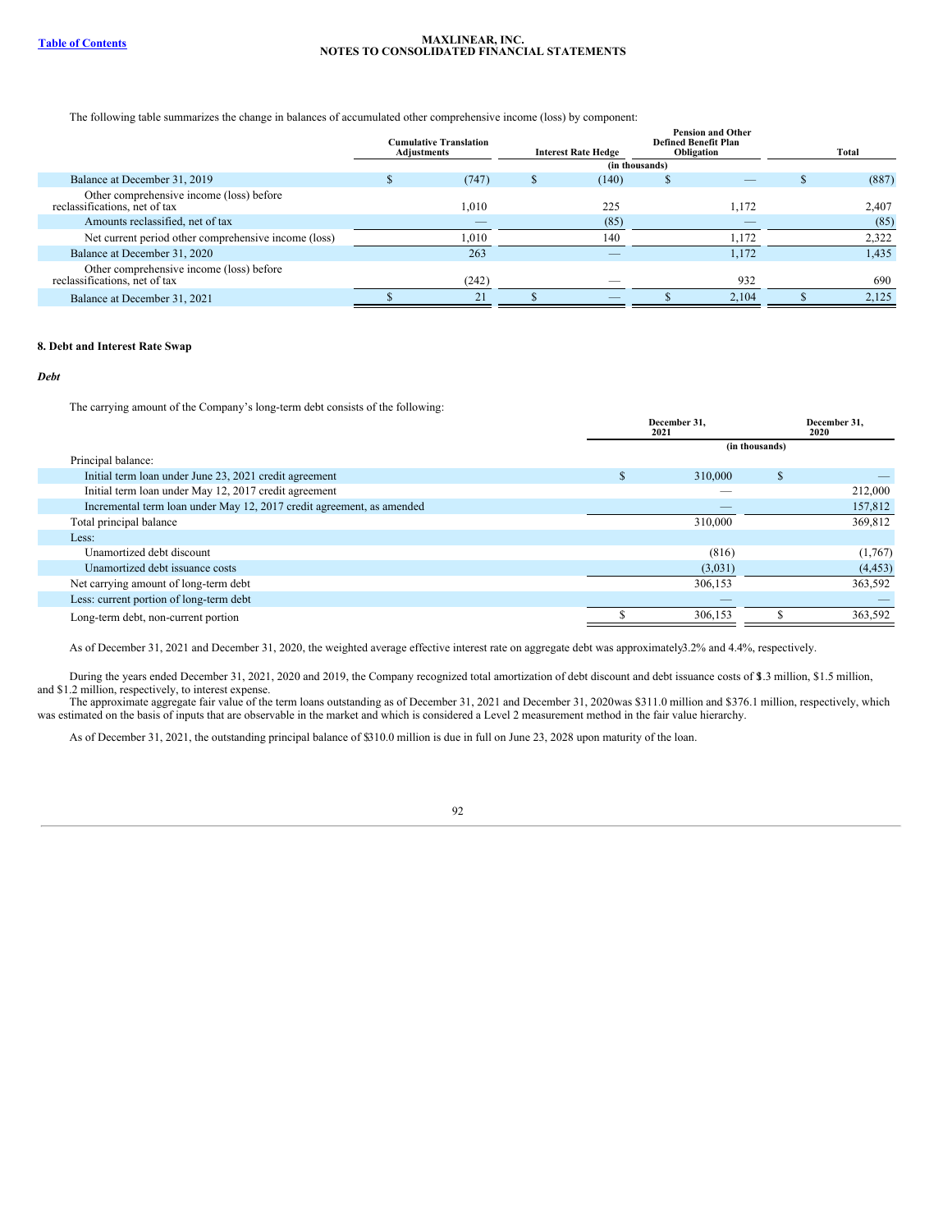The following table summarizes the change in balances of accumulated other comprehensive income (loss) by component:

| | Cumulative Translation Adjustments | Interest Rate Hedge | Pension and Other Defined Benefit Plan Obligation | Total |
|---|---|---|---|---|
| | (in thousands) | | | |
| Balance at December 31, 2019 | $ (747) | $ (140) | $ — | $ (887) |
| Other comprehensive income (loss) before reclassifications, net of tax | 1,010 | 225 | 1,172 | 2,407 |
| Amounts reclassified, net of tax | — | (85) | — | (85) |
| Net current period other comprehensive income (loss) | 1,010 | 140 | 1,172 | 2,322 |
| Balance at December 31, 2020 | 263 | — | 1,172 | 1,435 |
| Other comprehensive income (loss) before reclassifications, net of tax | (242) | — | 932 | 690 |
| Balance at December 31, 2021 | $ 21 | $ — | $ 2,104 | $ 2,125 |

**8. Debt and Interest Rate Swap**

***Debt***

The carrying amount of the Company's long-term debt consists of the following:

| | December 31, 2021 | December 31, 2020 |
|---|---|---|
| | (in thousands) | |
| Principal balance: | | |
| Initial term loan under June 23, 2021 credit agreement | $ 310,000 | $ — |
| Initial term loan under May 12, 2017 credit agreement | — | 212,000 |
| Incremental term loan under May 12, 2017 credit agreement, as amended | — | 157,812 |
| Total principal balance | 310,000 | 369,812 |
| Less: | | |
| Unamortized debt discount | (816) | (1,767) |
| Unamortized debt issuance costs | (3,031) | (4,453) |
| Net carrying amount of long-term debt | 306,153 | 363,592 |
| Less: current portion of long-term debt | — | — |
| Long-term debt, non-current portion | $ 306,153 | $ 363,592 |

As of December 31, 2021 and December 31, 2020, the weighted average effective interest rate on aggregate debt was approximately 3.2% and 4.4%, respectively.

During the years ended December 31, 2021, 2020 and 2019, the Company recognized total amortization of debt discount and debt issuance costs of $1.3 million, $1.5 million, and $1.2 million, respectively, to interest expense.

The approximate aggregate fair value of the term loans outstanding as of December 31, 2021 and December 31, 2020 was $311.0 million and $376.1 million, respectively, which was estimated on the basis of inputs that are observable in the market and which is considered a Level 2 measurement method in the fair value hierarchy.

As of December 31, 2021, the outstanding principal balance of $310.0 million is due in full on June 23, 2028 upon maturity of the loan.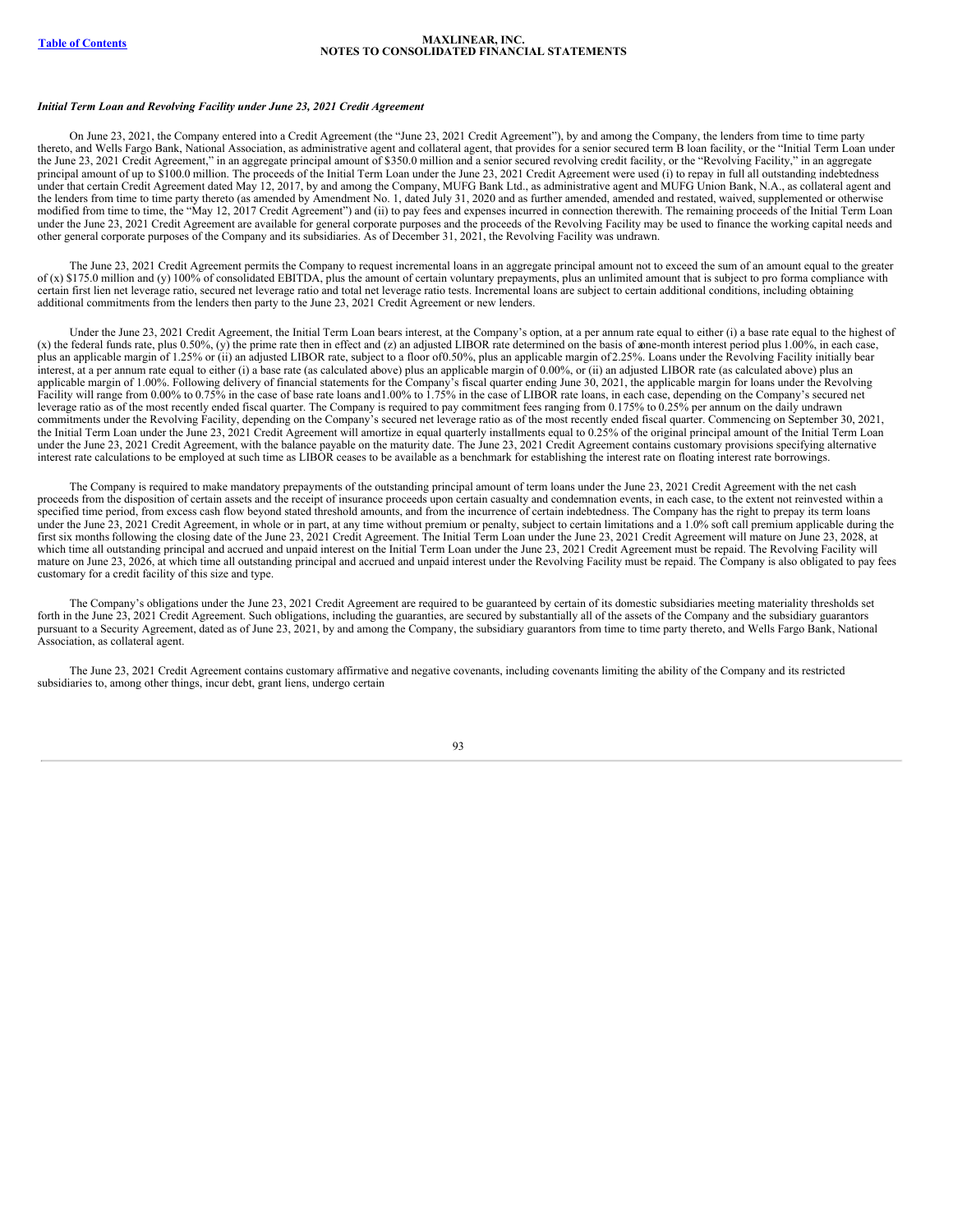*Initial Term Loan and Revolving Facility under June 23, 2021 Credit Agreement*

On June 23, 2021, the Company entered into a Credit Agreement (the "June 23, 2021 Credit Agreement"), by and among the Company, the lenders from time to time party thereto, and Wells Fargo Bank, National Association, as administrative agent and collateral agent, that provides for a senior secured term B loan facility, or the "Initial Term Loan under the June 23, 2021 Credit Agreement," in an aggregate principal amount of $350.0 million and a senior secured revolving credit facility, or the "Revolving Facility," in an aggregate principal amount of up to $100.0 million. The proceeds of the Initial Term Loan under the June 23, 2021 Credit Agreement were used (i) to repay in full all outstanding indebtedness under that certain Credit Agreement dated May 12, 2017, by and among the Company, MUFG Bank Ltd., as administrative agent and MUFG Union Bank, N.A., as collateral agent and the lenders from time to time party thereto (as amended by Amendment No. 1, dated July 31, 2020 and as further amended, amended and restated, waived, supplemented or otherwise modified from time to time, the "May 12, 2017 Credit Agreement") and (ii) to pay fees and expenses incurred in connection therewith. The remaining proceeds of the Initial Term Loan under the June 23, 2021 Credit Agreement are available for general corporate purposes and the proceeds of the Revolving Facility may be used to finance the working capital needs and other general corporate purposes of the Company and its subsidiaries. As of December 31, 2021, the Revolving Facility was undrawn.

The June 23, 2021 Credit Agreement permits the Company to request incremental loans in an aggregate principal amount not to exceed the sum of an amount equal to the greater of (x) $175.0 million and (y) 100% of consolidated EBITDA, plus the amount of certain voluntary prepayments, plus an unlimited amount that is subject to pro forma compliance with certain first lien net leverage ratio, secured net leverage ratio and total net leverage ratio tests. Incremental loans are subject to certain additional conditions, including obtaining additional commitments from the lenders then party to the June 23, 2021 Credit Agreement or new lenders.

Under the June 23, 2021 Credit Agreement, the Initial Term Loan bears interest, at the Company's option, at a per annum rate equal to either (i) a base rate equal to the highest of (x) the federal funds rate, plus 0.50%, (y) the prime rate then in effect and (z) an adjusted LIBOR rate determined on the basis of a one-month interest period plus 1.00%, in each case, plus an applicable margin of 1.25% or (ii) an adjusted LIBOR rate, subject to a floor of 0.50%, plus an applicable margin of 2.25%. Loans under the Revolving Facility initially bear interest, at a per annum rate equal to either (i) a base rate (as calculated above) plus an applicable margin of 0.00%, or (ii) an adjusted LIBOR rate (as calculated above) plus an applicable margin of 1.00%. Following delivery of financial statements for the Company's fiscal quarter ending June 30, 2021, the applicable margin for loans under the Revolving Facility will range from 0.00% to 0.75% in the case of base rate loans and 1.00% to 1.75% in the case of LIBOR rate loans, in each case, depending on the Company's secured net leverage ratio as of the most recently ended fiscal quarter. The Company is required to pay commitment fees ranging from 0.175% to 0.25% per annum on the daily undrawn commitments under the Revolving Facility, depending on the Company's secured net leverage ratio as of the most recently ended fiscal quarter. Commencing on September 30, 2021, the Initial Term Loan under the June 23, 2021 Credit Agreement will amortize in equal quarterly installments equal to 0.25% of the original principal amount of the Initial Term Loan under the June 23, 2021 Credit Agreement, with the balance payable on the maturity date. The June 23, 2021 Credit Agreement contains customary provisions specifying alternative interest rate calculations to be employed at such time as LIBOR ceases to be available as a benchmark for establishing the interest rate on floating interest rate borrowings.

The Company is required to make mandatory prepayments of the outstanding principal amount of term loans under the June 23, 2021 Credit Agreement with the net cash proceeds from the disposition of certain assets and the receipt of insurance proceeds upon certain casualty and condemnation events, in each case, to the extent not reinvested within a specified time period, from excess cash flow beyond stated threshold amounts, and from the incurrence of certain indebtedness. The Company has the right to prepay its term loans under the June 23, 2021 Credit Agreement, in whole or in part, at any time without premium or penalty, subject to certain limitations and a 1.0% soft call premium applicable during the first six months following the closing date of the June 23, 2021 Credit Agreement. The Initial Term Loan under the June 23, 2021 Credit Agreement will mature on June 23, 2028, at which time all outstanding principal and accrued and unpaid interest on the Initial Term Loan under the June 23, 2021 Credit Agreement must be repaid. The Revolving Facility will mature on June 23, 2026, at which time all outstanding principal and accrued and unpaid interest under the Revolving Facility must be repaid. The Company is also obligated to pay fees customary for a credit facility of this size and type.

The Company's obligations under the June 23, 2021 Credit Agreement are required to be guaranteed by certain of its domestic subsidiaries meeting materiality thresholds set forth in the June 23, 2021 Credit Agreement. Such obligations, including the guaranties, are secured by substantially all of the assets of the Company and the subsidiary guarantors pursuant to a Security Agreement, dated as of June 23, 2021, by and among the Company, the subsidiary guarantors from time to time party thereto, and Wells Fargo Bank, National Association, as collateral agent.

The June 23, 2021 Credit Agreement contains customary affirmative and negative covenants, including covenants limiting the ability of the Company and its restricted subsidiaries to, among other things, incur debt, grant liens, undergo certain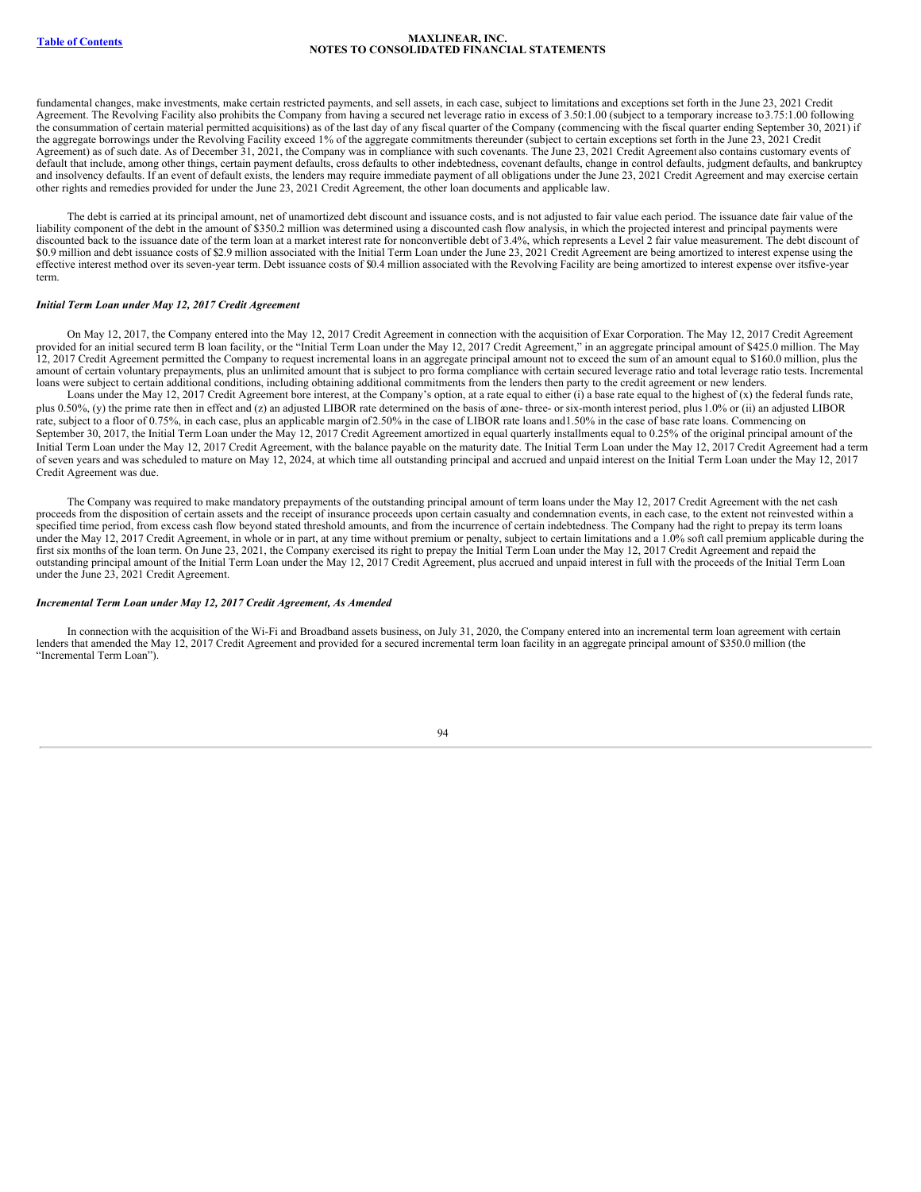fundamental changes, make investments, make certain restricted payments, and sell assets, in each case, subject to limitations and exceptions set forth in the June 23, 2021 Credit Agreement. The Revolving Facility also prohibits the Company from having a secured net leverage ratio in excess of 3.50:1.00 (subject to a temporary increase to 3.75:1.00 following the consummation of certain material permitted acquisitions) as of the last day of any fiscal quarter of the Company (commencing with the fiscal quarter ending September 30, 2021) if the aggregate borrowings under the Revolving Facility exceed 1% of the aggregate commitments thereunder (subject to certain exceptions set forth in the June 23, 2021 Credit Agreement) as of such date. As of December 31, 2021, the Company was in compliance with such covenants. The June 23, 2021 Credit Agreement also contains customary events of default that include, among other things, certain payment defaults, cross defaults to other indebtedness, covenant defaults, change in control defaults, judgment defaults, and bankruptcy and insolvency defaults. If an event of default exists, the lenders may require immediate payment of all obligations under the June 23, 2021 Credit Agreement and may exercise certain other rights and remedies provided for under the June 23, 2021 Credit Agreement, the other loan documents and applicable law.

The debt is carried at its principal amount, net of unamortized debt discount and issuance costs, and is not adjusted to fair value each period. The issuance date fair value of the liability component of the debt in the amount of $350.2 million was determined using a discounted cash flow analysis, in which the projected interest and principal payments were discounted back to the issuance date of the term loan at a market interest rate for nonconvertible debt of 3.4%, which represents a Level 2 fair value measurement. The debt discount of $0.9 million and debt issuance costs of $2.9 million associated with the Initial Term Loan under the June 23, 2021 Credit Agreement are being amortized to interest expense using the effective interest method over its seven-year term. Debt issuance costs of $0.4 million associated with the Revolving Facility are being amortized to interest expense over its five-year term.

***Initial Term Loan under May 12, 2017 Credit Agreement***

On May 12, 2017, the Company entered into the May 12, 2017 Credit Agreement in connection with the acquisition of Exar Corporation. The May 12, 2017 Credit Agreement provided for an initial secured term B loan facility, or the "Initial Term Loan under the May 12, 2017 Credit Agreement," in an aggregate principal amount of $425.0 million. The May 12, 2017 Credit Agreement permitted the Company to request incremental loans in an aggregate principal amount not to exceed the sum of an amount equal to $160.0 million, plus the amount of certain voluntary prepayments, plus an unlimited amount that is subject to pro forma compliance with certain secured leverage ratio and total leverage ratio tests. Incremental loans were subject to certain additional conditions, including obtaining additional commitments from the lenders then party to the credit agreement or new lenders.

Loans under the May 12, 2017 Credit Agreement bore interest, at the Company's option, at a rate equal to either (i) a base rate equal to the highest of (x) the federal funds rate, plus 0.50%, (y) the prime rate then in effect and (z) an adjusted LIBOR rate determined on the basis of a one- three- or six-month interest period, plus 1.0% or (ii) an adjusted LIBOR rate, subject to a floor of 0.75%, in each case, plus an applicable margin of 2.50% in the case of LIBOR rate loans and 1.50% in the case of base rate loans. Commencing on September 30, 2017, the Initial Term Loan under the May 12, 2017 Credit Agreement amortized in equal quarterly installments equal to 0.25% of the original principal amount of the Initial Term Loan under the May 12, 2017 Credit Agreement, with the balance payable on the maturity date. The Initial Term Loan under the May 12, 2017 Credit Agreement had a term of seven years and was scheduled to mature on May 12, 2024, at which time all outstanding principal and accrued and unpaid interest on the Initial Term Loan under the May 12, 2017 Credit Agreement was due.

The Company was required to make mandatory prepayments of the outstanding principal amount of term loans under the May 12, 2017 Credit Agreement with the net cash proceeds from the disposition of certain assets and the receipt of insurance proceeds upon certain casualty and condemnation events, in each case, to the extent not reinvested within a specified time period, from excess cash flow beyond stated threshold amounts, and from the incurrence of certain indebtedness. The Company had the right to prepay its term loans under the May 12, 2017 Credit Agreement, in whole or in part, at any time without premium or penalty, subject to certain limitations and a 1.0% soft call premium applicable during the first six months of the loan term. On June 23, 2021, the Company exercised its right to prepay the Initial Term Loan under the May 12, 2017 Credit Agreement and repaid the outstanding principal amount of the Initial Term Loan under the May 12, 2017 Credit Agreement, plus accrued and unpaid interest in full with the proceeds of the Initial Term Loan under the June 23, 2021 Credit Agreement.

***Incremental Term Loan under May 12, 2017 Credit Agreement, As Amended***

In connection with the acquisition of the Wi-Fi and Broadband assets business, on July 31, 2020, the Company entered into an incremental term loan agreement with certain lenders that amended the May 12, 2017 Credit Agreement and provided for a secured incremental term loan facility in an aggregate principal amount of $350.0 million (the "Incremental Term Loan").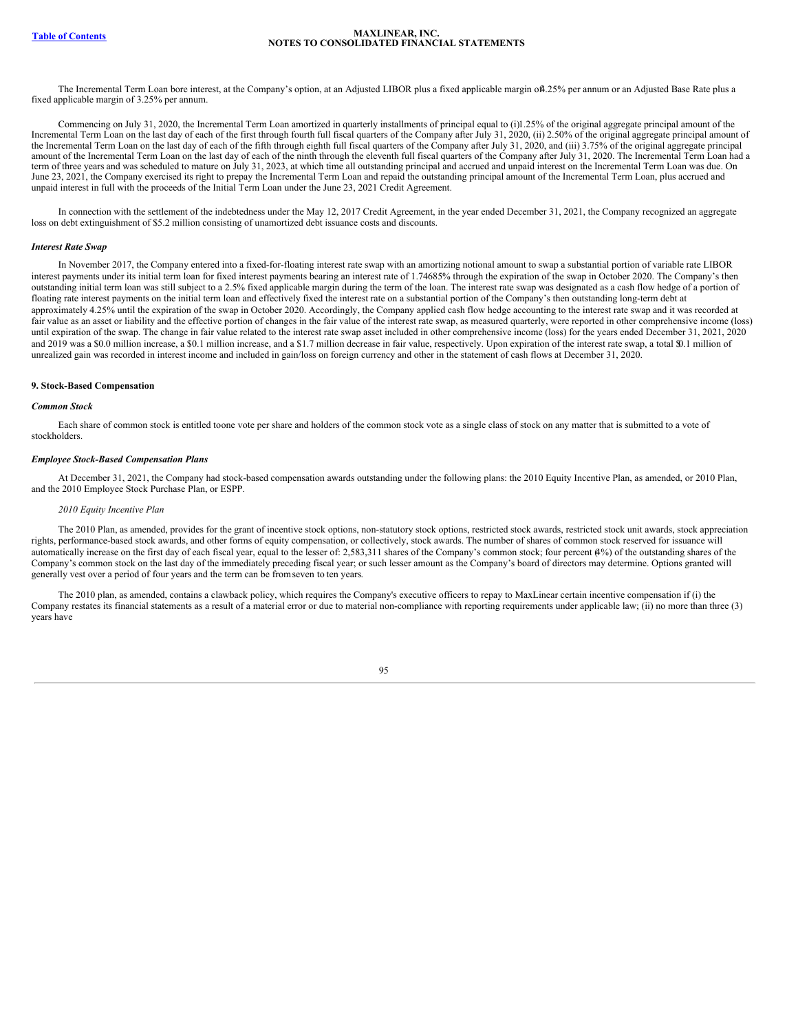The Incremental Term Loan bore interest, at the Company's option, at an Adjusted LIBOR plus a fixed applicable margin of 4.25% per annum or an Adjusted Base Rate plus a fixed applicable margin of 3.25% per annum.

Commencing on July 31, 2020, the Incremental Term Loan amortized in quarterly installments of principal equal to (i) 1.25% of the original aggregate principal amount of the Incremental Term Loan on the last day of each of the first through fourth full fiscal quarters of the Company after July 31, 2020, (ii) 2.50% of the original aggregate principal amount of the Incremental Term Loan on the last day of each of the fifth through eighth full fiscal quarters of the Company after July 31, 2020, and (iii) 3.75% of the original aggregate principal amount of the Incremental Term Loan on the last day of each of the ninth through the eleventh full fiscal quarters of the Company after July 31, 2020. The Incremental Term Loan had a term of three years and was scheduled to mature on July 31, 2023, at which time all outstanding principal and accrued and unpaid interest on the Incremental Term Loan was due. On June 23, 2021, the Company exercised its right to prepay the Incremental Term Loan and repaid the outstanding principal amount of the Incremental Term Loan, plus accrued and unpaid interest in full with the proceeds of the Initial Term Loan under the June 23, 2021 Credit Agreement.

In connection with the settlement of the indebtedness under the May 12, 2017 Credit Agreement, in the year ended December 31, 2021, the Company recognized an aggregate loss on debt extinguishment of $5.2 million consisting of unamortized debt issuance costs and discounts.

### *Interest Rate Swap*

In November 2017, the Company entered into a fixed-for-floating interest rate swap with an amortizing notional amount to swap a substantial portion of variable rate LIBOR interest payments under its initial term loan for fixed interest payments bearing an interest rate of 1.74685% through the expiration of the swap in October 2020. The Company's then outstanding initial term loan was still subject to a 2.5% fixed applicable margin during the term of the loan. The interest rate swap was designated as a cash flow hedge of a portion of floating rate interest payments on the initial term loan and effectively fixed the interest rate on a substantial portion of the Company's then outstanding long-term debt at approximately 4.25% until the expiration of the swap in October 2020. Accordingly, the Company applied cash flow hedge accounting to the interest rate swap and it was recorded at fair value as an asset or liability and the effective portion of changes in the fair value of the interest rate swap, as measured quarterly, were reported in other comprehensive income (loss) until expiration of the swap. The change in fair value related to the interest rate swap asset included in other comprehensive income (loss) for the years ended December 31, 2021, 2020 and 2019 was a $0.0 million increase, a $0.1 million increase, and a $1.7 million decrease in fair value, respectively. Upon expiration of the interest rate swap, a total $0.1 million of unrealized gain was recorded in interest income and included in gain/loss on foreign currency and other in the statement of cash flows at December 31, 2020.

## 9. Stock-Based Compensation

### *Common Stock*

Each share of common stock is entitled to one vote per share and holders of the common stock vote as a single class of stock on any matter that is submitted to a vote of stockholders.

### *Employee Stock-Based Compensation Plans*

At December 31, 2021, the Company had stock-based compensation awards outstanding under the following plans: the 2010 Equity Incentive Plan, as amended, or 2010 Plan, and the 2010 Employee Stock Purchase Plan, or ESPP.

#### *2010 Equity Incentive Plan*

The 2010 Plan, as amended, provides for the grant of incentive stock options, non-statutory stock options, restricted stock awards, restricted stock unit awards, stock appreciation rights, performance-based stock awards, and other forms of equity compensation, or collectively, stock awards. The number of shares of common stock reserved for issuance will automatically increase on the first day of each fiscal year, equal to the lesser of: 2,583,311 shares of the Company's common stock; four percent (4%) of the outstanding shares of the Company's common stock on the last day of the immediately preceding fiscal year; or such lesser amount as the Company's board of directors may determine. Options granted will generally vest over a period of four years and the term can be from seven to ten years.

The 2010 plan, as amended, contains a clawback policy, which requires the Company's executive officers to repay to MaxLinear certain incentive compensation if (i) the Company restates its financial statements as a result of a material error or due to material non-compliance with reporting requirements under applicable law; (ii) no more than three (3) years have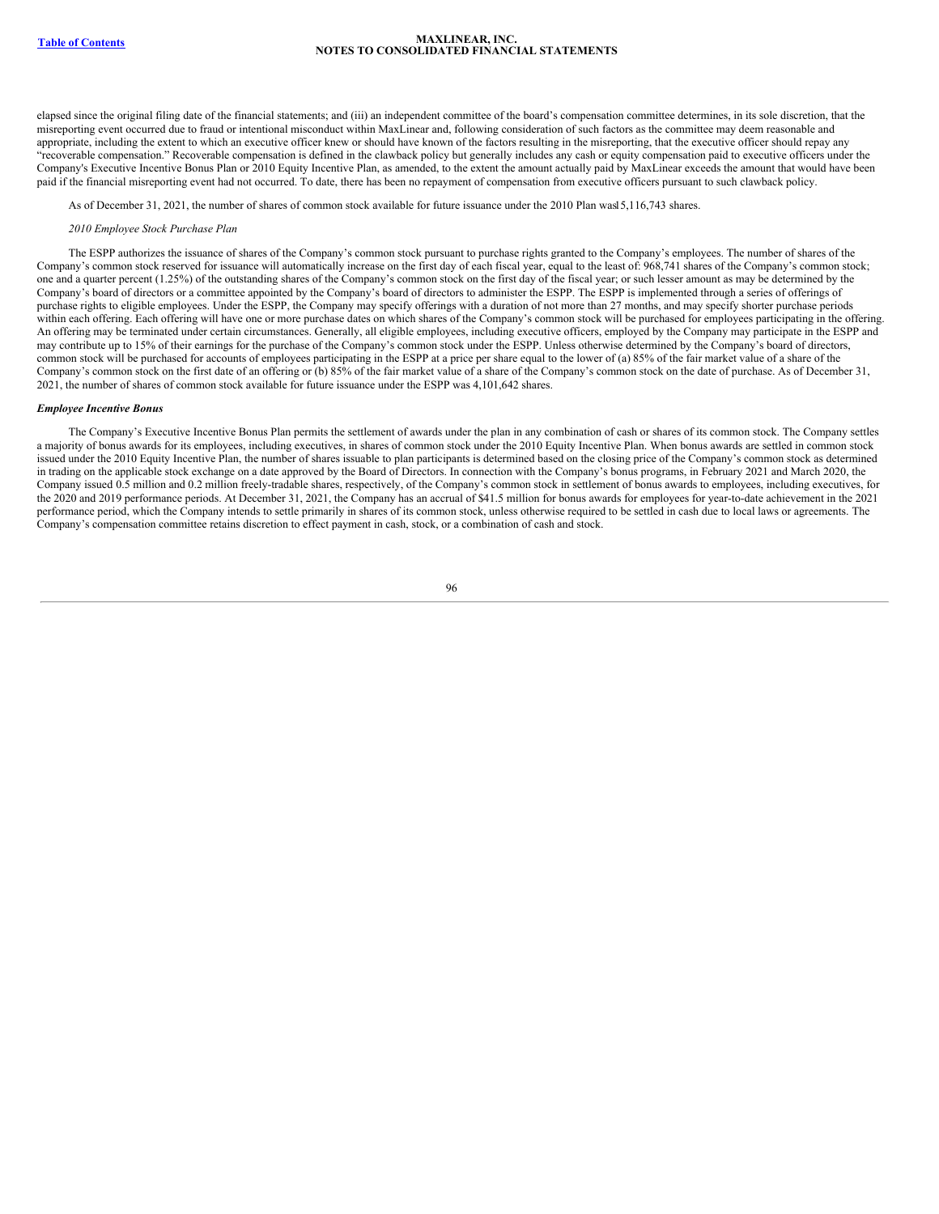elapsed since the original filing date of the financial statements; and (iii) an independent committee of the board's compensation committee determines, in its sole discretion, that the misreporting event occurred due to fraud or intentional misconduct within MaxLinear and, following consideration of such factors as the committee may deem reasonable and appropriate, including the extent to which an executive officer knew or should have known of the factors resulting in the misreporting, that the executive officer should repay any "recoverable compensation." Recoverable compensation is defined in the clawback policy but generally includes any cash or equity compensation paid to executive officers under the Company's Executive Incentive Bonus Plan or 2010 Equity Incentive Plan, as amended, to the extent the amount actually paid by MaxLinear exceeds the amount that would have been paid if the financial misreporting event had not occurred. To date, there has been no repayment of compensation from executive officers pursuant to such clawback policy.

As of December 31, 2021, the number of shares of common stock available for future issuance under the 2010 Plan was15,116,743 shares.

*2010 Employee Stock Purchase Plan*

The ESPP authorizes the issuance of shares of the Company's common stock pursuant to purchase rights granted to the Company's employees. The number of shares of the Company's common stock reserved for issuance will automatically increase on the first day of each fiscal year, equal to the least of: 968,741 shares of the Company's common stock; one and a quarter percent (1.25%) of the outstanding shares of the Company's common stock on the first day of the fiscal year; or such lesser amount as may be determined by the Company's board of directors or a committee appointed by the Company's board of directors to administer the ESPP. The ESPP is implemented through a series of offerings of purchase rights to eligible employees. Under the ESPP, the Company may specify offerings with a duration of not more than 27 months, and may specify shorter purchase periods within each offering. Each offering will have one or more purchase dates on which shares of the Company's common stock will be purchased for employees participating in the offering. An offering may be terminated under certain circumstances. Generally, all eligible employees, including executive officers, employed by the Company may participate in the ESPP and may contribute up to 15% of their earnings for the purchase of the Company's common stock under the ESPP. Unless otherwise determined by the Company's board of directors, common stock will be purchased for accounts of employees participating in the ESPP at a price per share equal to the lower of (a) 85% of the fair market value of a share of the Company's common stock on the first date of an offering or (b) 85% of the fair market value of a share of the Company's common stock on the date of purchase. As of December 31, 2021, the number of shares of common stock available for future issuance under the ESPP was 4,101,642 shares.

***Employee Incentive Bonus***

The Company's Executive Incentive Bonus Plan permits the settlement of awards under the plan in any combination of cash or shares of its common stock. The Company settles a majority of bonus awards for its employees, including executives, in shares of common stock under the 2010 Equity Incentive Plan. When bonus awards are settled in common stock issued under the 2010 Equity Incentive Plan, the number of shares issuable to plan participants is determined based on the closing price of the Company's common stock as determined in trading on the applicable stock exchange on a date approved by the Board of Directors. In connection with the Company's bonus programs, in February 2021 and March 2020, the Company issued 0.5 million and 0.2 million freely-tradable shares, respectively, of the Company's common stock in settlement of bonus awards to employees, including executives, for the 2020 and 2019 performance periods. At December 31, 2021, the Company has an accrual of $41.5 million for bonus awards for employees for year-to-date achievement in the 2021 performance period, which the Company intends to settle primarily in shares of its common stock, unless otherwise required to be settled in cash due to local laws or agreements. The Company's compensation committee retains discretion to effect payment in cash, stock, or a combination of cash and stock.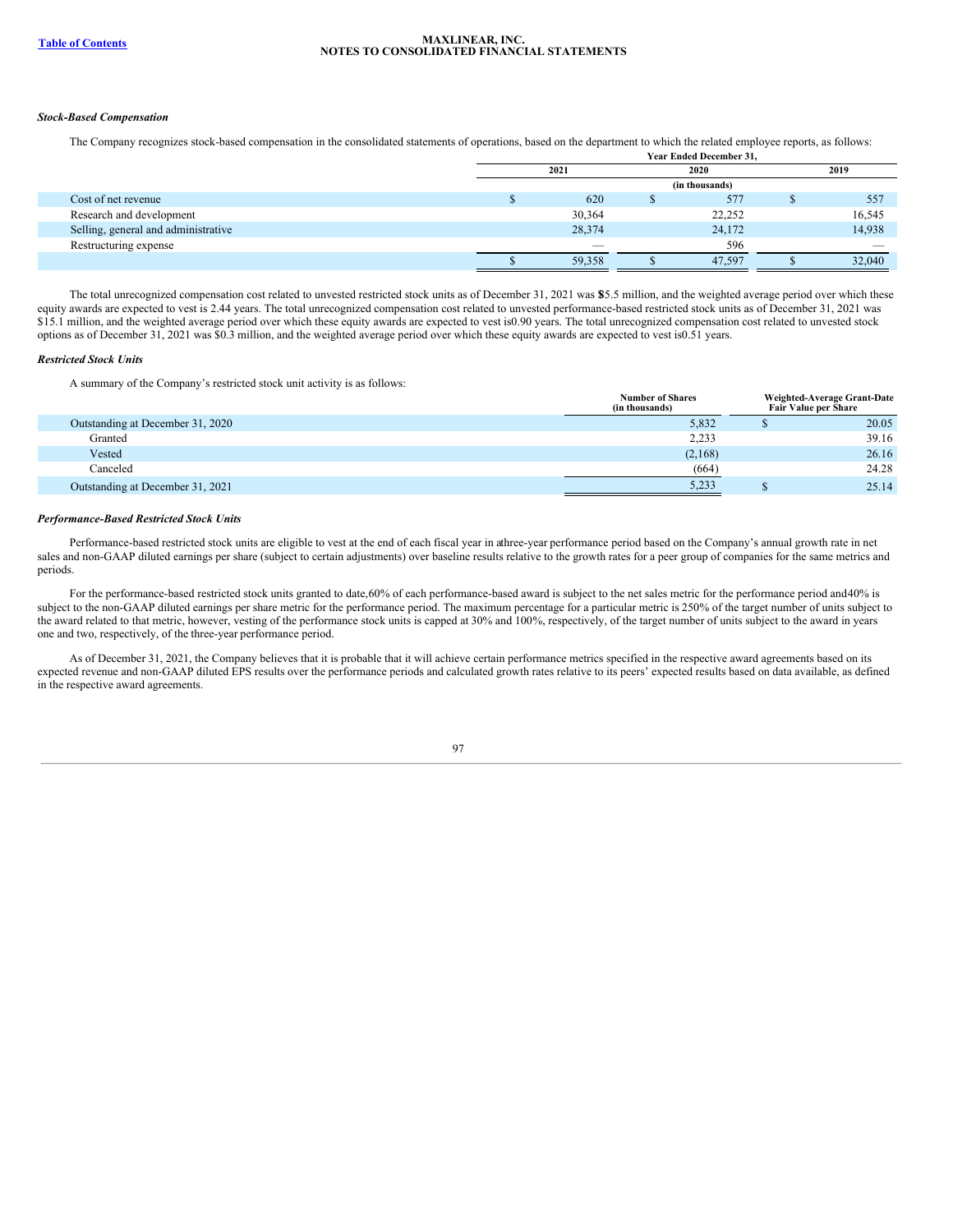### Stock-Based Compensation

The Company recognizes stock-based compensation in the consolidated statements of operations, based on the department to which the related employee reports, as follows:

| | Year Ended December 31, | | |
|---|---|---|---|
| | 2021 | 2020 | 2019 |
| | (in thousands) | | |
| Cost of net revenue | $ 620 | $ 577 | $ 557 |
| Research and development | 30,364 | 22,252 | 16,545 |
| Selling, general and administrative | 28,374 | 24,172 | 14,938 |
| Restructuring expense | — | 596 | — |
| | $ 59,358 | $ 47,597 | $ 32,040 |

The total unrecognized compensation cost related to unvested restricted stock units as of December 31, 2021 was $85.5 million, and the weighted average period over which these equity awards are expected to vest is 2.44 years. The total unrecognized compensation cost related to unvested performance-based restricted stock units as of December 31, 2021 was $15.1 million, and the weighted average period over which these equity awards are expected to vest is 0.90 years. The total unrecognized compensation cost related to unvested stock options as of December 31, 2021 was $0.3 million, and the weighted average period over which these equity awards are expected to vest is 0.51 years.

### Restricted Stock Units

A summary of the Company's restricted stock unit activity is as follows:

| | Number of Shares (in thousands) | Weighted-Average Grant-Date Fair Value per Share |
|---|---|---|
| Outstanding at December 31, 2020 | 5,832 | $ 20.05 |
| Granted | 2,233 | 39.16 |
| Vested | (2,168) | 26.16 |
| Canceled | (664) | 24.28 |
| Outstanding at December 31, 2021 | 5,233 | $ 25.14 |

### Performance-Based Restricted Stock Units

Performance-based restricted stock units are eligible to vest at the end of each fiscal year in a three-year performance period based on the Company's annual growth rate in net sales and non-GAAP diluted earnings per share (subject to certain adjustments) over baseline results relative to the growth rates for a peer group of companies for the same metrics and periods.

For the performance-based restricted stock units granted to date, 60% of each performance-based award is subject to the net sales metric for the performance period and 40% is subject to the non-GAAP diluted earnings per share metric for the performance period. The maximum percentage for a particular metric is 250% of the target number of units subject to the award related to that metric, however, vesting of the performance stock units is capped at 30% and 100%, respectively, of the target number of units subject to the award in years one and two, respectively, of the three-year performance period.

As of December 31, 2021, the Company believes that it is probable that it will achieve certain performance metrics specified in the respective award agreements based on its expected revenue and non-GAAP diluted EPS results over the performance periods and calculated growth rates relative to its peers' expected results based on data available, as defined in the respective award agreements.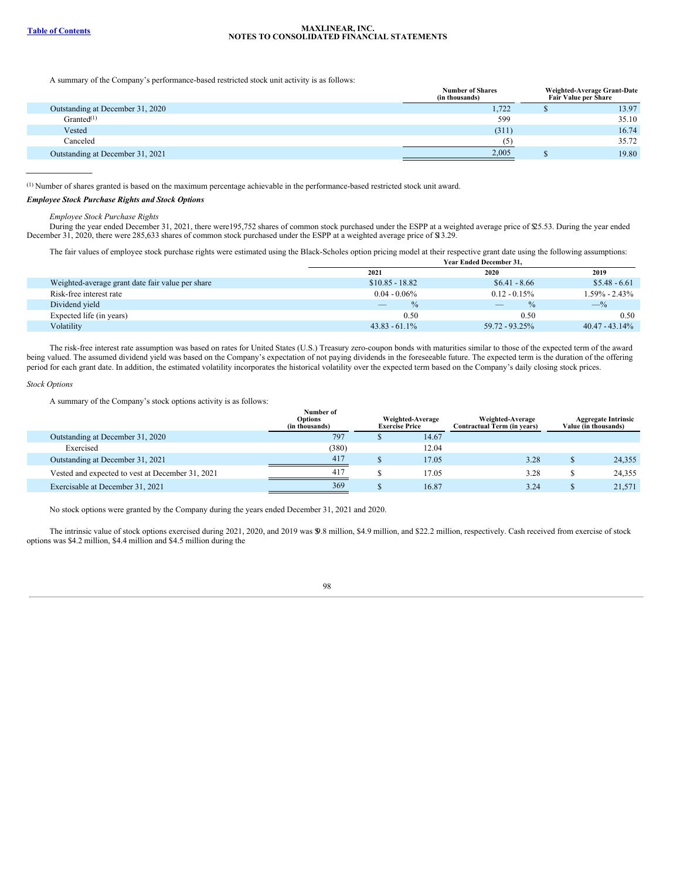A summary of the Company's performance-based restricted stock unit activity is as follows:

| | Number of Shares (in thousands) | Weighted-Average Grant-Date Fair Value per Share |
|---|---|---|
| Outstanding at December 31, 2020 | 1,722 | $ 13.97 |
| Granted[(1)] | 599 | 35.10 |
| Vested | (311) | 16.74 |
| Canceled | (5) | 35.72 |
| Outstanding at December 31, 2021 | 2,005 | $ 19.80 |

[(1)] Number of shares granted is based on the maximum percentage achievable in the performance-based restricted stock unit award.

***Employee Stock Purchase Rights and Stock Options***

*Employee Stock Purchase Rights*

During the year ended December 31, 2021, there were 195,752 shares of common stock purchased under the ESPP at a weighted average price of $25.53. During the year ended December 31, 2020, there were 285,633 shares of common stock purchased under the ESPP at a weighted average price of $13.29.

The fair values of employee stock purchase rights were estimated using the Black-Scholes option pricing model at their respective grant date using the following assumptions:

| | Year Ended December 31, | | |
|---|---|---|---|
| | 2021 | 2020 | 2019 |
| Weighted-average grant date fair value per share | $10.85 - 18.82 | $6.41 - 8.66 | $5.48 - 6.61 |
| Risk-free interest rate | 0.04 - 0.06% | 0.12 - 0.15% | 1.59% - 2.43% |
| Dividend yield | — % | — % | —% |
| Expected life (in years) | 0.50 | 0.50 | 0.50 |
| Volatility | 43.83 - 61.1% | 59.72 - 93.25% | 40.47 - 43.14% |

The risk-free interest rate assumption was based on rates for United States (U.S.) Treasury zero-coupon bonds with maturities similar to those of the expected term of the award being valued. The assumed dividend yield was based on the Company's expectation of not paying dividends in the foreseeable future. The expected term is the duration of the offering period for each grant date. In addition, the estimated volatility incorporates the historical volatility over the expected term based on the Company's daily closing stock prices.

*Stock Options*

A summary of the Company's stock options activity is as follows:

| | Number of Options (in thousands) | Weighted-Average Exercise Price | Weighted-Average Contractual Term (in years) | Aggregate Intrinsic Value (in thousands) |
|---|---|---|---|---|
| Outstanding at December 31, 2020 | 797 | $ 14.67 | | |
| Exercised | (380) | 12.04 | | |
| Outstanding at December 31, 2021 | 417 | $ 17.05 | 3.28 | $ 24,355 |
| Vested and expected to vest at December 31, 2021 | 417 | $ 17.05 | 3.28 | $ 24,355 |
| Exercisable at December 31, 2021 | 369 | $ 16.87 | 3.24 | $ 21,571 |

No stock options were granted by the Company during the years ended December 31, 2021 and 2020.

The intrinsic value of stock options exercised during 2021, 2020, and 2019 was $9.8 million, $4.9 million, and $22.2 million, respectively. Cash received from exercise of stock options was $4.2 million, $4.4 million and $4.5 million during the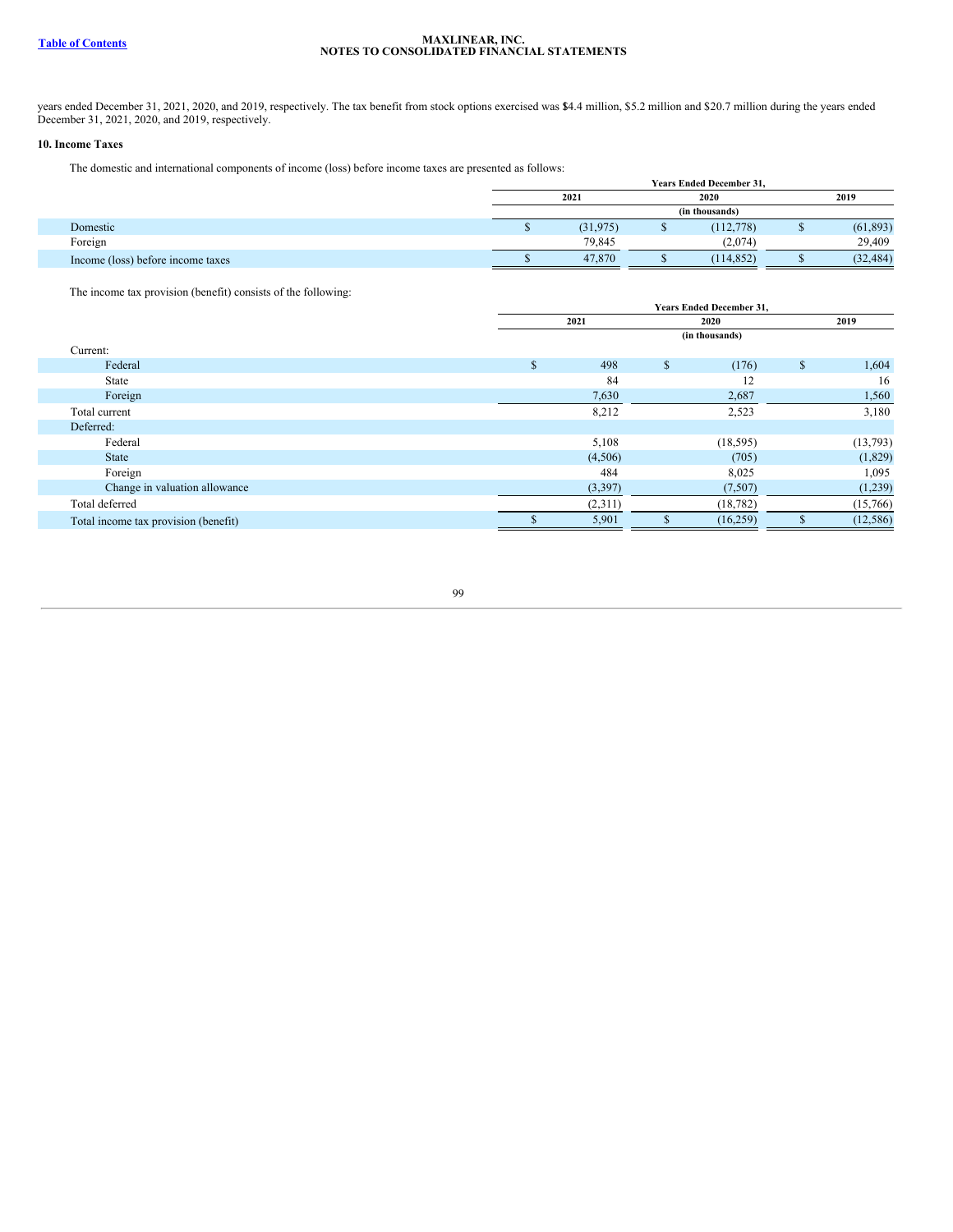years ended December 31, 2021, 2020, and 2019, respectively. The tax benefit from stock options exercised was $4.4 million, $5.2 million and $20.7 million during the years ended December 31, 2021, 2020, and 2019, respectively.

**10. Income Taxes**

The domestic and international components of income (loss) before income taxes are presented as follows:

| | Years Ended December 31, | | |
|---|---|---|---|
| | 2021 | 2020 | 2019 |
| | (in thousands) | | |
| Domestic | $ (31,975) | $ (112,778) | $ (61,893) |
| Foreign | 79,845 | (2,074) | 29,409 |
| Income (loss) before income taxes | $ 47,870 | $ (114,852) | $ (32,484) |

The income tax provision (benefit) consists of the following:

| | Years Ended December 31, | | |
|---|---|---|---|
| | 2021 | 2020 | 2019 |
| | (in thousands) | | |
| Current: | | | |
| Federal | $ 498 | $ (176) | $ 1,604 |
| State | 84 | 12 | 16 |
| Foreign | 7,630 | 2,687 | 1,560 |
| Total current | 8,212 | 2,523 | 3,180 |
| Deferred: | | | |
| Federal | 5,108 | (18,595) | (13,793) |
| State | (4,506) | (705) | (1,829) |
| Foreign | 484 | 8,025 | 1,095 |
| Change in valuation allowance | (3,397) | (7,507) | (1,239) |
| Total deferred | (2,311) | (18,782) | (15,766) |
| Total income tax provision (benefit) | $ 5,901 | $ (16,259) | $ (12,586) |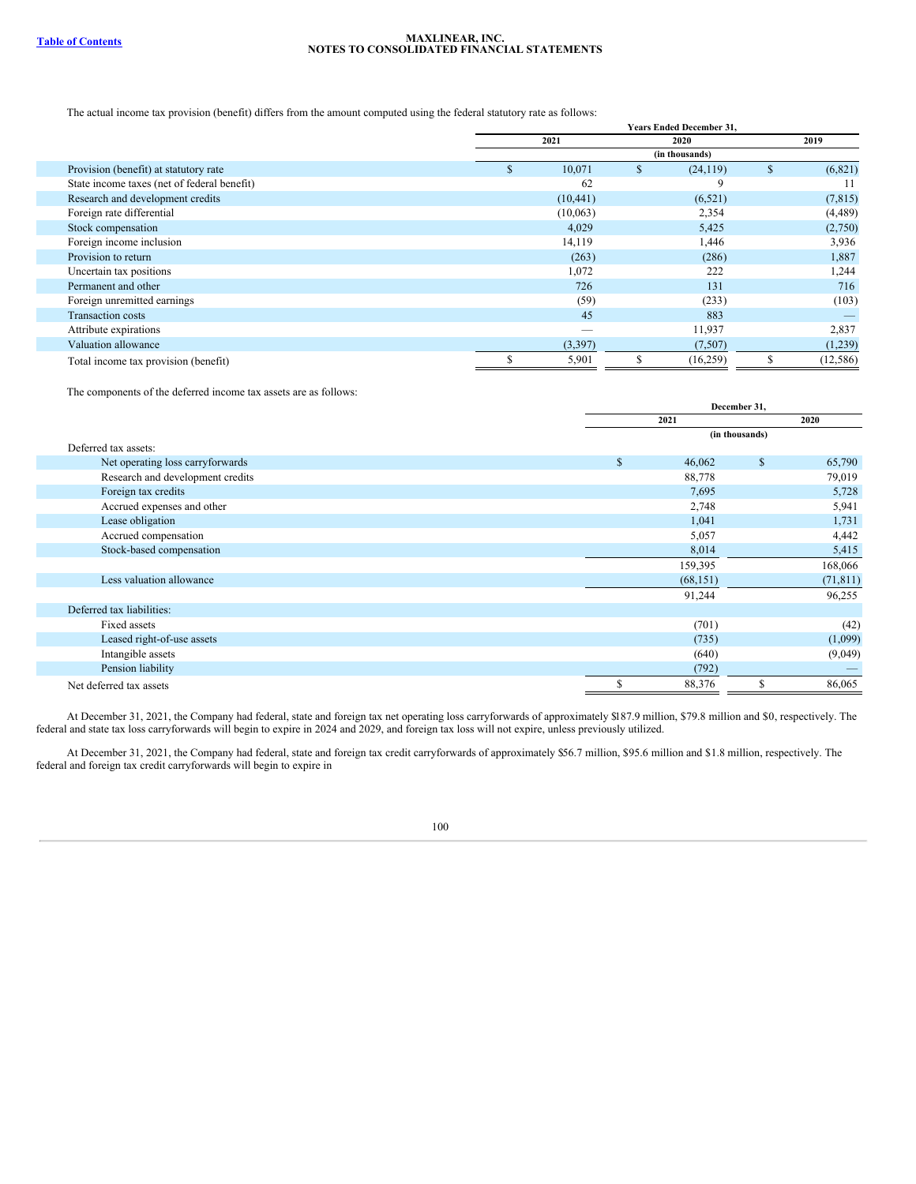The actual income tax provision (benefit) differs from the amount computed using the federal statutory rate as follows:

| | Years Ended December 31, | | |
|---|---|---|---|
| | 2021 | 2020 | 2019 |
| | (in thousands) | | |
| Provision (benefit) at statutory rate | $ 10,071 | $ (24,119) | $ (6,821) |
| State income taxes (net of federal benefit) | 62 | 9 | 11 |
| Research and development credits | (10,441) | (6,521) | (7,815) |
| Foreign rate differential | (10,063) | 2,354 | (4,489) |
| Stock compensation | 4,029 | 5,425 | (2,750) |
| Foreign income inclusion | 14,119 | 1,446 | 3,936 |
| Provision to return | (263) | (286) | 1,887 |
| Uncertain tax positions | 1,072 | 222 | 1,244 |
| Permanent and other | 726 | 131 | 716 |
| Foreign unremitted earnings | (59) | (233) | (103) |
| Transaction costs | 45 | 883 | — |
| Attribute expirations | — | 11,937 | 2,837 |
| Valuation allowance | (3,397) | (7,507) | (1,239) |
| Total income tax provision (benefit) | $ 5,901 | $ (16,259) | $ (12,586) |

The components of the deferred income tax assets are as follows:

| | December 31, | |
|---|---|---|
| | 2021 | 2020 |
| | (in thousands) | |
| Deferred tax assets: | | |
| Net operating loss carryforwards | $ 46,062 | $ 65,790 |
| Research and development credits | 88,778 | 79,019 |
| Foreign tax credits | 7,695 | 5,728 |
| Accrued expenses and other | 2,748 | 5,941 |
| Lease obligation | 1,041 | 1,731 |
| Accrued compensation | 5,057 | 4,442 |
| Stock-based compensation | 8,014 | 5,415 |
| | 159,395 | 168,066 |
| Less valuation allowance | (68,151) | (71,811) |
| | 91,244 | 96,255 |
| Deferred tax liabilities: | | |
| Fixed assets | (701) | (42) |
| Leased right-of-use assets | (735) | (1,099) |
| Intangible assets | (640) | (9,049) |
| Pension liability | (792) | — |
| Net deferred tax assets | $ 88,376 | $ 86,065 |

At December 31, 2021, the Company had federal, state and foreign tax net operating loss carryforwards of approximately $187.9 million, $79.8 million and $0, respectively. The federal and state tax loss carryforwards will begin to expire in 2024 and 2029, and foreign tax loss will not expire, unless previously utilized.

At December 31, 2021, the Company had federal, state and foreign tax credit carryforwards of approximately $56.7 million, $95.6 million and $1.8 million, respectively. The federal and foreign tax credit carryforwards will begin to expire in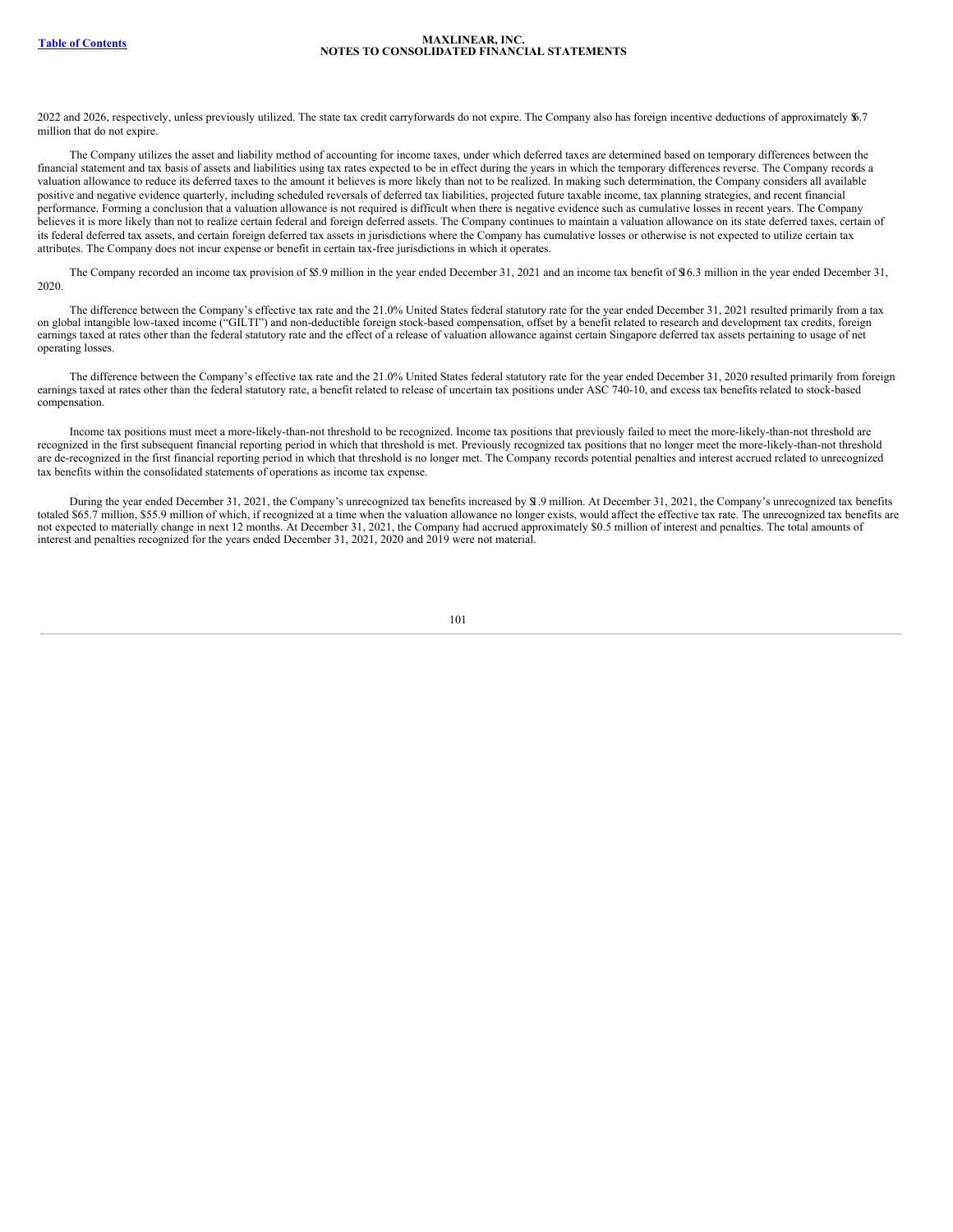2022 and 2026, respectively, unless previously utilized. The state tax credit carryforwards do not expire. The Company also has foreign incentive deductions of approximately $6.7 million that do not expire.

The Company utilizes the asset and liability method of accounting for income taxes, under which deferred taxes are determined based on temporary differences between the financial statement and tax basis of assets and liabilities using tax rates expected to be in effect during the years in which the temporary differences reverse. The Company records a valuation allowance to reduce its deferred taxes to the amount it believes is more likely than not to be realized. In making such determination, the Company considers all available positive and negative evidence quarterly, including scheduled reversals of deferred tax liabilities, projected future taxable income, tax planning strategies, and recent financial performance. Forming a conclusion that a valuation allowance is not required is difficult when there is negative evidence such as cumulative losses in recent years. The Company believes it is more likely than not to realize certain federal and foreign deferred assets. The Company continues to maintain a valuation allowance on its state deferred taxes, certain of its federal deferred tax assets, and certain foreign deferred tax assets in jurisdictions where the Company has cumulative losses or otherwise is not expected to utilize certain tax attributes. The Company does not incur expense or benefit in certain tax-free jurisdictions in which it operates.

The Company recorded an income tax provision of $5.9 million in the year ended December 31, 2021 and an income tax benefit of $16.3 million in the year ended December 31, 2020.

The difference between the Company's effective tax rate and the 21.0% United States federal statutory rate for the year ended December 31, 2021 resulted primarily from a tax on global intangible low-taxed income ("GILTI") and non-deductible foreign stock-based compensation, offset by a benefit related to research and development tax credits, foreign earnings taxed at rates other than the federal statutory rate and the effect of a release of valuation allowance against certain Singapore deferred tax assets pertaining to usage of net operating losses.

The difference between the Company's effective tax rate and the 21.0% United States federal statutory rate for the year ended December 31, 2020 resulted primarily from foreign earnings taxed at rates other than the federal statutory rate, a benefit related to release of uncertain tax positions under ASC 740-10, and excess tax benefits related to stock-based compensation.

Income tax positions must meet a more-likely-than-not threshold to be recognized. Income tax positions that previously failed to meet the more-likely-than-not threshold are recognized in the first subsequent financial reporting period in which that threshold is met. Previously recognized tax positions that no longer meet the more-likely-than-not threshold are de-recognized in the first financial reporting period in which that threshold is no longer met. The Company records potential penalties and interest accrued related to unrecognized tax benefits within the consolidated statements of operations as income tax expense.

During the year ended December 31, 2021, the Company's unrecognized tax benefits increased by $1.9 million. At December 31, 2021, the Company's unrecognized tax benefits totaled $65.7 million, $55.9 million of which, if recognized at a time when the valuation allowance no longer exists, would affect the effective tax rate. The unrecognized tax benefits are not expected to materially change in next 12 months. At December 31, 2021, the Company had accrued approximately $0.5 million of interest and penalties. The total amounts of interest and penalties recognized for the years ended December 31, 2021, 2020 and 2019 were not material.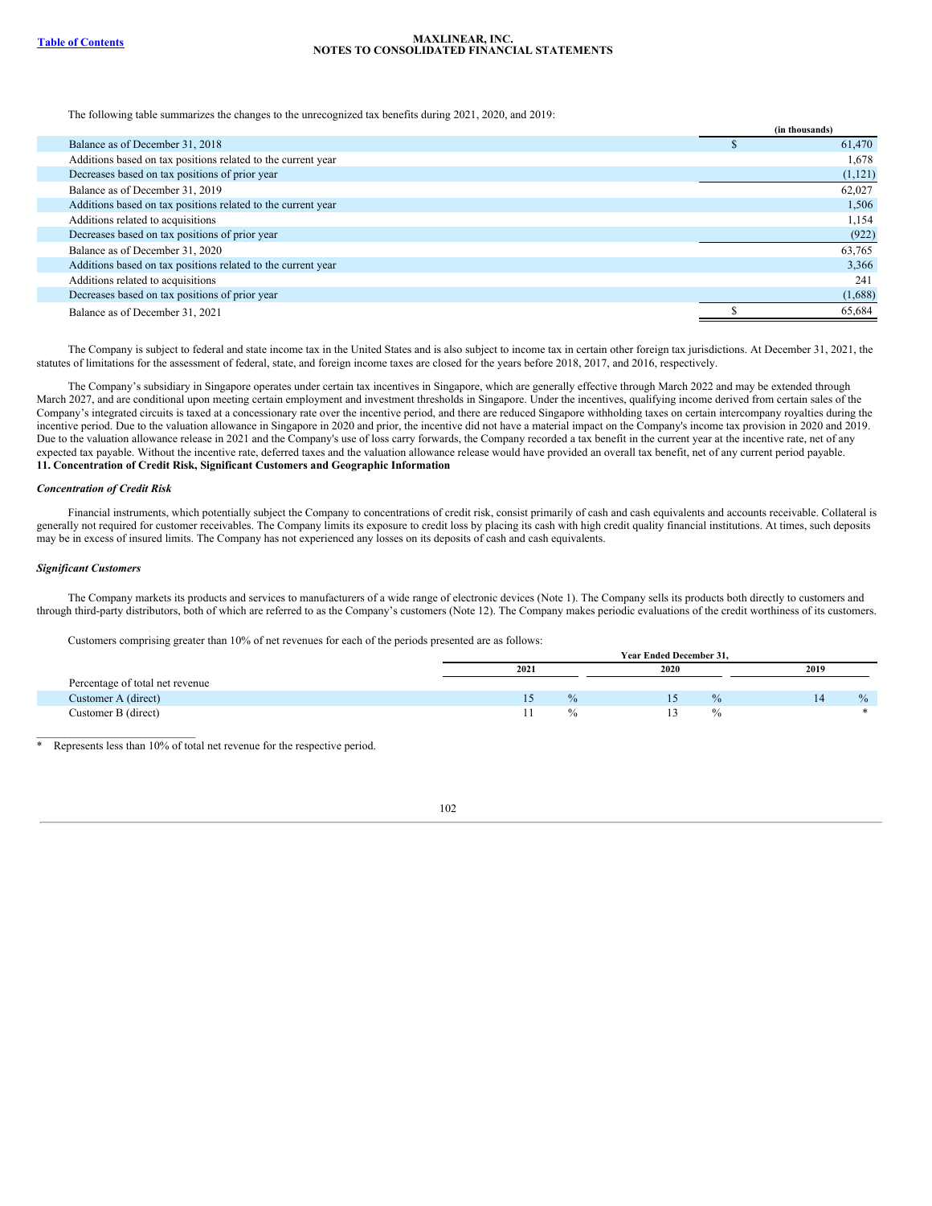The following table summarizes the changes to the unrecognized tax benefits during 2021, 2020, and 2019:

| | (in thousands) |
|---|---|
| Balance as of December 31, 2018 | $ 61,470 |
| Additions based on tax positions related to the current year | 1,678 |
| Decreases based on tax positions of prior year | (1,121) |
| Balance as of December 31, 2019 | 62,027 |
| Additions based on tax positions related to the current year | 1,506 |
| Additions related to acquisitions | 1,154 |
| Decreases based on tax positions of prior year | (922) |
| Balance as of December 31, 2020 | 63,765 |
| Additions based on tax positions related to the current year | 3,366 |
| Additions related to acquisitions | 241 |
| Decreases based on tax positions of prior year | (1,688) |
| Balance as of December 31, 2021 | $ 65,684 |

The Company is subject to federal and state income tax in the United States and is also subject to income tax in certain other foreign tax jurisdictions. At December 31, 2021, the statutes of limitations for the assessment of federal, state, and foreign income taxes are closed for the years before 2018, 2017, and 2016, respectively.

The Company's subsidiary in Singapore operates under certain tax incentives in Singapore, which are generally effective through March 2022 and may be extended through March 2027, and are conditional upon meeting certain employment and investment thresholds in Singapore. Under the incentives, qualifying income derived from certain sales of the Company's integrated circuits is taxed at a concessionary rate over the incentive period, and there are reduced Singapore withholding taxes on certain intercompany royalties during the incentive period. Due to the valuation allowance in Singapore in 2020 and prior, the incentive did not have a material impact on the Company's income tax provision in 2020 and 2019. Due to the valuation allowance release in 2021 and the Company's use of loss carry forwards, the Company recorded a tax benefit in the current year at the incentive rate, net of any expected tax payable. Without the incentive rate, deferred taxes and the valuation allowance release would have provided an overall tax benefit, net of any current period payable.

## 11. Concentration of Credit Risk, Significant Customers and Geographic Information

### *Concentration of Credit Risk*

Financial instruments, which potentially subject the Company to concentrations of credit risk, consist primarily of cash and cash equivalents and accounts receivable. Collateral is generally not required for customer receivables. The Company limits its exposure to credit loss by placing its cash with high credit quality financial institutions. At times, such deposits may be in excess of insured limits. The Company has not experienced any losses on its deposits of cash and cash equivalents.

### *Significant Customers*

The Company markets its products and services to manufacturers of a wide range of electronic devices (Note 1). The Company sells its products both directly to customers and through third-party distributors, both of which are referred to as the Company's customers (Note 12). The Company makes periodic evaluations of the credit worthiness of its customers.

Customers comprising greater than 10% of net revenues for each of the periods presented are as follows:

| | Year Ended December 31, | | |
|---|---|---|---|
| | 2021 | 2020 | 2019 |
| Percentage of total net revenue | | | |
| Customer A (direct) | 15 % | 15 % | 14 % |
| Customer B (direct) | 11 % | 13 % | * |

\* Represents less than 10% of total net revenue for the respective period.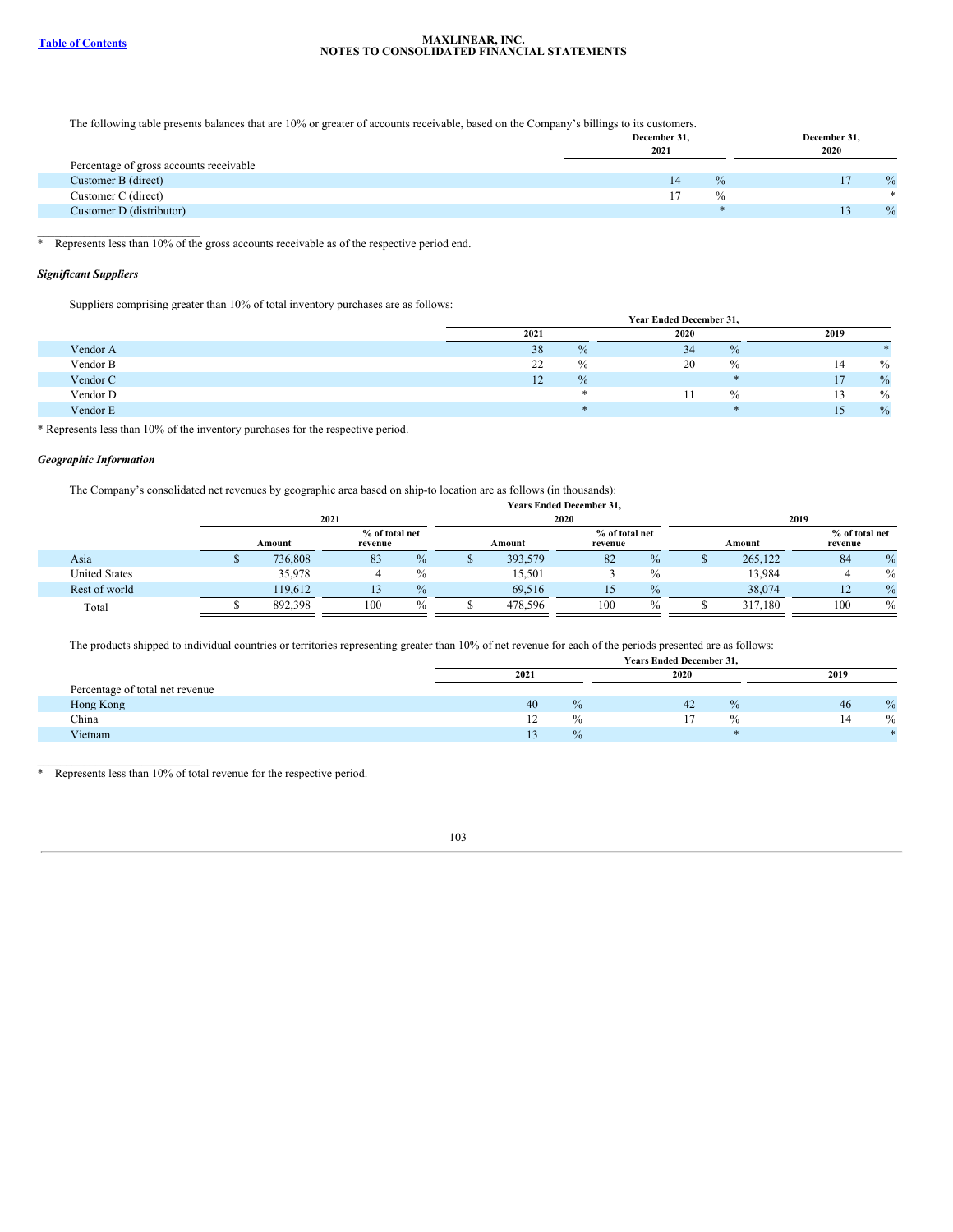The following table presents balances that are 10% or greater of accounts receivable, based on the Company's billings to its customers.

| | December 31, 2021 | December 31, 2020 |
|---|---|---|
| Percentage of gross accounts receivable | | |
| Customer B (direct) | 14 % | 17 % |
| Customer C (direct) | 17 % | * |
| Customer D (distributor) | * | 13 % |

\* Represents less than 10% of the gross accounts receivable as of the respective period end.

***Significant Suppliers***

Suppliers comprising greater than 10% of total inventory purchases are as follows:

| | Year Ended December 31, | | |
|---|---|---|---|
| | 2021 | 2020 | 2019 |
| Vendor A | 38 % | 34 % | * |
| Vendor B | 22 % | 20 % | 14 % |
| Vendor C | 12 % | * | 17 % |
| Vendor D | * | 11 % | 13 % |
| Vendor E | * | * | 15 % |

\* Represents less than 10% of the inventory purchases for the respective period.

***Geographic Information***

The Company's consolidated net revenues by geographic area based on ship-to location are as follows (in thousands):

| | Years Ended December 31, | | | | | |
|---|---|---|---|---|---|---|
| | 2021 | | 2020 | | 2019 | |
| | Amount | % of total net revenue | Amount | % of total net revenue | Amount | % of total net revenue |
| Asia | $ 736,808 | 83 % | $ 393,579 | 82 % | $ 265,122 | 84 % |
| United States | 35,978 | 4 % | 15,501 | 3 % | 13,984 | 4 % |
| Rest of world | 119,612 | 13 % | 69,516 | 15 % | 38,074 | 12 % |
| Total | $ 892,398 | 100 % | $ 478,596 | 100 % | $ 317,180 | 100 % |

The products shipped to individual countries or territories representing greater than 10% of net revenue for each of the periods presented are as follows:

| | Years Ended December 31, | | |
|---|---|---|---|
| | 2021 | 2020 | 2019 |
| Percentage of total net revenue | | | |
| Hong Kong | 40 % | 42 % | 46 % |
| China | 12 % | 17 % | 14 % |
| Vietnam | 13 % | * | * |

\* Represents less than 10% of total revenue for the respective period.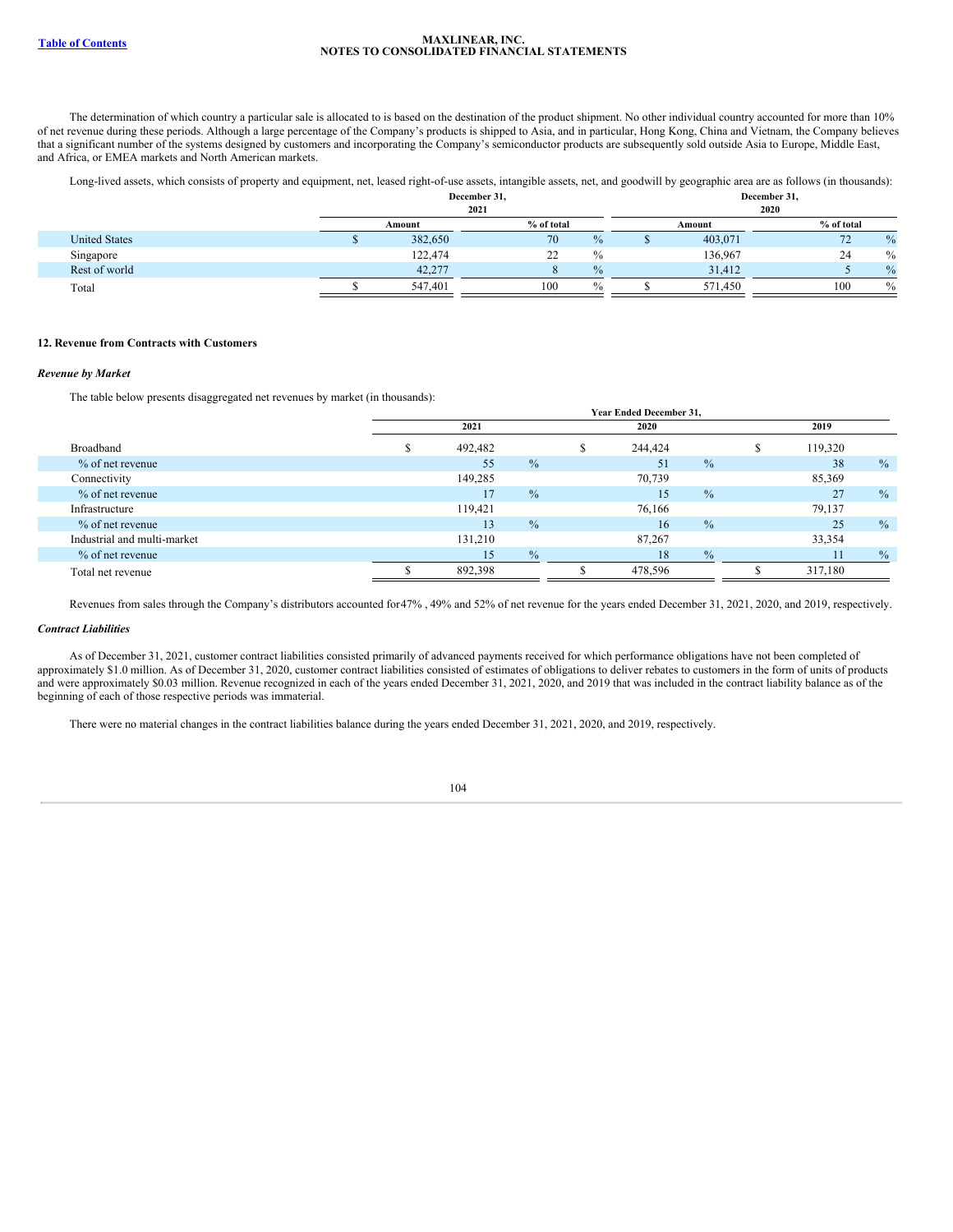The determination of which country a particular sale is allocated to is based on the destination of the product shipment. No other individual country accounted for more than 10% of net revenue during these periods. Although a large percentage of the Company's products is shipped to Asia, and in particular, Hong Kong, China and Vietnam, the Company believes that a significant number of the systems designed by customers and incorporating the Company's semiconductor products are subsequently sold outside Asia to Europe, Middle East, and Africa, or EMEA markets and North American markets.

Long-lived assets, which consists of property and equipment, net, leased right-of-use assets, intangible assets, net, and goodwill by geographic area are as follows (in thousands):

| | December 31, 2021 | | December 31, 2020 | |
|---|---|---|---|---|
| | Amount | % of total | Amount | % of total |
| United States | $ 382,650 | 70 % | $ 403,071 | 72 % |
| Singapore | 122,474 | 22 % | 136,967 | 24 % |
| Rest of world | 42,277 | 8 % | 31,412 | 5 % |
| Total | $ 547,401 | 100 % | $ 571,450 | 100 % |

**12. Revenue from Contracts with Customers**

***Revenue by Market***

The table below presents disaggregated net revenues by market (in thousands):

| | Year Ended December 31, | | |
|---|---|---|---|
| | 2021 | 2020 | 2019 |
| Broadband | $ 492,482 | $ 244,424 | $ 119,320 |
| % of net revenue | 55 % | 51 % | 38 % |
| Connectivity | 149,285 | 70,739 | 85,369 |
| % of net revenue | 17 % | 15 % | 27 % |
| Infrastructure | 119,421 | 76,166 | 79,137 |
| % of net revenue | 13 % | 16 % | 25 % |
| Industrial and multi-market | 131,210 | 87,267 | 33,354 |
| % of net revenue | 15 % | 18 % | 11 % |
| Total net revenue | $ 892,398 | $ 478,596 | $ 317,180 |

Revenues from sales through the Company's distributors accounted for47% , 49% and 52% of net revenue for the years ended December 31, 2021, 2020, and 2019, respectively.

***Contract Liabilities***

As of December 31, 2021, customer contract liabilities consisted primarily of advanced payments received for which performance obligations have not been completed of approximately $1.0 million. As of December 31, 2020, customer contract liabilities consisted of estimates of obligations to deliver rebates to customers in the form of units of products and were approximately $0.03 million. Revenue recognized in each of the years ended December 31, 2021, 2020, and 2019 that was included in the contract liability balance as of the beginning of each of those respective periods was immaterial.

There were no material changes in the contract liabilities balance during the years ended December 31, 2021, 2020, and 2019, respectively.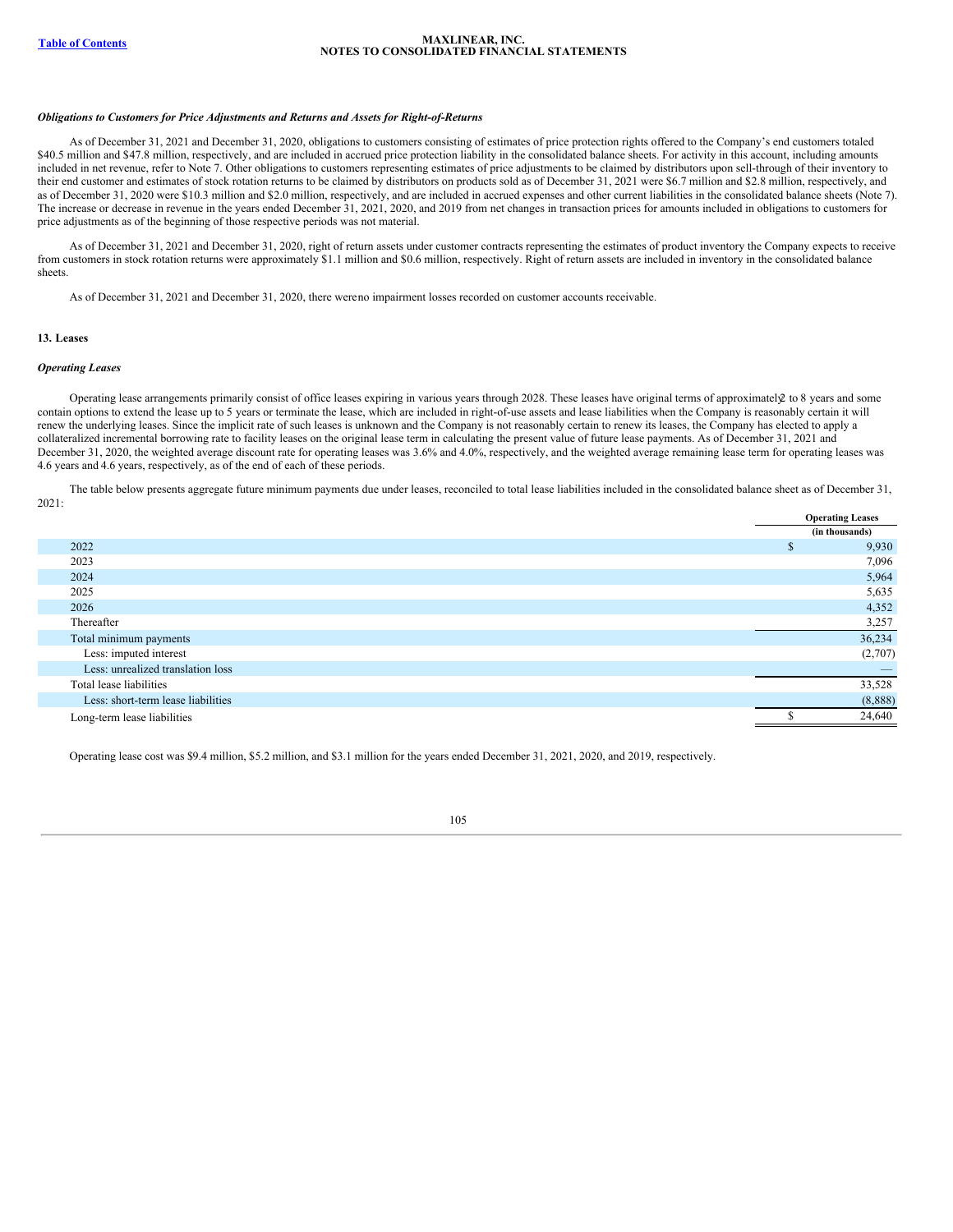***Obligations to Customers for Price Adjustments and Returns and Assets for Right-of-Returns***

As of December 31, 2021 and December 31, 2020, obligations to customers consisting of estimates of price protection rights offered to the Company's end customers totaled $40.5 million and $47.8 million, respectively, and are included in accrued price protection liability in the consolidated balance sheets. For activity in this account, including amounts included in net revenue, refer to Note 7. Other obligations to customers representing estimates of price adjustments to be claimed by distributors upon sell-through of their inventory to their end customer and estimates of stock rotation returns to be claimed by distributors on products sold as of December 31, 2021 were $6.7 million and $2.8 million, respectively, and as of December 31, 2020 were $10.3 million and $2.0 million, respectively, and are included in accrued expenses and other current liabilities in the consolidated balance sheets (Note 7). The increase or decrease in revenue in the years ended December 31, 2021, 2020, and 2019 from net changes in transaction prices for amounts included in obligations to customers for price adjustments as of the beginning of those respective periods was not material.

As of December 31, 2021 and December 31, 2020, right of return assets under customer contracts representing the estimates of product inventory the Company expects to receive from customers in stock rotation returns were approximately $1.1 million and $0.6 million, respectively. Right of return assets are included in inventory in the consolidated balance sheets.

As of December 31, 2021 and December 31, 2020, there were no impairment losses recorded on customer accounts receivable.

**13. Leases**

***Operating Leases***

Operating lease arrangements primarily consist of office leases expiring in various years through 2028. These leases have original terms of approximately 2 to 8 years and some contain options to extend the lease up to 5 years or terminate the lease, which are included in right-of-use assets and lease liabilities when the Company is reasonably certain it will renew the underlying leases. Since the implicit rate of such leases is unknown and the Company is not reasonably certain to renew its leases, the Company has elected to apply a collateralized incremental borrowing rate to facility leases on the original lease term in calculating the present value of future lease payments. As of December 31, 2021 and December 31, 2020, the weighted average discount rate for operating leases was 3.6% and 4.0%, respectively, and the weighted average remaining lease term for operating leases was 4.6 years and 4.6 years, respectively, as of the end of each of these periods.

The table below presents aggregate future minimum payments due under leases, reconciled to total lease liabilities included in the consolidated balance sheet as of December 31, 2021:

| | Operating Leases |
|---|---|
| | (in thousands) |
| 2022 | $ 9,930 |
| 2023 | 7,096 |
| 2024 | 5,964 |
| 2025 | 5,635 |
| 2026 | 4,352 |
| Thereafter | 3,257 |
| Total minimum payments | 36,234 |
| Less: imputed interest | (2,707) |
| Less: unrealized translation loss | — |
| Total lease liabilities | 33,528 |
| Less: short-term lease liabilities | (8,888) |
| Long-term lease liabilities | $ 24,640 |

Operating lease cost was $9.4 million, $5.2 million, and $3.1 million for the years ended December 31, 2021, 2020, and 2019, respectively.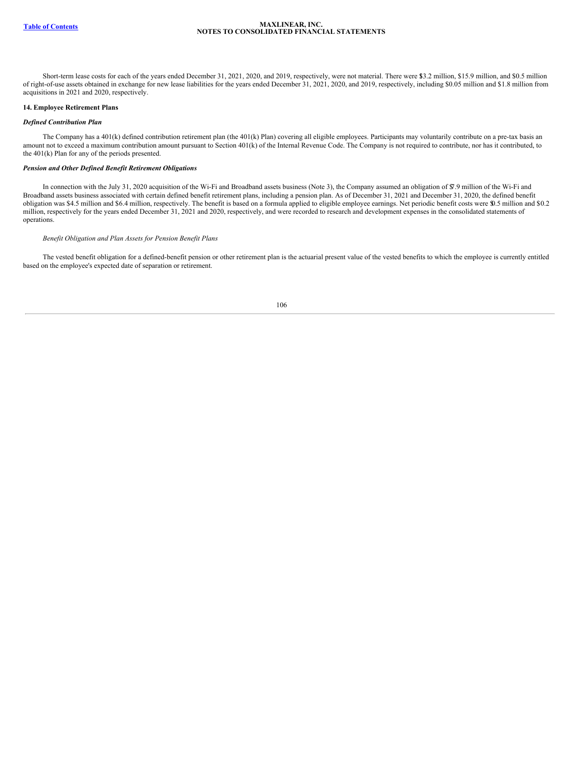Short-term lease costs for each of the years ended December 31, 2021, 2020, and 2019, respectively, were not material. There were $3.2 million, $15.9 million, and $0.5 million of right-of-use assets obtained in exchange for new lease liabilities for the years ended December 31, 2021, 2020, and 2019, respectively, including $0.05 million and $1.8 million from acquisitions in 2021 and 2020, respectively.

**14. Employee Retirement Plans**

***Defined Contribution Plan***

The Company has a 401(k) defined contribution retirement plan (the 401(k) Plan) covering all eligible employees. Participants may voluntarily contribute on a pre-tax basis an amount not to exceed a maximum contribution amount pursuant to Section 401(k) of the Internal Revenue Code. The Company is not required to contribute, nor has it contributed, to the 401(k) Plan for any of the periods presented.

***Pension and Other Defined Benefit Retirement Obligations***

In connection with the July 31, 2020 acquisition of the Wi-Fi and Broadband assets business (Note 3), the Company assumed an obligation of $7.9 million of the Wi-Fi and Broadband assets business associated with certain defined benefit retirement plans, including a pension plan. As of December 31, 2021 and December 31, 2020, the defined benefit obligation was $4.5 million and $6.4 million, respectively. The benefit is based on a formula applied to eligible employee earnings. Net periodic benefit costs were $0.5 million and $0.2 million, respectively for the years ended December 31, 2021 and 2020, respectively, and were recorded to research and development expenses in the consolidated statements of operations.

*Benefit Obligation and Plan Assets for Pension Benefit Plans*

The vested benefit obligation for a defined-benefit pension or other retirement plan is the actuarial present value of the vested benefits to which the employee is currently entitled based on the employee's expected date of separation or retirement.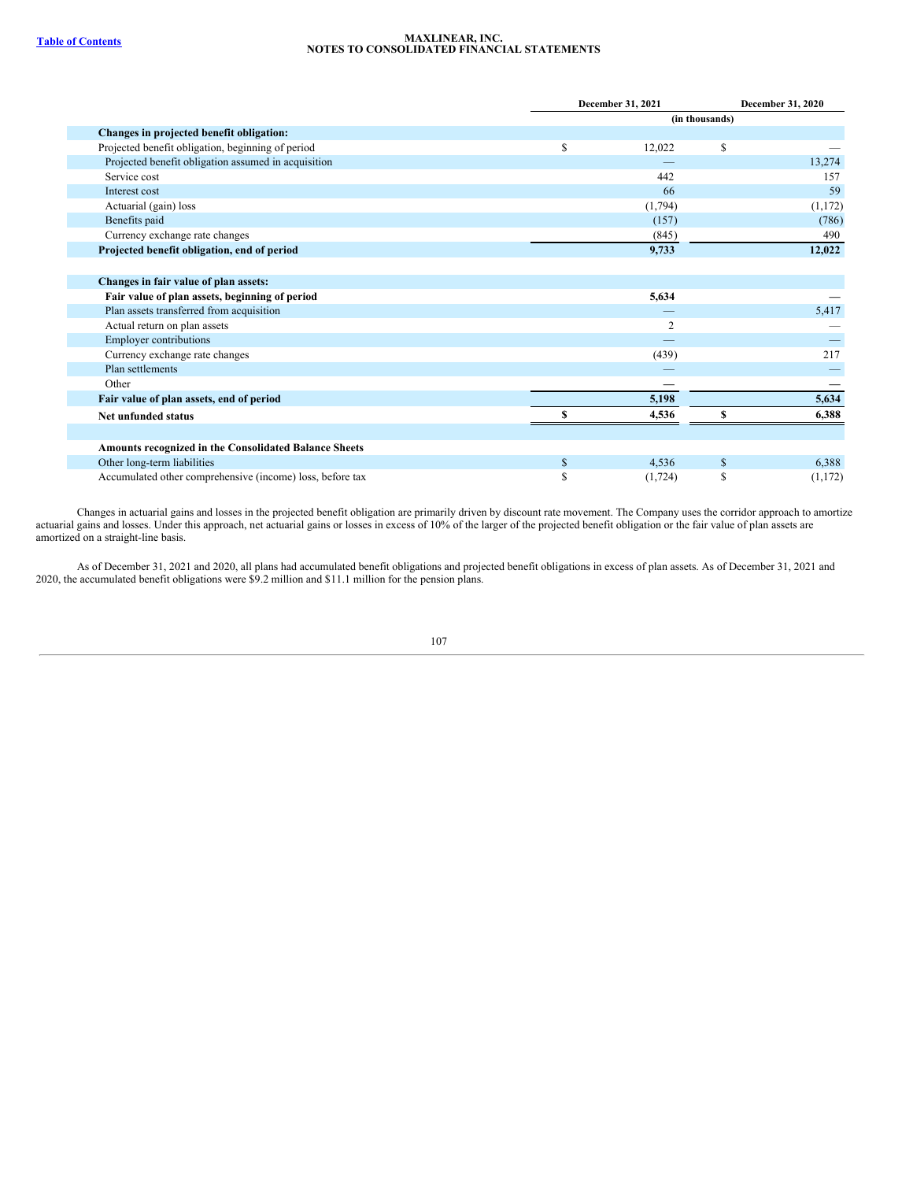| | December 31, 2021 | December 31, 2020 |
|---|---|---|
| | (in thousands) | |
| **Changes in projected benefit obligation:** | | |
| Projected benefit obligation, beginning of period | $ 12,022 | $ — |
| Projected benefit obligation assumed in acquisition | — | 13,274 |
| Service cost | 442 | 157 |
| Interest cost | 66 | 59 |
| Actuarial (gain) loss | (1,794) | (1,172) |
| Benefits paid | (157) | (786) |
| Currency exchange rate changes | (845) | 490 |
| **Projected benefit obligation, end of period** | **9,733** | **12,022** |
| | | |
| **Changes in fair value of plan assets:** | | |
| **Fair value of plan assets, beginning of period** | **5,634** | — |
| Plan assets transferred from acquisition | — | 5,417 |
| Actual return on plan assets | 2 | — |
| Employer contributions | — | — |
| Currency exchange rate changes | (439) | 217 |
| Plan settlements | — | — |
| Other | — | — |
| **Fair value of plan assets, end of period** | **5,198** | **5,634** |
| **Net unfunded status** | **$ 4,536** | **$ 6,388** |
| | | |
| **Amounts recognized in the Consolidated Balance Sheets** | | |
| Other long-term liabilities | $ 4,536 | $ 6,388 |
| Accumulated other comprehensive (income) loss, before tax | $ (1,724) | $ (1,172) |

Changes in actuarial gains and losses in the projected benefit obligation are primarily driven by discount rate movement. The Company uses the corridor approach to amortize actuarial gains and losses. Under this approach, net actuarial gains or losses in excess of 10% of the larger of the projected benefit obligation or the fair value of plan assets are amortized on a straight-line basis.

As of December 31, 2021 and 2020, all plans had accumulated benefit obligations and projected benefit obligations in excess of plan assets. As of December 31, 2021 and 2020, the accumulated benefit obligations were $9.2 million and $11.1 million for the pension plans.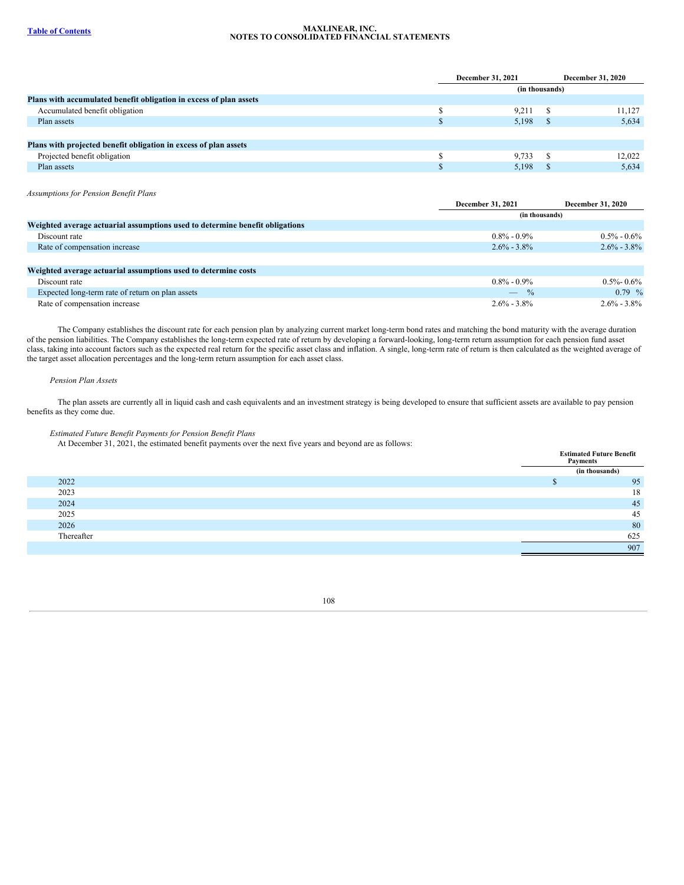| | December 31, 2021 | December 31, 2020 |
|---|---|---|
| | (in thousands) | |
| **Plans with accumulated benefit obligation in excess of plan assets** | | |
| Accumulated benefit obligation | $ 9,211 | $ 11,127 |
| Plan assets | $ 5,198 | $ 5,634 |
| | | |
| **Plans with projected benefit obligation in excess of plan assets** | | |
| Projected benefit obligation | $ 9,733 | $ 12,022 |
| Plan assets | $ 5,198 | $ 5,634 |

*Assumptions for Pension Benefit Plans*

| | December 31, 2021 | December 31, 2020 |
|---|---|---|
| | (in thousands) | |
| **Weighted average actuarial assumptions used to determine benefit obligations** | | |
| Discount rate | 0.8% - 0.9% | 0.5% - 0.6% |
| Rate of compensation increase | 2.6% - 3.8% | 2.6% - 3.8% |
| | | |
| **Weighted average actuarial assumptions used to determine costs** | | |
| Discount rate | 0.8% - 0.9% | 0.5%- 0.6% |
| Expected long-term rate of return on plan assets | — % | 0.79 % |
| Rate of compensation increase | 2.6% - 3.8% | 2.6% - 3.8% |

The Company establishes the discount rate for each pension plan by analyzing current market long-term bond rates and matching the bond maturity with the average duration of the pension liabilities. The Company establishes the long-term expected rate of return by developing a forward-looking, long-term return assumption for each pension fund asset class, taking into account factors such as the expected real return for the specific asset class and inflation. A single, long-term rate of return is then calculated as the weighted average of the target asset allocation percentages and the long-term return assumption for each asset class.

*Pension Plan Assets*

The plan assets are currently all in liquid cash and cash equivalents and an investment strategy is being developed to ensure that sufficient assets are available to pay pension benefits as they come due.

*Estimated Future Benefit Payments for Pension Benefit Plans*

At December 31, 2021, the estimated benefit payments over the next five years and beyond are as follows:

| | Estimated Future Benefit Payments |
|---|---|
| | (in thousands) |
| 2022 | $ 95 |
| 2023 | 18 |
| 2024 | 45 |
| 2025 | 45 |
| 2026 | 80 |
| Thereafter | 625 |
| | 907 |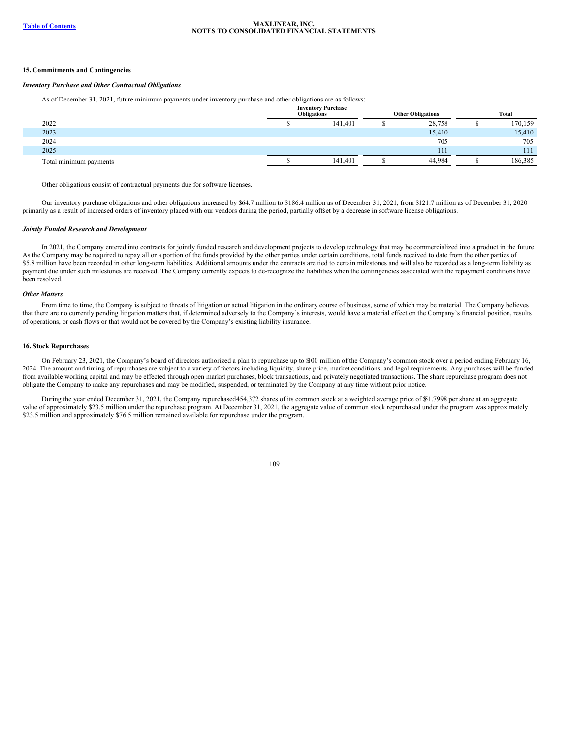### 15. Commitments and Contingencies

***Inventory Purchase and Other Contractual Obligations***

As of December 31, 2021, future minimum payments under inventory purchase and other obligations are as follows:

| | Inventory Purchase Obligations | Other Obligations | Total |
|---|---|---|---|
| 2022 | $ 141,401 | $ 28,758 | $ 170,159 |
| 2023 | — | 15,410 | 15,410 |
| 2024 | — | 705 | 705 |
| 2025 | — | 111 | 111 |
| Total minimum payments | $ 141,401 | $ 44,984 | $ 186,385 |

Other obligations consist of contractual payments due for software licenses.

Our inventory purchase obligations and other obligations increased by $64.7 million to $186.4 million as of December 31, 2021, from $121.7 million as of December 31, 2020 primarily as a result of increased orders of inventory placed with our vendors during the period, partially offset by a decrease in software license obligations.

***Jointly Funded Research and Development***

In 2021, the Company entered into contracts for jointly funded research and development projects to develop technology that may be commercialized into a product in the future. As the Company may be required to repay all or a portion of the funds provided by the other parties under certain conditions, total funds received to date from the other parties of $5.8 million have been recorded in other long-term liabilities. Additional amounts under the contracts are tied to certain milestones and will also be recorded as a long-term liability as payment due under such milestones are received. The Company currently expects to de-recognize the liabilities when the contingencies associated with the repayment conditions have been resolved.

***Other Matters***

From time to time, the Company is subject to threats of litigation or actual litigation in the ordinary course of business, some of which may be material. The Company believes that there are no currently pending litigation matters that, if determined adversely to the Company's interests, would have a material effect on the Company's financial position, results of operations, or cash flows or that would not be covered by the Company's existing liability insurance.

### 16. Stock Repurchases

On February 23, 2021, the Company's board of directors authorized a plan to repurchase up to $100 million of the Company's common stock over a period ending February 16, 2024. The amount and timing of repurchases are subject to a variety of factors including liquidity, share price, market conditions, and legal requirements. Any purchases will be funded from available working capital and may be effected through open market purchases, block transactions, and privately negotiated transactions. The share repurchase program does not obligate the Company to make any repurchases and may be modified, suspended, or terminated by the Company at any time without prior notice.

During the year ended December 31, 2021, the Company repurchased 454,372 shares of its common stock at a weighted average price of $51.7998 per share at an aggregate value of approximately $23.5 million under the repurchase program. At December 31, 2021, the aggregate value of common stock repurchased under the program was approximately $23.5 million and approximately $76.5 million remained available for repurchase under the program.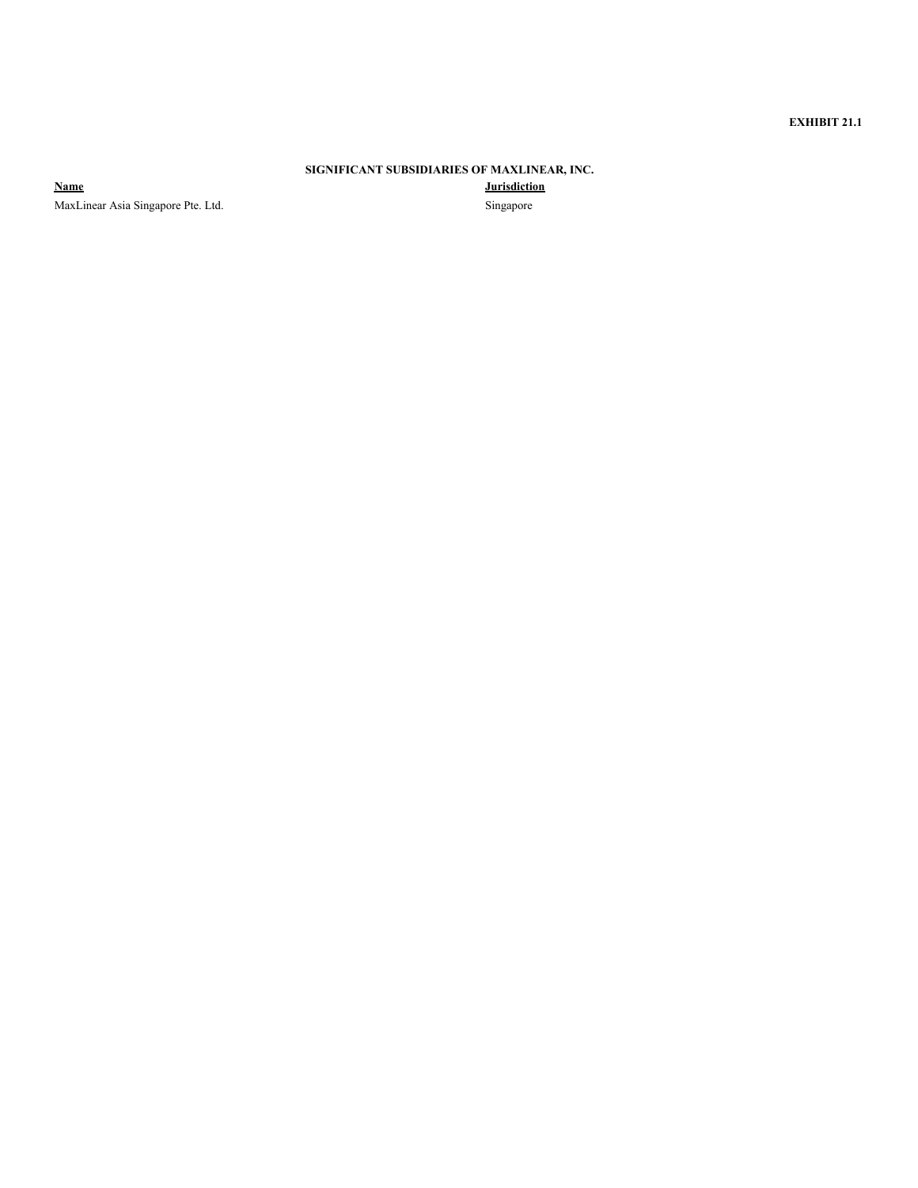**EXHIBIT 21.1**

**SIGNIFICANT SUBSIDIARIES OF MAXLINEAR, INC.**

| Name | Jurisdiction |
| --- | --- |
| MaxLinear Asia Singapore Pte. Ltd. | Singapore |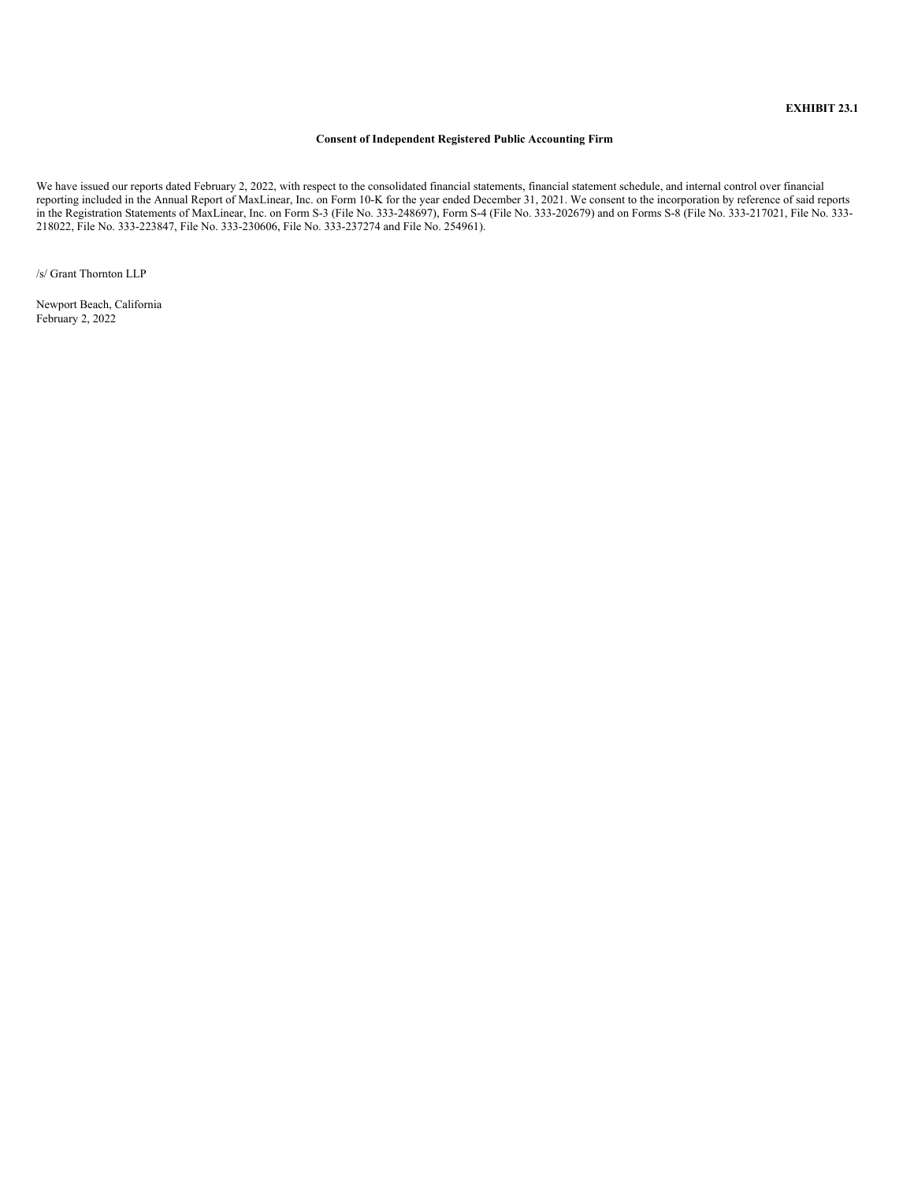**EXHIBIT 23.1**

**Consent of Independent Registered Public Accounting Firm**

We have issued our reports dated February 2, 2022, with respect to the consolidated financial statements, financial statement schedule, and internal control over financial reporting included in the Annual Report of MaxLinear, Inc. on Form 10-K for the year ended December 31, 2021. We consent to the incorporation by reference of said reports in the Registration Statements of MaxLinear, Inc. on Form S-3 (File No. 333-248697), Form S-4 (File No. 333-202679) and on Forms S-8 (File No. 333-217021, File No. 333-218022, File No. 333-223847, File No. 333-230606, File No. 333-237274 and File No. 254961).

/s/ Grant Thornton LLP

Newport Beach, California
February 2, 2022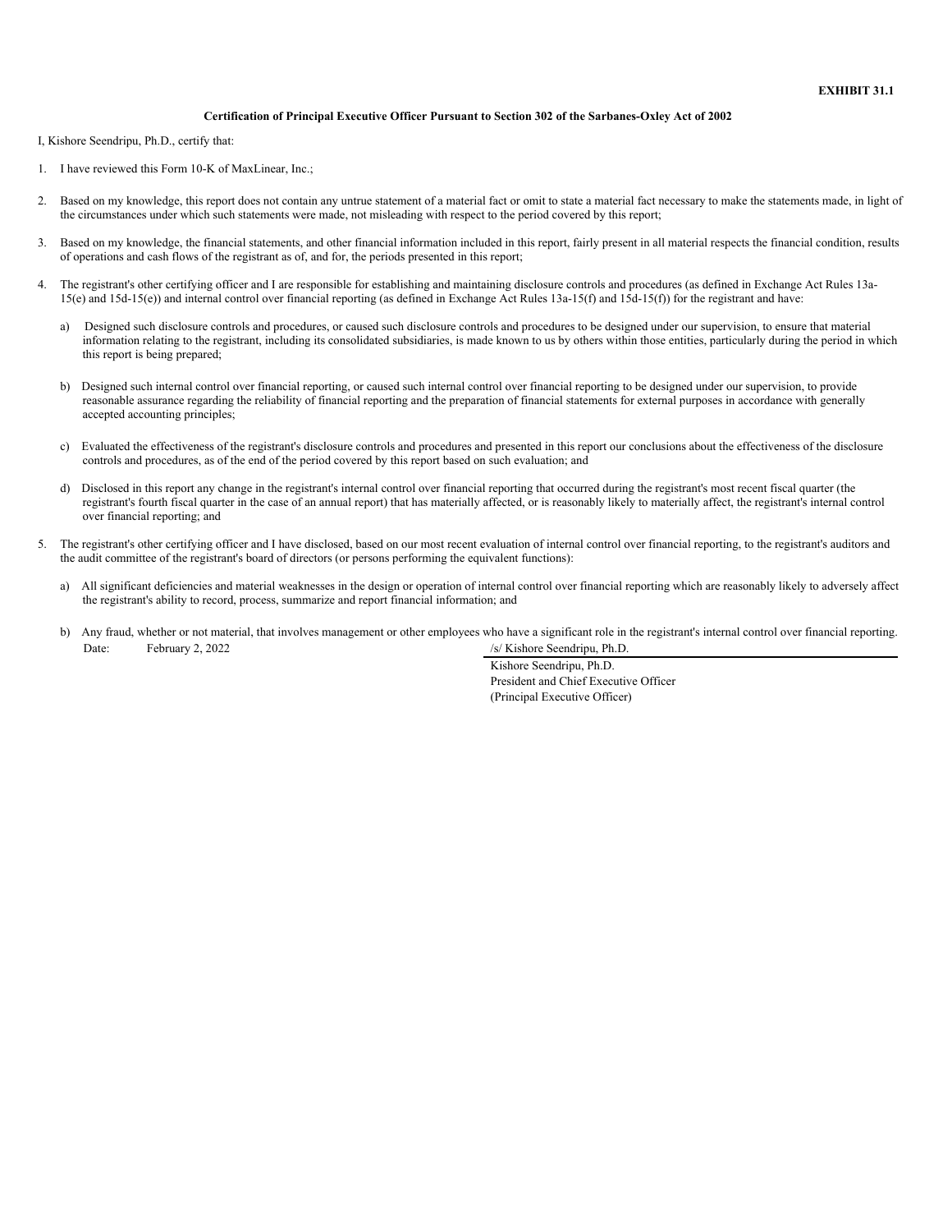**EXHIBIT 31.1**

**Certification of Principal Executive Officer Pursuant to Section 302 of the Sarbanes-Oxley Act of 2002**

I, Kishore Seendripu, Ph.D., certify that:

1. I have reviewed this Form 10-K of MaxLinear, Inc.;

2. Based on my knowledge, this report does not contain any untrue statement of a material fact or omit to state a material fact necessary to make the statements made, in light of the circumstances under which such statements were made, not misleading with respect to the period covered by this report;

3. Based on my knowledge, the financial statements, and other financial information included in this report, fairly present in all material respects the financial condition, results of operations and cash flows of the registrant as of, and for, the periods presented in this report;

4. The registrant's other certifying officer and I are responsible for establishing and maintaining disclosure controls and procedures (as defined in Exchange Act Rules 13a-15(e) and 15d-15(e)) and internal control over financial reporting (as defined in Exchange Act Rules 13a-15(f) and 15d-15(f)) for the registrant and have:

   a) Designed such disclosure controls and procedures, or caused such disclosure controls and procedures to be designed under our supervision, to ensure that material information relating to the registrant, including its consolidated subsidiaries, is made known to us by others within those entities, particularly during the period in which this report is being prepared;

   b) Designed such internal control over financial reporting, or caused such internal control over financial reporting to be designed under our supervision, to provide reasonable assurance regarding the reliability of financial reporting and the preparation of financial statements for external purposes in accordance with generally accepted accounting principles;

   c) Evaluated the effectiveness of the registrant's disclosure controls and procedures and presented in this report our conclusions about the effectiveness of the disclosure controls and procedures, as of the end of the period covered by this report based on such evaluation; and

   d) Disclosed in this report any change in the registrant's internal control over financial reporting that occurred during the registrant's most recent fiscal quarter (the registrant's fourth fiscal quarter in the case of an annual report) that has materially affected, or is reasonably likely to materially affect, the registrant's internal control over financial reporting; and

5. The registrant's other certifying officer and I have disclosed, based on our most recent evaluation of internal control over financial reporting, to the registrant's auditors and the audit committee of the registrant's board of directors (or persons performing the equivalent functions):

   a) All significant deficiencies and material weaknesses in the design or operation of internal control over financial reporting which are reasonably likely to adversely affect the registrant's ability to record, process, summarize and report financial information; and

   b) Any fraud, whether or not material, that involves management or other employees who have a significant role in the registrant's internal control over financial reporting.

Date: February 2, 2022

/s/ Kishore Seendripu, Ph.D.

Kishore Seendripu, Ph.D.
President and Chief Executive Officer
(Principal Executive Officer)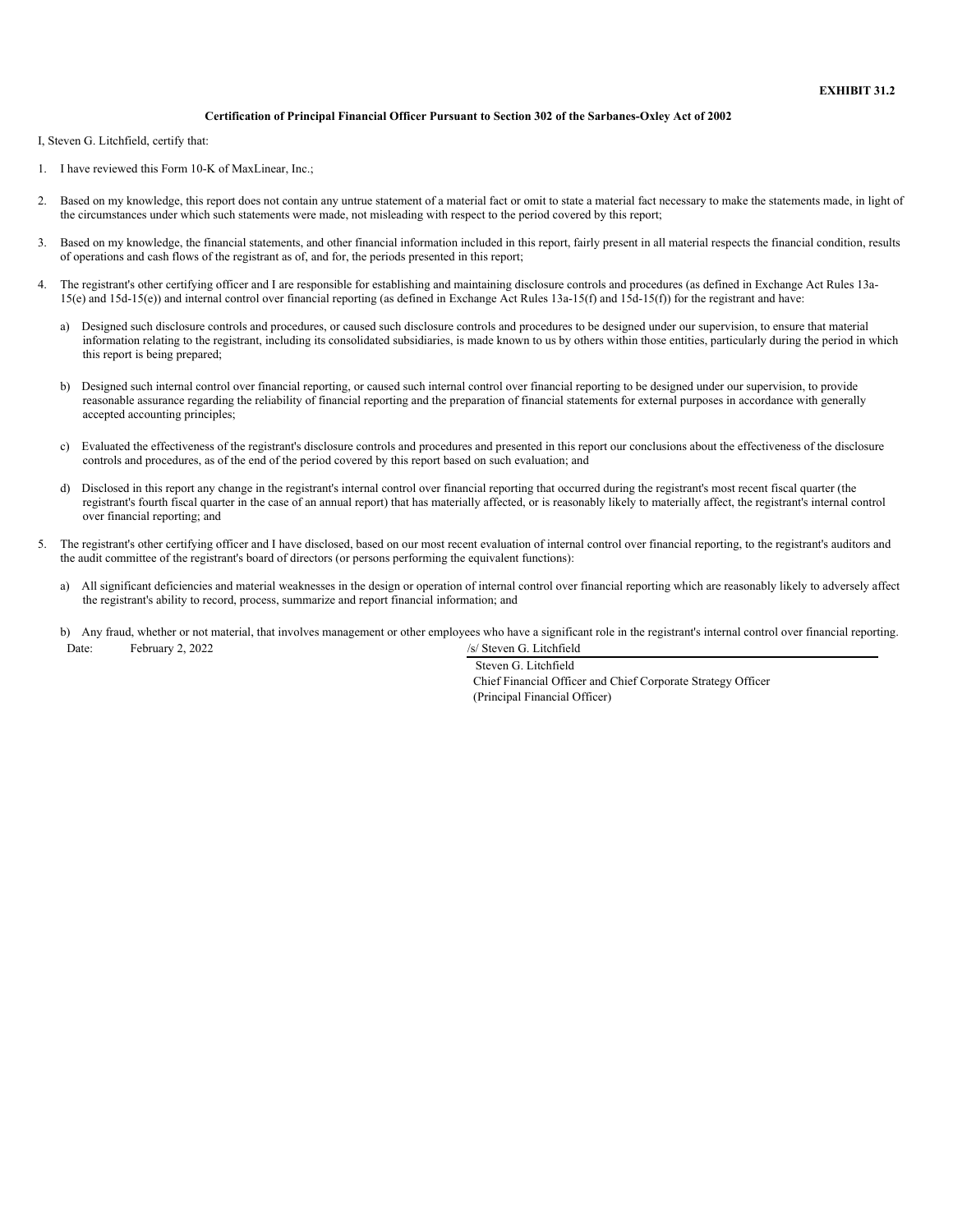**EXHIBIT 31.2**

**Certification of Principal Financial Officer Pursuant to Section 302 of the Sarbanes-Oxley Act of 2002**

I, Steven G. Litchfield, certify that:

1. I have reviewed this Form 10-K of MaxLinear, Inc.;

2. Based on my knowledge, this report does not contain any untrue statement of a material fact or omit to state a material fact necessary to make the statements made, in light of the circumstances under which such statements were made, not misleading with respect to the period covered by this report;

3. Based on my knowledge, the financial statements, and other financial information included in this report, fairly present in all material respects the financial condition, results of operations and cash flows of the registrant as of, and for, the periods presented in this report;

4. The registrant's other certifying officer and I are responsible for establishing and maintaining disclosure controls and procedures (as defined in Exchange Act Rules 13a-15(e) and 15d-15(e)) and internal control over financial reporting (as defined in Exchange Act Rules 13a-15(f) and 15d-15(f)) for the registrant and have:

   a) Designed such disclosure controls and procedures, or caused such disclosure controls and procedures to be designed under our supervision, to ensure that material information relating to the registrant, including its consolidated subsidiaries, is made known to us by others within those entities, particularly during the period in which this report is being prepared;

   b) Designed such internal control over financial reporting, or caused such internal control over financial reporting to be designed under our supervision, to provide reasonable assurance regarding the reliability of financial reporting and the preparation of financial statements for external purposes in accordance with generally accepted accounting principles;

   c) Evaluated the effectiveness of the registrant's disclosure controls and procedures and presented in this report our conclusions about the effectiveness of the disclosure controls and procedures, as of the end of the period covered by this report based on such evaluation; and

   d) Disclosed in this report any change in the registrant's internal control over financial reporting that occurred during the registrant's most recent fiscal quarter (the registrant's fourth fiscal quarter in the case of an annual report) that has materially affected, or is reasonably likely to materially affect, the registrant's internal control over financial reporting; and

5. The registrant's other certifying officer and I have disclosed, based on our most recent evaluation of internal control over financial reporting, to the registrant's auditors and the audit committee of the registrant's board of directors (or persons performing the equivalent functions):

   a) All significant deficiencies and material weaknesses in the design or operation of internal control over financial reporting which are reasonably likely to adversely affect the registrant's ability to record, process, summarize and report financial information; and

   b) Any fraud, whether or not material, that involves management or other employees who have a significant role in the registrant's internal control over financial reporting.

Date: February 2, 2022

/s/ Steven G. Litchfield

Steven G. Litchfield
Chief Financial Officer and Chief Corporate Strategy Officer
(Principal Financial Officer)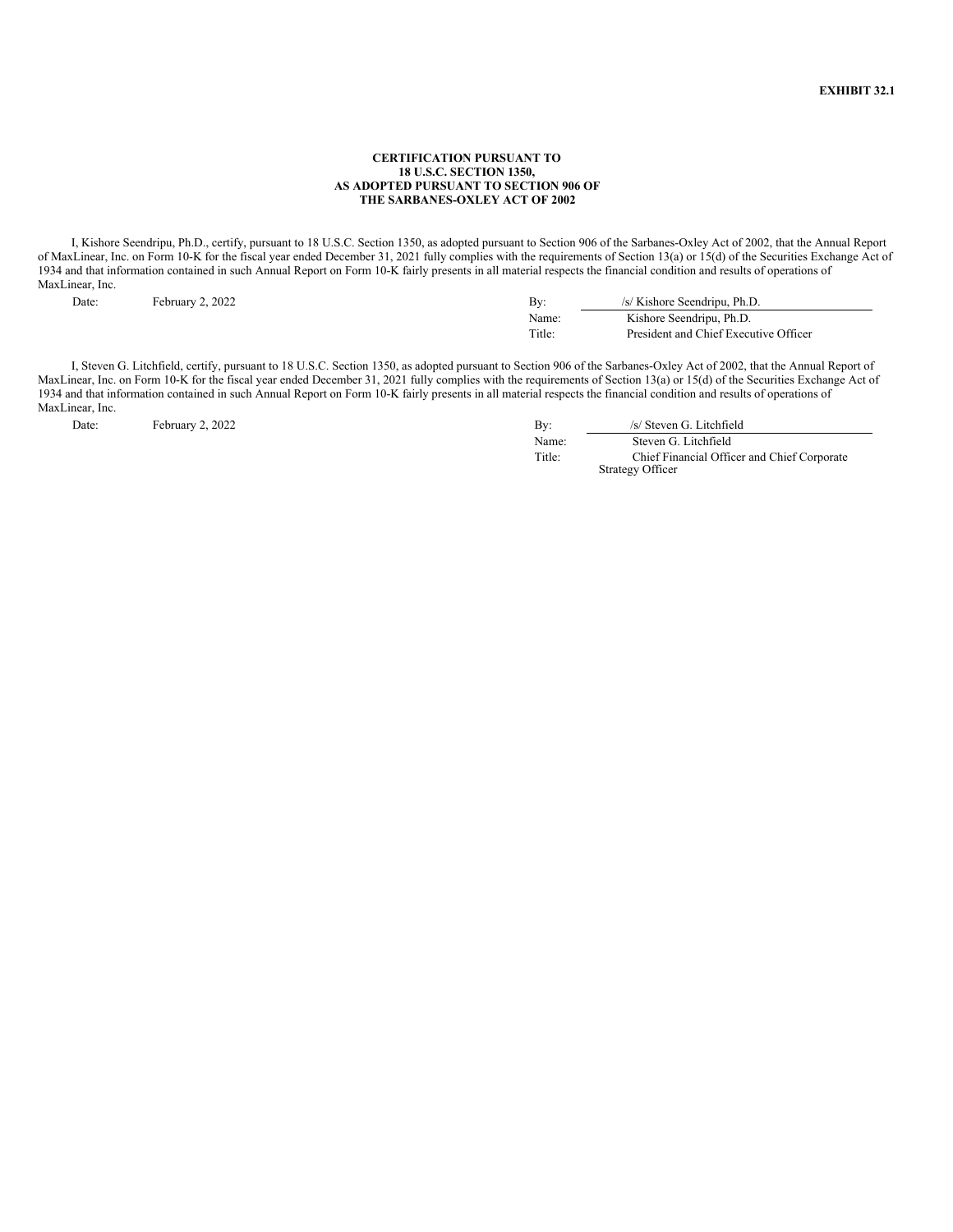**EXHIBIT 32.1**

**CERTIFICATION PURSUANT TO**
**18 U.S.C. SECTION 1350,**
**AS ADOPTED PURSUANT TO SECTION 906 OF**
**THE SARBANES-OXLEY ACT OF 2002**

I, Kishore Seendripu, Ph.D., certify, pursuant to 18 U.S.C. Section 1350, as adopted pursuant to Section 906 of the Sarbanes-Oxley Act of 2002, that the Annual Report of MaxLinear, Inc. on Form 10-K for the fiscal year ended December 31, 2021 fully complies with the requirements of Section 13(a) or 15(d) of the Securities Exchange Act of 1934 and that information contained in such Annual Report on Form 10-K fairly presents in all material respects the financial condition and results of operations of MaxLinear, Inc.

| | | | |
|---|---|---|---|
| Date: | February 2, 2022 | By: | /s/ Kishore Seendripu, Ph.D. |
| | | Name: | Kishore Seendripu, Ph.D. |
| | | Title: | President and Chief Executive Officer |

I, Steven G. Litchfield, certify, pursuant to 18 U.S.C. Section 1350, as adopted pursuant to Section 906 of the Sarbanes-Oxley Act of 2002, that the Annual Report of MaxLinear, Inc. on Form 10-K for the fiscal year ended December 31, 2021 fully complies with the requirements of Section 13(a) or 15(d) of the Securities Exchange Act of 1934 and that information contained in such Annual Report on Form 10-K fairly presents in all material respects the financial condition and results of operations of MaxLinear, Inc.

| | | | |
|---|---|---|---|
| Date: | February 2, 2022 | By: | /s/ Steven G. Litchfield |
| | | Name: | Steven G. Litchfield |
| | | Title: | Chief Financial Officer and Chief Corporate Strategy Officer |